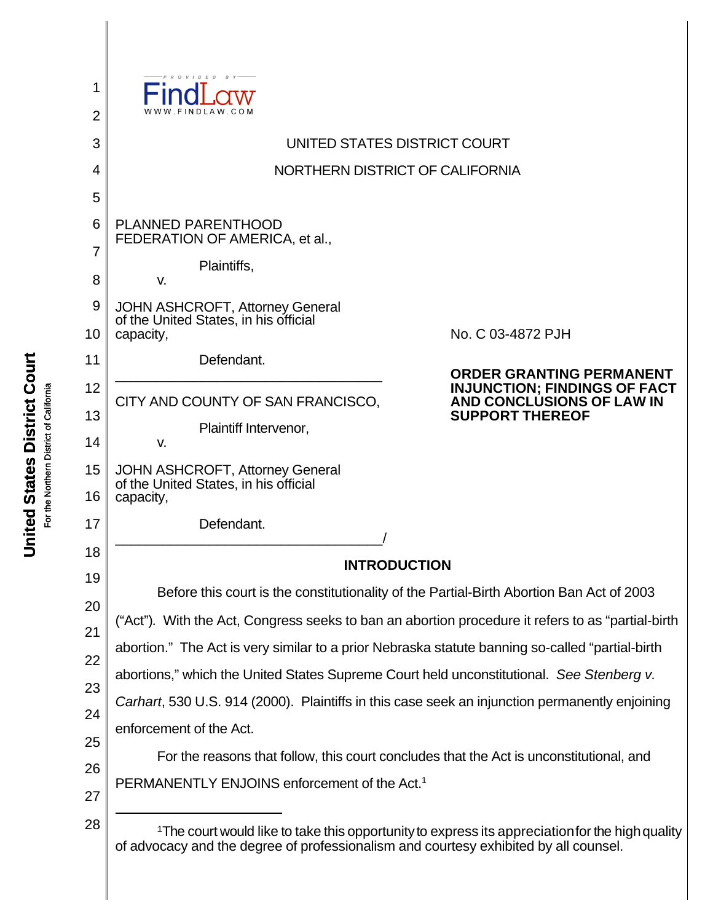UNITED STATES DISTRICT COURT

NORTHERN DISTRICT OF CALIFORNIA

PLANNED PARENTHOOD FEDERATION OF AMERICA, et al.,

Plaintiffs,

v.

JOHN ASHCROFT, Attorney General of the United States, in his official capacity,

Defendant.

---

CITY AND COUNTY OF SAN FRANCISCO,

Plaintiff Intervenor,

v.

JOHN ASHCROFT, Attorney General of the United States, in his official capacity,

Defendant.

---

No. C 03-4872 PJH

**ORDER GRANTING PERMANENT INJUNCTION; FINDINGS OF FACT AND CONCLUSIONS OF LAW IN SUPPORT THEREOF**

## INTRODUCTION

Before this court is the constitutionality of the Partial-Birth Abortion Ban Act of 2003 ("Act"). With the Act, Congress seeks to ban an abortion procedure it refers to as "partial-birth abortion." The Act is very similar to a prior Nebraska statute banning so-called "partial-birth abortions," which the United States Supreme Court held unconstitutional. *See Stenberg v. Carhart*, 530 U.S. 914 (2000). Plaintiffs in this case seek an injunction permanently enjoining enforcement of the Act.

For the reasons that follow, this court concludes that the Act is unconstitutional, and PERMANENTLY ENJOINS enforcement of the Act.[1]

[1] The court would like to take this opportunity to express its appreciation for the high quality of advocacy and the degree of professionalism and courtesy exhibited by all counsel.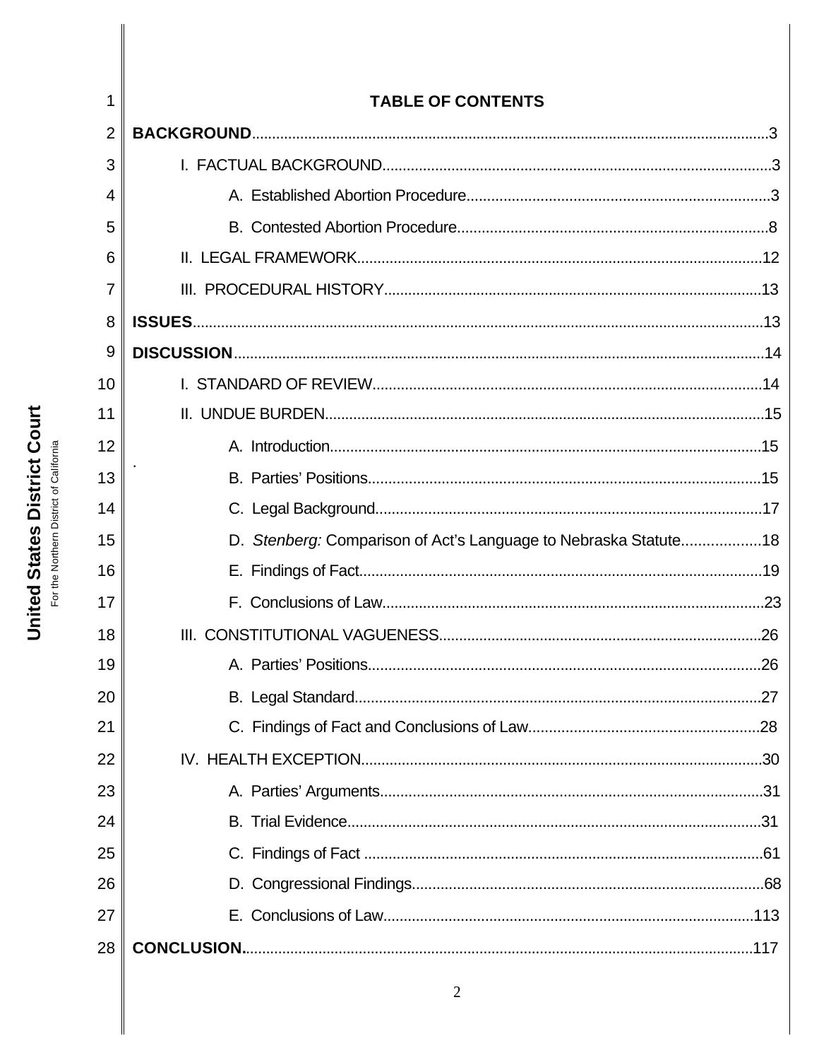# TABLE OF CONTENTS

**BACKGROUND**..............................................................3

I. FACTUAL BACKGROUND..............................................................3

A. Established Abortion Procedure..............................................................3

B. Contested Abortion Procedure..............................................................8

II. LEGAL FRAMEWORK..............................................................12

III. PROCEDURAL HISTORY..............................................................13

**ISSUES**..............................................................13

**DISCUSSION**..............................................................14

I. STANDARD OF REVIEW..............................................................14

II. UNDUE BURDEN..............................................................15

A. Introduction..............................................................15

B. Parties' Positions..............................................................15

C. Legal Background..............................................................17

D. *Stenberg:* Comparison of Act's Language to Nebraska Statute..............................................................18

E. Findings of Fact..............................................................19

F. Conclusions of Law..............................................................23

III. CONSTITUTIONAL VAGUENESS..............................................................26

A. Parties' Positions..............................................................26

B. Legal Standard..............................................................27

C. Findings of Fact and Conclusions of Law..............................................................28

IV. HEALTH EXCEPTION..............................................................30

A. Parties' Arguments..............................................................31

B. Trial Evidence..............................................................31

C. Findings of Fact..............................................................61

D. Congressional Findings..............................................................68

E. Conclusions of Law..............................................................113

**CONCLUSION**..............................................................117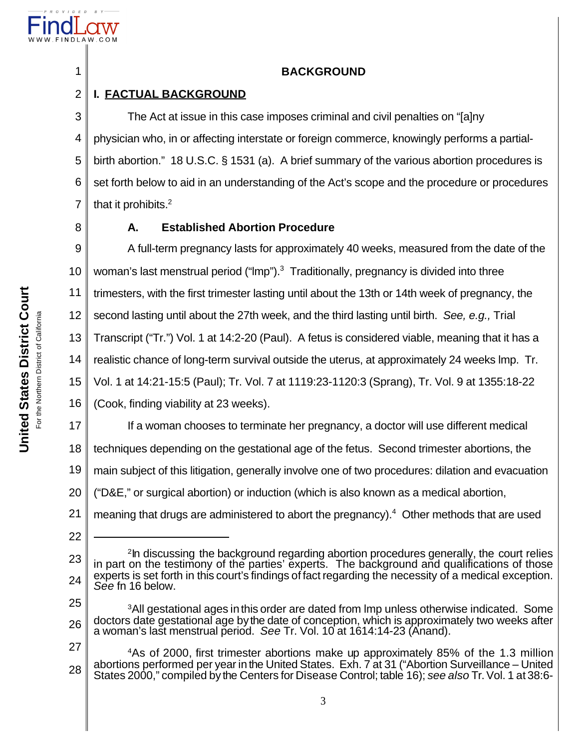## BACKGROUND

### I. FACTUAL BACKGROUND

The Act at issue in this case imposes criminal and civil penalties on "[a]ny physician who, in or affecting interstate or foreign commerce, knowingly performs a partial-birth abortion." 18 U.S.C. § 1531 (a). A brief summary of the various abortion procedures is set forth below to aid in an understanding of the Act's scope and the procedure or procedures that it prohibits.[2]

#### A. Established Abortion Procedure

A full-term pregnancy lasts for approximately 40 weeks, measured from the date of the woman's last menstrual period ("lmp").[3] Traditionally, pregnancy is divided into three trimesters, with the first trimester lasting until about the 13th or 14th week of pregnancy, the second lasting until about the 27th week, and the third lasting until birth. *See, e.g.,* Trial Transcript ("Tr.") Vol. 1 at 14:2-20 (Paul). A fetus is considered viable, meaning that it has a realistic chance of long-term survival outside the uterus, at approximately 24 weeks lmp. Tr. Vol. 1 at 14:21-15:5 (Paul); Tr. Vol. 7 at 1119:23-1120:3 (Sprang), Tr. Vol. 9 at 1355:18-22 (Cook, finding viability at 23 weeks).

If a woman chooses to terminate her pregnancy, a doctor will use different medical techniques depending on the gestational age of the fetus. Second trimester abortions, the main subject of this litigation, generally involve one of two procedures: dilation and evacuation ("D&E," or surgical abortion) or induction (which is also known as a medical abortion, meaning that drugs are administered to abort the pregnancy).[4] Other methods that are used

---

[2] In discussing the background regarding abortion procedures generally, the court relies in part on the testimony of the parties' experts. The background and qualifications of those experts is set forth in this court's findings of fact regarding the necessity of a medical exception. *See* fn 16 below.

[3] All gestational ages in this order are dated from lmp unless otherwise indicated. Some doctors date gestational age by the date of conception, which is approximately two weeks after a woman's last menstrual period. *See* Tr. Vol. 10 at 1614:14-23 (Anand).

[4] As of 2000, first trimester abortions make up approximately 85% of the 1.3 million abortions performed per year in the United States. Exh. 7 at 31 ("Abortion Surveillance – United States 2000," compiled by the Centers for Disease Control; table 16); *see also* Tr. Vol. 1 at 38:6-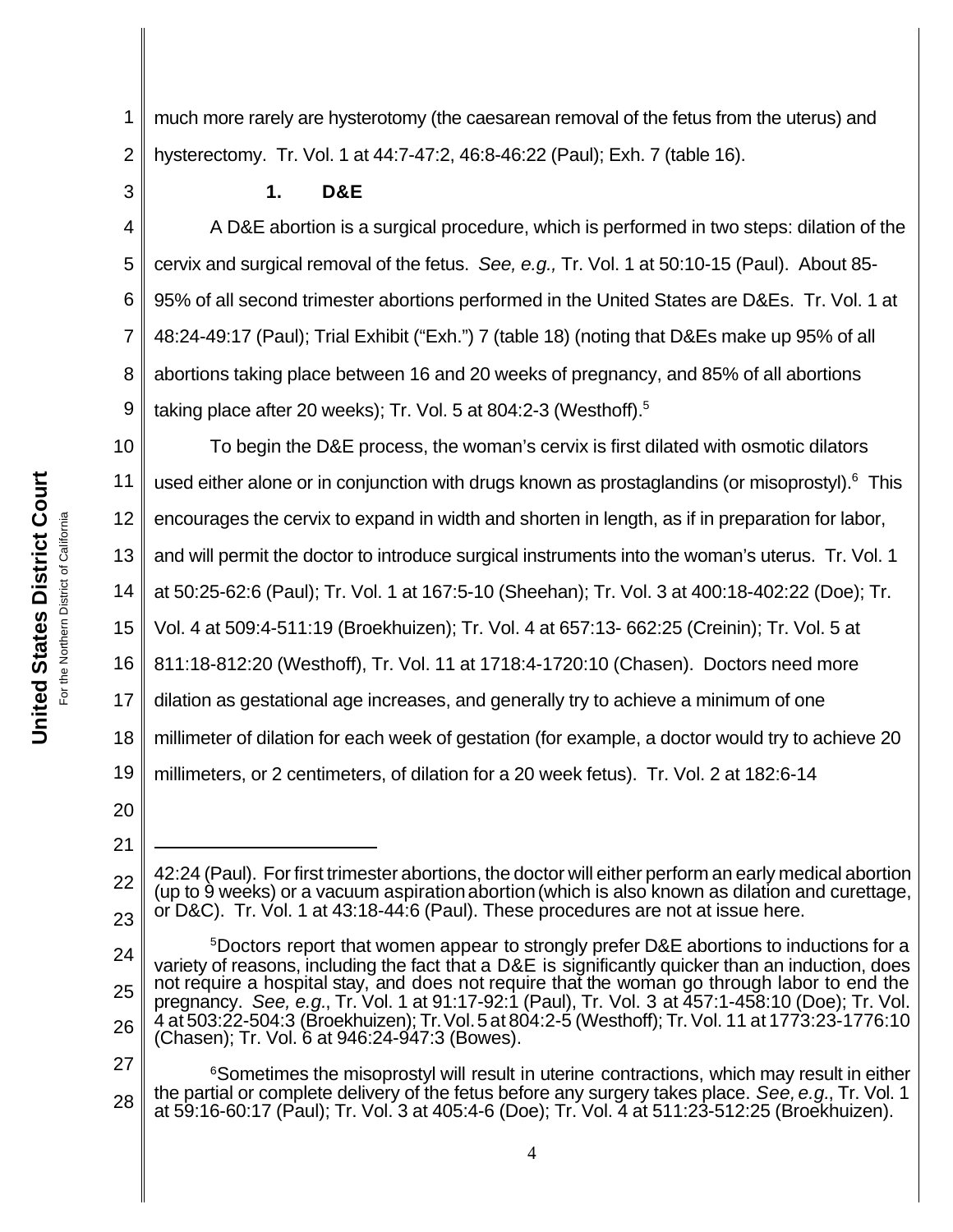much more rarely are hysterotomy (the caesarean removal of the fetus from the uterus) and hysterectomy. Tr. Vol. 1 at 44:7-47:2, 46:8-46:22 (Paul); Exh. 7 (table 16).

### 1. D&E

A D&E abortion is a surgical procedure, which is performed in two steps: dilation of the cervix and surgical removal of the fetus. *See, e.g.,* Tr. Vol. 1 at 50:10-15 (Paul). About 85-95% of all second trimester abortions performed in the United States are D&Es. Tr. Vol. 1 at 48:24-49:17 (Paul); Trial Exhibit ("Exh.") 7 (table 18) (noting that D&Es make up 95% of all abortions taking place between 16 and 20 weeks of pregnancy, and 85% of all abortions taking place after 20 weeks); Tr. Vol. 5 at 804:2-3 (Westhoff).[5]

To begin the D&E process, the woman's cervix is first dilated with osmotic dilators used either alone or in conjunction with drugs known as prostaglandins (or misoprostyl).[6] This encourages the cervix to expand in width and shorten in length, as if in preparation for labor, and will permit the doctor to introduce surgical instruments into the woman's uterus. Tr. Vol. 1 at 50:25-62:6 (Paul); Tr. Vol. 1 at 167:5-10 (Sheehan); Tr. Vol. 3 at 400:18-402:22 (Doe); Tr. Vol. 4 at 509:4-511:19 (Broekhuizen); Tr. Vol. 4 at 657:13- 662:25 (Creinin); Tr. Vol. 5 at 811:18-812:20 (Westhoff), Tr. Vol. 11 at 1718:4-1720:10 (Chasen). Doctors need more dilation as gestational age increases, and generally try to achieve a minimum of one millimeter of dilation for each week of gestation (for example, a doctor would try to achieve 20 millimeters, or 2 centimeters, of dilation for a 20 week fetus). Tr. Vol. 2 at 182:6-14

---

42:24 (Paul). For first trimester abortions, the doctor will either perform an early medical abortion (up to 9 weeks) or a vacuum aspiration abortion (which is also known as dilation and curettage, or D&C). Tr. Vol. 1 at 43:18-44:6 (Paul). These procedures are not at issue here.

[5] Doctors report that women appear to strongly prefer D&E abortions to inductions for a variety of reasons, including the fact that a D&E is significantly quicker than an induction, does not require a hospital stay, and does not require that the woman go through labor to end the pregnancy. *See, e.g.*, Tr. Vol. 1 at 91:17-92:1 (Paul), Tr. Vol. 3 at 457:1-458:10 (Doe); Tr. Vol. 4 at 503:22-504:3 (Broekhuizen); Tr. Vol. 5 at 804:2-5 (Westhoff); Tr. Vol. 11 at 1773:23-1776:10 (Chasen); Tr. Vol. 6 at 946:24-947:3 (Bowes).

[6] Sometimes the misoprostyl will result in uterine contractions, which may result in either the partial or complete delivery of the fetus before any surgery takes place. *See, e.g.*, Tr. Vol. 1 at 59:16-60:17 (Paul); Tr. Vol. 3 at 405:4-6 (Doe); Tr. Vol. 4 at 511:23-512:25 (Broekhuizen).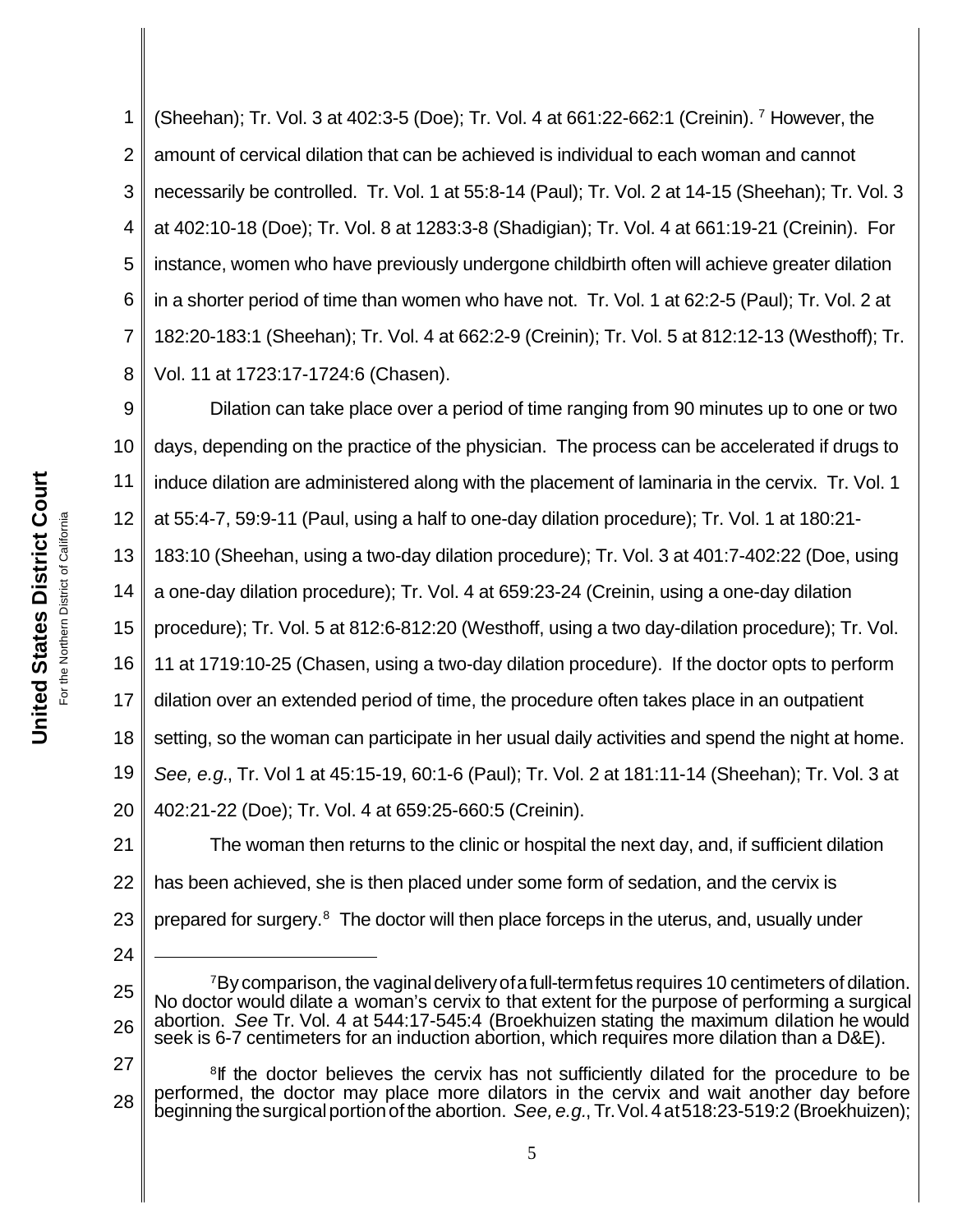(Sheehan); Tr. Vol. 3 at 402:3-5 (Doe); Tr. Vol. 4 at 661:22-662:1 (Creinin).[7] However, the amount of cervical dilation that can be achieved is individual to each woman and cannot necessarily be controlled. Tr. Vol. 1 at 55:8-14 (Paul); Tr. Vol. 2 at 14-15 (Sheehan); Tr. Vol. 3 at 402:10-18 (Doe); Tr. Vol. 8 at 1283:3-8 (Shadigian); Tr. Vol. 4 at 661:19-21 (Creinin). For instance, women who have previously undergone childbirth often will achieve greater dilation in a shorter period of time than women who have not. Tr. Vol. 1 at 62:2-5 (Paul); Tr. Vol. 2 at 182:20-183:1 (Sheehan); Tr. Vol. 4 at 662:2-9 (Creinin); Tr. Vol. 5 at 812:12-13 (Westhoff); Tr. Vol. 11 at 1723:17-1724:6 (Chasen).

Dilation can take place over a period of time ranging from 90 minutes up to one or two days, depending on the practice of the physician. The process can be accelerated if drugs to induce dilation are administered along with the placement of laminaria in the cervix. Tr. Vol. 1 at 55:4-7, 59:9-11 (Paul, using a half to one-day dilation procedure); Tr. Vol. 1 at 180:21-183:10 (Sheehan, using a two-day dilation procedure); Tr. Vol. 3 at 401:7-402:22 (Doe, using a one-day dilation procedure); Tr. Vol. 4 at 659:23-24 (Creinin, using a one-day dilation procedure); Tr. Vol. 5 at 812:6-812:20 (Westhoff, using a two day-dilation procedure); Tr. Vol. 11 at 1719:10-25 (Chasen, using a two-day dilation procedure). If the doctor opts to perform dilation over an extended period of time, the procedure often takes place in an outpatient setting, so the woman can participate in her usual daily activities and spend the night at home. *See, e.g.*, Tr. Vol 1 at 45:15-19, 60:1-6 (Paul); Tr. Vol. 2 at 181:11-14 (Sheehan); Tr. Vol. 3 at 402:21-22 (Doe); Tr. Vol. 4 at 659:25-660:5 (Creinin).

The woman then returns to the clinic or hospital the next day, and, if sufficient dilation has been achieved, she is then placed under some form of sedation, and the cervix is prepared for surgery.[8] The doctor will then place forceps in the uterus, and, usually under

---

[7] By comparison, the vaginal delivery of a full-term fetus requires 10 centimeters of dilation. No doctor would dilate a woman's cervix to that extent for the purpose of performing a surgical abortion. *See* Tr. Vol. 4 at 544:17-545:4 (Broekhuizen stating the maximum dilation he would seek is 6-7 centimeters for an induction abortion, which requires more dilation than a D&E).

[8] If the doctor believes the cervix has not sufficiently dilated for the procedure to be performed, the doctor may place more dilators in the cervix and wait another day before beginning the surgical portion of the abortion. *See, e.g.*, Tr. Vol. 4 at 518:23-519:2 (Broekhuizen);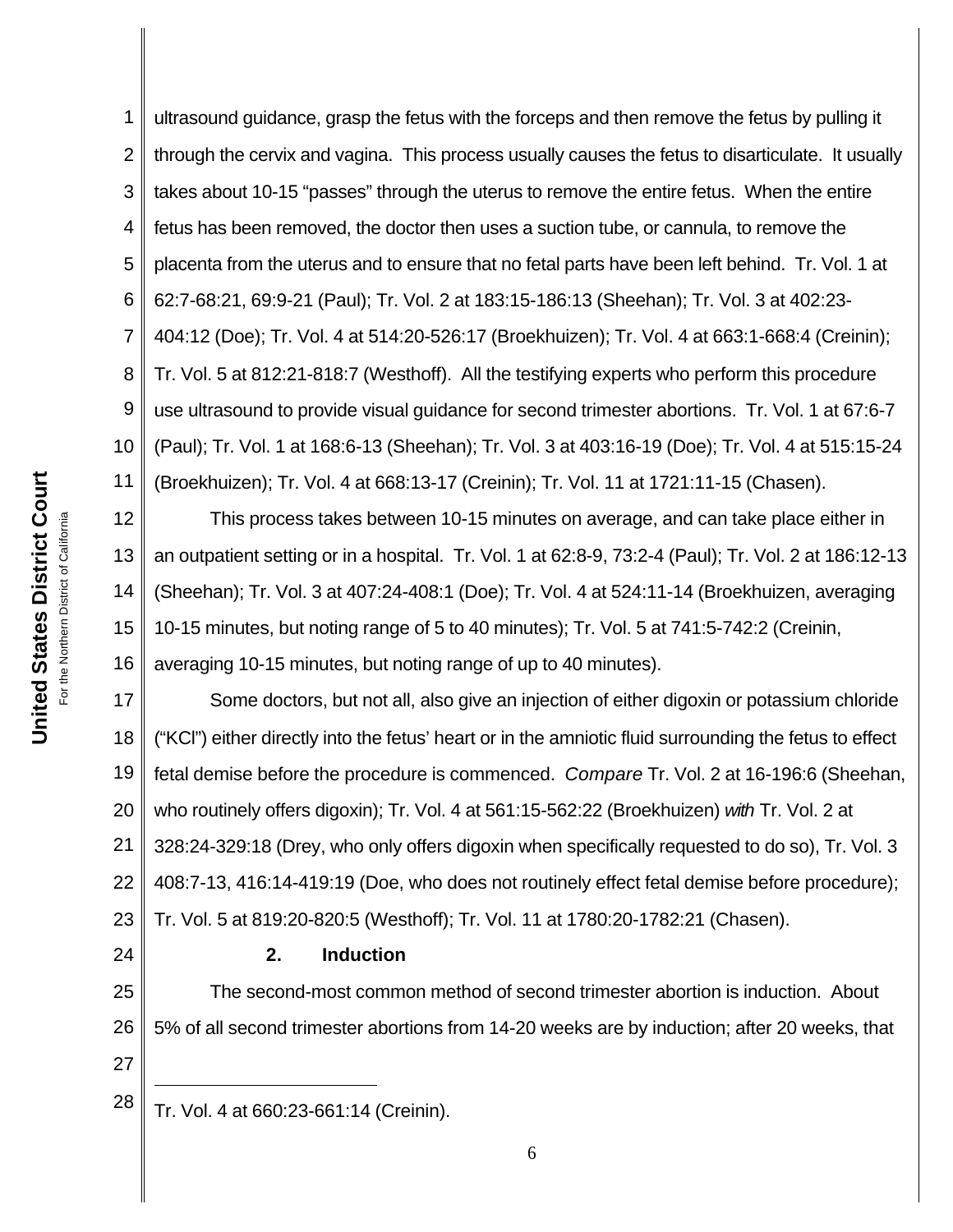ultrasound guidance, grasp the fetus with the forceps and then remove the fetus by pulling it through the cervix and vagina. This process usually causes the fetus to disarticulate. It usually takes about 10-15 "passes" through the uterus to remove the entire fetus. When the entire fetus has been removed, the doctor then uses a suction tube, or cannula, to remove the placenta from the uterus and to ensure that no fetal parts have been left behind. Tr. Vol. 1 at 62:7-68:21, 69:9-21 (Paul); Tr. Vol. 2 at 183:15-186:13 (Sheehan); Tr. Vol. 3 at 402:23-404:12 (Doe); Tr. Vol. 4 at 514:20-526:17 (Broekhuizen); Tr. Vol. 4 at 663:1-668:4 (Creinin); Tr. Vol. 5 at 812:21-818:7 (Westhoff). All the testifying experts who perform this procedure use ultrasound to provide visual guidance for second trimester abortions. Tr. Vol. 1 at 67:6-7 (Paul); Tr. Vol. 1 at 168:6-13 (Sheehan); Tr. Vol. 3 at 403:16-19 (Doe); Tr. Vol. 4 at 515:15-24 (Broekhuizen); Tr. Vol. 4 at 668:13-17 (Creinin); Tr. Vol. 11 at 1721:11-15 (Chasen).

This process takes between 10-15 minutes on average, and can take place either in an outpatient setting or in a hospital. Tr. Vol. 1 at 62:8-9, 73:2-4 (Paul); Tr. Vol. 2 at 186:12-13 (Sheehan); Tr. Vol. 3 at 407:24-408:1 (Doe); Tr. Vol. 4 at 524:11-14 (Broekhuizen, averaging 10-15 minutes, but noting range of 5 to 40 minutes); Tr. Vol. 5 at 741:5-742:2 (Creinin, averaging 10-15 minutes, but noting range of up to 40 minutes).

Some doctors, but not all, also give an injection of either digoxin or potassium chloride ("KCl") either directly into the fetus' heart or in the amniotic fluid surrounding the fetus to effect fetal demise before the procedure is commenced. *Compare* Tr. Vol. 2 at 16-196:6 (Sheehan, who routinely offers digoxin); Tr. Vol. 4 at 561:15-562:22 (Broekhuizen) *with* Tr. Vol. 2 at 328:24-329:18 (Drey, who only offers digoxin when specifically requested to do so), Tr. Vol. 3 408:7-13, 416:14-419:19 (Doe, who does not routinely effect fetal demise before procedure); Tr. Vol. 5 at 819:20-820:5 (Westhoff); Tr. Vol. 11 at 1780:20-1782:21 (Chasen).

### 2. Induction

The second-most common method of second trimester abortion is induction. About 5% of all second trimester abortions from 14-20 weeks are by induction; after 20 weeks, that

---

Tr. Vol. 4 at 660:23-661:14 (Creinin).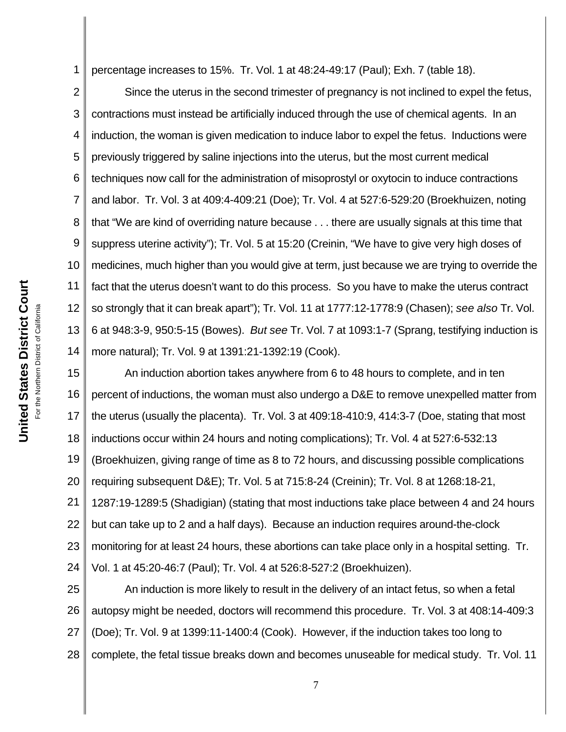percentage increases to 15%. Tr. Vol. 1 at 48:24-49:17 (Paul); Exh. 7 (table 18).

Since the uterus in the second trimester of pregnancy is not inclined to expel the fetus, contractions must instead be artificially induced through the use of chemical agents. In an induction, the woman is given medication to induce labor to expel the fetus. Inductions were previously triggered by saline injections into the uterus, but the most current medical techniques now call for the administration of misoprostyl or oxytocin to induce contractions and labor. Tr. Vol. 3 at 409:4-409:21 (Doe); Tr. Vol. 4 at 527:6-529:20 (Broekhuizen, noting that "We are kind of overriding nature because . . . there are usually signals at this time that suppress uterine activity"); Tr. Vol. 5 at 15:20 (Creinin, "We have to give very high doses of medicines, much higher than you would give at term, just because we are trying to override the fact that the uterus doesn't want to do this process. So you have to make the uterus contract so strongly that it can break apart"); Tr. Vol. 11 at 1777:12-1778:9 (Chasen); *see also* Tr. Vol. 6 at 948:3-9, 950:5-15 (Bowes). *But see* Tr. Vol. 7 at 1093:1-7 (Sprang, testifying induction is more natural); Tr. Vol. 9 at 1391:21-1392:19 (Cook).

An induction abortion takes anywhere from 6 to 48 hours to complete, and in ten percent of inductions, the woman must also undergo a D&E to remove unexpelled matter from the uterus (usually the placenta). Tr. Vol. 3 at 409:18-410:9, 414:3-7 (Doe, stating that most inductions occur within 24 hours and noting complications); Tr. Vol. 4 at 527:6-532:13 (Broekhuizen, giving range of time as 8 to 72 hours, and discussing possible complications requiring subsequent D&E); Tr. Vol. 5 at 715:8-24 (Creinin); Tr. Vol. 8 at 1268:18-21, 1287:19-1289:5 (Shadigian) (stating that most inductions take place between 4 and 24 hours but can take up to 2 and a half days). Because an induction requires around-the-clock monitoring for at least 24 hours, these abortions can take place only in a hospital setting. Tr. Vol. 1 at 45:20-46:7 (Paul); Tr. Vol. 4 at 526:8-527:2 (Broekhuizen).

An induction is more likely to result in the delivery of an intact fetus, so when a fetal autopsy might be needed, doctors will recommend this procedure. Tr. Vol. 3 at 408:14-409:3 (Doe); Tr. Vol. 9 at 1399:11-1400:4 (Cook). However, if the induction takes too long to complete, the fetal tissue breaks down and becomes unuseable for medical study. Tr. Vol. 11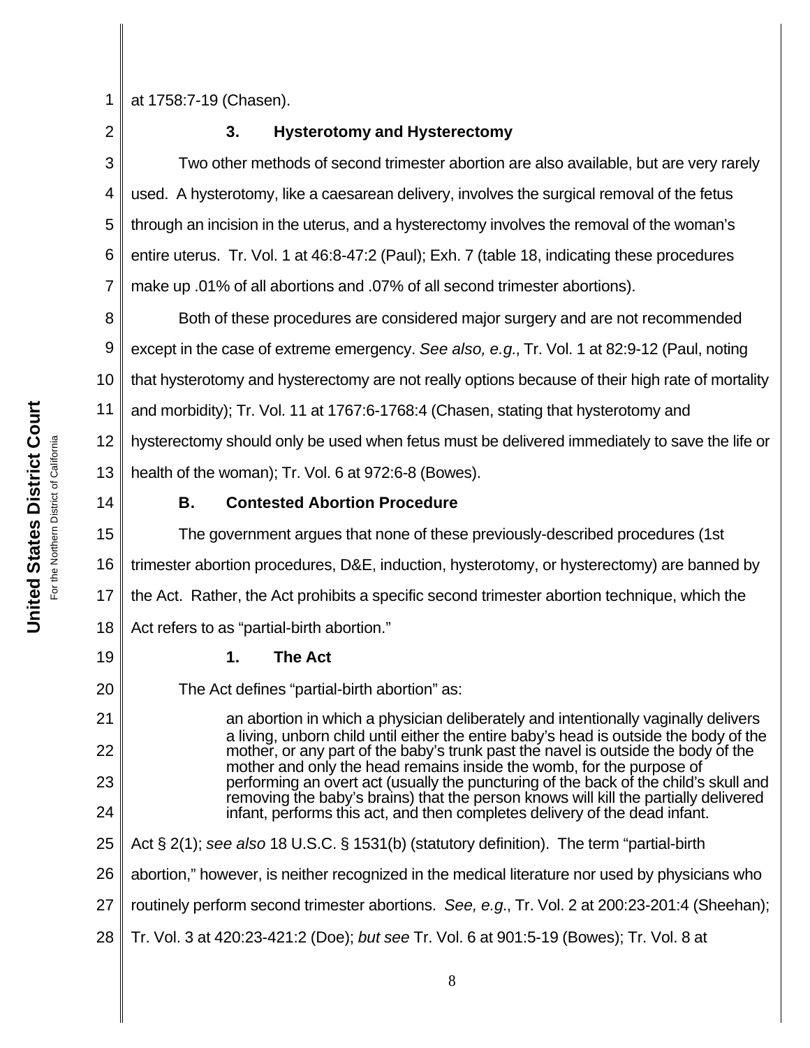at 1758:7-19 (Chasen).

### 3. Hysterotomy and Hysterectomy

Two other methods of second trimester abortion are also available, but are very rarely used. A hysterotomy, like a caesarean delivery, involves the surgical removal of the fetus through an incision in the uterus, and a hysterectomy involves the removal of the woman's entire uterus. Tr. Vol. 1 at 46:8-47:2 (Paul); Exh. 7 (table 18, indicating these procedures make up .01% of all abortions and .07% of all second trimester abortions).

Both of these procedures are considered major surgery and are not recommended except in the case of extreme emergency. *See also, e.g.*, Tr. Vol. 1 at 82:9-12 (Paul, noting that hysterotomy and hysterectomy are not really options because of their high rate of mortality and morbidity); Tr. Vol. 11 at 1767:6-1768:4 (Chasen, stating that hysterotomy and hysterectomy should only be used when fetus must be delivered immediately to save the life or health of the woman); Tr. Vol. 6 at 972:6-8 (Bowes).

## B. Contested Abortion Procedure

The government argues that none of these previously-described procedures (1st trimester abortion procedures, D&E, induction, hysterotomy, or hysterectomy) are banned by the Act. Rather, the Act prohibits a specific second trimester abortion technique, which the Act refers to as "partial-birth abortion."

### 1. The Act

The Act defines "partial-birth abortion" as:

> an abortion in which a physician deliberately and intentionally vaginally delivers a living, unborn child until either the entire baby's head is outside the body of the mother, or any part of the baby's trunk past the navel is outside the body of the mother and only the head remains inside the womb, for the purpose of performing an overt act (usually the puncturing of the back of the child's skull and removing the baby's brains) that the person knows will kill the partially delivered infant, performs this act, and then completes delivery of the dead infant.

Act § 2(1); *see also* 18 U.S.C. § 1531(b) (statutory definition). The term "partial-birth abortion," however, is neither recognized in the medical literature nor used by physicians who routinely perform second trimester abortions. *See, e.g.*, Tr. Vol. 2 at 200:23-201:4 (Sheehan); Tr. Vol. 3 at 420:23-421:2 (Doe); *but see* Tr. Vol. 6 at 901:5-19 (Bowes); Tr. Vol. 8 at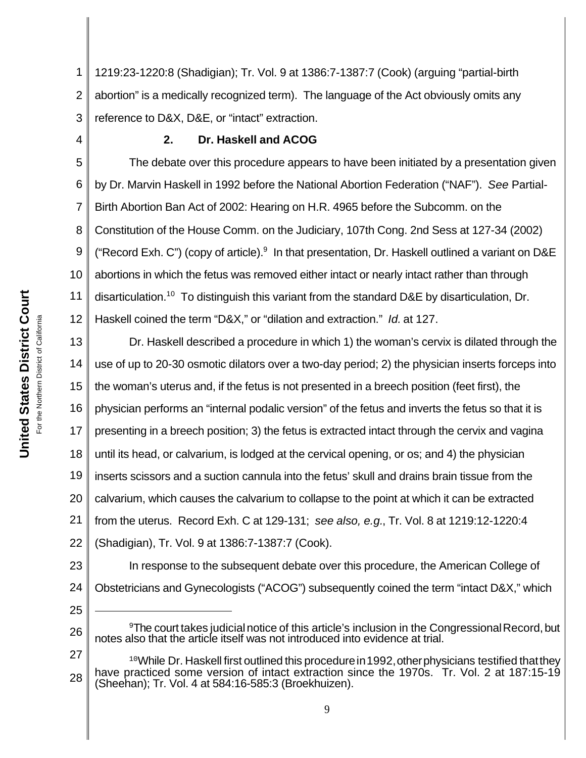1219:23-1220:8 (Shadigian); Tr. Vol. 9 at 1386:7-1387:7 (Cook) (arguing "partial-birth abortion" is a medically recognized term). The language of the Act obviously omits any reference to D&X, D&E, or "intact" extraction.

### 2. Dr. Haskell and ACOG

The debate over this procedure appears to have been initiated by a presentation given by Dr. Marvin Haskell in 1992 before the National Abortion Federation ("NAF"). *See* Partial-Birth Abortion Ban Act of 2002: Hearing on H.R. 4965 before the Subcomm. on the Constitution of the House Comm. on the Judiciary, 107th Cong. 2nd Sess at 127-34 (2002) ("Record Exh. C") (copy of article).[9] In that presentation, Dr. Haskell outlined a variant on D&E abortions in which the fetus was removed either intact or nearly intact rather than through disarticulation.[10] To distinguish this variant from the standard D&E by disarticulation, Dr. Haskell coined the term "D&X," or "dilation and extraction." *Id.* at 127.

Dr. Haskell described a procedure in which 1) the woman's cervix is dilated through the use of up to 20-30 osmotic dilators over a two-day period; 2) the physician inserts forceps into the woman's uterus and, if the fetus is not presented in a breech position (feet first), the physician performs an "internal podalic version" of the fetus and inverts the fetus so that it is presenting in a breech position; 3) the fetus is extracted intact through the cervix and vagina until its head, or calvarium, is lodged at the cervical opening, or os; and 4) the physician inserts scissors and a suction cannula into the fetus' skull and drains brain tissue from the calvarium, which causes the calvarium to collapse to the point at which it can be extracted from the uterus. Record Exh. C at 129-131; *see also, e.g.*, Tr. Vol. 8 at 1219:12-1220:4 (Shadigian), Tr. Vol. 9 at 1386:7-1387:7 (Cook).

In response to the subsequent debate over this procedure, the American College of Obstetricians and Gynecologists ("ACOG") subsequently coined the term "intact D&X," which

---

[9] The court takes judicial notice of this article's inclusion in the Congressional Record, but notes also that the article itself was not introduced into evidence at trial.

[10] While Dr. Haskell first outlined this procedure in 1992, other physicians testified that they have practiced some version of intact extraction since the 1970s. Tr. Vol. 2 at 187:15-19 (Sheehan); Tr. Vol. 4 at 584:16-585:3 (Broekhuizen).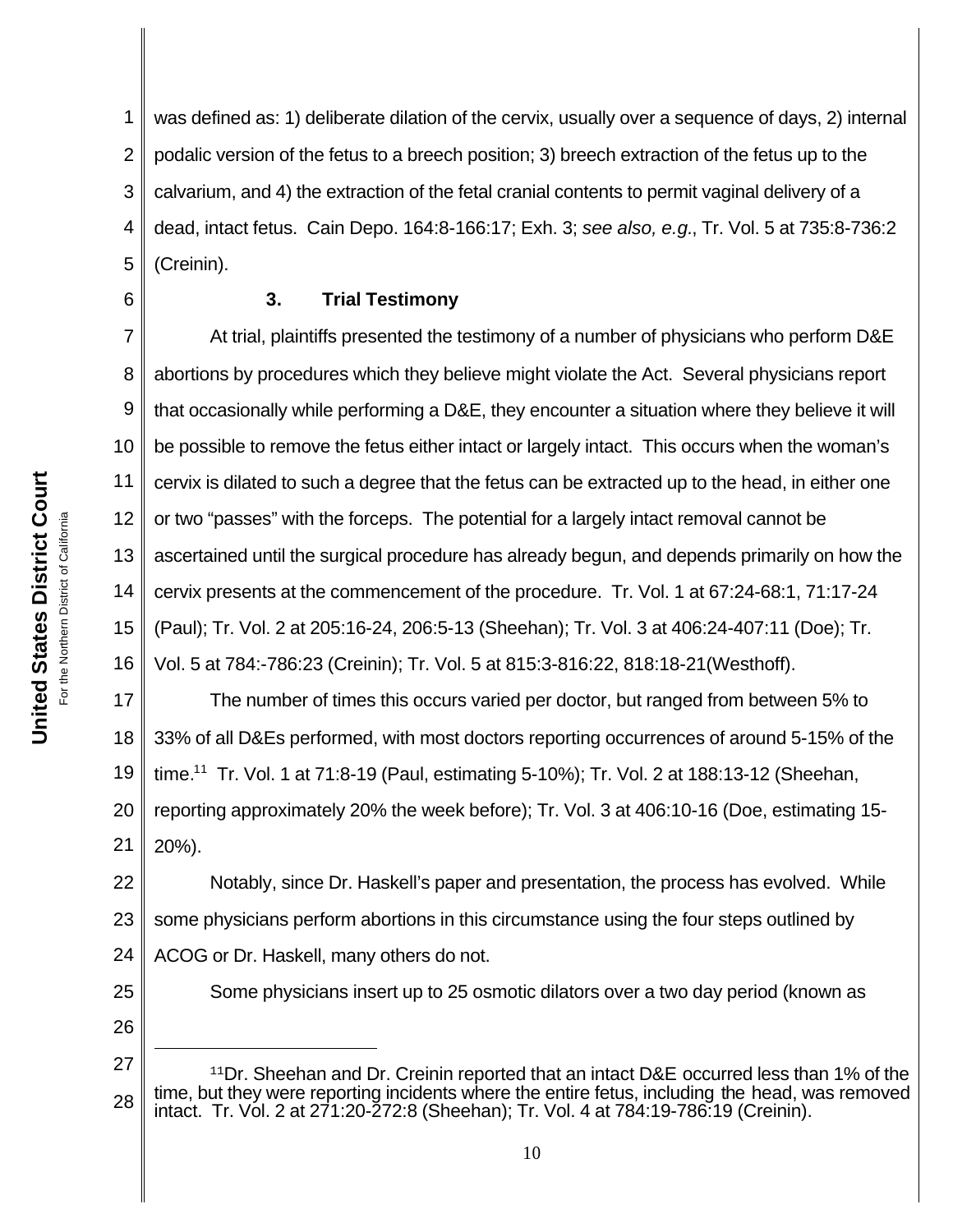was defined as: 1) deliberate dilation of the cervix, usually over a sequence of days, 2) internal podalic version of the fetus to a breech position; 3) breech extraction of the fetus up to the calvarium, and 4) the extraction of the fetal cranial contents to permit vaginal delivery of a dead, intact fetus. Cain Depo. 164:8-166:17; Exh. 3; *see also, e.g.*, Tr. Vol. 5 at 735:8-736:2 (Creinin).

### 3. Trial Testimony

At trial, plaintiffs presented the testimony of a number of physicians who perform D&E abortions by procedures which they believe might violate the Act. Several physicians report that occasionally while performing a D&E, they encounter a situation where they believe it will be possible to remove the fetus either intact or largely intact. This occurs when the woman's cervix is dilated to such a degree that the fetus can be extracted up to the head, in either one or two "passes" with the forceps. The potential for a largely intact removal cannot be ascertained until the surgical procedure has already begun, and depends primarily on how the cervix presents at the commencement of the procedure. Tr. Vol. 1 at 67:24-68:1, 71:17-24 (Paul); Tr. Vol. 2 at 205:16-24, 206:5-13 (Sheehan); Tr. Vol. 3 at 406:24-407:11 (Doe); Tr. Vol. 5 at 784:-786:23 (Creinin); Tr. Vol. 5 at 815:3-816:22, 818:18-21(Westhoff).

The number of times this occurs varied per doctor, but ranged from between 5% to 33% of all D&Es performed, with most doctors reporting occurrences of around 5-15% of the time.[11] Tr. Vol. 1 at 71:8-19 (Paul, estimating 5-10%); Tr. Vol. 2 at 188:13-12 (Sheehan, reporting approximately 20% the week before); Tr. Vol. 3 at 406:10-16 (Doe, estimating 15-20%).

Notably, since Dr. Haskell's paper and presentation, the process has evolved. While some physicians perform abortions in this circumstance using the four steps outlined by ACOG or Dr. Haskell, many others do not.

Some physicians insert up to 25 osmotic dilators over a two day period (known as

---

[11] Dr. Sheehan and Dr. Creinin reported that an intact D&E occurred less than 1% of the time, but they were reporting incidents where the entire fetus, including the head, was removed intact. Tr. Vol. 2 at 271:20-272:8 (Sheehan); Tr. Vol. 4 at 784:19-786:19 (Creinin).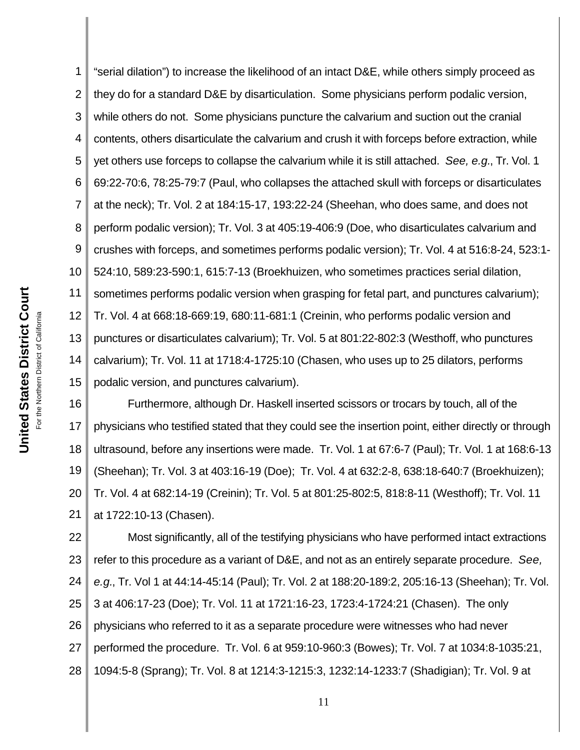"serial dilation") to increase the likelihood of an intact D&E, while others simply proceed as they do for a standard D&E by disarticulation. Some physicians perform podalic version, while others do not. Some physicians puncture the calvarium and suction out the cranial contents, others disarticulate the calvarium and crush it with forceps before extraction, while yet others use forceps to collapse the calvarium while it is still attached. *See, e.g.*, Tr. Vol. 1 69:22-70:6, 78:25-79:7 (Paul, who collapses the attached skull with forceps or disarticulates at the neck); Tr. Vol. 2 at 184:15-17, 193:22-24 (Sheehan, who does same, and does not perform podalic version); Tr. Vol. 3 at 405:19-406:9 (Doe, who disarticulates calvarium and crushes with forceps, and sometimes performs podalic version); Tr. Vol. 4 at 516:8-24, 523:1-524:10, 589:23-590:1, 615:7-13 (Broekhuizen, who sometimes practices serial dilation, sometimes performs podalic version when grasping for fetal part, and punctures calvarium); Tr. Vol. 4 at 668:18-669:19, 680:11-681:1 (Creinin, who performs podalic version and punctures or disarticulates calvarium); Tr. Vol. 5 at 801:22-802:3 (Westhoff, who punctures calvarium); Tr. Vol. 11 at 1718:4-1725:10 (Chasen, who uses up to 25 dilators, performs podalic version, and punctures calvarium).

Furthermore, although Dr. Haskell inserted scissors or trocars by touch, all of the physicians who testified stated that they could see the insertion point, either directly or through ultrasound, before any insertions were made. Tr. Vol. 1 at 67:6-7 (Paul); Tr. Vol. 1 at 168:6-13 (Sheehan); Tr. Vol. 3 at 403:16-19 (Doe); Tr. Vol. 4 at 632:2-8, 638:18-640:7 (Broekhuizen); Tr. Vol. 4 at 682:14-19 (Creinin); Tr. Vol. 5 at 801:25-802:5, 818:8-11 (Westhoff); Tr. Vol. 11 at 1722:10-13 (Chasen).

Most significantly, all of the testifying physicians who have performed intact extractions refer to this procedure as a variant of D&E, and not as an entirely separate procedure. *See, e.g.*, Tr Vol 1 at 44:14-45:14 (Paul); Tr. Vol. 2 at 188:20-189:2, 205:16-13 (Sheehan); Tr. Vol. 3 at 406:17-23 (Doe); Tr. Vol. 11 at 1721:16-23, 1723:4-1724:21 (Chasen). The only physicians who referred to it as a separate procedure were witnesses who had never performed the procedure. Tr. Vol. 6 at 959:10-960:3 (Bowes); Tr. Vol. 7 at 1034:8-1035:21, 1094:5-8 (Sprang); Tr. Vol. 8 at 1214:3-1215:3, 1232:14-1233:7 (Shadigian); Tr. Vol. 9 at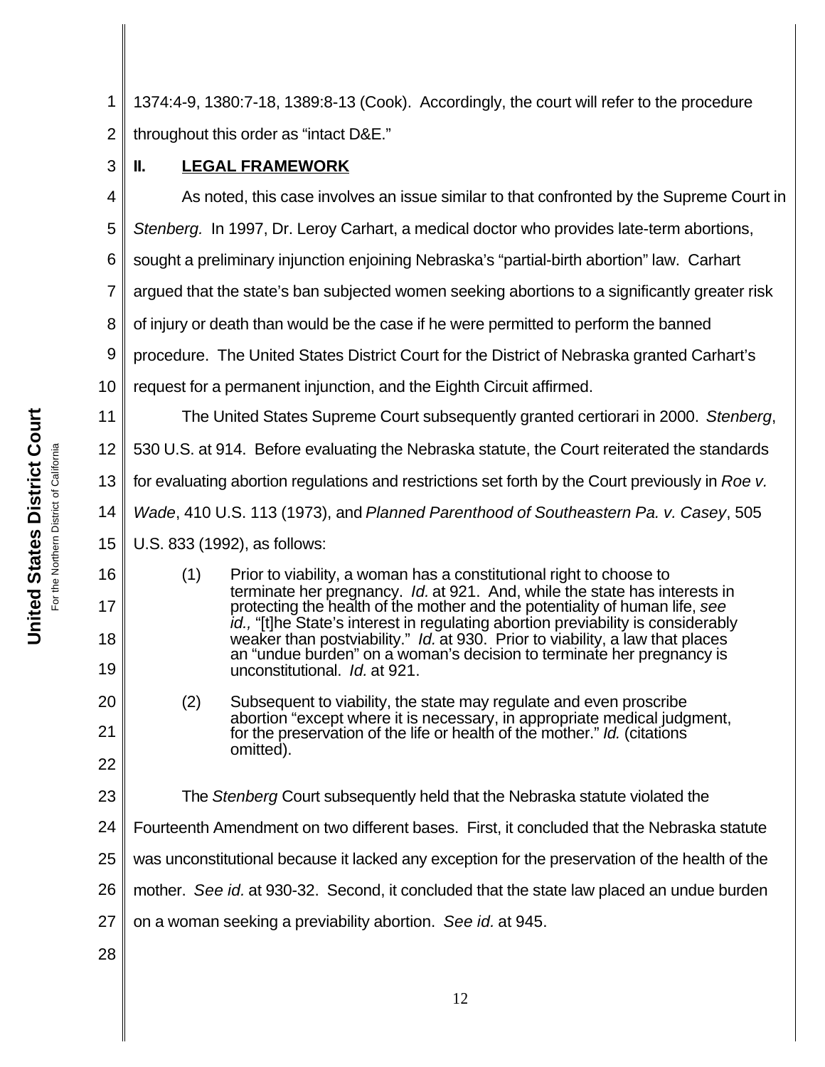1374:4-9, 1380:7-18, 1389:8-13 (Cook). Accordingly, the court will refer to the procedure throughout this order as "intact D&E."

## II. LEGAL FRAMEWORK

As noted, this case involves an issue similar to that confronted by the Supreme Court in *Stenberg.* In 1997, Dr. Leroy Carhart, a medical doctor who provides late-term abortions, sought a preliminary injunction enjoining Nebraska's "partial-birth abortion" law. Carhart argued that the state's ban subjected women seeking abortions to a significantly greater risk of injury or death than would be the case if he were permitted to perform the banned procedure. The United States District Court for the District of Nebraska granted Carhart's request for a permanent injunction, and the Eighth Circuit affirmed.

The United States Supreme Court subsequently granted certiorari in 2000. *Stenberg*, 530 U.S. at 914. Before evaluating the Nebraska statute, the Court reiterated the standards for evaluating abortion regulations and restrictions set forth by the Court previously in *Roe v. Wade*, 410 U.S. 113 (1973), and *Planned Parenthood of Southeastern Pa. v. Casey*, 505 U.S. 833 (1992), as follows:

> (1) Prior to viability, a woman has a constitutional right to choose to terminate her pregnancy. *Id.* at 921. And, while the state has interests in protecting the health of the mother and the potentiality of human life, *see id.,* "[t]he State's interest in regulating abortion previability is considerably weaker than postviability." *Id.* at 930. Prior to viability, a law that places an "undue burden" on a woman's decision to terminate her pregnancy is unconstitutional. *Id.* at 921.
>
> (2) Subsequent to viability, the state may regulate and even proscribe abortion "except where it is necessary, in appropriate medical judgment, for the preservation of the life or health of the mother." *Id.* (citations omitted).

The *Stenberg* Court subsequently held that the Nebraska statute violated the Fourteenth Amendment on two different bases. First, it concluded that the Nebraska statute was unconstitutional because it lacked any exception for the preservation of the health of the mother. *See id.* at 930-32. Second, it concluded that the state law placed an undue burden on a woman seeking a previability abortion. *See id.* at 945.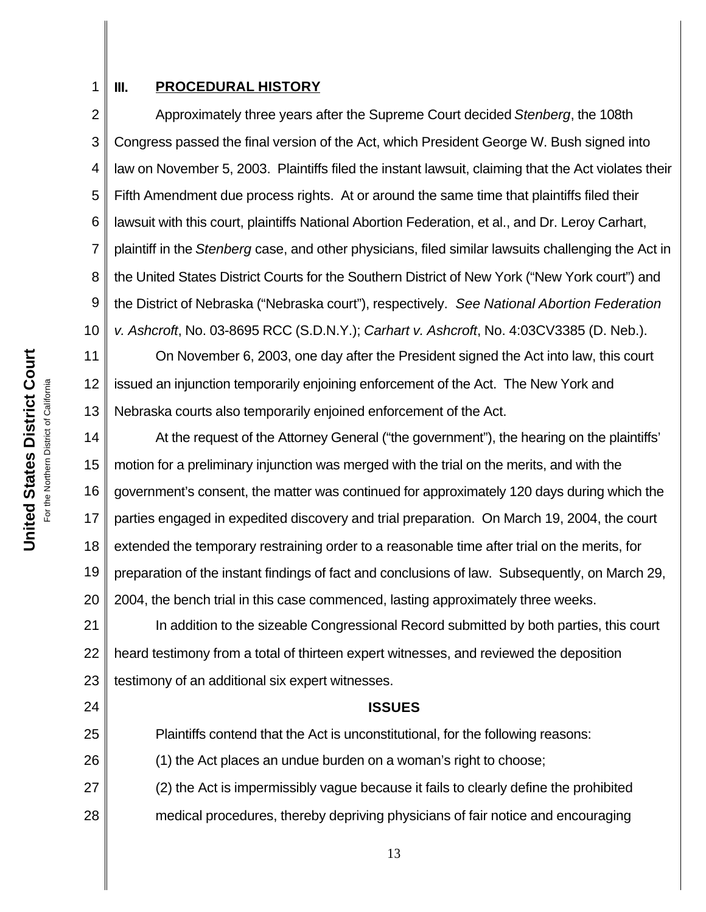## III. PROCEDURAL HISTORY

Approximately three years after the Supreme Court decided *Stenberg*, the 108th Congress passed the final version of the Act, which President George W. Bush signed into law on November 5, 2003. Plaintiffs filed the instant lawsuit, claiming that the Act violates their Fifth Amendment due process rights. At or around the same time that plaintiffs filed their lawsuit with this court, plaintiffs National Abortion Federation, et al., and Dr. Leroy Carhart, plaintiff in the *Stenberg* case, and other physicians, filed similar lawsuits challenging the Act in the United States District Courts for the Southern District of New York ("New York court") and the District of Nebraska ("Nebraska court"), respectively. *See National Abortion Federation v. Ashcroft*, No. 03-8695 RCC (S.D.N.Y.); *Carhart v. Ashcroft*, No. 4:03CV3385 (D. Neb.).

On November 6, 2003, one day after the President signed the Act into law, this court issued an injunction temporarily enjoining enforcement of the Act. The New York and Nebraska courts also temporarily enjoined enforcement of the Act.

At the request of the Attorney General ("the government"), the hearing on the plaintiffs' motion for a preliminary injunction was merged with the trial on the merits, and with the government's consent, the matter was continued for approximately 120 days during which the parties engaged in expedited discovery and trial preparation. On March 19, 2004, the court extended the temporary restraining order to a reasonable time after trial on the merits, for preparation of the instant findings of fact and conclusions of law. Subsequently, on March 29, 2004, the bench trial in this case commenced, lasting approximately three weeks.

In addition to the sizeable Congressional Record submitted by both parties, this court heard testimony from a total of thirteen expert witnesses, and reviewed the deposition testimony of an additional six expert witnesses.

## ISSUES

Plaintiffs contend that the Act is unconstitutional, for the following reasons:

(1) the Act places an undue burden on a woman's right to choose;

(2) the Act is impermissibly vague because it fails to clearly define the prohibited medical procedures, thereby depriving physicians of fair notice and encouraging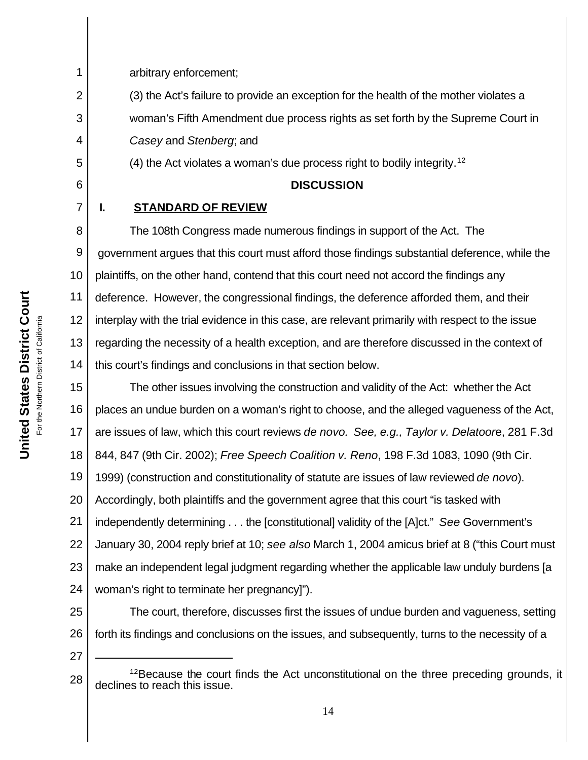arbitrary enforcement;

(3) the Act's failure to provide an exception for the health of the mother violates a woman's Fifth Amendment due process rights as set forth by the Supreme Court in *Casey* and *Stenberg*; and

(4) the Act violates a woman's due process right to bodily integrity.[12]

## DISCUSSION

### I. STANDARD OF REVIEW

The 108th Congress made numerous findings in support of the Act. The government argues that this court must afford those findings substantial deference, while the plaintiffs, on the other hand, contend that this court need not accord the findings any deference. However, the congressional findings, the deference afforded them, and their interplay with the trial evidence in this case, are relevant primarily with respect to the issue regarding the necessity of a health exception, and are therefore discussed in the context of this court's findings and conclusions in that section below.

The other issues involving the construction and validity of the Act: whether the Act places an undue burden on a woman's right to choose, and the alleged vagueness of the Act, are issues of law, which this court reviews *de novo*. *See, e.g., Taylor v. Delatoore*, 281 F.3d 844, 847 (9th Cir. 2002); *Free Speech Coalition v. Reno*, 198 F.3d 1083, 1090 (9th Cir. 1999) (construction and constitutionality of statute are issues of law reviewed *de novo*). Accordingly, both plaintiffs and the government agree that this court "is tasked with independently determining . . . the [constitutional] validity of the [A]ct." *See* Government's January 30, 2004 reply brief at 10; *see also* March 1, 2004 amicus brief at 8 ("this Court must make an independent legal judgment regarding whether the applicable law unduly burdens [a woman's right to terminate her pregnancy]").

The court, therefore, discusses first the issues of undue burden and vagueness, setting forth its findings and conclusions on the issues, and subsequently, turns to the necessity of a

---

[12] Because the court finds the Act unconstitutional on the three preceding grounds, it declines to reach this issue.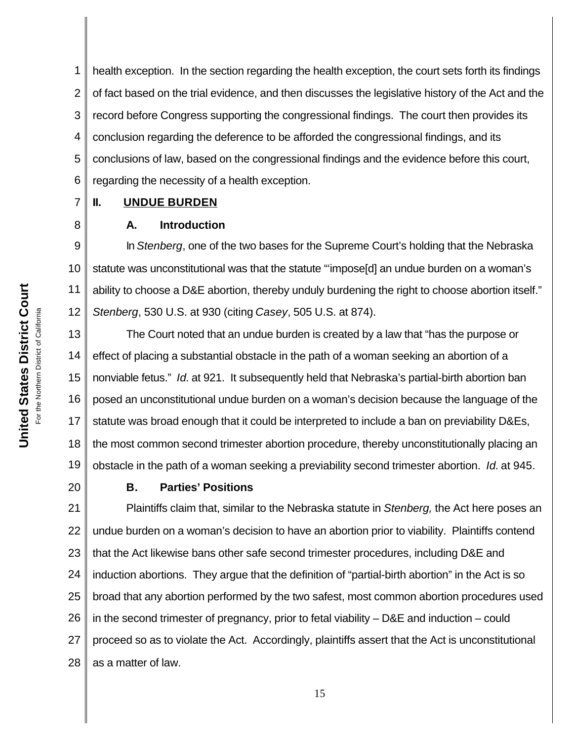health exception. In the section regarding the health exception, the court sets forth its findings of fact based on the trial evidence, and then discusses the legislative history of the Act and the record before Congress supporting the congressional findings. The court then provides its conclusion regarding the deference to be afforded the congressional findings, and its conclusions of law, based on the congressional findings and the evidence before this court, regarding the necessity of a health exception.

## II. UNDUE BURDEN

### A. Introduction

In *Stenberg*, one of the two bases for the Supreme Court's holding that the Nebraska statute was unconstitutional was that the statute "'impose[d] an undue burden on a woman's ability to choose a D&E abortion, thereby unduly burdening the right to choose abortion itself." *Stenberg*, 530 U.S. at 930 (citing *Casey*, 505 U.S. at 874).

The Court noted that an undue burden is created by a law that "has the purpose or effect of placing a substantial obstacle in the path of a woman seeking an abortion of a nonviable fetus." *Id.* at 921. It subsequently held that Nebraska's partial-birth abortion ban posed an unconstitutional undue burden on a woman's decision because the language of the statute was broad enough that it could be interpreted to include a ban on previability D&Es, the most common second trimester abortion procedure, thereby unconstitutionally placing an obstacle in the path of a woman seeking a previability second trimester abortion. *Id.* at 945.

### B. Parties' Positions

Plaintiffs claim that, similar to the Nebraska statute in *Stenberg,* the Act here poses an undue burden on a woman's decision to have an abortion prior to viability. Plaintiffs contend that the Act likewise bans other safe second trimester procedures, including D&E and induction abortions. They argue that the definition of "partial-birth abortion" in the Act is so broad that any abortion performed by the two safest, most common abortion procedures used in the second trimester of pregnancy, prior to fetal viability – D&E and induction – could proceed so as to violate the Act. Accordingly, plaintiffs assert that the Act is unconstitutional as a matter of law.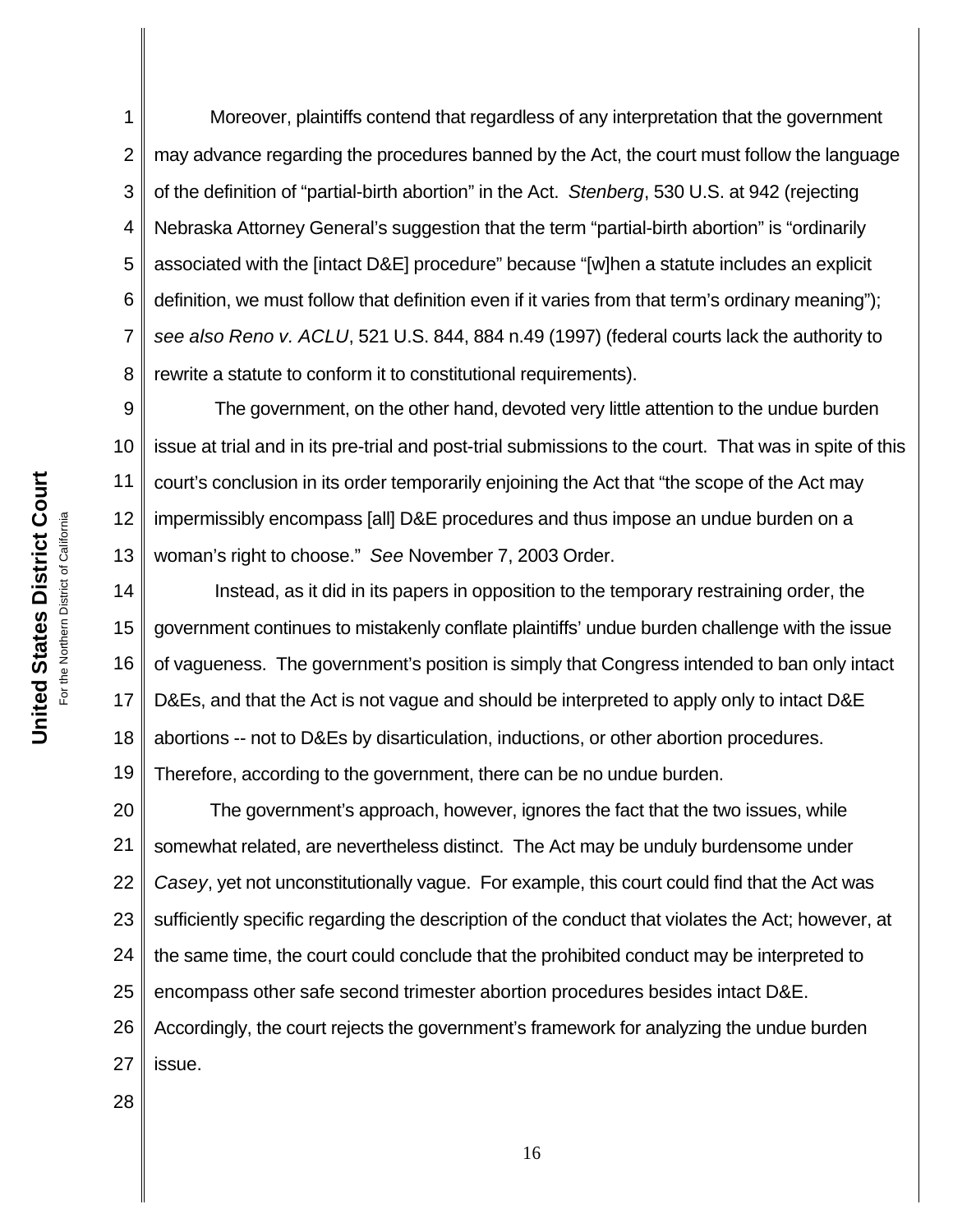Moreover, plaintiffs contend that regardless of any interpretation that the government may advance regarding the procedures banned by the Act, the court must follow the language of the definition of "partial-birth abortion" in the Act. *Stenberg*, 530 U.S. at 942 (rejecting Nebraska Attorney General's suggestion that the term "partial-birth abortion" is "ordinarily associated with the [intact D&E] procedure" because "[w]hen a statute includes an explicit definition, we must follow that definition even if it varies from that term's ordinary meaning"); *see also Reno v. ACLU*, 521 U.S. 844, 884 n.49 (1997) (federal courts lack the authority to rewrite a statute to conform it to constitutional requirements).

The government, on the other hand, devoted very little attention to the undue burden issue at trial and in its pre-trial and post-trial submissions to the court. That was in spite of this court's conclusion in its order temporarily enjoining the Act that "the scope of the Act may impermissibly encompass [all] D&E procedures and thus impose an undue burden on a woman's right to choose." *See* November 7, 2003 Order.

Instead, as it did in its papers in opposition to the temporary restraining order, the government continues to mistakenly conflate plaintiffs' undue burden challenge with the issue of vagueness. The government's position is simply that Congress intended to ban only intact D&Es, and that the Act is not vague and should be interpreted to apply only to intact D&E abortions -- not to D&Es by disarticulation, inductions, or other abortion procedures. Therefore, according to the government, there can be no undue burden.

The government's approach, however, ignores the fact that the two issues, while somewhat related, are nevertheless distinct. The Act may be unduly burdensome under *Casey*, yet not unconstitutionally vague. For example, this court could find that the Act was sufficiently specific regarding the description of the conduct that violates the Act; however, at the same time, the court could conclude that the prohibited conduct may be interpreted to encompass other safe second trimester abortion procedures besides intact D&E. Accordingly, the court rejects the government's framework for analyzing the undue burden issue.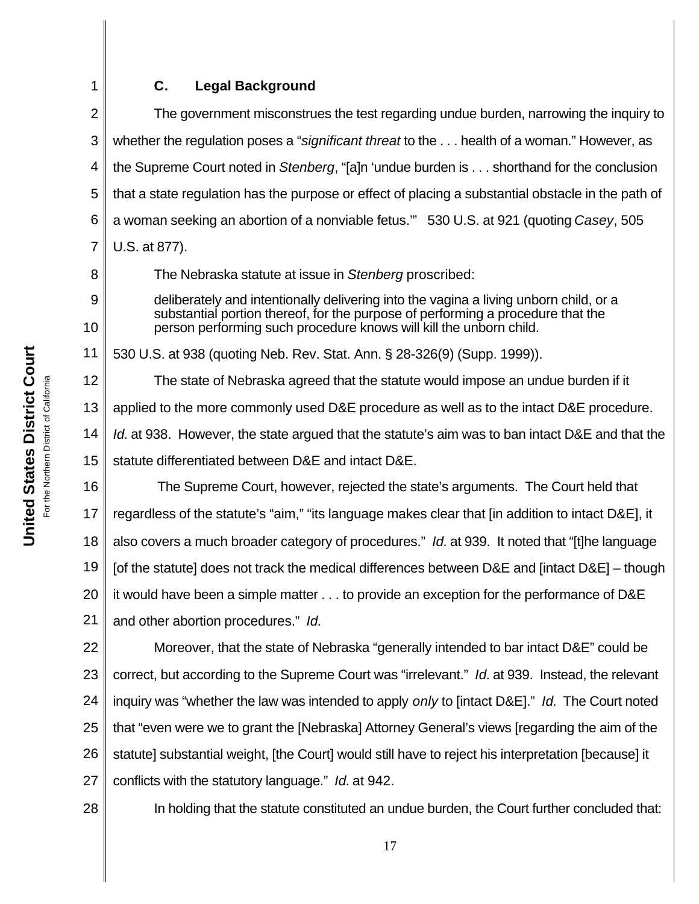### C. Legal Background

The government misconstrues the test regarding undue burden, narrowing the inquiry to whether the regulation poses a "*significant threat* to the . . . health of a woman." However, as the Supreme Court noted in *Stenberg*, "[a]n 'undue burden is . . . shorthand for the conclusion that a state regulation has the purpose or effect of placing a substantial obstacle in the path of a woman seeking an abortion of a nonviable fetus.'" 530 U.S. at 921 (quoting *Casey*, 505 U.S. at 877).

The Nebraska statute at issue in *Stenberg* proscribed:

> deliberately and intentionally delivering into the vagina a living unborn child, or a substantial portion thereof, for the purpose of performing a procedure that the person performing such procedure knows will kill the unborn child.

530 U.S. at 938 (quoting Neb. Rev. Stat. Ann. § 28-326(9) (Supp. 1999)).

The state of Nebraska agreed that the statute would impose an undue burden if it applied to the more commonly used D&E procedure as well as to the intact D&E procedure. *Id.* at 938. However, the state argued that the statute's aim was to ban intact D&E and that the statute differentiated between D&E and intact D&E.

The Supreme Court, however, rejected the state's arguments. The Court held that regardless of the statute's "aim," "its language makes clear that [in addition to intact D&E], it also covers a much broader category of procedures." *Id.* at 939. It noted that "[t]he language [of the statute] does not track the medical differences between D&E and [intact D&E] – though it would have been a simple matter . . . to provide an exception for the performance of D&E and other abortion procedures." *Id.*

Moreover, that the state of Nebraska "generally intended to bar intact D&E" could be correct, but according to the Supreme Court was "irrelevant." *Id.* at 939. Instead, the relevant inquiry was "whether the law was intended to apply *only* to [intact D&E]." *Id.* The Court noted that "even were we to grant the [Nebraska] Attorney General's views [regarding the aim of the statute] substantial weight, [the Court] would still have to reject his interpretation [because] it conflicts with the statutory language." *Id.* at 942.

In holding that the statute constituted an undue burden, the Court further concluded that: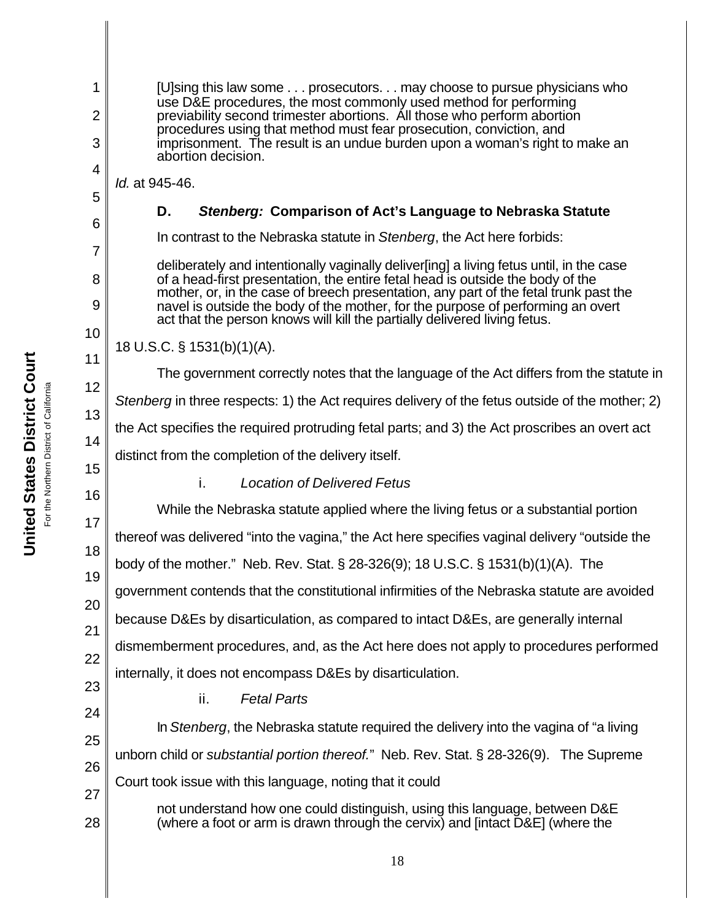> [U]sing this law some . . . prosecutors. . . may choose to pursue physicians who use D&E procedures, the most commonly used method for performing previability second trimester abortions. All those who perform abortion procedures using that method must fear prosecution, conviction, and imprisonment. The result is an undue burden upon a woman's right to make an abortion decision.

*Id.* at 945-46.

### D. *Stenberg:* Comparison of Act's Language to Nebraska Statute

In contrast to the Nebraska statute in *Stenberg*, the Act here forbids:

> deliberately and intentionally vaginally deliver[ing] a living fetus until, in the case of a head-first presentation, the entire fetal head is outside the body of the mother, or, in the case of breech presentation, any part of the fetal trunk past the navel is outside the body of the mother, for the purpose of performing an overt act that the person knows will kill the partially delivered living fetus.

18 U.S.C. § 1531(b)(1)(A).

The government correctly notes that the language of the Act differs from the statute in *Stenberg* in three respects: 1) the Act requires delivery of the fetus outside of the mother; 2) the Act specifies the required protruding fetal parts; and 3) the Act proscribes an overt act distinct from the completion of the delivery itself.

#### i. *Location of Delivered Fetus*

While the Nebraska statute applied where the living fetus or a substantial portion thereof was delivered "into the vagina," the Act here specifies vaginal delivery "outside the body of the mother." Neb. Rev. Stat. § 28-326(9); 18 U.S.C. § 1531(b)(1)(A). The government contends that the constitutional infirmities of the Nebraska statute are avoided because D&Es by disarticulation, as compared to intact D&Es, are generally internal dismemberment procedures, and, as the Act here does not apply to procedures performed internally, it does not encompass D&Es by disarticulation.

#### ii. *Fetal Parts*

In *Stenberg*, the Nebraska statute required the delivery into the vagina of "a living unborn child or *substantial portion thereof.*" Neb. Rev. Stat. § 28-326(9). The Supreme Court took issue with this language, noting that it could

> not understand how one could distinguish, using this language, between D&E (where a foot or arm is drawn through the cervix) and [intact D&E] (where the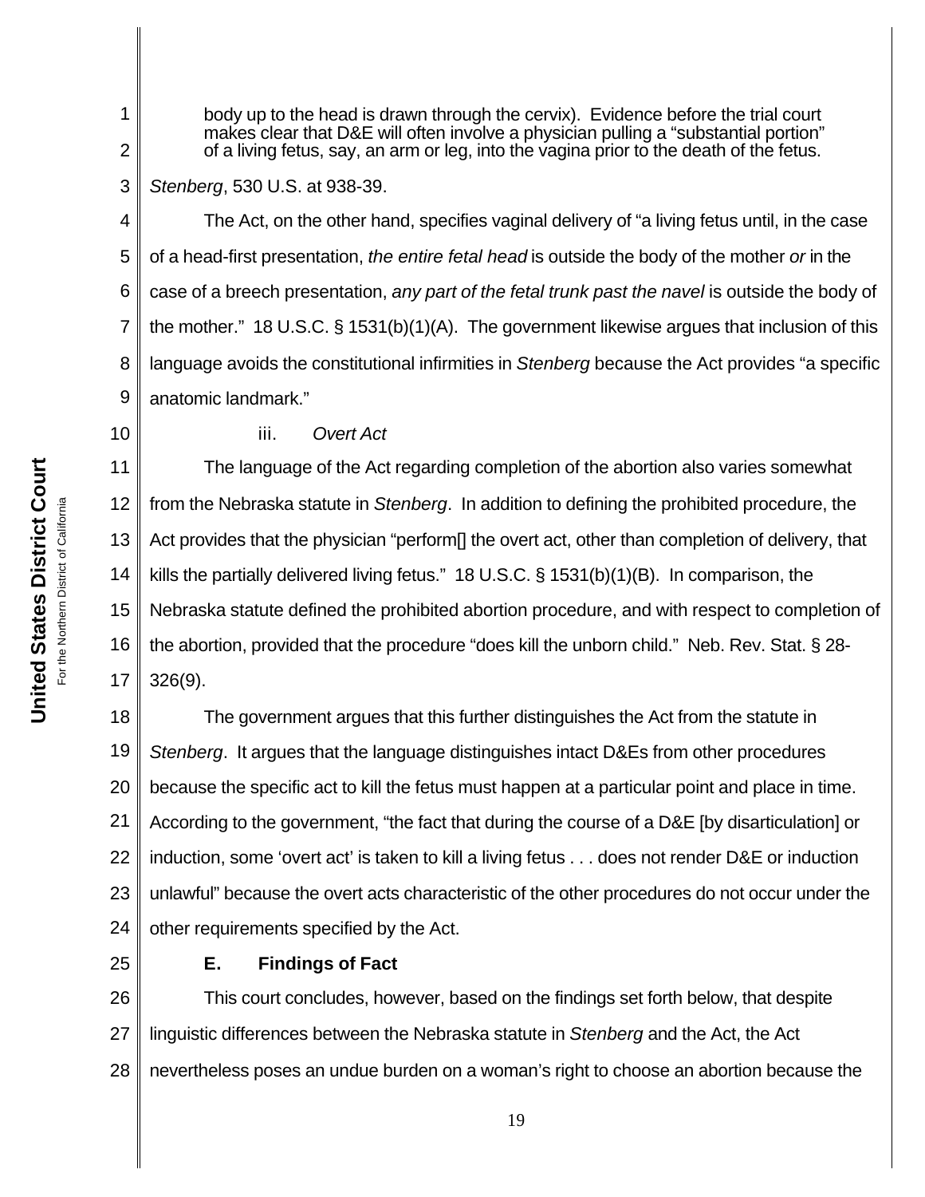> body up to the head is drawn through the cervix). Evidence before the trial court makes clear that D&E will often involve a physician pulling a "substantial portion" of a living fetus, say, an arm or leg, into the vagina prior to the death of the fetus.

*Stenberg*, 530 U.S. at 938-39.

The Act, on the other hand, specifies vaginal delivery of "a living fetus until, in the case of a head-first presentation, *the entire fetal head* is outside the body of the mother *or* in the case of a breech presentation, *any part of the fetal trunk past the navel* is outside the body of the mother." 18 U.S.C. § 1531(b)(1)(A). The government likewise argues that inclusion of this language avoids the constitutional infirmities in *Stenberg* because the Act provides "a specific anatomic landmark."

iii. *Overt Act*

The language of the Act regarding completion of the abortion also varies somewhat from the Nebraska statute in *Stenberg*. In addition to defining the prohibited procedure, the Act provides that the physician "perform[] the overt act, other than completion of delivery, that kills the partially delivered living fetus." 18 U.S.C. § 1531(b)(1)(B). In comparison, the Nebraska statute defined the prohibited abortion procedure, and with respect to completion of the abortion, provided that the procedure "does kill the unborn child." Neb. Rev. Stat. § 28-326(9).

The government argues that this further distinguishes the Act from the statute in *Stenberg*. It argues that the language distinguishes intact D&Es from other procedures because the specific act to kill the fetus must happen at a particular point and place in time. According to the government, "the fact that during the course of a D&E [by disarticulation] or induction, some 'overt act' is taken to kill a living fetus . . . does not render D&E or induction unlawful" because the overt acts characteristic of the other procedures do not occur under the other requirements specified by the Act.

### E. Findings of Fact

This court concludes, however, based on the findings set forth below, that despite linguistic differences between the Nebraska statute in *Stenberg* and the Act, the Act nevertheless poses an undue burden on a woman's right to choose an abortion because the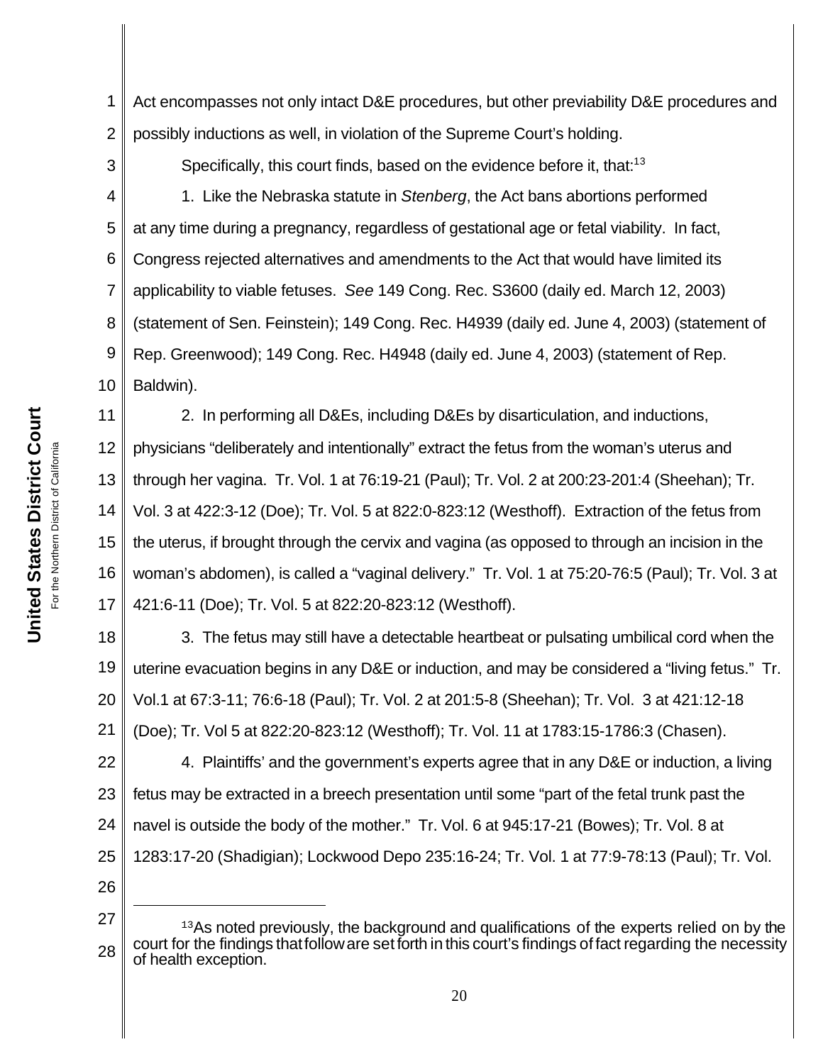Act encompasses not only intact D&E procedures, but other previability D&E procedures and possibly inductions as well, in violation of the Supreme Court's holding.

Specifically, this court finds, based on the evidence before it, that:[13]

1. Like the Nebraska statute in *Stenberg*, the Act bans abortions performed at any time during a pregnancy, regardless of gestational age or fetal viability. In fact, Congress rejected alternatives and amendments to the Act that would have limited its applicability to viable fetuses. *See* 149 Cong. Rec. S3600 (daily ed. March 12, 2003) (statement of Sen. Feinstein); 149 Cong. Rec. H4939 (daily ed. June 4, 2003) (statement of Rep. Greenwood); 149 Cong. Rec. H4948 (daily ed. June 4, 2003) (statement of Rep. Baldwin).

2. In performing all D&Es, including D&Es by disarticulation, and inductions, physicians "deliberately and intentionally" extract the fetus from the woman's uterus and through her vagina. Tr. Vol. 1 at 76:19-21 (Paul); Tr. Vol. 2 at 200:23-201:4 (Sheehan); Tr. Vol. 3 at 422:3-12 (Doe); Tr. Vol. 5 at 822:0-823:12 (Westhoff). Extraction of the fetus from the uterus, if brought through the cervix and vagina (as opposed to through an incision in the woman's abdomen), is called a "vaginal delivery." Tr. Vol. 1 at 75:20-76:5 (Paul); Tr. Vol. 3 at 421:6-11 (Doe); Tr. Vol. 5 at 822:20-823:12 (Westhoff).

3. The fetus may still have a detectable heartbeat or pulsating umbilical cord when the uterine evacuation begins in any D&E or induction, and may be considered a "living fetus." Tr. Vol.1 at 67:3-11; 76:6-18 (Paul); Tr. Vol. 2 at 201:5-8 (Sheehan); Tr. Vol. 3 at 421:12-18 (Doe); Tr. Vol 5 at 822:20-823:12 (Westhoff); Tr. Vol. 11 at 1783:15-1786:3 (Chasen).

4. Plaintiffs' and the government's experts agree that in any D&E or induction, a living fetus may be extracted in a breech presentation until some "part of the fetal trunk past the navel is outside the body of the mother." Tr. Vol. 6 at 945:17-21 (Bowes); Tr. Vol. 8 at 1283:17-20 (Shadigian); Lockwood Depo 235:16-24; Tr. Vol. 1 at 77:9-78:13 (Paul); Tr. Vol.

---

[13] As noted previously, the background and qualifications of the experts relied on by the court for the findings that follow are set forth in this court's findings of fact regarding the necessity of health exception.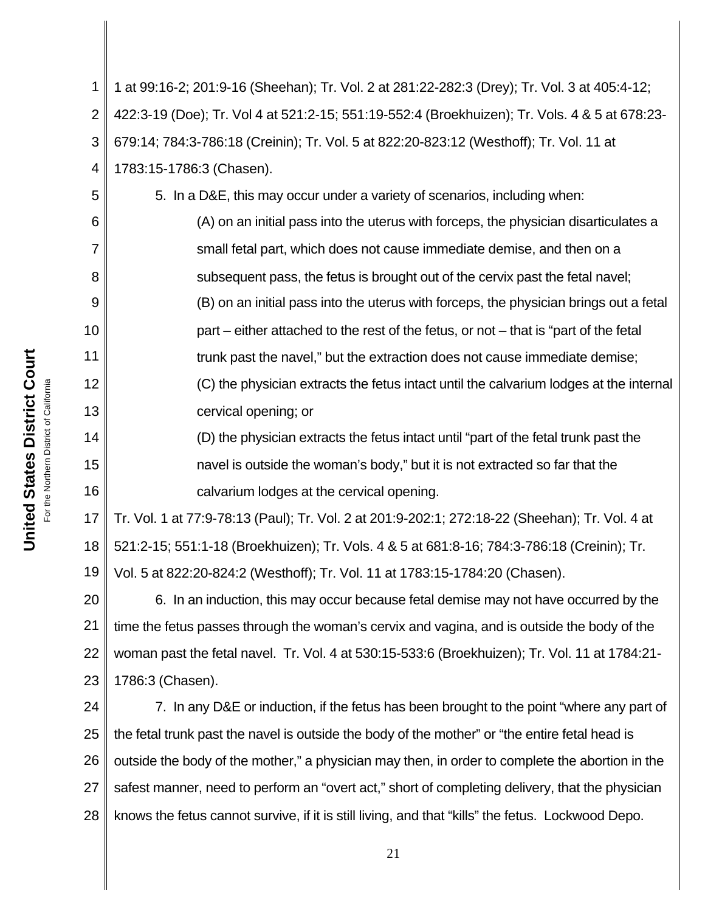1 at 99:16-2; 201:9-16 (Sheehan); Tr. Vol. 2 at 281:22-282:3 (Drey); Tr. Vol. 3 at 405:4-12; 422:3-19 (Doe); Tr. Vol 4 at 521:2-15; 551:19-552:4 (Broekhuizen); Tr. Vols. 4 & 5 at 678:23-679:14; 784:3-786:18 (Creinin); Tr. Vol. 5 at 822:20-823:12 (Westhoff); Tr. Vol. 11 at 1783:15-1786:3 (Chasen).

5. In a D&E, this may occur under a variety of scenarios, including when:

> (A) on an initial pass into the uterus with forceps, the physician disarticulates a small fetal part, which does not cause immediate demise, and then on a subsequent pass, the fetus is brought out of the cervix past the fetal navel;
>
> (B) on an initial pass into the uterus with forceps, the physician brings out a fetal part – either attached to the rest of the fetus, or not – that is "part of the fetal trunk past the navel," but the extraction does not cause immediate demise;
>
> (C) the physician extracts the fetus intact until the calvarium lodges at the internal cervical opening; or
>
> (D) the physician extracts the fetus intact until "part of the fetal trunk past the navel is outside the woman's body," but it is not extracted so far that the calvarium lodges at the cervical opening.

Tr. Vol. 1 at 77:9-78:13 (Paul); Tr. Vol. 2 at 201:9-202:1; 272:18-22 (Sheehan); Tr. Vol. 4 at 521:2-15; 551:1-18 (Broekhuizen); Tr. Vols. 4 & 5 at 681:8-16; 784:3-786:18 (Creinin); Tr. Vol. 5 at 822:20-824:2 (Westhoff); Tr. Vol. 11 at 1783:15-1784:20 (Chasen).

6. In an induction, this may occur because fetal demise may not have occurred by the time the fetus passes through the woman's cervix and vagina, and is outside the body of the woman past the fetal navel. Tr. Vol. 4 at 530:15-533:6 (Broekhuizen); Tr. Vol. 11 at 1784:21-1786:3 (Chasen).

7. In any D&E or induction, if the fetus has been brought to the point "where any part of the fetal trunk past the navel is outside the body of the mother" or "the entire fetal head is outside the body of the mother," a physician may then, in order to complete the abortion in the safest manner, need to perform an "overt act," short of completing delivery, that the physician knows the fetus cannot survive, if it is still living, and that "kills" the fetus. Lockwood Depo.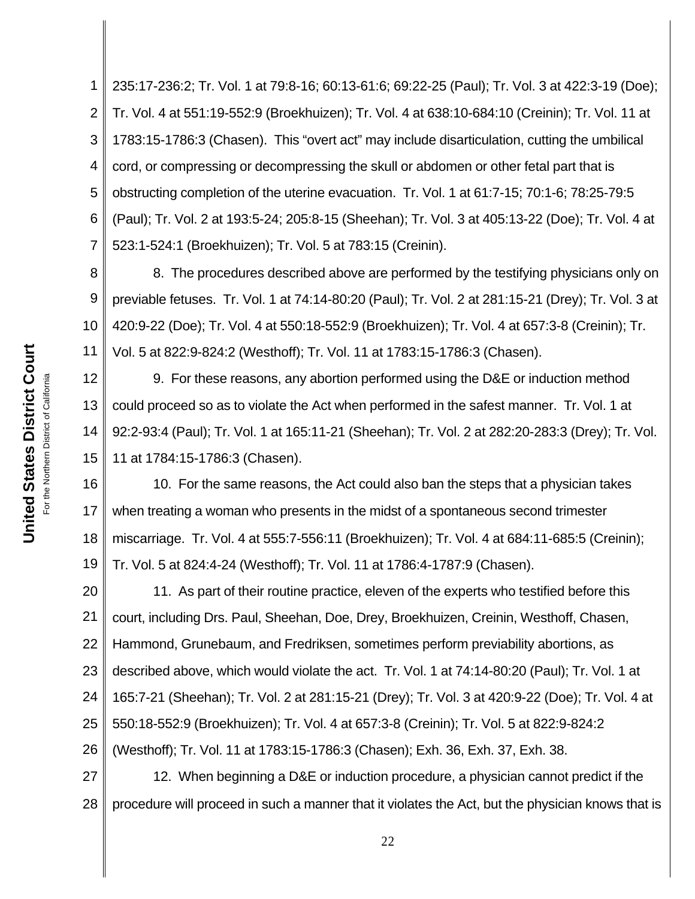235:17-236:2; Tr. Vol. 1 at 79:8-16; 60:13-61:6; 69:22-25 (Paul); Tr. Vol. 3 at 422:3-19 (Doe); Tr. Vol. 4 at 551:19-552:9 (Broekhuizen); Tr. Vol. 4 at 638:10-684:10 (Creinin); Tr. Vol. 11 at 1783:15-1786:3 (Chasen). This "overt act" may include disarticulation, cutting the umbilical cord, or compressing or decompressing the skull or abdomen or other fetal part that is obstructing completion of the uterine evacuation. Tr. Vol. 1 at 61:7-15; 70:1-6; 78:25-79:5 (Paul); Tr. Vol. 2 at 193:5-24; 205:8-15 (Sheehan); Tr. Vol. 3 at 405:13-22 (Doe); Tr. Vol. 4 at 523:1-524:1 (Broekhuizen); Tr. Vol. 5 at 783:15 (Creinin).

8. The procedures described above are performed by the testifying physicians only on previable fetuses. Tr. Vol. 1 at 74:14-80:20 (Paul); Tr. Vol. 2 at 281:15-21 (Drey); Tr. Vol. 3 at 420:9-22 (Doe); Tr. Vol. 4 at 550:18-552:9 (Broekhuizen); Tr. Vol. 4 at 657:3-8 (Creinin); Tr. Vol. 5 at 822:9-824:2 (Westhoff); Tr. Vol. 11 at 1783:15-1786:3 (Chasen).

9. For these reasons, any abortion performed using the D&E or induction method could proceed so as to violate the Act when performed in the safest manner. Tr. Vol. 1 at 92:2-93:4 (Paul); Tr. Vol. 1 at 165:11-21 (Sheehan); Tr. Vol. 2 at 282:20-283:3 (Drey); Tr. Vol. 11 at 1784:15-1786:3 (Chasen).

10. For the same reasons, the Act could also ban the steps that a physician takes when treating a woman who presents in the midst of a spontaneous second trimester miscarriage. Tr. Vol. 4 at 555:7-556:11 (Broekhuizen); Tr. Vol. 4 at 684:11-685:5 (Creinin); Tr. Vol. 5 at 824:4-24 (Westhoff); Tr. Vol. 11 at 1786:4-1787:9 (Chasen).

11. As part of their routine practice, eleven of the experts who testified before this court, including Drs. Paul, Sheehan, Doe, Drey, Broekhuizen, Creinin, Westhoff, Chasen, Hammond, Grunebaum, and Fredriksen, sometimes perform previability abortions, as described above, which would violate the act. Tr. Vol. 1 at 74:14-80:20 (Paul); Tr. Vol. 1 at 165:7-21 (Sheehan); Tr. Vol. 2 at 281:15-21 (Drey); Tr. Vol. 3 at 420:9-22 (Doe); Tr. Vol. 4 at 550:18-552:9 (Broekhuizen); Tr. Vol. 4 at 657:3-8 (Creinin); Tr. Vol. 5 at 822:9-824:2 (Westhoff); Tr. Vol. 11 at 1783:15-1786:3 (Chasen); Exh. 36, Exh. 37, Exh. 38.

12. When beginning a D&E or induction procedure, a physician cannot predict if the procedure will proceed in such a manner that it violates the Act, but the physician knows that is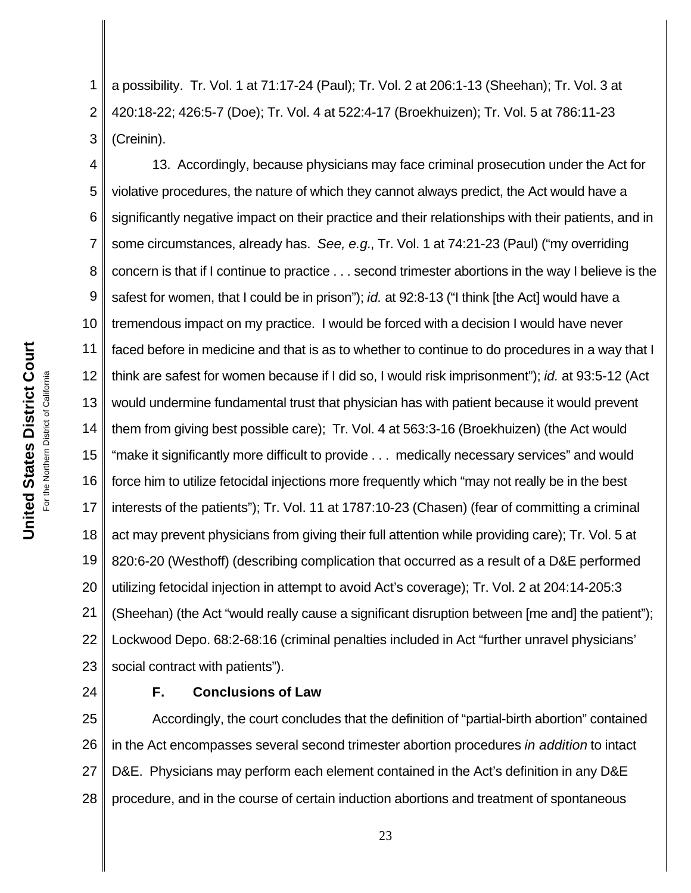a possibility. Tr. Vol. 1 at 71:17-24 (Paul); Tr. Vol. 2 at 206:1-13 (Sheehan); Tr. Vol. 3 at 420:18-22; 426:5-7 (Doe); Tr. Vol. 4 at 522:4-17 (Broekhuizen); Tr. Vol. 5 at 786:11-23 (Creinin).

13. Accordingly, because physicians may face criminal prosecution under the Act for violative procedures, the nature of which they cannot always predict, the Act would have a significantly negative impact on their practice and their relationships with their patients, and in some circumstances, already has. *See, e.g.*, Tr. Vol. 1 at 74:21-23 (Paul) ("my overriding concern is that if I continue to practice . . . second trimester abortions in the way I believe is the safest for women, that I could be in prison"); *id.* at 92:8-13 ("I think [the Act] would have a tremendous impact on my practice. I would be forced with a decision I would have never faced before in medicine and that is as to whether to continue to do procedures in a way that I think are safest for women because if I did so, I would risk imprisonment"); *id.* at 93:5-12 (Act would undermine fundamental trust that physician has with patient because it would prevent them from giving best possible care); Tr. Vol. 4 at 563:3-16 (Broekhuizen) (the Act would "make it significantly more difficult to provide . . . medically necessary services" and would force him to utilize fetocidal injections more frequently which "may not really be in the best interests of the patients"); Tr. Vol. 11 at 1787:10-23 (Chasen) (fear of committing a criminal act may prevent physicians from giving their full attention while providing care); Tr. Vol. 5 at 820:6-20 (Westhoff) (describing complication that occurred as a result of a D&E performed utilizing fetocidal injection in attempt to avoid Act's coverage); Tr. Vol. 2 at 204:14-205:3 (Sheehan) (the Act "would really cause a significant disruption between [me and] the patient"); Lockwood Depo. 68:2-68:16 (criminal penalties included in Act "further unravel physicians' social contract with patients").

### F. Conclusions of Law

Accordingly, the court concludes that the definition of "partial-birth abortion" contained in the Act encompasses several second trimester abortion procedures *in addition* to intact D&E. Physicians may perform each element contained in the Act's definition in any D&E procedure, and in the course of certain induction abortions and treatment of spontaneous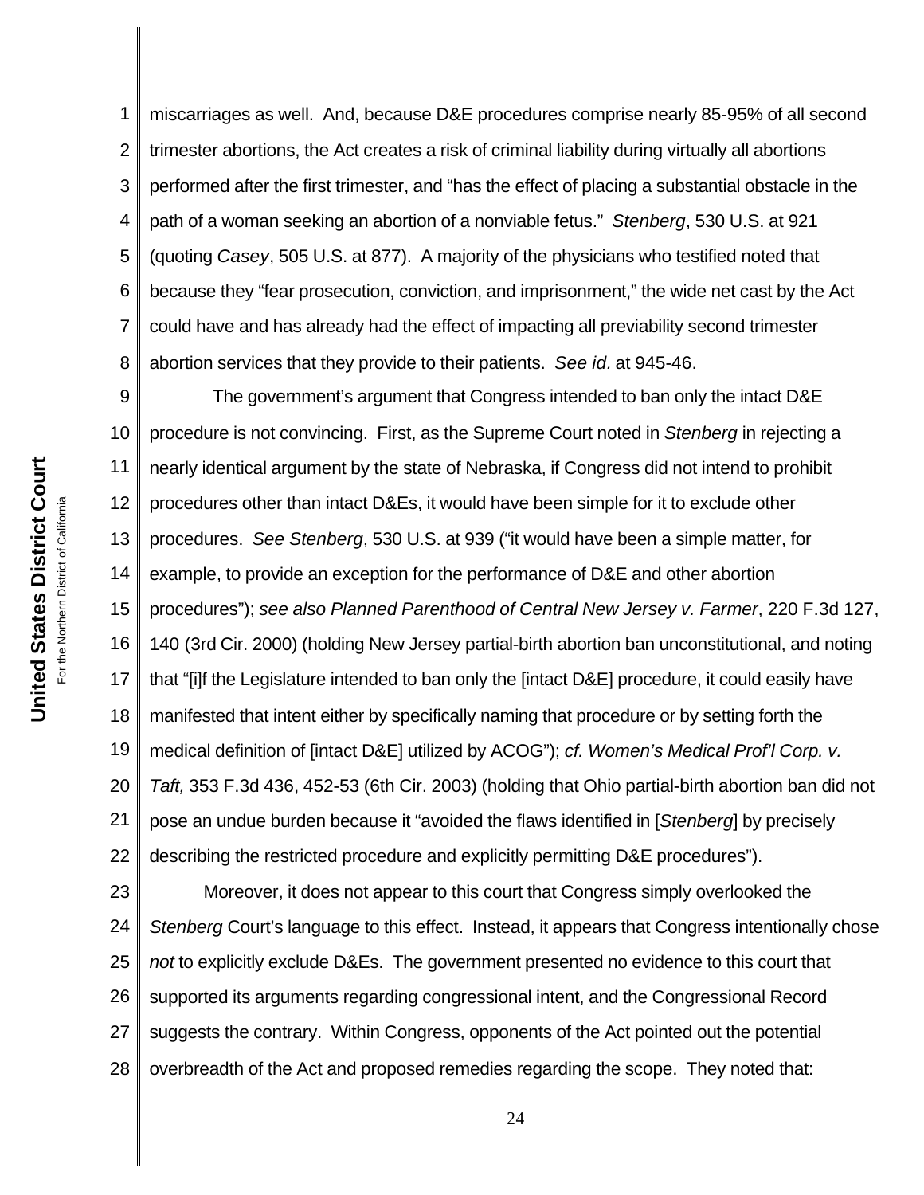miscarriages as well. And, because D&E procedures comprise nearly 85-95% of all second trimester abortions, the Act creates a risk of criminal liability during virtually all abortions performed after the first trimester, and "has the effect of placing a substantial obstacle in the path of a woman seeking an abortion of a nonviable fetus." *Stenberg*, 530 U.S. at 921 (quoting *Casey*, 505 U.S. at 877). A majority of the physicians who testified noted that because they "fear prosecution, conviction, and imprisonment," the wide net cast by the Act could have and has already had the effect of impacting all previability second trimester abortion services that they provide to their patients. *See id.* at 945-46.

The government's argument that Congress intended to ban only the intact D&E procedure is not convincing. First, as the Supreme Court noted in *Stenberg* in rejecting a nearly identical argument by the state of Nebraska, if Congress did not intend to prohibit procedures other than intact D&Es, it would have been simple for it to exclude other procedures. *See Stenberg*, 530 U.S. at 939 ("it would have been a simple matter, for example, to provide an exception for the performance of D&E and other abortion procedures"); *see also Planned Parenthood of Central New Jersey v. Farmer*, 220 F.3d 127, 140 (3rd Cir. 2000) (holding New Jersey partial-birth abortion ban unconstitutional, and noting that "[i]f the Legislature intended to ban only the [intact D&E] procedure, it could easily have manifested that intent either by specifically naming that procedure or by setting forth the medical definition of [intact D&E] utilized by ACOG"); *cf. Women's Medical Prof'l Corp. v. Taft,* 353 F.3d 436, 452-53 (6th Cir. 2003) (holding that Ohio partial-birth abortion ban did not pose an undue burden because it "avoided the flaws identified in [*Stenberg*] by precisely describing the restricted procedure and explicitly permitting D&E procedures").

Moreover, it does not appear to this court that Congress simply overlooked the *Stenberg* Court's language to this effect. Instead, it appears that Congress intentionally chose *not* to explicitly exclude D&Es. The government presented no evidence to this court that supported its arguments regarding congressional intent, and the Congressional Record suggests the contrary. Within Congress, opponents of the Act pointed out the potential overbreadth of the Act and proposed remedies regarding the scope. They noted that: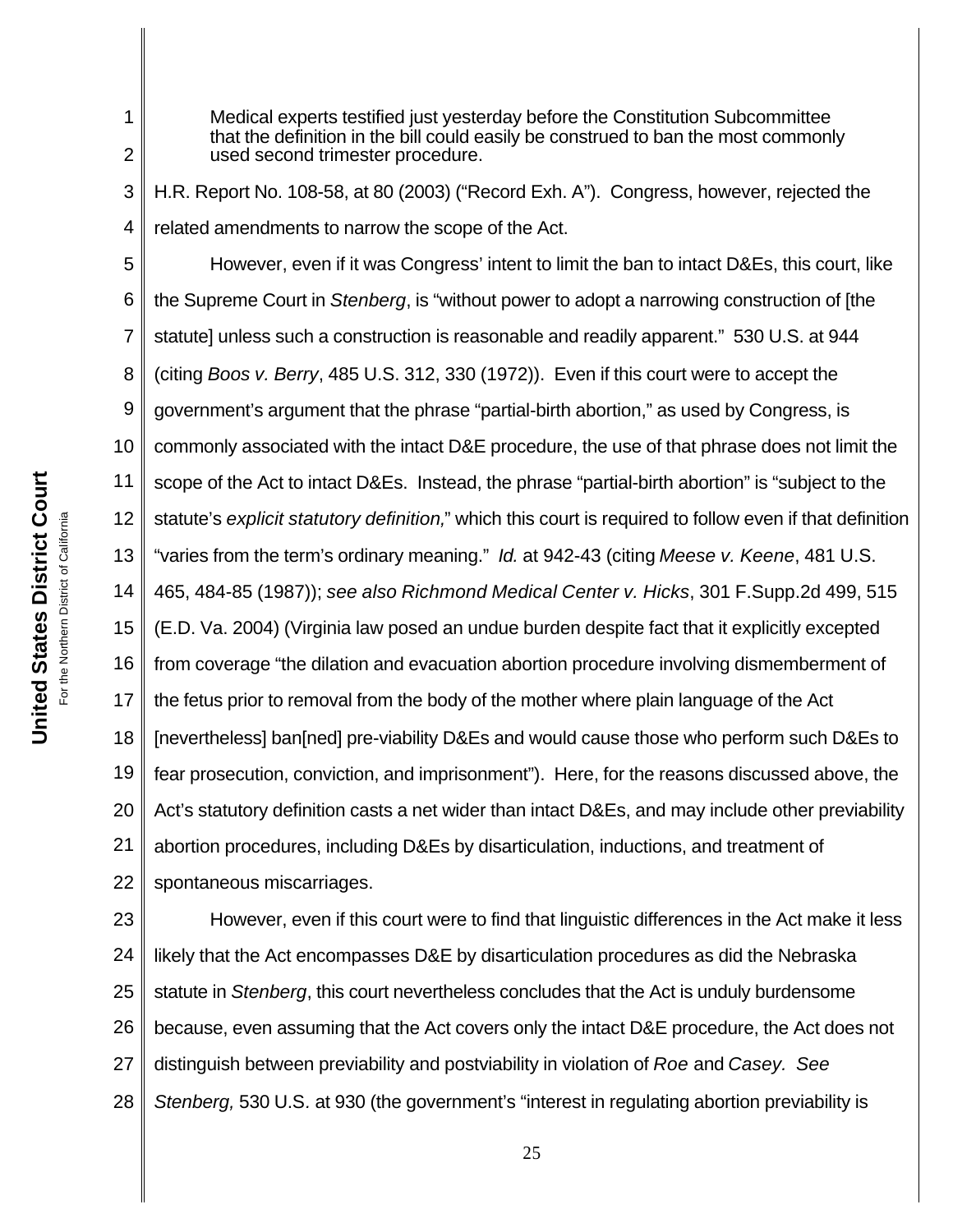> Medical experts testified just yesterday before the Constitution Subcommittee that the definition in the bill could easily be construed to ban the most commonly used second trimester procedure.

H.R. Report No. 108-58, at 80 (2003) ("Record Exh. A"). Congress, however, rejected the related amendments to narrow the scope of the Act.

However, even if it was Congress' intent to limit the ban to intact D&Es, this court, like the Supreme Court in *Stenberg*, is "without power to adopt a narrowing construction of [the statute] unless such a construction is reasonable and readily apparent." 530 U.S. at 944 (citing *Boos v. Berry*, 485 U.S. 312, 330 (1972)). Even if this court were to accept the government's argument that the phrase "partial-birth abortion," as used by Congress, is commonly associated with the intact D&E procedure, the use of that phrase does not limit the scope of the Act to intact D&Es. Instead, the phrase "partial-birth abortion" is "subject to the statute's *explicit statutory definition,*" which this court is required to follow even if that definition "varies from the term's ordinary meaning." *Id.* at 942-43 (citing *Meese v. Keene*, 481 U.S. 465, 484-85 (1987)); *see also Richmond Medical Center v. Hicks*, 301 F.Supp.2d 499, 515 (E.D. Va. 2004) (Virginia law posed an undue burden despite fact that it explicitly excepted from coverage "the dilation and evacuation abortion procedure involving dismemberment of the fetus prior to removal from the body of the mother where plain language of the Act [nevertheless] ban[ned] pre-viability D&Es and would cause those who perform such D&Es to fear prosecution, conviction, and imprisonment"). Here, for the reasons discussed above, the Act's statutory definition casts a net wider than intact D&Es, and may include other previability abortion procedures, including D&Es by disarticulation, inductions, and treatment of spontaneous miscarriages.

However, even if this court were to find that linguistic differences in the Act make it less likely that the Act encompasses D&E by disarticulation procedures as did the Nebraska statute in *Stenberg*, this court nevertheless concludes that the Act is unduly burdensome because, even assuming that the Act covers only the intact D&E procedure, the Act does not distinguish between previability and postviability in violation of *Roe* and *Casey*. *See Stenberg,* 530 U.S. at 930 (the government's "interest in regulating abortion previability is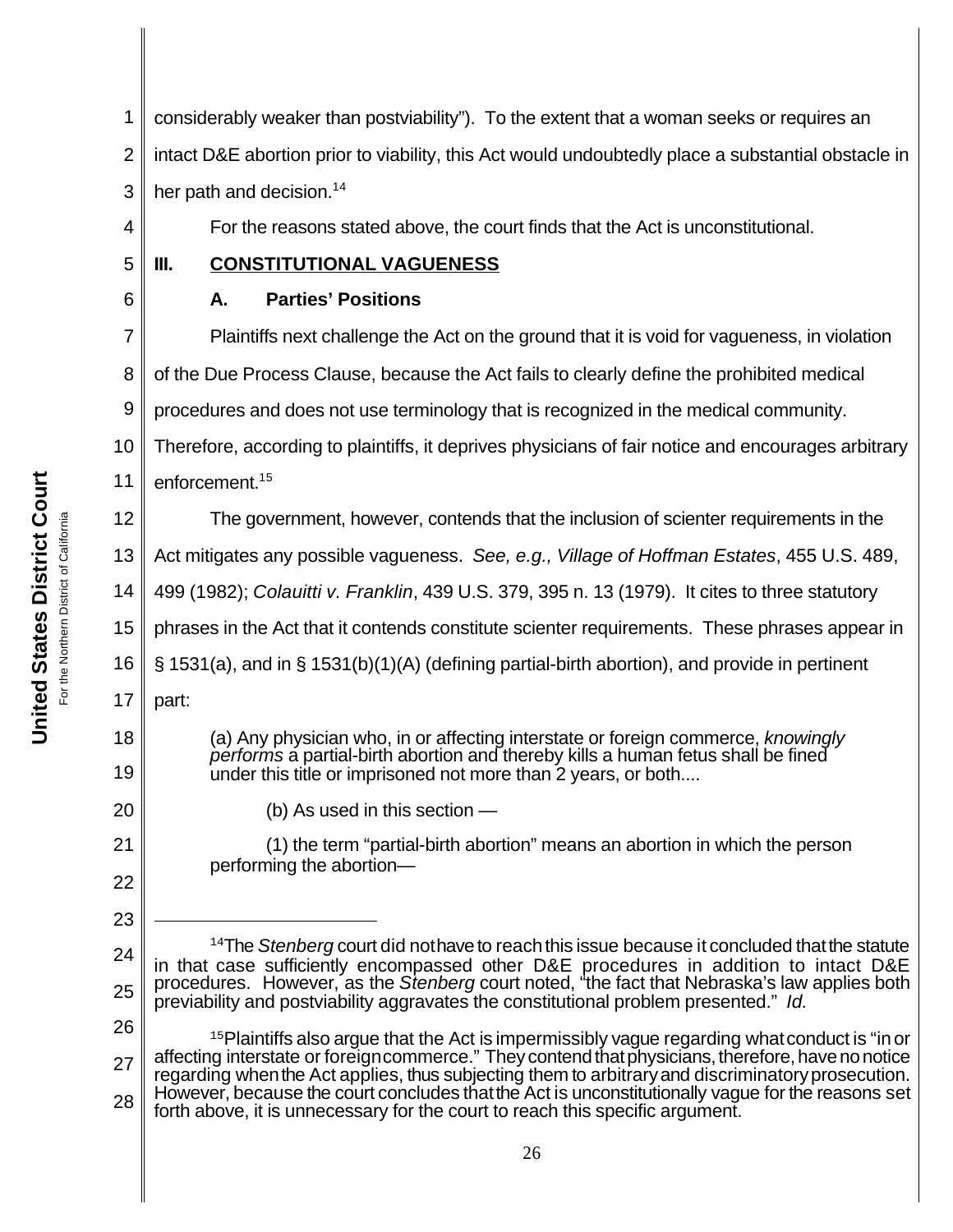considerably weaker than postviability"). To the extent that a woman seeks or requires an intact D&E abortion prior to viability, this Act would undoubtedly place a substantial obstacle in her path and decision.[14]

For the reasons stated above, the court finds that the Act is unconstitutional.

## III. CONSTITUTIONAL VAGUENESS

### A. Parties' Positions

Plaintiffs next challenge the Act on the ground that it is void for vagueness, in violation of the Due Process Clause, because the Act fails to clearly define the prohibited medical procedures and does not use terminology that is recognized in the medical community. Therefore, according to plaintiffs, it deprives physicians of fair notice and encourages arbitrary enforcement.[15]

The government, however, contends that the inclusion of scienter requirements in the Act mitigates any possible vagueness. *See, e.g., Village of Hoffman Estates*, 455 U.S. 489, 499 (1982); *Colauitti v. Franklin*, 439 U.S. 379, 395 n. 13 (1979). It cites to three statutory phrases in the Act that it contends constitute scienter requirements. These phrases appear in § 1531(a), and in § 1531(b)(1)(A) (defining partial-birth abortion), and provide in pertinent part:

> (a) Any physician who, in or affecting interstate or foreign commerce, *knowingly performs* a partial-birth abortion and thereby kills a human fetus shall be fined under this title or imprisoned not more than 2 years, or both....
>
> (b) As used in this section —
>
> (1) the term "partial-birth abortion" means an abortion in which the person performing the abortion—

---

[14] The *Stenberg* court did not have to reach this issue because it concluded that the statute in that case sufficiently encompassed other D&E procedures in addition to intact D&E procedures. However, as the *Stenberg* court noted, "the fact that Nebraska's law applies both previability and postviability aggravates the constitutional problem presented." *Id.*

[15] Plaintiffs also argue that the Act is impermissibly vague regarding what conduct is "in or affecting interstate or foreign commerce." They contend that physicians, therefore, have no notice regarding when the Act applies, thus subjecting them to arbitrary and discriminatory prosecution. However, because the court concludes that the Act is unconstitutionally vague for the reasons set forth above, it is unnecessary for the court to reach this specific argument.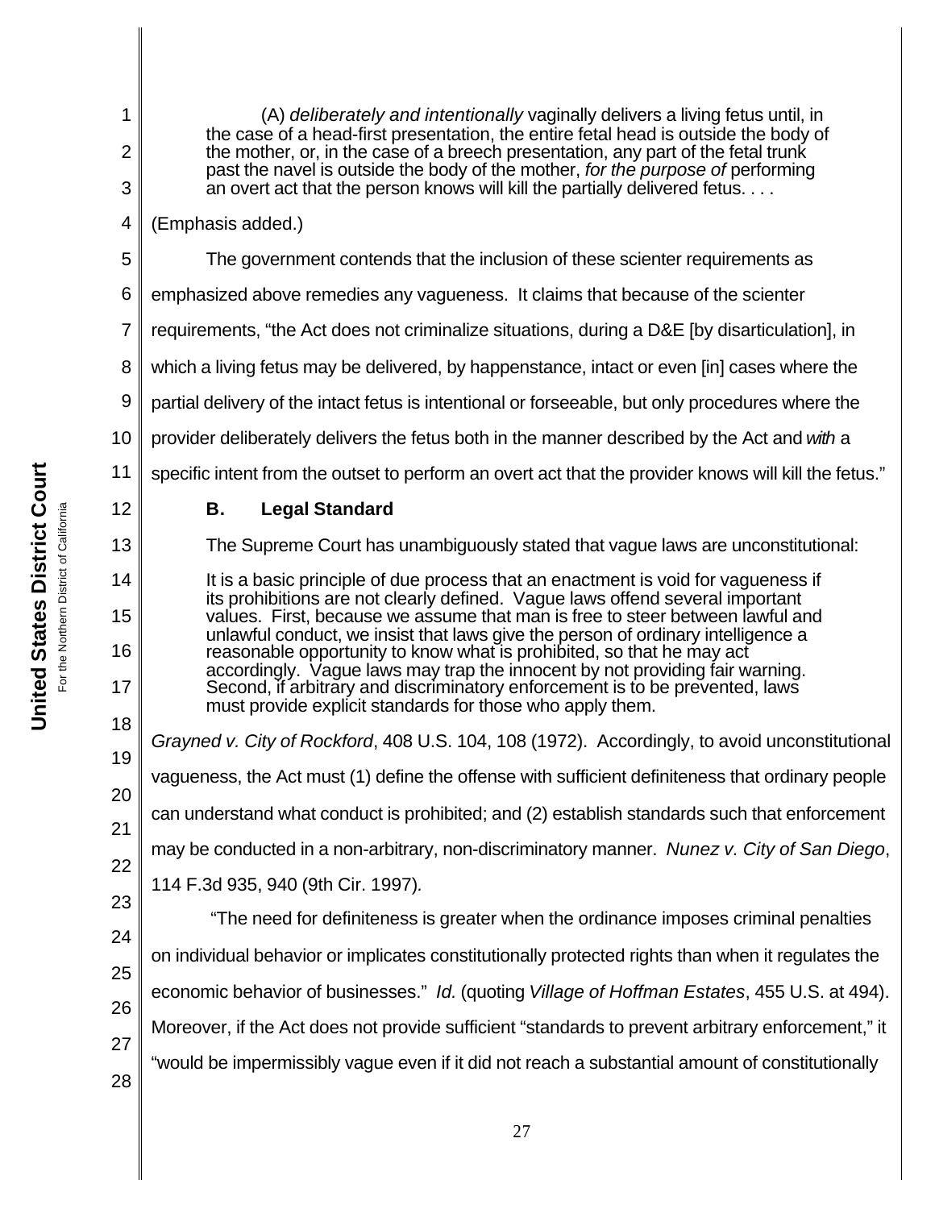> (A) *deliberately and intentionally* vaginally delivers a living fetus until, in the case of a head-first presentation, the entire fetal head is outside the body of the mother, or, in the case of a breech presentation, any part of the fetal trunk past the navel is outside the body of the mother, *for the purpose of* performing an overt act that the person knows will kill the partially delivered fetus. . . .

(Emphasis added.)

The government contends that the inclusion of these scienter requirements as emphasized above remedies any vagueness. It claims that because of the scienter requirements, "the Act does not criminalize situations, during a D&E [by disarticulation], in which a living fetus may be delivered, by happenstance, intact or even [in] cases where the partial delivery of the intact fetus is intentional or forseeable, but only procedures where the provider deliberately delivers the fetus both in the manner described by the Act and *with* a specific intent from the outset to perform an overt act that the provider knows will kill the fetus."

### B. Legal Standard

The Supreme Court has unambiguously stated that vague laws are unconstitutional:

> It is a basic principle of due process that an enactment is void for vagueness if its prohibitions are not clearly defined. Vague laws offend several important values. First, because we assume that man is free to steer between lawful and unlawful conduct, we insist that laws give the person of ordinary intelligence a reasonable opportunity to know what is prohibited, so that he may act accordingly. Vague laws may trap the innocent by not providing fair warning. Second, if arbitrary and discriminatory enforcement is to be prevented, laws must provide explicit standards for those who apply them.

*Grayned v. City of Rockford*, 408 U.S. 104, 108 (1972). Accordingly, to avoid unconstitutional vagueness, the Act must (1) define the offense with sufficient definiteness that ordinary people can understand what conduct is prohibited; and (2) establish standards such that enforcement may be conducted in a non-arbitrary, non-discriminatory manner. *Nunez v. City of San Diego*, 114 F.3d 935, 940 (9th Cir. 1997).

"The need for definiteness is greater when the ordinance imposes criminal penalties on individual behavior or implicates constitutionally protected rights than when it regulates the economic behavior of businesses." *Id.* (quoting *Village of Hoffman Estates*, 455 U.S. at 494). Moreover, if the Act does not provide sufficient "standards to prevent arbitrary enforcement," it "would be impermissibly vague even if it did not reach a substantial amount of constitutionally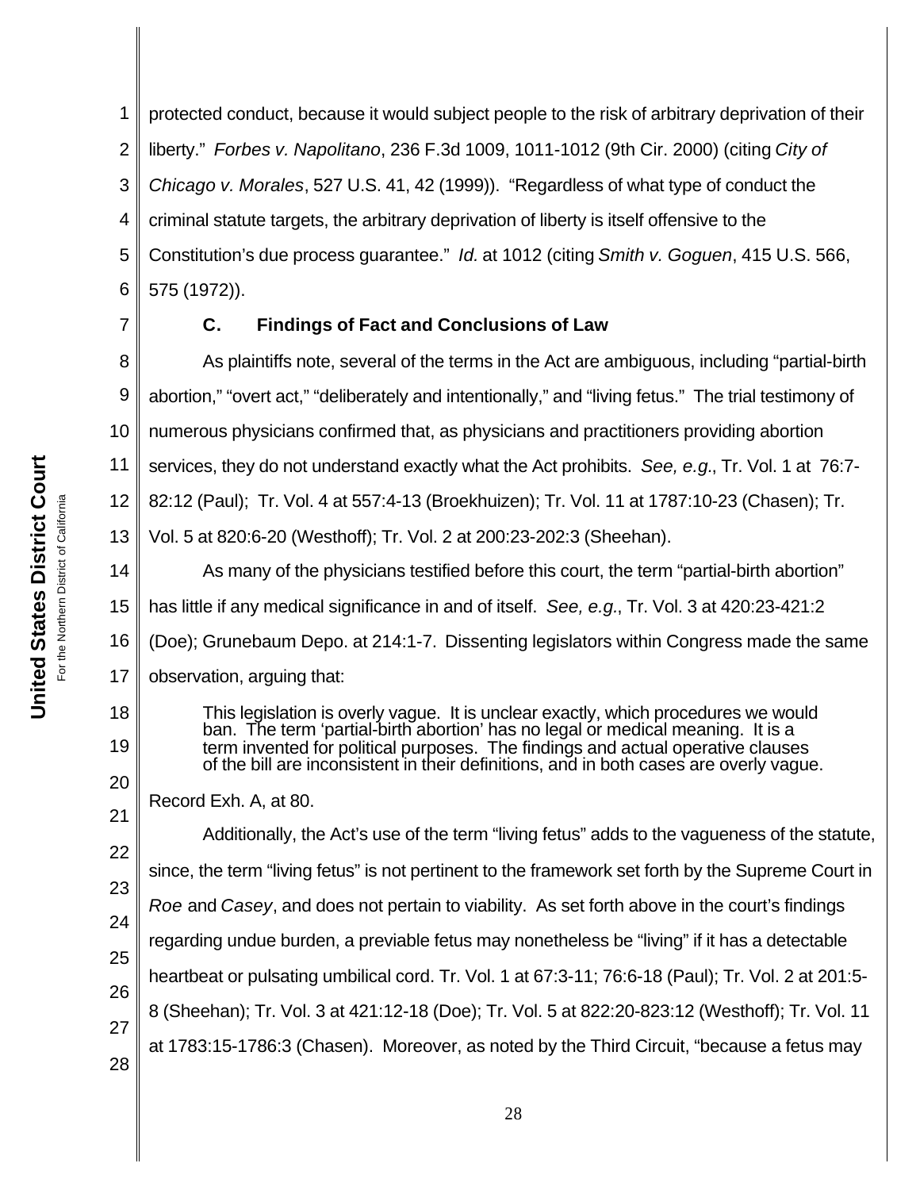protected conduct, because it would subject people to the risk of arbitrary deprivation of their liberty." *Forbes v. Napolitano*, 236 F.3d 1009, 1011-1012 (9th Cir. 2000) (citing *City of Chicago v. Morales*, 527 U.S. 41, 42 (1999)). "Regardless of what type of conduct the criminal statute targets, the arbitrary deprivation of liberty is itself offensive to the Constitution's due process guarantee." *Id.* at 1012 (citing *Smith v. Goguen*, 415 U.S. 566, 575 (1972)).

### C. Findings of Fact and Conclusions of Law

As plaintiffs note, several of the terms in the Act are ambiguous, including "partial-birth abortion," "overt act," "deliberately and intentionally," and "living fetus." The trial testimony of numerous physicians confirmed that, as physicians and practitioners providing abortion services, they do not understand exactly what the Act prohibits. *See, e.g.*, Tr. Vol. 1 at 76:7-82:12 (Paul); Tr. Vol. 4 at 557:4-13 (Broekhuizen); Tr. Vol. 11 at 1787:10-23 (Chasen); Tr. Vol. 5 at 820:6-20 (Westhoff); Tr. Vol. 2 at 200:23-202:3 (Sheehan).

As many of the physicians testified before this court, the term "partial-birth abortion" has little if any medical significance in and of itself. *See, e.g.*, Tr. Vol. 3 at 420:23-421:2 (Doe); Grunebaum Depo. at 214:1-7. Dissenting legislators within Congress made the same observation, arguing that:

> This legislation is overly vague. It is unclear exactly, which procedures we would ban. The term 'partial-birth abortion' has no legal or medical meaning. It is a term invented for political purposes. The findings and actual operative clauses of the bill are inconsistent in their definitions, and in both cases are overly vague.

Record Exh. A, at 80.

Additionally, the Act's use of the term "living fetus" adds to the vagueness of the statute, since, the term "living fetus" is not pertinent to the framework set forth by the Supreme Court in *Roe* and *Casey*, and does not pertain to viability. As set forth above in the court's findings regarding undue burden, a previable fetus may nonetheless be "living" if it has a detectable heartbeat or pulsating umbilical cord. Tr. Vol. 1 at 67:3-11; 76:6-18 (Paul); Tr. Vol. 2 at 201:5-8 (Sheehan); Tr. Vol. 3 at 421:12-18 (Doe); Tr. Vol. 5 at 822:20-823:12 (Westhoff); Tr. Vol. 11 at 1783:15-1786:3 (Chasen). Moreover, as noted by the Third Circuit, "because a fetus may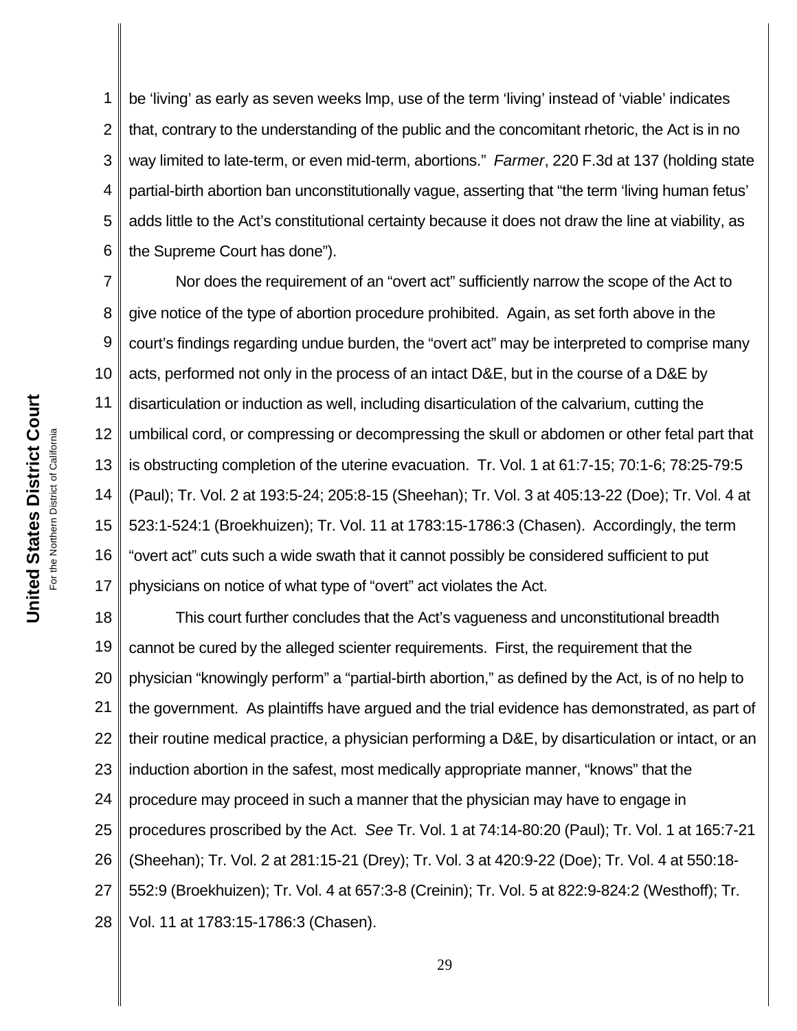be 'living' as early as seven weeks lmp, use of the term 'living' instead of 'viable' indicates that, contrary to the understanding of the public and the concomitant rhetoric, the Act is in no way limited to late-term, or even mid-term, abortions." *Farmer*, 220 F.3d at 137 (holding state partial-birth abortion ban unconstitutionally vague, asserting that "the term 'living human fetus' adds little to the Act's constitutional certainty because it does not draw the line at viability, as the Supreme Court has done").

Nor does the requirement of an "overt act" sufficiently narrow the scope of the Act to give notice of the type of abortion procedure prohibited. Again, as set forth above in the court's findings regarding undue burden, the "overt act" may be interpreted to comprise many acts, performed not only in the process of an intact D&E, but in the course of a D&E by disarticulation or induction as well, including disarticulation of the calvarium, cutting the umbilical cord, or compressing or decompressing the skull or abdomen or other fetal part that is obstructing completion of the uterine evacuation. Tr. Vol. 1 at 61:7-15; 70:1-6; 78:25-79:5 (Paul); Tr. Vol. 2 at 193:5-24; 205:8-15 (Sheehan); Tr. Vol. 3 at 405:13-22 (Doe); Tr. Vol. 4 at 523:1-524:1 (Broekhuizen); Tr. Vol. 11 at 1783:15-1786:3 (Chasen). Accordingly, the term "overt act" cuts such a wide swath that it cannot possibly be considered sufficient to put physicians on notice of what type of "overt" act violates the Act.

This court further concludes that the Act's vagueness and unconstitutional breadth cannot be cured by the alleged scienter requirements. First, the requirement that the physician "knowingly perform" a "partial-birth abortion," as defined by the Act, is of no help to the government. As plaintiffs have argued and the trial evidence has demonstrated, as part of their routine medical practice, a physician performing a D&E, by disarticulation or intact, or an induction abortion in the safest, most medically appropriate manner, "knows" that the procedure may proceed in such a manner that the physician may have to engage in procedures proscribed by the Act. *See* Tr. Vol. 1 at 74:14-80:20 (Paul); Tr. Vol. 1 at 165:7-21 (Sheehan); Tr. Vol. 2 at 281:15-21 (Drey); Tr. Vol. 3 at 420:9-22 (Doe); Tr. Vol. 4 at 550:18-552:9 (Broekhuizen); Tr. Vol. 4 at 657:3-8 (Creinin); Tr. Vol. 5 at 822:9-824:2 (Westhoff); Tr. Vol. 11 at 1783:15-1786:3 (Chasen).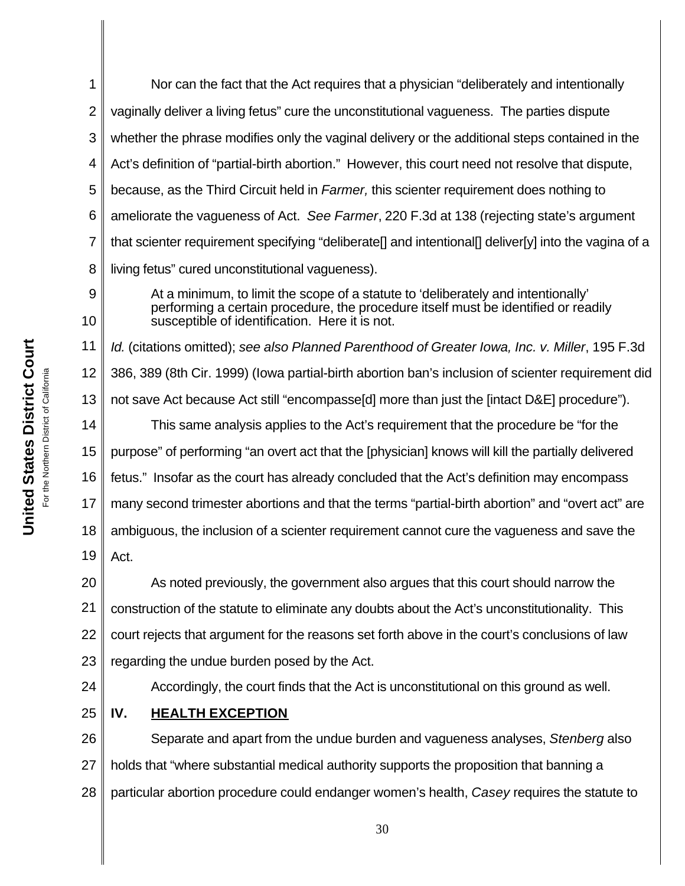Nor can the fact that the Act requires that a physician "deliberately and intentionally vaginally deliver a living fetus" cure the unconstitutional vagueness. The parties dispute whether the phrase modifies only the vaginal delivery or the additional steps contained in the Act's definition of "partial-birth abortion." However, this court need not resolve that dispute, because, as the Third Circuit held in *Farmer,* this scienter requirement does nothing to ameliorate the vagueness of Act. *See Farmer*, 220 F.3d at 138 (rejecting state's argument that scienter requirement specifying "deliberate[] and intentional[] deliver[y] into the vagina of a living fetus" cured unconstitutional vagueness).

> At a minimum, to limit the scope of a statute to 'deliberately and intentionally' performing a certain procedure, the procedure itself must be identified or readily susceptible of identification. Here it is not.

*Id.* (citations omitted); *see also Planned Parenthood of Greater Iowa, Inc. v. Miller*, 195 F.3d 386, 389 (8th Cir. 1999) (Iowa partial-birth abortion ban's inclusion of scienter requirement did not save Act because Act still "encompasse[d] more than just the [intact D&E] procedure").

This same analysis applies to the Act's requirement that the procedure be "for the purpose" of performing "an overt act that the [physician] knows will kill the partially delivered fetus." Insofar as the court has already concluded that the Act's definition may encompass many second trimester abortions and that the terms "partial-birth abortion" and "overt act" are ambiguous, the inclusion of a scienter requirement cannot cure the vagueness and save the Act.

As noted previously, the government also argues that this court should narrow the construction of the statute to eliminate any doubts about the Act's unconstitutionality. This court rejects that argument for the reasons set forth above in the court's conclusions of law regarding the undue burden posed by the Act.

Accordingly, the court finds that the Act is unconstitutional on this ground as well.

## IV. HEALTH EXCEPTION

Separate and apart from the undue burden and vagueness analyses, *Stenberg* also holds that "where substantial medical authority supports the proposition that banning a particular abortion procedure could endanger women's health, *Casey* requires the statute to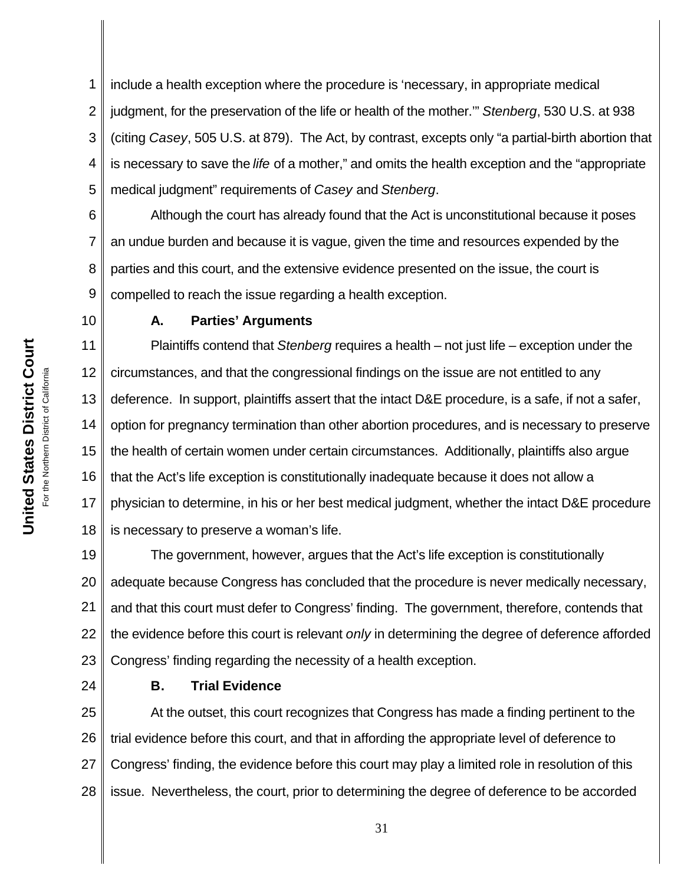include a health exception where the procedure is 'necessary, in appropriate medical judgment, for the preservation of the life or health of the mother.'" *Stenberg*, 530 U.S. at 938 (citing *Casey*, 505 U.S. at 879). The Act, by contrast, excepts only "a partial-birth abortion that is necessary to save the *life* of a mother," and omits the health exception and the "appropriate medical judgment" requirements of *Casey* and *Stenberg*.

Although the court has already found that the Act is unconstitutional because it poses an undue burden and because it is vague, given the time and resources expended by the parties and this court, and the extensive evidence presented on the issue, the court is compelled to reach the issue regarding a health exception.

### A. Parties' Arguments

Plaintiffs contend that *Stenberg* requires a health – not just life – exception under the circumstances, and that the congressional findings on the issue are not entitled to any deference. In support, plaintiffs assert that the intact D&E procedure, is a safe, if not a safer, option for pregnancy termination than other abortion procedures, and is necessary to preserve the health of certain women under certain circumstances. Additionally, plaintiffs also argue that the Act's life exception is constitutionally inadequate because it does not allow a physician to determine, in his or her best medical judgment, whether the intact D&E procedure is necessary to preserve a woman's life.

The government, however, argues that the Act's life exception is constitutionally adequate because Congress has concluded that the procedure is never medically necessary, and that this court must defer to Congress' finding. The government, therefore, contends that the evidence before this court is relevant *only* in determining the degree of deference afforded Congress' finding regarding the necessity of a health exception.

### B. Trial Evidence

At the outset, this court recognizes that Congress has made a finding pertinent to the trial evidence before this court, and that in affording the appropriate level of deference to Congress' finding, the evidence before this court may play a limited role in resolution of this issue. Nevertheless, the court, prior to determining the degree of deference to be accorded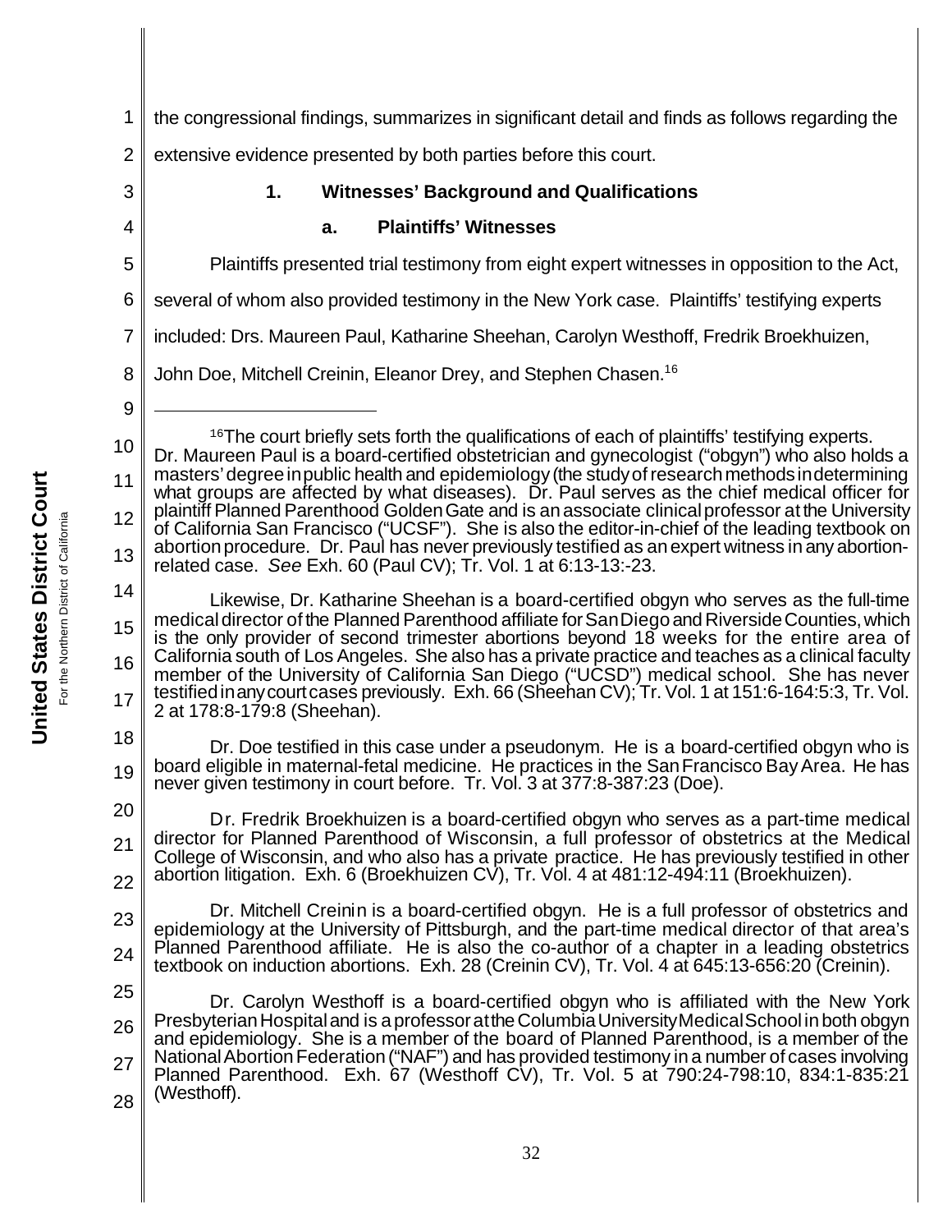the congressional findings, summarizes in significant detail and finds as follows regarding the extensive evidence presented by both parties before this court.

### 1. Witnesses' Background and Qualifications

#### a. Plaintiffs' Witnesses

Plaintiffs presented trial testimony from eight expert witnesses in opposition to the Act, several of whom also provided testimony in the New York case. Plaintiffs' testifying experts included: Drs. Maureen Paul, Katharine Sheehan, Carolyn Westhoff, Fredrik Broekhuizen, John Doe, Mitchell Creinin, Eleanor Drey, and Stephen Chasen.[16]

---

[16] The court briefly sets forth the qualifications of each of plaintiffs' testifying experts. Dr. Maureen Paul is a board-certified obstetrician and gynecologist ("obgyn") who also holds a masters' degree in public health and epidemiology (the study of research methods in determining what groups are affected by what diseases). Dr. Paul serves as the chief medical officer for plaintiff Planned Parenthood Golden Gate and is an associate clinical professor at the University of California San Francisco ("UCSF"). She is also the editor-in-chief of the leading textbook on abortion procedure. Dr. Paul has never previously testified as an expert witness in any abortion-related case. *See* Exh. 60 (Paul CV); Tr. Vol. 1 at 6:13-13:-23.

Likewise, Dr. Katharine Sheehan is a board-certified obgyn who serves as the full-time medical director of the Planned Parenthood affiliate for San Diego and Riverside Counties, which is the only provider of second trimester abortions beyond 18 weeks for the entire area of California south of Los Angeles. She also has a private practice and teaches as a clinical faculty member of the University of California San Diego ("UCSD") medical school. She has never testified in any court cases previously. Exh. 66 (Sheehan CV); Tr. Vol. 1 at 151:6-164:5:3, Tr. Vol. 2 at 178:8-179:8 (Sheehan).

Dr. Doe testified in this case under a pseudonym. He is a board-certified obgyn who is board eligible in maternal-fetal medicine. He practices in the San Francisco Bay Area. He has never given testimony in court before. Tr. Vol. 3 at 377:8-387:23 (Doe).

Dr. Fredrik Broekhuizen is a board-certified obgyn who serves as a part-time medical director for Planned Parenthood of Wisconsin, a full professor of obstetrics at the Medical College of Wisconsin, and who also has a private practice. He has previously testified in other abortion litigation. Exh. 6 (Broekhuizen CV), Tr. Vol. 4 at 481:12-494:11 (Broekhuizen).

Dr. Mitchell Creinin is a board-certified obgyn. He is a full professor of obstetrics and epidemiology at the University of Pittsburgh, and the part-time medical director of that area's Planned Parenthood affiliate. He is also the co-author of a chapter in a leading obstetrics textbook on induction abortions. Exh. 28 (Creinin CV), Tr. Vol. 4 at 645:13-656:20 (Creinin).

Dr. Carolyn Westhoff is a board-certified obgyn who is affiliated with the New York Presbyterian Hospital and is a professor at the Columbia University Medical School in both obgyn and epidemiology. She is a member of the board of Planned Parenthood, is a member of the National Abortion Federation ("NAF") and has provided testimony in a number of cases involving Planned Parenthood. Exh. 67 (Westhoff CV), Tr. Vol. 5 at 790:24-798:10, 834:1-835:21 (Westhoff).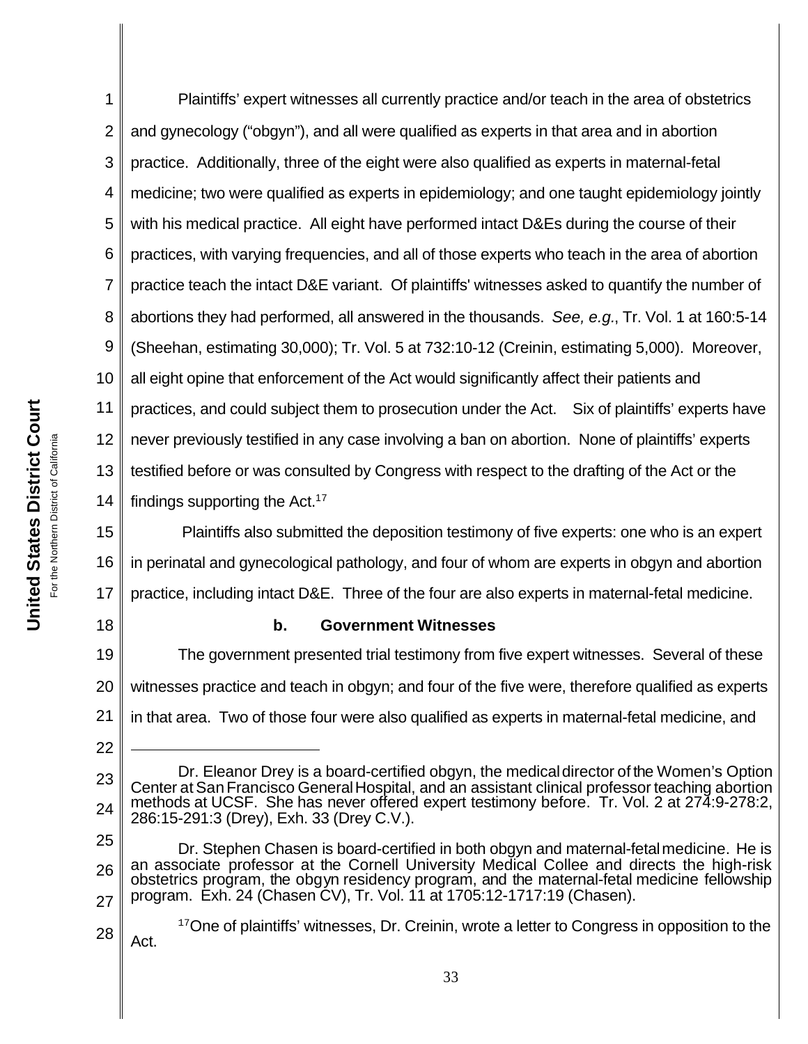Plaintiffs' expert witnesses all currently practice and/or teach in the area of obstetrics and gynecology ("obgyn"), and all were qualified as experts in that area and in abortion practice. Additionally, three of the eight were also qualified as experts in maternal-fetal medicine; two were qualified as experts in epidemiology; and one taught epidemiology jointly with his medical practice. All eight have performed intact D&Es during the course of their practices, with varying frequencies, and all of those experts who teach in the area of abortion practice teach the intact D&E variant. Of plaintiffs' witnesses asked to quantify the number of abortions they had performed, all answered in the thousands. *See, e.g.*, Tr. Vol. 1 at 160:5-14 (Sheehan, estimating 30,000); Tr. Vol. 5 at 732:10-12 (Creinin, estimating 5,000). Moreover, all eight opine that enforcement of the Act would significantly affect their patients and practices, and could subject them to prosecution under the Act. Six of plaintiffs' experts have never previously testified in any case involving a ban on abortion. None of plaintiffs' experts testified before or was consulted by Congress with respect to the drafting of the Act or the findings supporting the Act.[17]

Plaintiffs also submitted the deposition testimony of five experts: one who is an expert in perinatal and gynecological pathology, and four of whom are experts in obgyn and abortion practice, including intact D&E. Three of the four are also experts in maternal-fetal medicine.

### b. Government Witnesses

The government presented trial testimony from five expert witnesses. Several of these witnesses practice and teach in obgyn; and four of the five were, therefore qualified as experts in that area. Two of those four were also qualified as experts in maternal-fetal medicine, and

---

Dr. Eleanor Drey is a board-certified obgyn, the medical director of the Women's Option Center at San Francisco General Hospital, and an assistant clinical professor teaching abortion methods at UCSF. She has never offered expert testimony before. Tr. Vol. 2 at 274:9-278:2, 286:15-291:3 (Drey), Exh. 33 (Drey C.V.).

Dr. Stephen Chasen is board-certified in both obgyn and maternal-fetal medicine. He is an associate professor at the Cornell University Medical Collee and directs the high-risk obstetrics program, the obgyn residency program, and the maternal-fetal medicine fellowship program. Exh. 24 (Chasen CV), Tr. Vol. 11 at 1705:12-1717:19 (Chasen).

[17] One of plaintiffs' witnesses, Dr. Creinin, wrote a letter to Congress in opposition to the Act.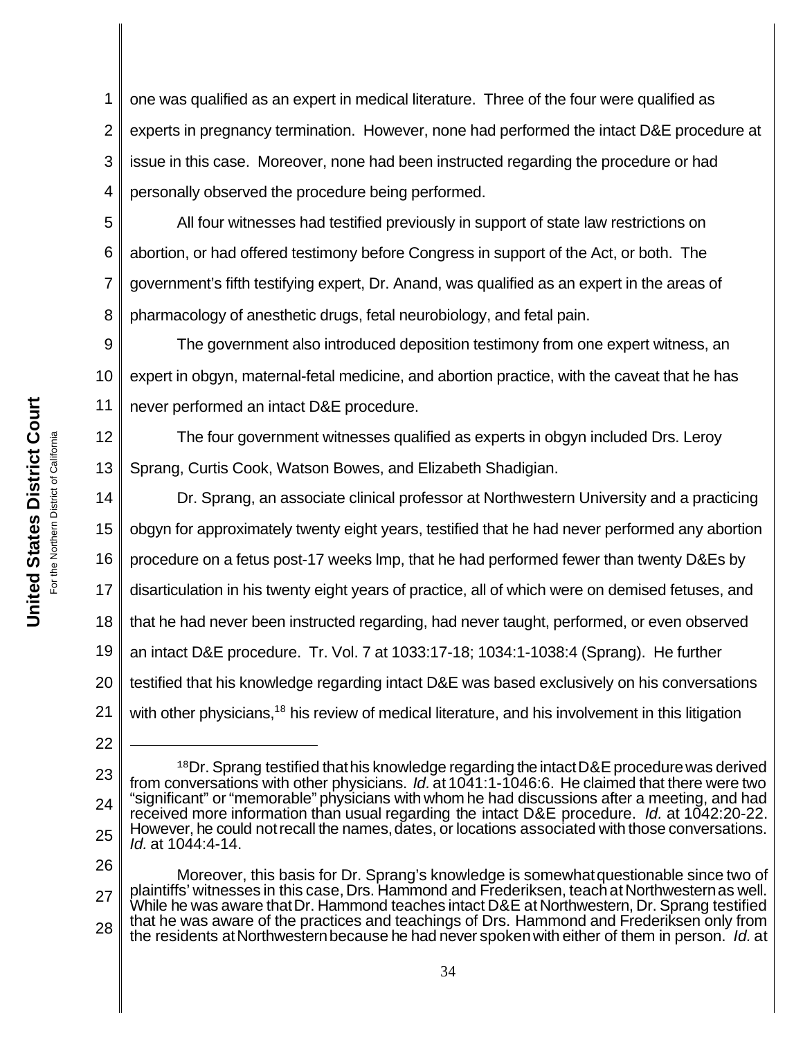one was qualified as an expert in medical literature. Three of the four were qualified as experts in pregnancy termination. However, none had performed the intact D&E procedure at issue in this case. Moreover, none had been instructed regarding the procedure or had personally observed the procedure being performed.

All four witnesses had testified previously in support of state law restrictions on abortion, or had offered testimony before Congress in support of the Act, or both. The government's fifth testifying expert, Dr. Anand, was qualified as an expert in the areas of pharmacology of anesthetic drugs, fetal neurobiology, and fetal pain.

The government also introduced deposition testimony from one expert witness, an expert in obgyn, maternal-fetal medicine, and abortion practice, with the caveat that he has never performed an intact D&E procedure.

The four government witnesses qualified as experts in obgyn included Drs. Leroy Sprang, Curtis Cook, Watson Bowes, and Elizabeth Shadigian.

Dr. Sprang, an associate clinical professor at Northwestern University and a practicing obgyn for approximately twenty eight years, testified that he had never performed any abortion procedure on a fetus post-17 weeks lmp, that he had performed fewer than twenty D&Es by disarticulation in his twenty eight years of practice, all of which were on demised fetuses, and that he had never been instructed regarding, had never taught, performed, or even observed an intact D&E procedure. Tr. Vol. 7 at 1033:17-18; 1034:1-1038:4 (Sprang). He further testified that his knowledge regarding intact D&E was based exclusively on his conversations with other physicians,[18] his review of medical literature, and his involvement in this litigation

---

[18] Dr. Sprang testified that his knowledge regarding the intact D&E procedure was derived from conversations with other physicians. *Id.* at 1041:1-1046:6. He claimed that there were two "significant" or "memorable" physicians with whom he had discussions after a meeting, and had received more information than usual regarding the intact D&E procedure. *Id.* at 1042:20-22. However, he could not recall the names, dates, or locations associated with those conversations. *Id.* at 1044:4-14.

Moreover, this basis for Dr. Sprang's knowledge is somewhat questionable since two of plaintiffs' witnesses in this case, Drs. Hammond and Frederiksen, teach at Northwestern as well. While he was aware that Dr. Hammond teaches intact D&E at Northwestern, Dr. Sprang testified that he was aware of the practices and teachings of Drs. Hammond and Frederiksen only from the residents at Northwestern because he had never spoken with either of them in person. *Id.* at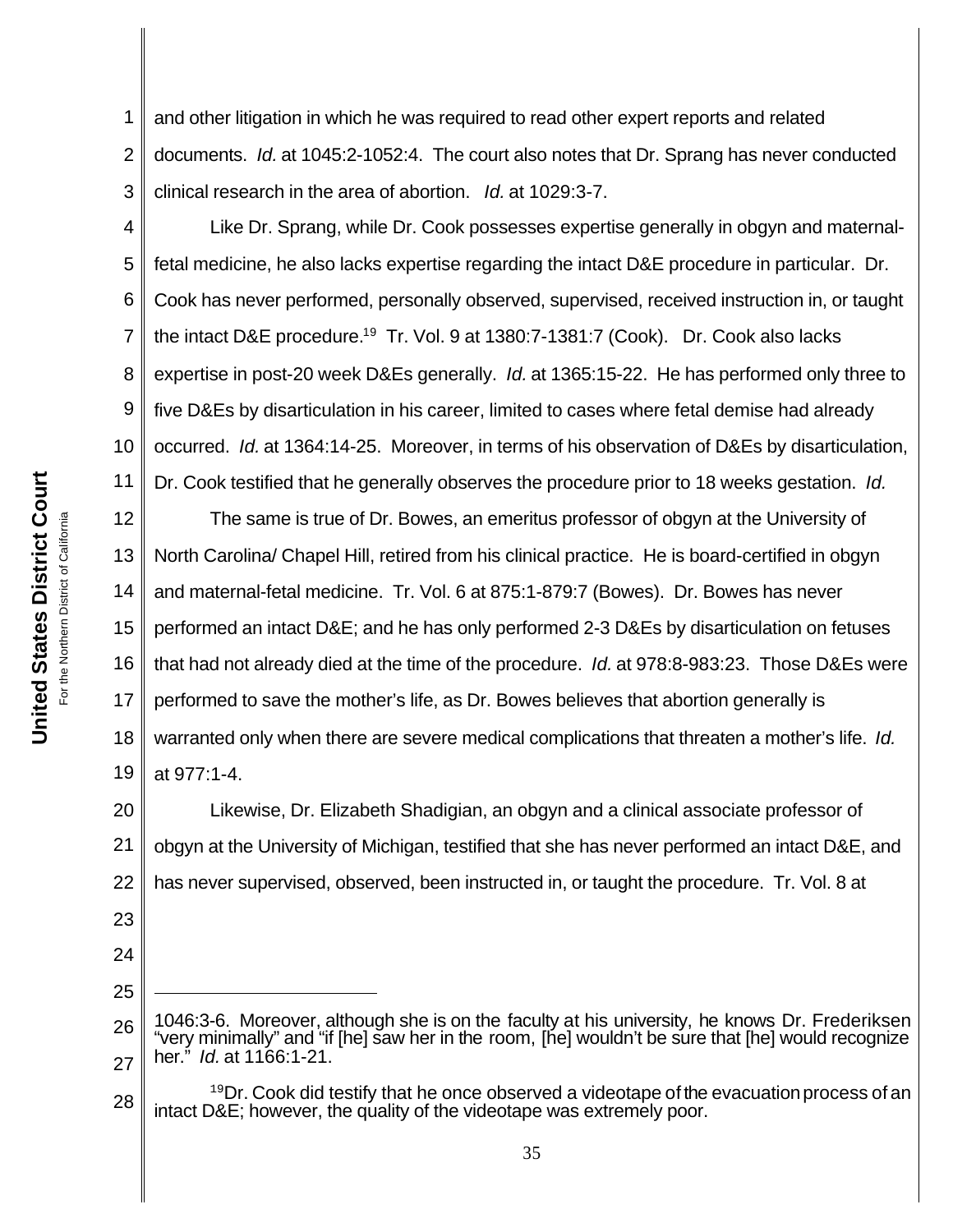and other litigation in which he was required to read other expert reports and related documents. *Id.* at 1045:2-1052:4. The court also notes that Dr. Sprang has never conducted clinical research in the area of abortion. *Id.* at 1029:3-7.

Like Dr. Sprang, while Dr. Cook possesses expertise generally in obgyn and maternal-fetal medicine, he also lacks expertise regarding the intact D&E procedure in particular. Dr. Cook has never performed, personally observed, supervised, received instruction in, or taught the intact D&E procedure.[19] Tr. Vol. 9 at 1380:7-1381:7 (Cook). Dr. Cook also lacks expertise in post-20 week D&Es generally. *Id.* at 1365:15-22. He has performed only three to five D&Es by disarticulation in his career, limited to cases where fetal demise had already occurred. *Id.* at 1364:14-25. Moreover, in terms of his observation of D&Es by disarticulation, Dr. Cook testified that he generally observes the procedure prior to 18 weeks gestation. *Id.*

The same is true of Dr. Bowes, an emeritus professor of obgyn at the University of North Carolina/ Chapel Hill, retired from his clinical practice. He is board-certified in obgyn and maternal-fetal medicine. Tr. Vol. 6 at 875:1-879:7 (Bowes). Dr. Bowes has never performed an intact D&E; and he has only performed 2-3 D&Es by disarticulation on fetuses that had not already died at the time of the procedure. *Id.* at 978:8-983:23. Those D&Es were performed to save the mother's life, as Dr. Bowes believes that abortion generally is warranted only when there are severe medical complications that threaten a mother's life. *Id.* at 977:1-4.

Likewise, Dr. Elizabeth Shadigian, an obgyn and a clinical associate professor of obgyn at the University of Michigan, testified that she has never performed an intact D&E, and has never supervised, observed, been instructed in, or taught the procedure. Tr. Vol. 8 at

---

1046:3-6. Moreover, although she is on the faculty at his university, he knows Dr. Frederiksen "very minimally" and "if [he] saw her in the room, [he] wouldn't be sure that [he] would recognize her." *Id.* at 1166:1-21.

[19] Dr. Cook did testify that he once observed a videotape of the evacuation process of an intact D&E; however, the quality of the videotape was extremely poor.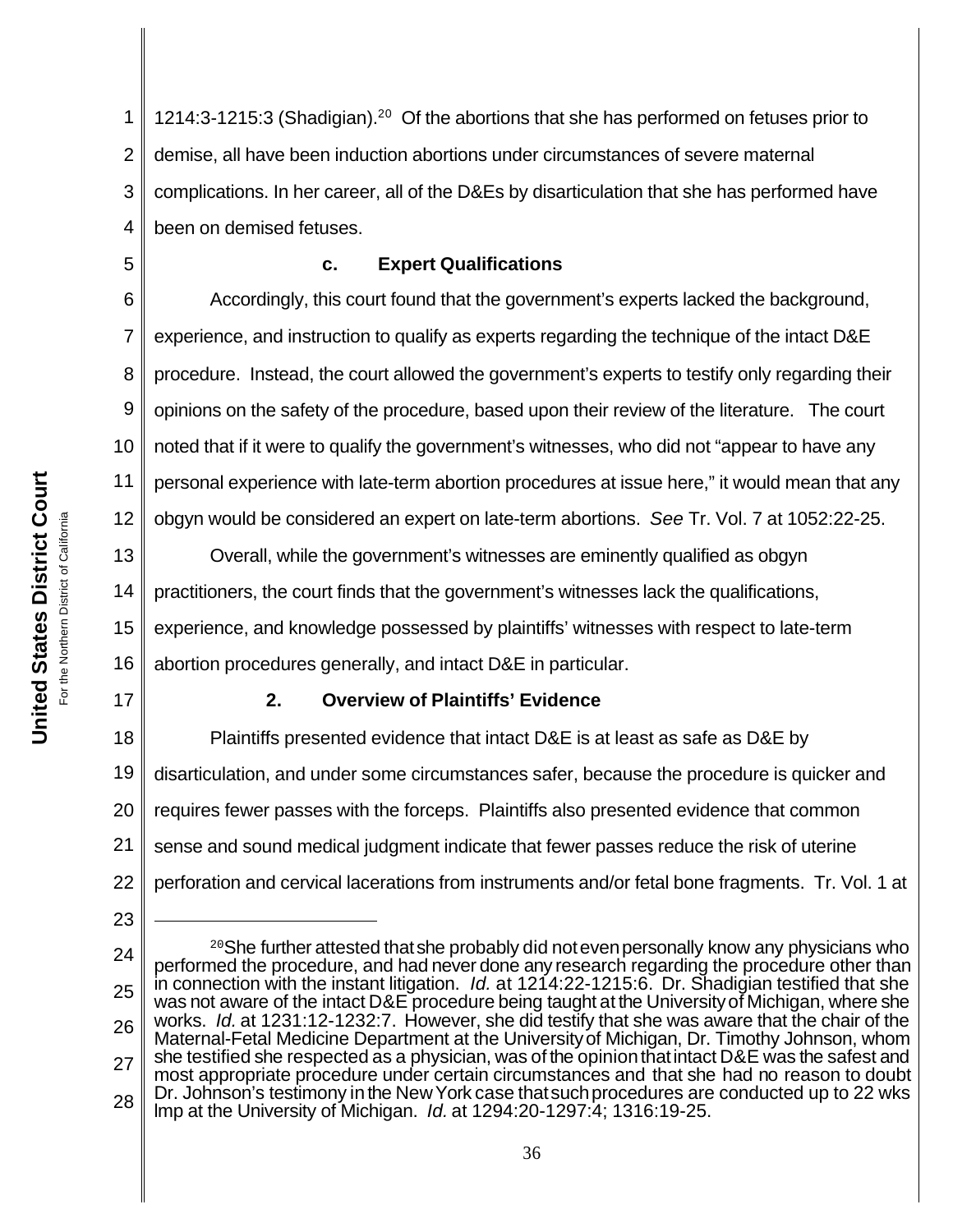1214:3-1215:3 (Shadigian).[20] Of the abortions that she has performed on fetuses prior to demise, all have been induction abortions under circumstances of severe maternal complications. In her career, all of the D&Es by disarticulation that she has performed have been on demised fetuses.

#### c. Expert Qualifications

Accordingly, this court found that the government's experts lacked the background, experience, and instruction to qualify as experts regarding the technique of the intact D&E procedure. Instead, the court allowed the government's experts to testify only regarding their opinions on the safety of the procedure, based upon their review of the literature. The court noted that if it were to qualify the government's witnesses, who did not "appear to have any personal experience with late-term abortion procedures at issue here," it would mean that any obgyn would be considered an expert on late-term abortions. *See* Tr. Vol. 7 at 1052:22-25.

Overall, while the government's witnesses are eminently qualified as obgyn practitioners, the court finds that the government's witnesses lack the qualifications, experience, and knowledge possessed by plaintiffs' witnesses with respect to late-term abortion procedures generally, and intact D&E in particular.

### 2. Overview of Plaintiffs' Evidence

Plaintiffs presented evidence that intact D&E is at least as safe as D&E by disarticulation, and under some circumstances safer, because the procedure is quicker and requires fewer passes with the forceps. Plaintiffs also presented evidence that common sense and sound medical judgment indicate that fewer passes reduce the risk of uterine perforation and cervical lacerations from instruments and/or fetal bone fragments. Tr. Vol. 1 at

---

[20] She further attested that she probably did not even personally know any physicians who performed the procedure, and had never done any research regarding the procedure other than in connection with the instant litigation. *Id.* at 1214:22-1215:6. Dr. Shadigian testified that she was not aware of the intact D&E procedure being taught at the University of Michigan, where she works. *Id.* at 1231:12-1232:7. However, she did testify that she was aware that the chair of the Maternal-Fetal Medicine Department at the University of Michigan, Dr. Timothy Johnson, whom she testified she respected as a physician, was of the opinion that intact D&E was the safest and most appropriate procedure under certain circumstances and that she had no reason to doubt Dr. Johnson's testimony in the New York case that such procedures are conducted up to 22 wks lmp at the University of Michigan. *Id.* at 1294:20-1297:4; 1316:19-25.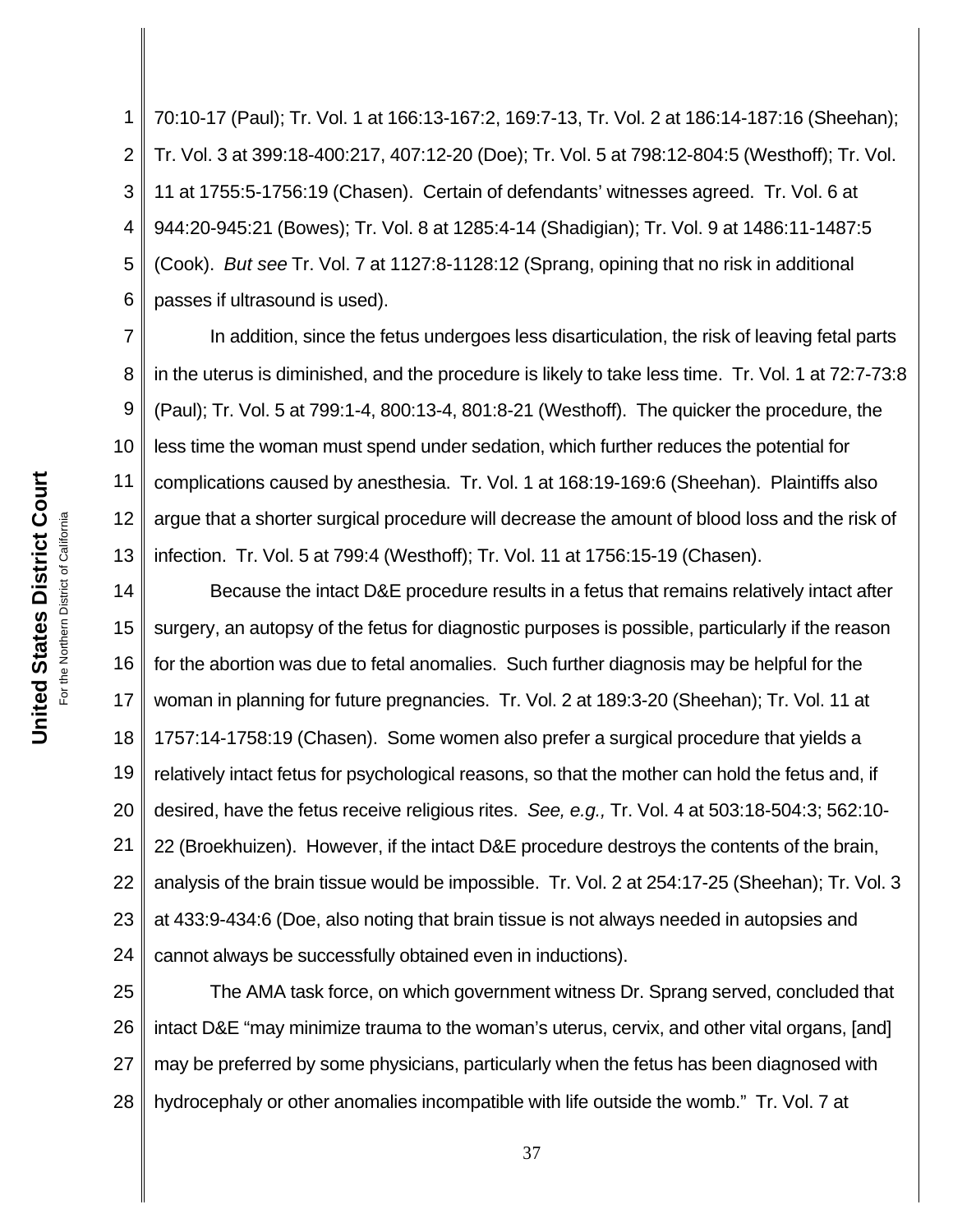70:10-17 (Paul); Tr. Vol. 1 at 166:13-167:2, 169:7-13, Tr. Vol. 2 at 186:14-187:16 (Sheehan); Tr. Vol. 3 at 399:18-400:217, 407:12-20 (Doe); Tr. Vol. 5 at 798:12-804:5 (Westhoff); Tr. Vol. 11 at 1755:5-1756:19 (Chasen). Certain of defendants' witnesses agreed. Tr. Vol. 6 at 944:20-945:21 (Bowes); Tr. Vol. 8 at 1285:4-14 (Shadigian); Tr. Vol. 9 at 1486:11-1487:5 (Cook). *But see* Tr. Vol. 7 at 1127:8-1128:12 (Sprang, opining that no risk in additional passes if ultrasound is used).

In addition, since the fetus undergoes less disarticulation, the risk of leaving fetal parts in the uterus is diminished, and the procedure is likely to take less time. Tr. Vol. 1 at 72:7-73:8 (Paul); Tr. Vol. 5 at 799:1-4, 800:13-4, 801:8-21 (Westhoff). The quicker the procedure, the less time the woman must spend under sedation, which further reduces the potential for complications caused by anesthesia. Tr. Vol. 1 at 168:19-169:6 (Sheehan). Plaintiffs also argue that a shorter surgical procedure will decrease the amount of blood loss and the risk of infection. Tr. Vol. 5 at 799:4 (Westhoff); Tr. Vol. 11 at 1756:15-19 (Chasen).

Because the intact D&E procedure results in a fetus that remains relatively intact after surgery, an autopsy of the fetus for diagnostic purposes is possible, particularly if the reason for the abortion was due to fetal anomalies. Such further diagnosis may be helpful for the woman in planning for future pregnancies. Tr. Vol. 2 at 189:3-20 (Sheehan); Tr. Vol. 11 at 1757:14-1758:19 (Chasen). Some women also prefer a surgical procedure that yields a relatively intact fetus for psychological reasons, so that the mother can hold the fetus and, if desired, have the fetus receive religious rites. *See, e.g.,* Tr. Vol. 4 at 503:18-504:3; 562:10-22 (Broekhuizen). However, if the intact D&E procedure destroys the contents of the brain, analysis of the brain tissue would be impossible. Tr. Vol. 2 at 254:17-25 (Sheehan); Tr. Vol. 3 at 433:9-434:6 (Doe, also noting that brain tissue is not always needed in autopsies and cannot always be successfully obtained even in inductions).

The AMA task force, on which government witness Dr. Sprang served, concluded that intact D&E "may minimize trauma to the woman's uterus, cervix, and other vital organs, [and] may be preferred by some physicians, particularly when the fetus has been diagnosed with hydrocephaly or other anomalies incompatible with life outside the womb." Tr. Vol. 7 at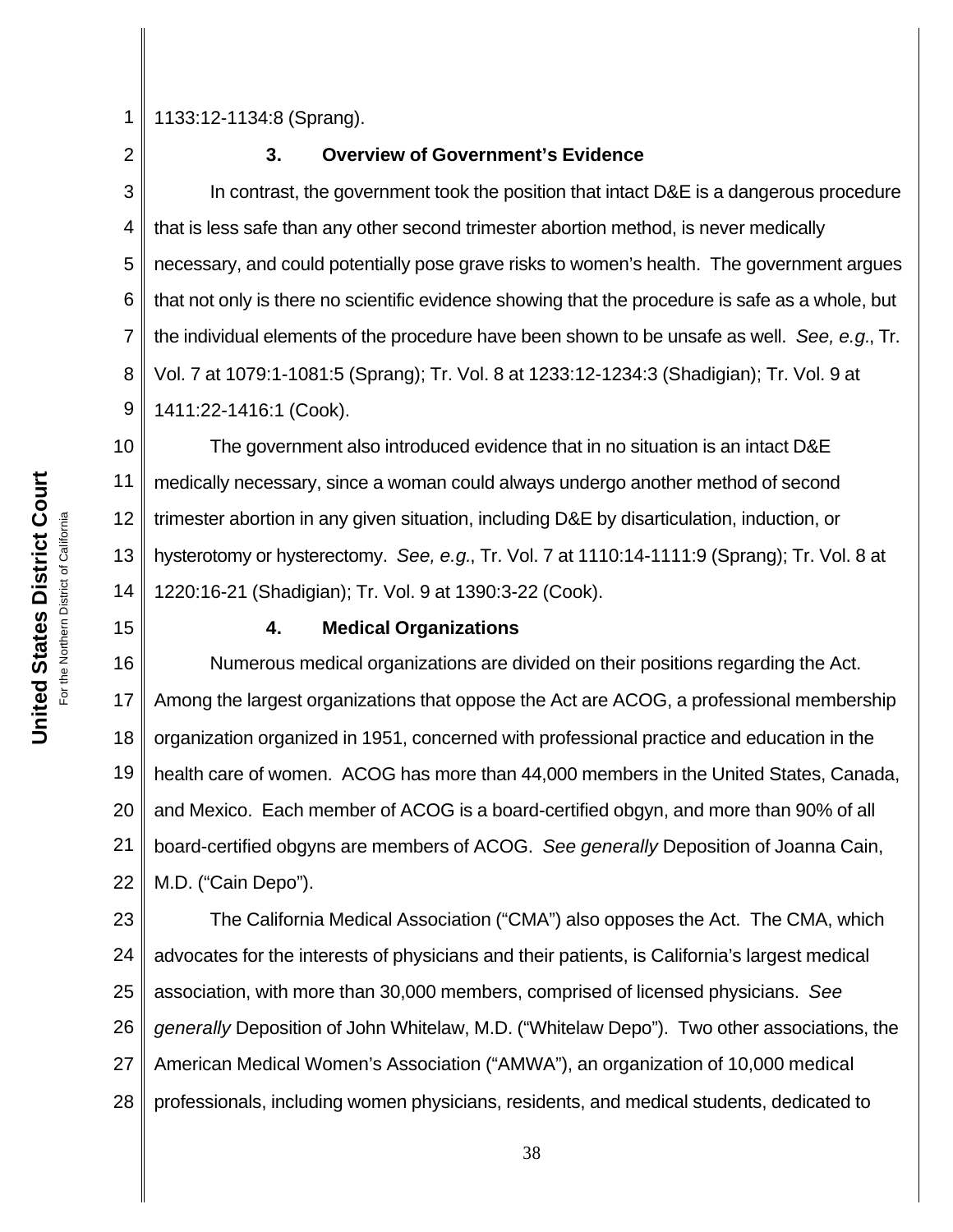1133:12-1134:8 (Sprang).

### 3. Overview of Government's Evidence

In contrast, the government took the position that intact D&E is a dangerous procedure that is less safe than any other second trimester abortion method, is never medically necessary, and could potentially pose grave risks to women's health. The government argues that not only is there no scientific evidence showing that the procedure is safe as a whole, but the individual elements of the procedure have been shown to be unsafe as well. *See, e.g.*, Tr. Vol. 7 at 1079:1-1081:5 (Sprang); Tr. Vol. 8 at 1233:12-1234:3 (Shadigian); Tr. Vol. 9 at 1411:22-1416:1 (Cook).

The government also introduced evidence that in no situation is an intact D&E medically necessary, since a woman could always undergo another method of second trimester abortion in any given situation, including D&E by disarticulation, induction, or hysterotomy or hysterectomy. *See, e.g.*, Tr. Vol. 7 at 1110:14-1111:9 (Sprang); Tr. Vol. 8 at 1220:16-21 (Shadigian); Tr. Vol. 9 at 1390:3-22 (Cook).

### 4. Medical Organizations

Numerous medical organizations are divided on their positions regarding the Act. Among the largest organizations that oppose the Act are ACOG, a professional membership organization organized in 1951, concerned with professional practice and education in the health care of women. ACOG has more than 44,000 members in the United States, Canada, and Mexico. Each member of ACOG is a board-certified obgyn, and more than 90% of all board-certified obgyns are members of ACOG. *See generally* Deposition of Joanna Cain, M.D. ("Cain Depo").

The California Medical Association ("CMA") also opposes the Act. The CMA, which advocates for the interests of physicians and their patients, is California's largest medical association, with more than 30,000 members, comprised of licensed physicians. *See generally* Deposition of John Whitelaw, M.D. ("Whitelaw Depo"). Two other associations, the American Medical Women's Association ("AMWA"), an organization of 10,000 medical professionals, including women physicians, residents, and medical students, dedicated to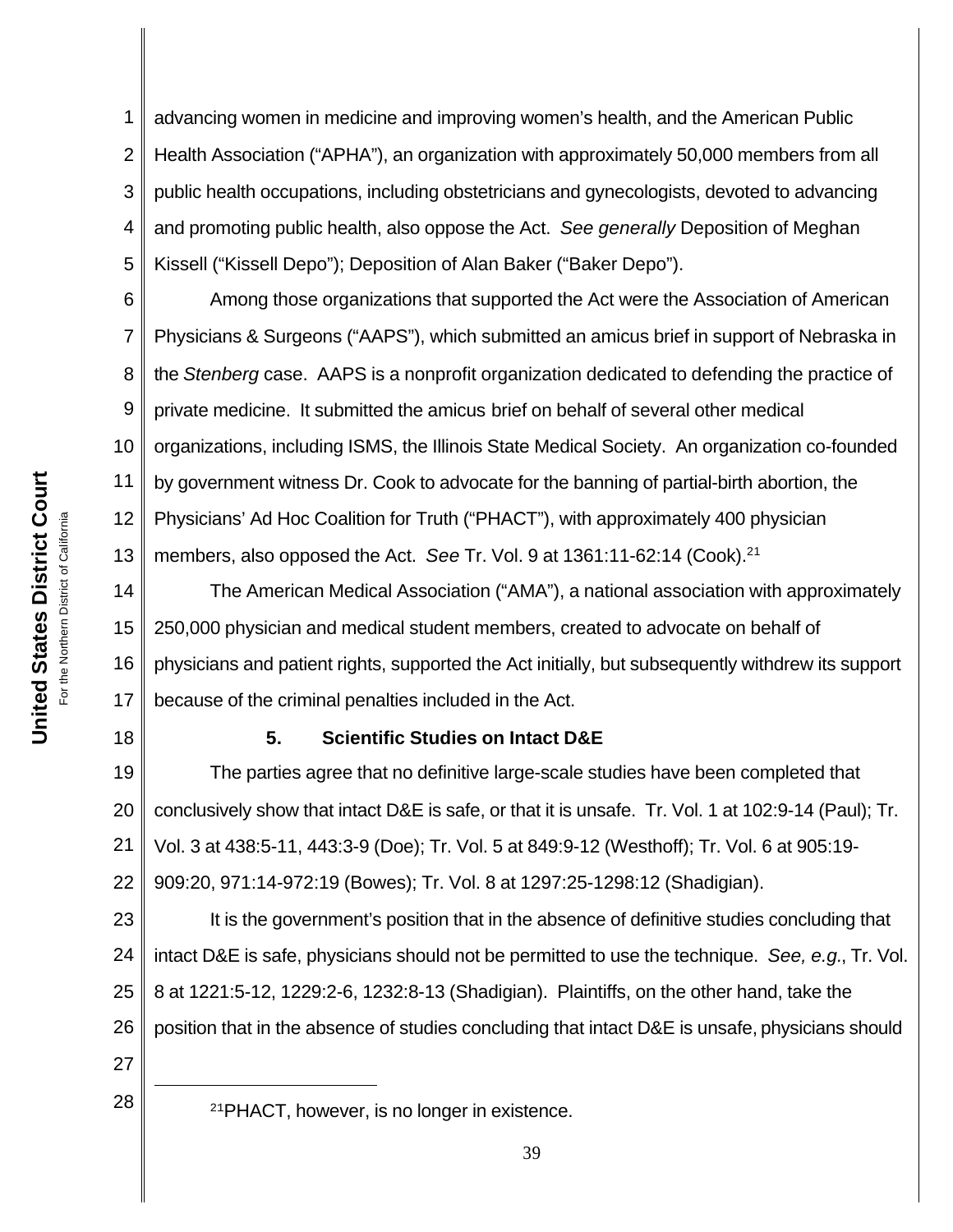advancing women in medicine and improving women's health, and the American Public Health Association ("APHA"), an organization with approximately 50,000 members from all public health occupations, including obstetricians and gynecologists, devoted to advancing and promoting public health, also oppose the Act. *See generally* Deposition of Meghan Kissell ("Kissell Depo"); Deposition of Alan Baker ("Baker Depo").

Among those organizations that supported the Act were the Association of American Physicians & Surgeons ("AAPS"), which submitted an amicus brief in support of Nebraska in the *Stenberg* case. AAPS is a nonprofit organization dedicated to defending the practice of private medicine. It submitted the amicus brief on behalf of several other medical organizations, including ISMS, the Illinois State Medical Society. An organization co-founded by government witness Dr. Cook to advocate for the banning of partial-birth abortion, the Physicians' Ad Hoc Coalition for Truth ("PHACT"), with approximately 400 physician members, also opposed the Act. *See* Tr. Vol. 9 at 1361:11-62:14 (Cook).[21]

The American Medical Association ("AMA"), a national association with approximately 250,000 physician and medical student members, created to advocate on behalf of physicians and patient rights, supported the Act initially, but subsequently withdrew its support because of the criminal penalties included in the Act.

### 5. Scientific Studies on Intact D&E

The parties agree that no definitive large-scale studies have been completed that conclusively show that intact D&E is safe, or that it is unsafe. Tr. Vol. 1 at 102:9-14 (Paul); Tr. Vol. 3 at 438:5-11, 443:3-9 (Doe); Tr. Vol. 5 at 849:9-12 (Westhoff); Tr. Vol. 6 at 905:19-909:20, 971:14-972:19 (Bowes); Tr. Vol. 8 at 1297:25-1298:12 (Shadigian).

It is the government's position that in the absence of definitive studies concluding that intact D&E is safe, physicians should not be permitted to use the technique. *See, e.g.*, Tr. Vol. 8 at 1221:5-12, 1229:2-6, 1232:8-13 (Shadigian). Plaintiffs, on the other hand, take the position that in the absence of studies concluding that intact D&E is unsafe, physicians should

[21] PHACT, however, is no longer in existence.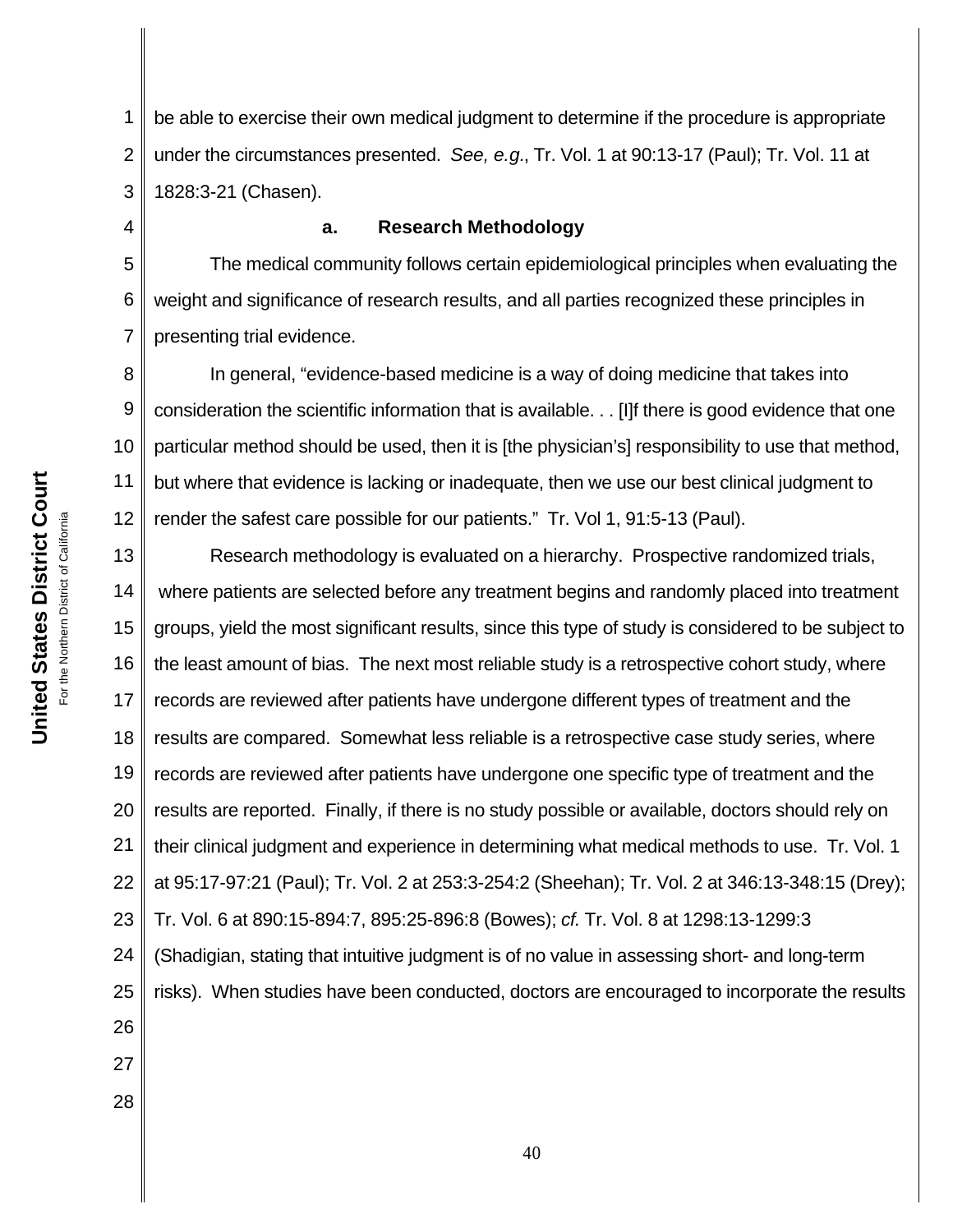be able to exercise their own medical judgment to determine if the procedure is appropriate under the circumstances presented. *See, e.g.*, Tr. Vol. 1 at 90:13-17 (Paul); Tr. Vol. 11 at 1828:3-21 (Chasen).

### a. Research Methodology

The medical community follows certain epidemiological principles when evaluating the weight and significance of research results, and all parties recognized these principles in presenting trial evidence.

In general, "evidence-based medicine is a way of doing medicine that takes into consideration the scientific information that is available. . . [I]f there is good evidence that one particular method should be used, then it is [the physician's] responsibility to use that method, but where that evidence is lacking or inadequate, then we use our best clinical judgment to render the safest care possible for our patients." Tr. Vol 1, 91:5-13 (Paul).

Research methodology is evaluated on a hierarchy. Prospective randomized trials, where patients are selected before any treatment begins and randomly placed into treatment groups, yield the most significant results, since this type of study is considered to be subject to the least amount of bias. The next most reliable study is a retrospective cohort study, where records are reviewed after patients have undergone different types of treatment and the results are compared. Somewhat less reliable is a retrospective case study series, where records are reviewed after patients have undergone one specific type of treatment and the results are reported. Finally, if there is no study possible or available, doctors should rely on their clinical judgment and experience in determining what medical methods to use. Tr. Vol. 1 at 95:17-97:21 (Paul); Tr. Vol. 2 at 253:3-254:2 (Sheehan); Tr. Vol. 2 at 346:13-348:15 (Drey); Tr. Vol. 6 at 890:15-894:7, 895:25-896:8 (Bowes); *cf.* Tr. Vol. 8 at 1298:13-1299:3 (Shadigian, stating that intuitive judgment is of no value in assessing short- and long-term risks). When studies have been conducted, doctors are encouraged to incorporate the results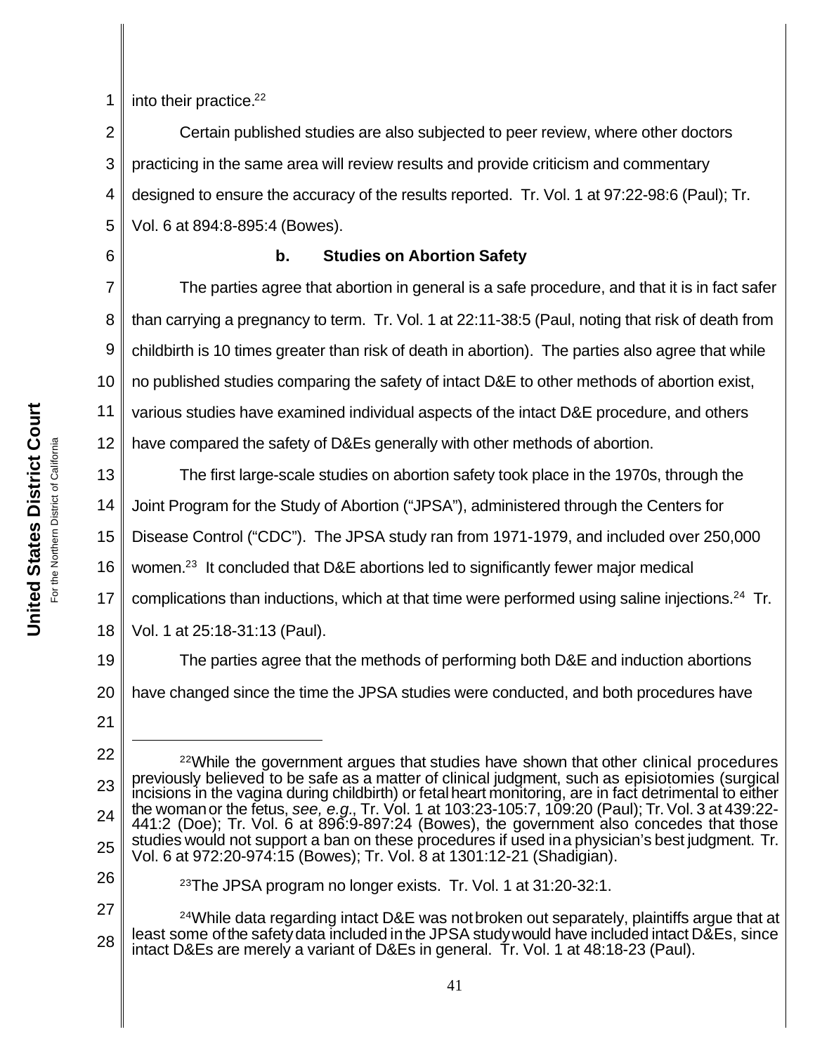into their practice.[22]

Certain published studies are also subjected to peer review, where other doctors practicing in the same area will review results and provide criticism and commentary designed to ensure the accuracy of the results reported. Tr. Vol. 1 at 97:22-98:6 (Paul); Tr. Vol. 6 at 894:8-895:4 (Bowes).

**b. Studies on Abortion Safety**

The parties agree that abortion in general is a safe procedure, and that it is in fact safer than carrying a pregnancy to term. Tr. Vol. 1 at 22:11-38:5 (Paul, noting that risk of death from childbirth is 10 times greater than risk of death in abortion). The parties also agree that while no published studies comparing the safety of intact D&E to other methods of abortion exist, various studies have examined individual aspects of the intact D&E procedure, and others have compared the safety of D&Es generally with other methods of abortion.

The first large-scale studies on abortion safety took place in the 1970s, through the Joint Program for the Study of Abortion ("JPSA"), administered through the Centers for Disease Control ("CDC"). The JPSA study ran from 1971-1979, and included over 250,000 women.[23] It concluded that D&E abortions led to significantly fewer major medical complications than inductions, which at that time were performed using saline injections.[24] Tr. Vol. 1 at 25:18-31:13 (Paul).

The parties agree that the methods of performing both D&E and induction abortions have changed since the time the JPSA studies were conducted, and both procedures have

---

[22] While the government argues that studies have shown that other clinical procedures previously believed to be safe as a matter of clinical judgment, such as episiotomies (surgical incisions in the vagina during childbirth) or fetal heart monitoring, are in fact detrimental to either the woman or the fetus, *see, e.g.*, Tr. Vol. 1 at 103:23-105:7, 109:20 (Paul); Tr. Vol. 3 at 439:22-441:2 (Doe); Tr. Vol. 6 at 896:9-897:24 (Bowes), the government also concedes that those studies would not support a ban on these procedures if used in a physician's best judgment. Tr. Vol. 6 at 972:20-974:15 (Bowes); Tr. Vol. 8 at 1301:12-21 (Shadigian).

[23] The JPSA program no longer exists. Tr. Vol. 1 at 31:20-32:1.

[24] While data regarding intact D&E was not broken out separately, plaintiffs argue that at least some of the safety data included in the JPSA study would have included intact D&Es, since intact D&Es are merely a variant of D&Es in general. Tr. Vol. 1 at 48:18-23 (Paul).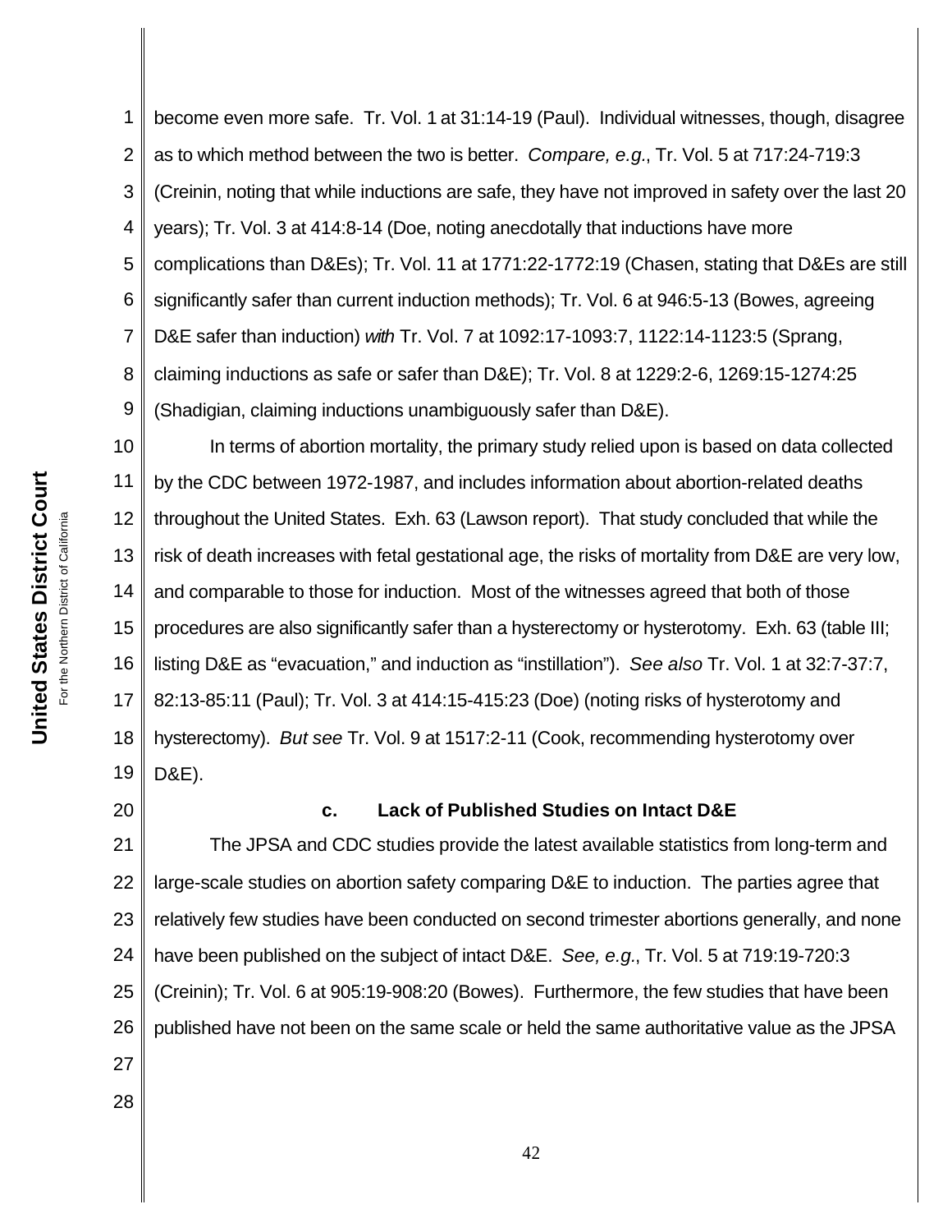become even more safe. Tr. Vol. 1 at 31:14-19 (Paul). Individual witnesses, though, disagree as to which method between the two is better. *Compare, e.g.*, Tr. Vol. 5 at 717:24-719:3 (Creinin, noting that while inductions are safe, they have not improved in safety over the last 20 years); Tr. Vol. 3 at 414:8-14 (Doe, noting anecdotally that inductions have more complications than D&Es); Tr. Vol. 11 at 1771:22-1772:19 (Chasen, stating that D&Es are still significantly safer than current induction methods); Tr. Vol. 6 at 946:5-13 (Bowes, agreeing D&E safer than induction) *with* Tr. Vol. 7 at 1092:17-1093:7, 1122:14-1123:5 (Sprang, claiming inductions as safe or safer than D&E); Tr. Vol. 8 at 1229:2-6, 1269:15-1274:25 (Shadigian, claiming inductions unambiguously safer than D&E).

In terms of abortion mortality, the primary study relied upon is based on data collected by the CDC between 1972-1987, and includes information about abortion-related deaths throughout the United States. Exh. 63 (Lawson report). That study concluded that while the risk of death increases with fetal gestational age, the risks of mortality from D&E are very low, and comparable to those for induction. Most of the witnesses agreed that both of those procedures are also significantly safer than a hysterectomy or hysterotomy. Exh. 63 (table III; listing D&E as "evacuation," and induction as "instillation"). *See also* Tr. Vol. 1 at 32:7-37:7, 82:13-85:11 (Paul); Tr. Vol. 3 at 414:15-415:23 (Doe) (noting risks of hysterotomy and hysterectomy). *But see* Tr. Vol. 9 at 1517:2-11 (Cook, recommending hysterotomy over D&E).

**c. Lack of Published Studies on Intact D&E**

The JPSA and CDC studies provide the latest available statistics from long-term and large-scale studies on abortion safety comparing D&E to induction. The parties agree that relatively few studies have been conducted on second trimester abortions generally, and none have been published on the subject of intact D&E. *See, e.g.*, Tr. Vol. 5 at 719:19-720:3 (Creinin); Tr. Vol. 6 at 905:19-908:20 (Bowes). Furthermore, the few studies that have been published have not been on the same scale or held the same authoritative value as the JPSA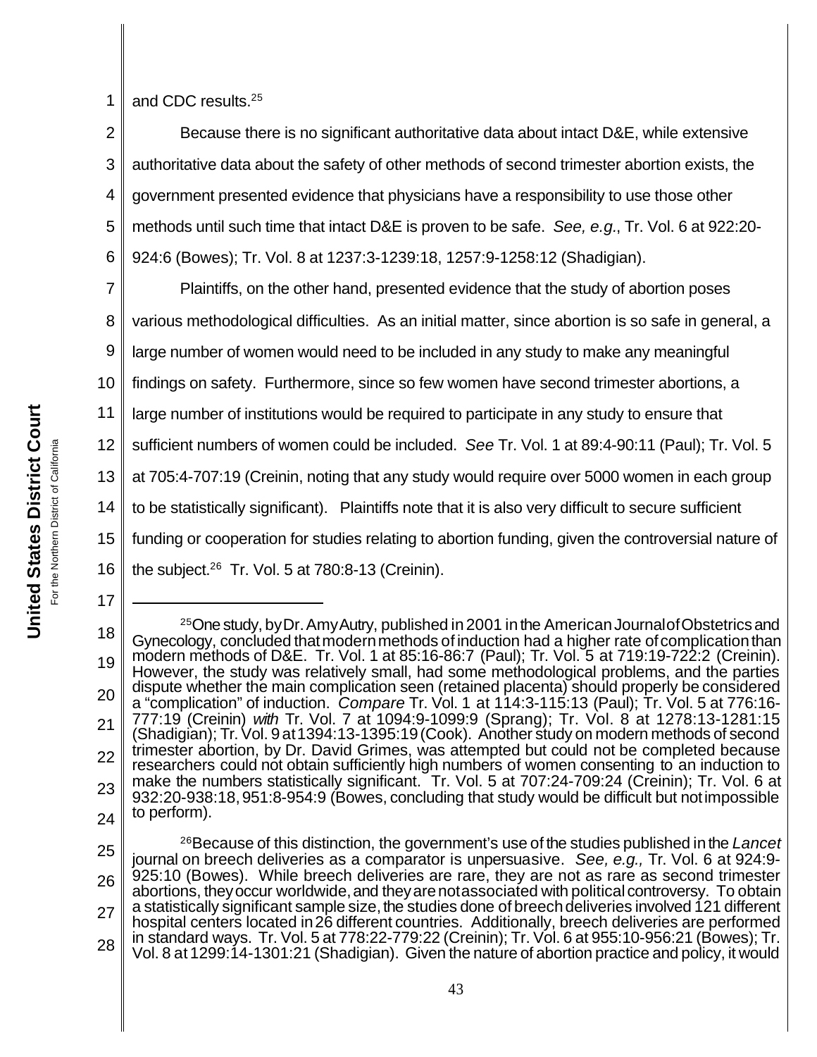and CDC results.[25]

Because there is no significant authoritative data about intact D&E, while extensive authoritative data about the safety of other methods of second trimester abortion exists, the government presented evidence that physicians have a responsibility to use those other methods until such time that intact D&E is proven to be safe. *See, e.g.*, Tr. Vol. 6 at 922:20-924:6 (Bowes); Tr. Vol. 8 at 1237:3-1239:18, 1257:9-1258:12 (Shadigian).

Plaintiffs, on the other hand, presented evidence that the study of abortion poses various methodological difficulties. As an initial matter, since abortion is so safe in general, a large number of women would need to be included in any study to make any meaningful findings on safety. Furthermore, since so few women have second trimester abortions, a large number of institutions would be required to participate in any study to ensure that sufficient numbers of women could be included. *See* Tr. Vol. 1 at 89:4-90:11 (Paul); Tr. Vol. 5 at 705:4-707:19 (Creinin, noting that any study would require over 5000 women in each group to be statistically significant). Plaintiffs note that it is also very difficult to secure sufficient funding or cooperation for studies relating to abortion funding, given the controversial nature of the subject.[26] Tr. Vol. 5 at 780:8-13 (Creinin).

---

[25] One study, by Dr. Amy Autry, published in 2001 in the American Journal of Obstetrics and Gynecology, concluded that modern methods of induction had a higher rate of complication than modern methods of D&E. Tr. Vol. 1 at 85:16-86:7 (Paul); Tr. Vol. 5 at 719:19-722:2 (Creinin). However, the study was relatively small, had some methodological problems, and the parties dispute whether the main complication seen (retained placenta) should properly be considered a "complication" of induction. *Compare* Tr. Vol. 1 at 114:3-115:13 (Paul); Tr. Vol. 5 at 776:16-777:19 (Creinin) *with* Tr. Vol. 7 at 1094:9-1099:9 (Sprang); Tr. Vol. 8 at 1278:13-1281:15 (Shadigian); Tr. Vol. 9 at 1394:13-1395:19 (Cook). Another study on modern methods of second trimester abortion, by Dr. David Grimes, was attempted but could not be completed because researchers could not obtain sufficiently high numbers of women consenting to an induction to make the numbers statistically significant. Tr. Vol. 5 at 707:24-709:24 (Creinin); Tr. Vol. 6 at 932:20-938:18, 951:8-954:9 (Bowes, concluding that study would be difficult but not impossible to perform).

[26] Because of this distinction, the government's use of the studies published in the *Lancet* journal on breech deliveries as a comparator is unpersuasive. *See, e.g.,* Tr. Vol. 6 at 924:9-925:10 (Bowes). While breech deliveries are rare, they are not as rare as second trimester abortions, they occur worldwide, and they are not associated with political controversy. To obtain a statistically significant sample size, the studies done of breech deliveries involved 121 different hospital centers located in 26 different countries. Additionally, breech deliveries are performed in standard ways. Tr. Vol. 5 at 778:22-779:22 (Creinin); Tr. Vol. 6 at 955:10-956:21 (Bowes); Tr. Vol. 8 at 1299:14-1301:21 (Shadigian). Given the nature of abortion practice and policy, it would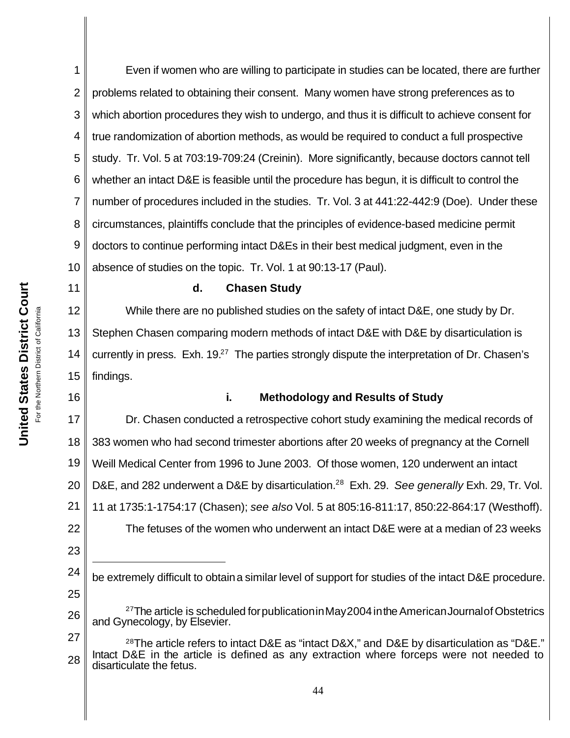Even if women who are willing to participate in studies can be located, there are further problems related to obtaining their consent. Many women have strong preferences as to which abortion procedures they wish to undergo, and thus it is difficult to achieve consent for true randomization of abortion methods, as would be required to conduct a full prospective study. Tr. Vol. 5 at 703:19-709:24 (Creinin). More significantly, because doctors cannot tell whether an intact D&E is feasible until the procedure has begun, it is difficult to control the number of procedures included in the studies. Tr. Vol. 3 at 441:22-442:9 (Doe). Under these circumstances, plaintiffs conclude that the principles of evidence-based medicine permit doctors to continue performing intact D&Es in their best medical judgment, even in the absence of studies on the topic. Tr. Vol. 1 at 90:13-17 (Paul).

#### d. Chasen Study

While there are no published studies on the safety of intact D&E, one study by Dr. Stephen Chasen comparing modern methods of intact D&E with D&E by disarticulation is currently in press. Exh. 19.[27] The parties strongly dispute the interpretation of Dr. Chasen's findings.

##### i. Methodology and Results of Study

Dr. Chasen conducted a retrospective cohort study examining the medical records of 383 women who had second trimester abortions after 20 weeks of pregnancy at the Cornell Weill Medical Center from 1996 to June 2003. Of those women, 120 underwent an intact D&E, and 282 underwent a D&E by disarticulation.[28] Exh. 29. *See generally* Exh. 29, Tr. Vol. 11 at 1735:1-1754:17 (Chasen); *see also* Vol. 5 at 805:16-811:17, 850:22-864:17 (Westhoff).

The fetuses of the women who underwent an intact D&E were at a median of 23 weeks

---

be extremely difficult to obtain a similar level of support for studies of the intact D&E procedure.

[27] The article is scheduled for publication in May 2004 in the American Journal of Obstetrics and Gynecology, by Elsevier.

[28] The article refers to intact D&E as "intact D&X," and D&E by disarticulation as "D&E." Intact D&E in the article is defined as any extraction where forceps were not needed to disarticulate the fetus.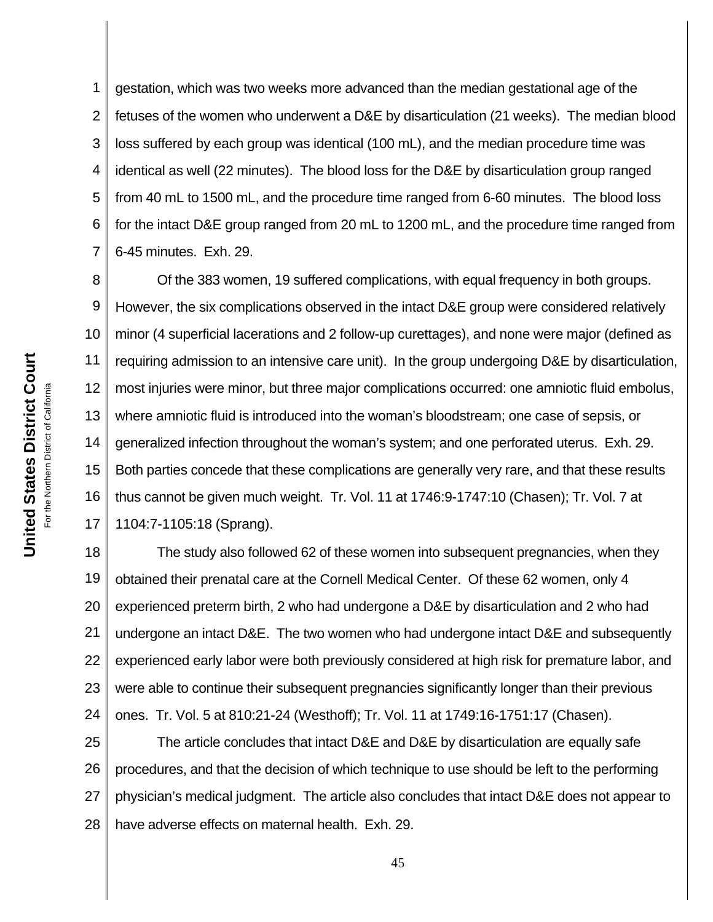gestation, which was two weeks more advanced than the median gestational age of the fetuses of the women who underwent a D&E by disarticulation (21 weeks). The median blood loss suffered by each group was identical (100 mL), and the median procedure time was identical as well (22 minutes). The blood loss for the D&E by disarticulation group ranged from 40 mL to 1500 mL, and the procedure time ranged from 6-60 minutes. The blood loss for the intact D&E group ranged from 20 mL to 1200 mL, and the procedure time ranged from 6-45 minutes. Exh. 29.

Of the 383 women, 19 suffered complications, with equal frequency in both groups. However, the six complications observed in the intact D&E group were considered relatively minor (4 superficial lacerations and 2 follow-up curettages), and none were major (defined as requiring admission to an intensive care unit). In the group undergoing D&E by disarticulation, most injuries were minor, but three major complications occurred: one amniotic fluid embolus, where amniotic fluid is introduced into the woman's bloodstream; one case of sepsis, or generalized infection throughout the woman's system; and one perforated uterus. Exh. 29. Both parties concede that these complications are generally very rare, and that these results thus cannot be given much weight. Tr. Vol. 11 at 1746:9-1747:10 (Chasen); Tr. Vol. 7 at 1104:7-1105:18 (Sprang).

The study also followed 62 of these women into subsequent pregnancies, when they obtained their prenatal care at the Cornell Medical Center. Of these 62 women, only 4 experienced preterm birth, 2 who had undergone a D&E by disarticulation and 2 who had undergone an intact D&E. The two women who had undergone intact D&E and subsequently experienced early labor were both previously considered at high risk for premature labor, and were able to continue their subsequent pregnancies significantly longer than their previous ones. Tr. Vol. 5 at 810:21-24 (Westhoff); Tr. Vol. 11 at 1749:16-1751:17 (Chasen).

The article concludes that intact D&E and D&E by disarticulation are equally safe procedures, and that the decision of which technique to use should be left to the performing physician's medical judgment. The article also concludes that intact D&E does not appear to have adverse effects on maternal health. Exh. 29.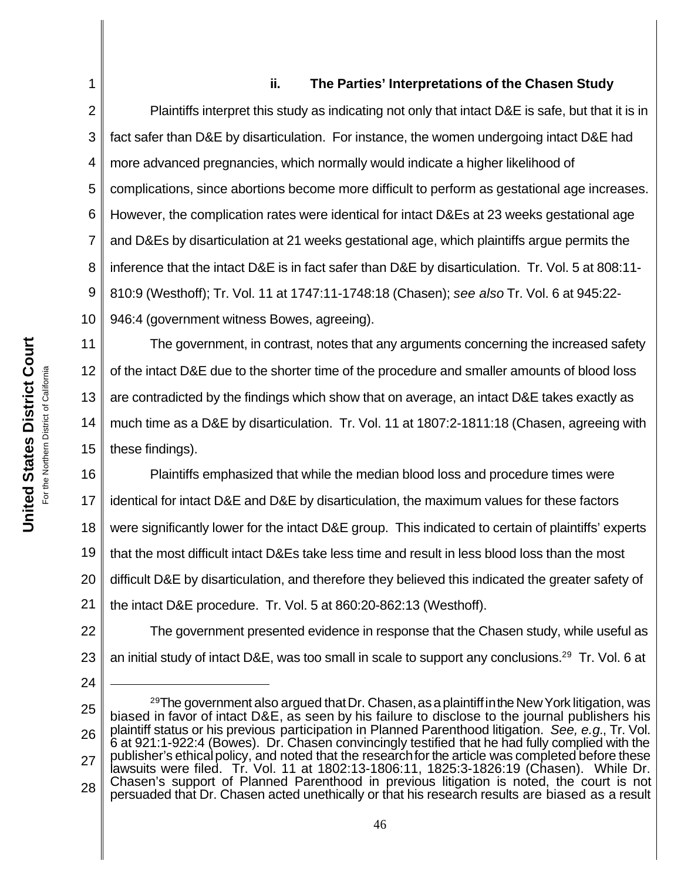### ii. The Parties' Interpretations of the Chasen Study

Plaintiffs interpret this study as indicating not only that intact D&E is safe, but that it is in fact safer than D&E by disarticulation. For instance, the women undergoing intact D&E had more advanced pregnancies, which normally would indicate a higher likelihood of complications, since abortions become more difficult to perform as gestational age increases. However, the complication rates were identical for intact D&Es at 23 weeks gestational age and D&Es by disarticulation at 21 weeks gestational age, which plaintiffs argue permits the inference that the intact D&E is in fact safer than D&E by disarticulation. Tr. Vol. 5 at 808:11-810:9 (Westhoff); Tr. Vol. 11 at 1747:11-1748:18 (Chasen); *see also* Tr. Vol. 6 at 945:22-946:4 (government witness Bowes, agreeing).

The government, in contrast, notes that any arguments concerning the increased safety of the intact D&E due to the shorter time of the procedure and smaller amounts of blood loss are contradicted by the findings which show that on average, an intact D&E takes exactly as much time as a D&E by disarticulation. Tr. Vol. 11 at 1807:2-1811:18 (Chasen, agreeing with these findings).

Plaintiffs emphasized that while the median blood loss and procedure times were identical for intact D&E and D&E by disarticulation, the maximum values for these factors were significantly lower for the intact D&E group. This indicated to certain of plaintiffs' experts that the most difficult intact D&Es take less time and result in less blood loss than the most difficult D&E by disarticulation, and therefore they believed this indicated the greater safety of the intact D&E procedure. Tr. Vol. 5 at 860:20-862:13 (Westhoff).

The government presented evidence in response that the Chasen study, while useful as an initial study of intact D&E, was too small in scale to support any conclusions.[29] Tr. Vol. 6 at

---

[29] The government also argued that Dr. Chasen, as a plaintiff in the New York litigation, was biased in favor of intact D&E, as seen by his failure to disclose to the journal publishers his plaintiff status or his previous participation in Planned Parenthood litigation. *See, e.g.*, Tr. Vol. 6 at 921:1-922:4 (Bowes). Dr. Chasen convincingly testified that he had fully complied with the publisher's ethical policy, and noted that the research for the article was completed before these lawsuits were filed. Tr. Vol. 11 at 1802:13-1806:11, 1825:3-1826:19 (Chasen). While Dr. Chasen's support of Planned Parenthood in previous litigation is noted, the court is not persuaded that Dr. Chasen acted unethically or that his research results are biased as a result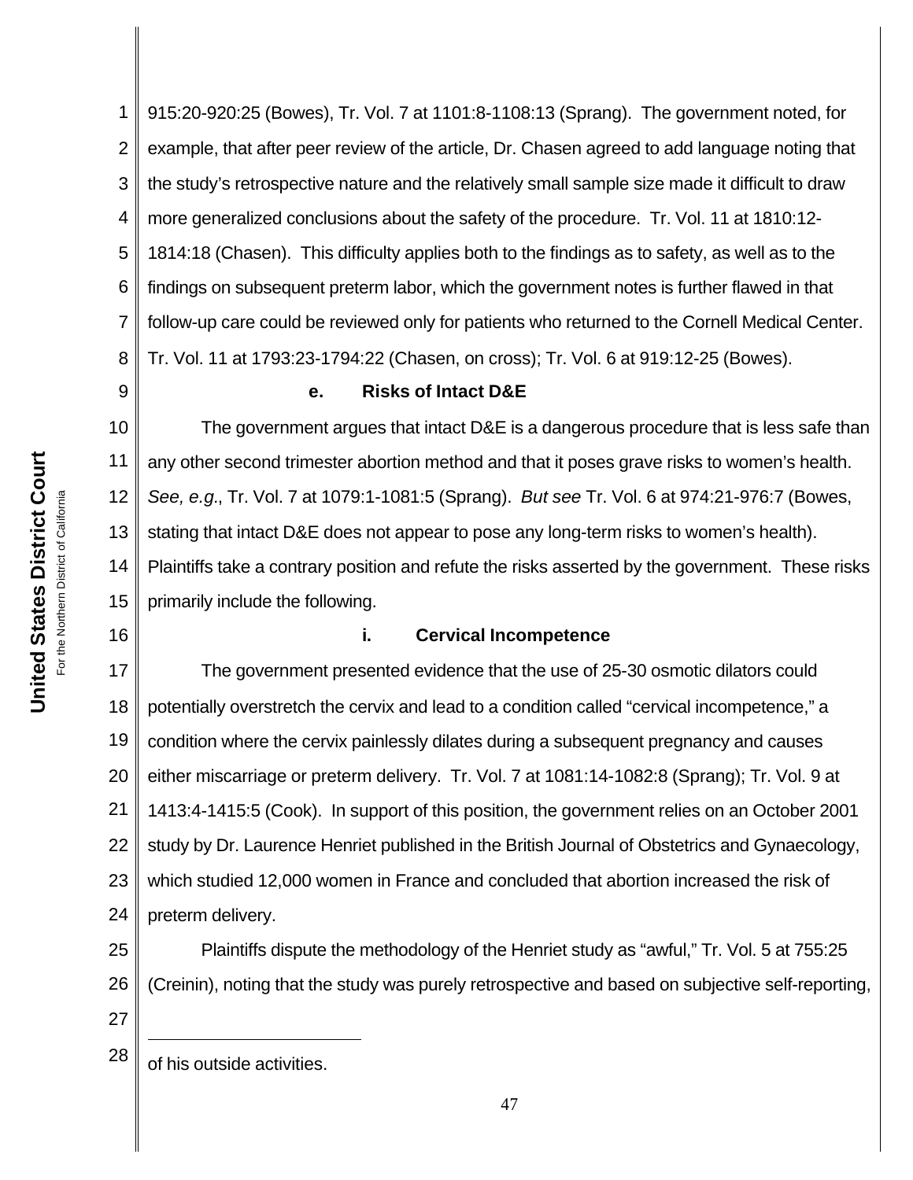915:20-920:25 (Bowes), Tr. Vol. 7 at 1101:8-1108:13 (Sprang). The government noted, for example, that after peer review of the article, Dr. Chasen agreed to add language noting that the study's retrospective nature and the relatively small sample size made it difficult to draw more generalized conclusions about the safety of the procedure. Tr. Vol. 11 at 1810:12-1814:18 (Chasen). This difficulty applies both to the findings as to safety, as well as to the findings on subsequent preterm labor, which the government notes is further flawed in that follow-up care could be reviewed only for patients who returned to the Cornell Medical Center. Tr. Vol. 11 at 1793:23-1794:22 (Chasen, on cross); Tr. Vol. 6 at 919:12-25 (Bowes).

#### e. Risks of Intact D&E

The government argues that intact D&E is a dangerous procedure that is less safe than any other second trimester abortion method and that it poses grave risks to women's health. *See, e.g.*, Tr. Vol. 7 at 1079:1-1081:5 (Sprang). *But see* Tr. Vol. 6 at 974:21-976:7 (Bowes, stating that intact D&E does not appear to pose any long-term risks to women's health). Plaintiffs take a contrary position and refute the risks asserted by the government. These risks primarily include the following.

##### i. Cervical Incompetence

The government presented evidence that the use of 25-30 osmotic dilators could potentially overstretch the cervix and lead to a condition called "cervical incompetence," a condition where the cervix painlessly dilates during a subsequent pregnancy and causes either miscarriage or preterm delivery. Tr. Vol. 7 at 1081:14-1082:8 (Sprang); Tr. Vol. 9 at 1413:4-1415:5 (Cook). In support of this position, the government relies on an October 2001 study by Dr. Laurence Henriet published in the British Journal of Obstetrics and Gynaecology, which studied 12,000 women in France and concluded that abortion increased the risk of preterm delivery.

Plaintiffs dispute the methodology of the Henriet study as "awful," Tr. Vol. 5 at 755:25 (Creinin), noting that the study was purely retrospective and based on subjective self-reporting,

---

of his outside activities.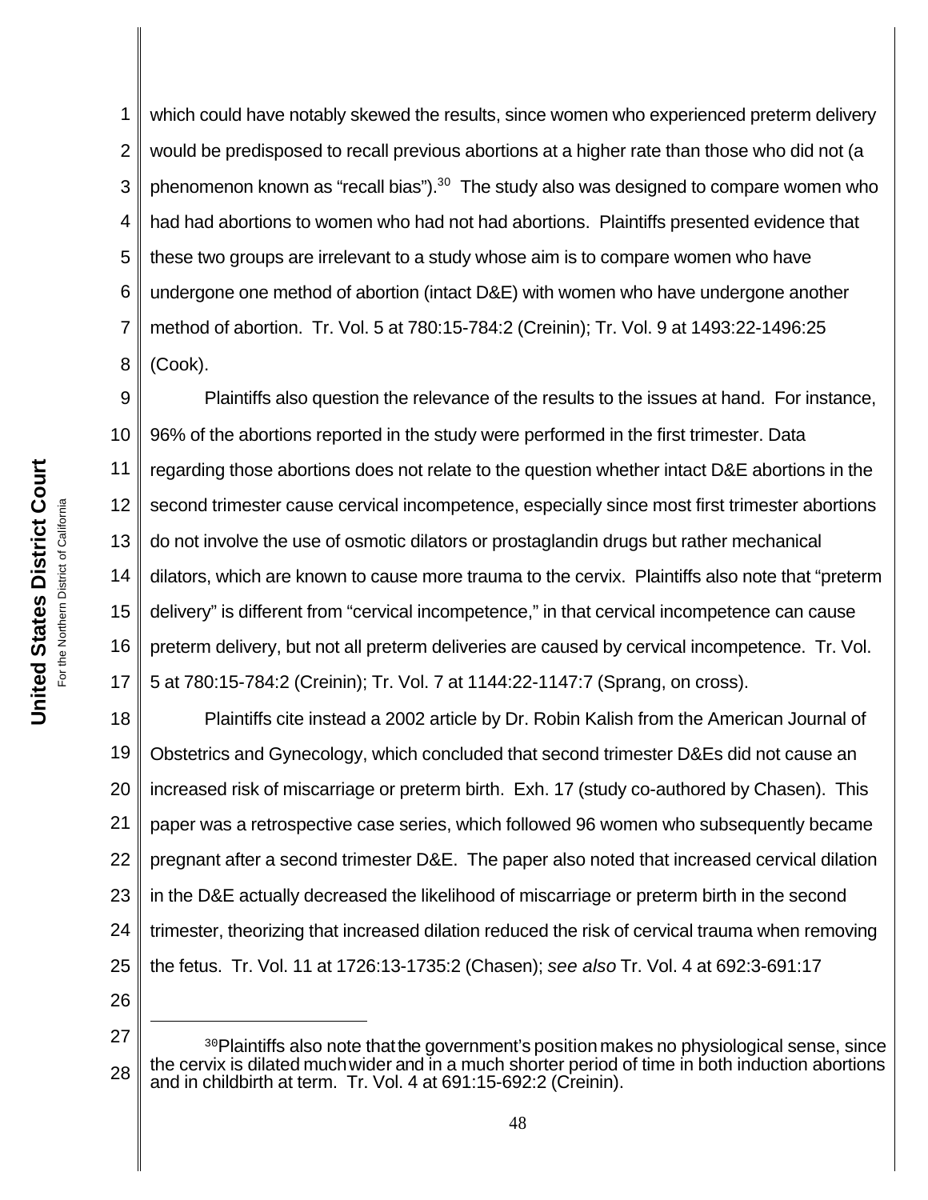which could have notably skewed the results, since women who experienced preterm delivery would be predisposed to recall previous abortions at a higher rate than those who did not (a phenomenon known as "recall bias").[30] The study also was designed to compare women who had had abortions to women who had not had abortions. Plaintiffs presented evidence that these two groups are irrelevant to a study whose aim is to compare women who have undergone one method of abortion (intact D&E) with women who have undergone another method of abortion. Tr. Vol. 5 at 780:15-784:2 (Creinin); Tr. Vol. 9 at 1493:22-1496:25 (Cook).

Plaintiffs also question the relevance of the results to the issues at hand. For instance, 96% of the abortions reported in the study were performed in the first trimester. Data regarding those abortions does not relate to the question whether intact D&E abortions in the second trimester cause cervical incompetence, especially since most first trimester abortions do not involve the use of osmotic dilators or prostaglandin drugs but rather mechanical dilators, which are known to cause more trauma to the cervix. Plaintiffs also note that "preterm delivery" is different from "cervical incompetence," in that cervical incompetence can cause preterm delivery, but not all preterm deliveries are caused by cervical incompetence. Tr. Vol. 5 at 780:15-784:2 (Creinin); Tr. Vol. 7 at 1144:22-1147:7 (Sprang, on cross).

Plaintiffs cite instead a 2002 article by Dr. Robin Kalish from the American Journal of Obstetrics and Gynecology, which concluded that second trimester D&Es did not cause an increased risk of miscarriage or preterm birth. Exh. 17 (study co-authored by Chasen). This paper was a retrospective case series, which followed 96 women who subsequently became pregnant after a second trimester D&E. The paper also noted that increased cervical dilation in the D&E actually decreased the likelihood of miscarriage or preterm birth in the second trimester, theorizing that increased dilation reduced the risk of cervical trauma when removing the fetus. Tr. Vol. 11 at 1726:13-1735:2 (Chasen); *see also* Tr. Vol. 4 at 692:3-691:17

---

[30] Plaintiffs also note that the government's position makes no physiological sense, since the cervix is dilated much wider and in a much shorter period of time in both induction abortions and in childbirth at term. Tr. Vol. 4 at 691:15-692:2 (Creinin).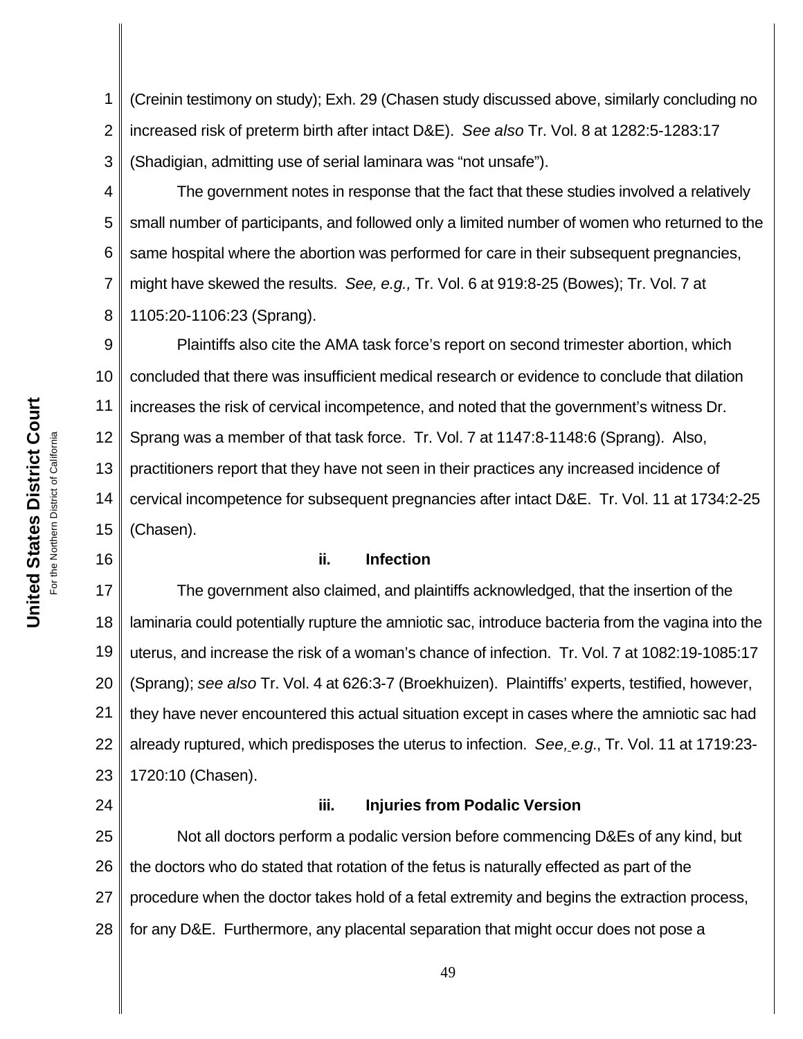(Creinin testimony on study); Exh. 29 (Chasen study discussed above, similarly concluding no increased risk of preterm birth after intact D&E). *See also* Tr. Vol. 8 at 1282:5-1283:17 (Shadigian, admitting use of serial laminara was "not unsafe").

The government notes in response that the fact that these studies involved a relatively small number of participants, and followed only a limited number of women who returned to the same hospital where the abortion was performed for care in their subsequent pregnancies, might have skewed the results. *See, e.g.,* Tr. Vol. 6 at 919:8-25 (Bowes); Tr. Vol. 7 at 1105:20-1106:23 (Sprang).

Plaintiffs also cite the AMA task force's report on second trimester abortion, which concluded that there was insufficient medical research or evidence to conclude that dilation increases the risk of cervical incompetence, and noted that the government's witness Dr. Sprang was a member of that task force. Tr. Vol. 7 at 1147:8-1148:6 (Sprang). Also, practitioners report that they have not seen in their practices any increased incidence of cervical incompetence for subsequent pregnancies after intact D&E. Tr. Vol. 11 at 1734:2-25 (Chasen).

#### ii. Infection

The government also claimed, and plaintiffs acknowledged, that the insertion of the laminaria could potentially rupture the amniotic sac, introduce bacteria from the vagina into the uterus, and increase the risk of a woman's chance of infection. Tr. Vol. 7 at 1082:19-1085:17 (Sprang); *see also* Tr. Vol. 4 at 626:3-7 (Broekhuizen). Plaintiffs' experts, testified, however, they have never encountered this actual situation except in cases where the amniotic sac had already ruptured, which predisposes the uterus to infection. *See, e.g.*, Tr. Vol. 11 at 1719:23-1720:10 (Chasen).

#### iii. Injuries from Podalic Version

Not all doctors perform a podalic version before commencing D&Es of any kind, but the doctors who do stated that rotation of the fetus is naturally effected as part of the procedure when the doctor takes hold of a fetal extremity and begins the extraction process, for any D&E. Furthermore, any placental separation that might occur does not pose a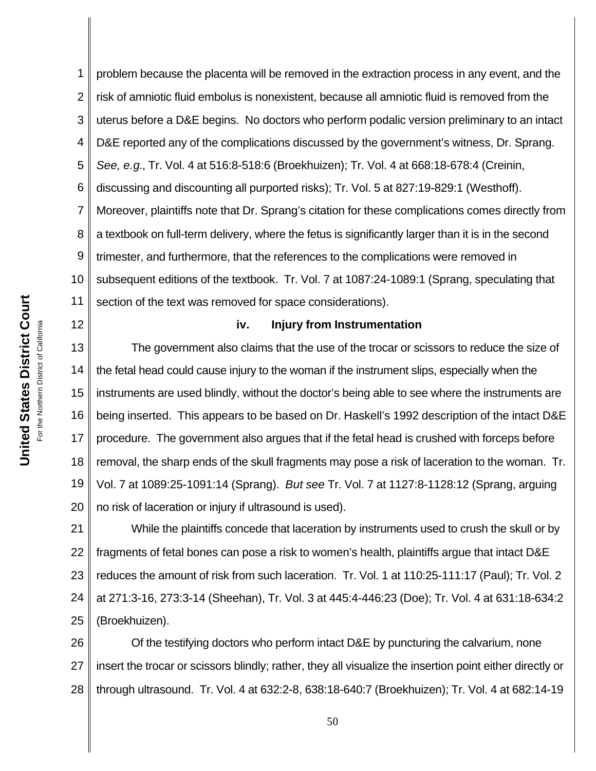problem because the placenta will be removed in the extraction process in any event, and the risk of amniotic fluid embolus is nonexistent, because all amniotic fluid is removed from the uterus before a D&E begins. No doctors who perform podalic version preliminary to an intact D&E reported any of the complications discussed by the government's witness, Dr. Sprang. *See, e.g.*, Tr. Vol. 4 at 516:8-518:6 (Broekhuizen); Tr. Vol. 4 at 668:18-678:4 (Creinin, discussing and discounting all purported risks); Tr. Vol. 5 at 827:19-829:1 (Westhoff). Moreover, plaintiffs note that Dr. Sprang's citation for these complications comes directly from a textbook on full-term delivery, where the fetus is significantly larger than it is in the second trimester, and furthermore, that the references to the complications were removed in subsequent editions of the textbook. Tr. Vol. 7 at 1087:24-1089:1 (Sprang, speculating that section of the text was removed for space considerations).

#### iv. Injury from Instrumentation

The government also claims that the use of the trocar or scissors to reduce the size of the fetal head could cause injury to the woman if the instrument slips, especially when the instruments are used blindly, without the doctor's being able to see where the instruments are being inserted. This appears to be based on Dr. Haskell's 1992 description of the intact D&E procedure. The government also argues that if the fetal head is crushed with forceps before removal, the sharp ends of the skull fragments may pose a risk of laceration to the woman. Tr. Vol. 7 at 1089:25-1091:14 (Sprang). *But see* Tr. Vol. 7 at 1127:8-1128:12 (Sprang, arguing no risk of laceration or injury if ultrasound is used).

While the plaintiffs concede that laceration by instruments used to crush the skull or by fragments of fetal bones can pose a risk to women's health, plaintiffs argue that intact D&E reduces the amount of risk from such laceration. Tr. Vol. 1 at 110:25-111:17 (Paul); Tr. Vol. 2 at 271:3-16, 273:3-14 (Sheehan), Tr. Vol. 3 at 445:4-446:23 (Doe); Tr. Vol. 4 at 631:18-634:2 (Broekhuizen).

Of the testifying doctors who perform intact D&E by puncturing the calvarium, none insert the trocar or scissors blindly; rather, they all visualize the insertion point either directly or through ultrasound. Tr. Vol. 4 at 632:2-8, 638:18-640:7 (Broekhuizen); Tr. Vol. 4 at 682:14-19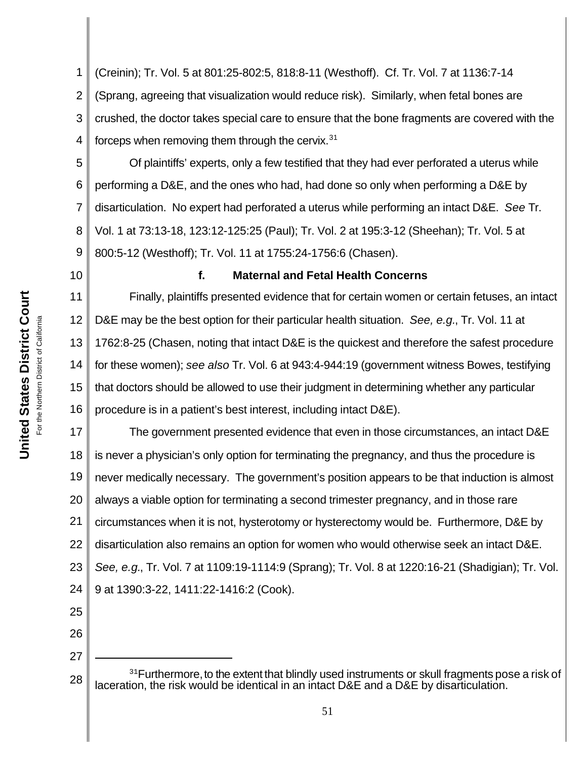(Creinin); Tr. Vol. 5 at 801:25-802:5, 818:8-11 (Westhoff). Cf. Tr. Vol. 7 at 1136:7-14 (Sprang, agreeing that visualization would reduce risk). Similarly, when fetal bones are crushed, the doctor takes special care to ensure that the bone fragments are covered with the forceps when removing them through the cervix.[31]

Of plaintiffs' experts, only a few testified that they had ever perforated a uterus while performing a D&E, and the ones who had, had done so only when performing a D&E by disarticulation. No expert had perforated a uterus while performing an intact D&E. *See* Tr. Vol. 1 at 73:13-18, 123:12-125:25 (Paul); Tr. Vol. 2 at 195:3-12 (Sheehan); Tr. Vol. 5 at 800:5-12 (Westhoff); Tr. Vol. 11 at 1755:24-1756:6 (Chasen).

**f. Maternal and Fetal Health Concerns**

Finally, plaintiffs presented evidence that for certain women or certain fetuses, an intact D&E may be the best option for their particular health situation. *See, e.g.*, Tr. Vol. 11 at 1762:8-25 (Chasen, noting that intact D&E is the quickest and therefore the safest procedure for these women); *see also* Tr. Vol. 6 at 943:4-944:19 (government witness Bowes, testifying that doctors should be allowed to use their judgment in determining whether any particular procedure is in a patient's best interest, including intact D&E).

The government presented evidence that even in those circumstances, an intact D&E is never a physician's only option for terminating the pregnancy, and thus the procedure is never medically necessary. The government's position appears to be that induction is almost always a viable option for terminating a second trimester pregnancy, and in those rare circumstances when it is not, hysterotomy or hysterectomy would be. Furthermore, D&E by disarticulation also remains an option for women who would otherwise seek an intact D&E. *See, e.g.*, Tr. Vol. 7 at 1109:19-1114:9 (Sprang); Tr. Vol. 8 at 1220:16-21 (Shadigian); Tr. Vol. 9 at 1390:3-22, 1411:22-1416:2 (Cook).

---

[31] Furthermore, to the extent that blindly used instruments or skull fragments pose a risk of laceration, the risk would be identical in an intact D&E and a D&E by disarticulation.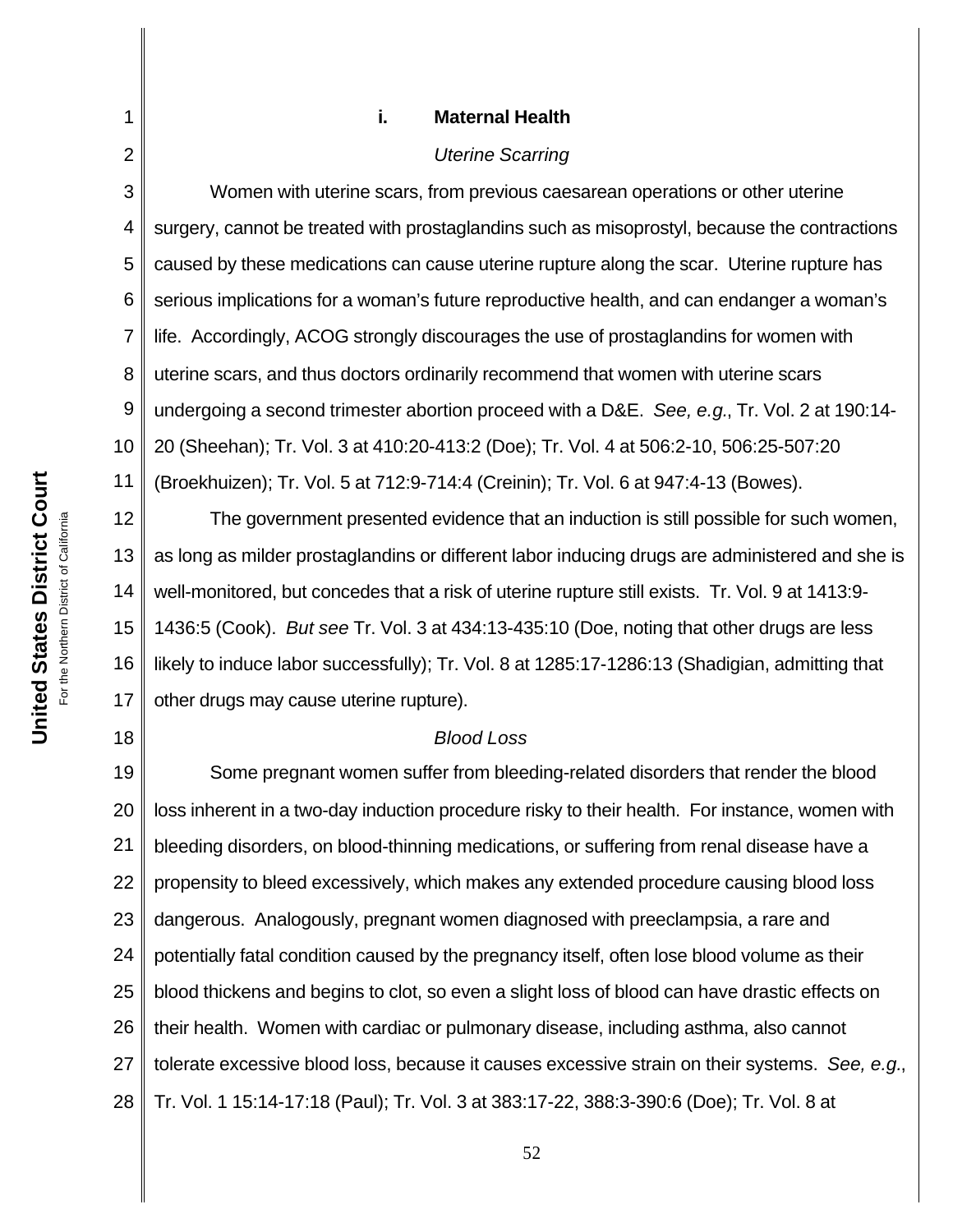#### i. Maternal Health

*Uterine Scarring*

Women with uterine scars, from previous caesarean operations or other uterine surgery, cannot be treated with prostaglandins such as misoprostyl, because the contractions caused by these medications can cause uterine rupture along the scar. Uterine rupture has serious implications for a woman's future reproductive health, and can endanger a woman's life. Accordingly, ACOG strongly discourages the use of prostaglandins for women with uterine scars, and thus doctors ordinarily recommend that women with uterine scars undergoing a second trimester abortion proceed with a D&E. *See, e.g.*, Tr. Vol. 2 at 190:14-20 (Sheehan); Tr. Vol. 3 at 410:20-413:2 (Doe); Tr. Vol. 4 at 506:2-10, 506:25-507:20 (Broekhuizen); Tr. Vol. 5 at 712:9-714:4 (Creinin); Tr. Vol. 6 at 947:4-13 (Bowes).

The government presented evidence that an induction is still possible for such women, as long as milder prostaglandins or different labor inducing drugs are administered and she is well-monitored, but concedes that a risk of uterine rupture still exists. Tr. Vol. 9 at 1413:9-1436:5 (Cook). *But see* Tr. Vol. 3 at 434:13-435:10 (Doe, noting that other drugs are less likely to induce labor successfully); Tr. Vol. 8 at 1285:17-1286:13 (Shadigian, admitting that other drugs may cause uterine rupture).

*Blood Loss*

Some pregnant women suffer from bleeding-related disorders that render the blood loss inherent in a two-day induction procedure risky to their health. For instance, women with bleeding disorders, on blood-thinning medications, or suffering from renal disease have a propensity to bleed excessively, which makes any extended procedure causing blood loss dangerous. Analogously, pregnant women diagnosed with preeclampsia, a rare and potentially fatal condition caused by the pregnancy itself, often lose blood volume as their blood thickens and begins to clot, so even a slight loss of blood can have drastic effects on their health. Women with cardiac or pulmonary disease, including asthma, also cannot tolerate excessive blood loss, because it causes excessive strain on their systems. *See, e.g.*, Tr. Vol. 1 15:14-17:18 (Paul); Tr. Vol. 3 at 383:17-22, 388:3-390:6 (Doe); Tr. Vol. 8 at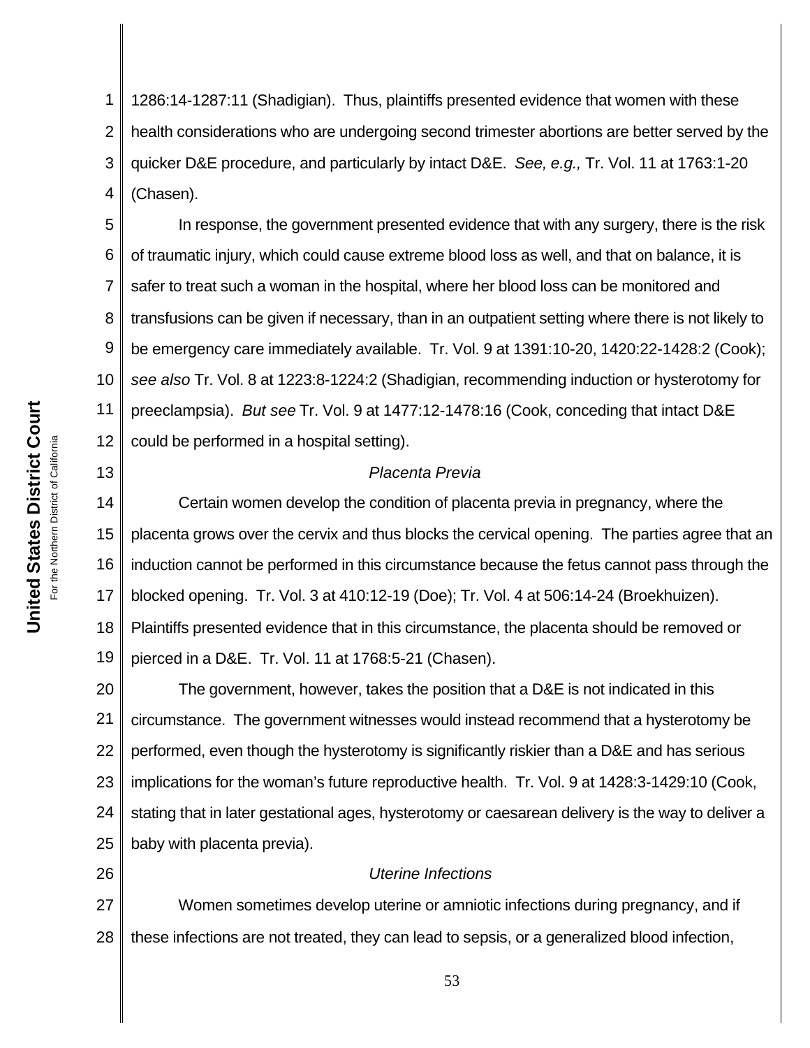1286:14-1287:11 (Shadigian). Thus, plaintiffs presented evidence that women with these health considerations who are undergoing second trimester abortions are better served by the quicker D&E procedure, and particularly by intact D&E. *See, e.g.,* Tr. Vol. 11 at 1763:1-20 (Chasen).

In response, the government presented evidence that with any surgery, there is the risk of traumatic injury, which could cause extreme blood loss as well, and that on balance, it is safer to treat such a woman in the hospital, where her blood loss can be monitored and transfusions can be given if necessary, than in an outpatient setting where there is not likely to be emergency care immediately available. Tr. Vol. 9 at 1391:10-20, 1420:22-1428:2 (Cook); *see also* Tr. Vol. 8 at 1223:8-1224:2 (Shadigian, recommending induction or hysterotomy for preeclampsia). *But see* Tr. Vol. 9 at 1477:12-1478:16 (Cook, conceding that intact D&E could be performed in a hospital setting).

*Placenta Previa*

Certain women develop the condition of placenta previa in pregnancy, where the placenta grows over the cervix and thus blocks the cervical opening. The parties agree that an induction cannot be performed in this circumstance because the fetus cannot pass through the blocked opening. Tr. Vol. 3 at 410:12-19 (Doe); Tr. Vol. 4 at 506:14-24 (Broekhuizen). Plaintiffs presented evidence that in this circumstance, the placenta should be removed or pierced in a D&E. Tr. Vol. 11 at 1768:5-21 (Chasen).

The government, however, takes the position that a D&E is not indicated in this circumstance. The government witnesses would instead recommend that a hysterotomy be performed, even though the hysterotomy is significantly riskier than a D&E and has serious implications for the woman's future reproductive health. Tr. Vol. 9 at 1428:3-1429:10 (Cook, stating that in later gestational ages, hysterotomy or caesarean delivery is the way to deliver a baby with placenta previa).

*Uterine Infections*

Women sometimes develop uterine or amniotic infections during pregnancy, and if these infections are not treated, they can lead to sepsis, or a generalized blood infection,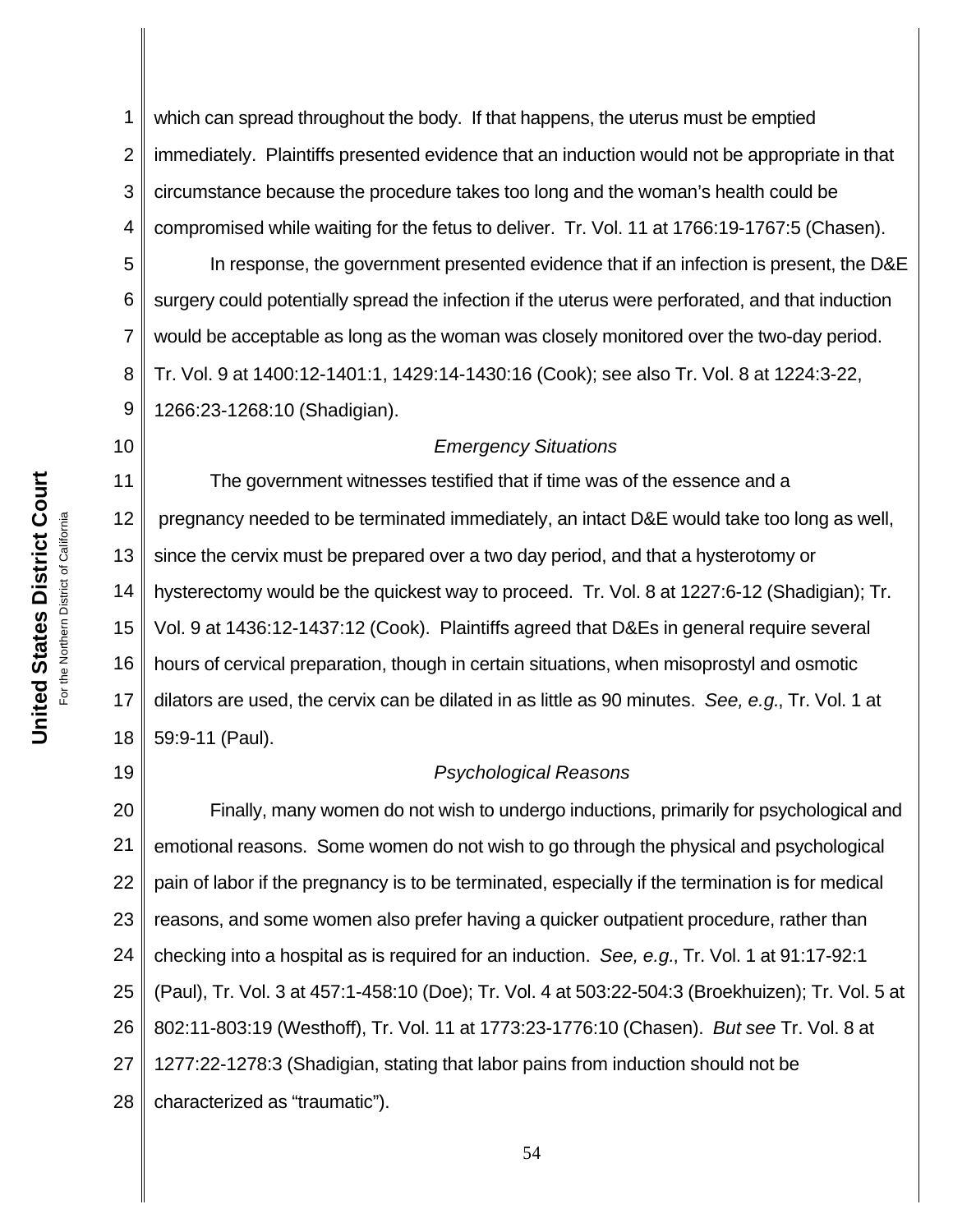which can spread throughout the body. If that happens, the uterus must be emptied immediately. Plaintiffs presented evidence that an induction would not be appropriate in that circumstance because the procedure takes too long and the woman's health could be compromised while waiting for the fetus to deliver. Tr. Vol. 11 at 1766:19-1767:5 (Chasen).

In response, the government presented evidence that if an infection is present, the D&E surgery could potentially spread the infection if the uterus were perforated, and that induction would be acceptable as long as the woman was closely monitored over the two-day period. Tr. Vol. 9 at 1400:12-1401:1, 1429:14-1430:16 (Cook); see also Tr. Vol. 8 at 1224:3-22, 1266:23-1268:10 (Shadigian).

*Emergency Situations*

The government witnesses testified that if time was of the essence and a pregnancy needed to be terminated immediately, an intact D&E would take too long as well, since the cervix must be prepared over a two day period, and that a hysterotomy or hysterectomy would be the quickest way to proceed. Tr. Vol. 8 at 1227:6-12 (Shadigian); Tr. Vol. 9 at 1436:12-1437:12 (Cook). Plaintiffs agreed that D&Es in general require several hours of cervical preparation, though in certain situations, when misoprostyl and osmotic dilators are used, the cervix can be dilated in as little as 90 minutes. *See, e.g.*, Tr. Vol. 1 at 59:9-11 (Paul).

*Psychological Reasons*

Finally, many women do not wish to undergo inductions, primarily for psychological and emotional reasons. Some women do not wish to go through the physical and psychological pain of labor if the pregnancy is to be terminated, especially if the termination is for medical reasons, and some women also prefer having a quicker outpatient procedure, rather than checking into a hospital as is required for an induction. *See, e.g.*, Tr. Vol. 1 at 91:17-92:1 (Paul), Tr. Vol. 3 at 457:1-458:10 (Doe); Tr. Vol. 4 at 503:22-504:3 (Broekhuizen); Tr. Vol. 5 at 802:11-803:19 (Westhoff), Tr. Vol. 11 at 1773:23-1776:10 (Chasen). *But see* Tr. Vol. 8 at 1277:22-1278:3 (Shadigian, stating that labor pains from induction should not be characterized as "traumatic").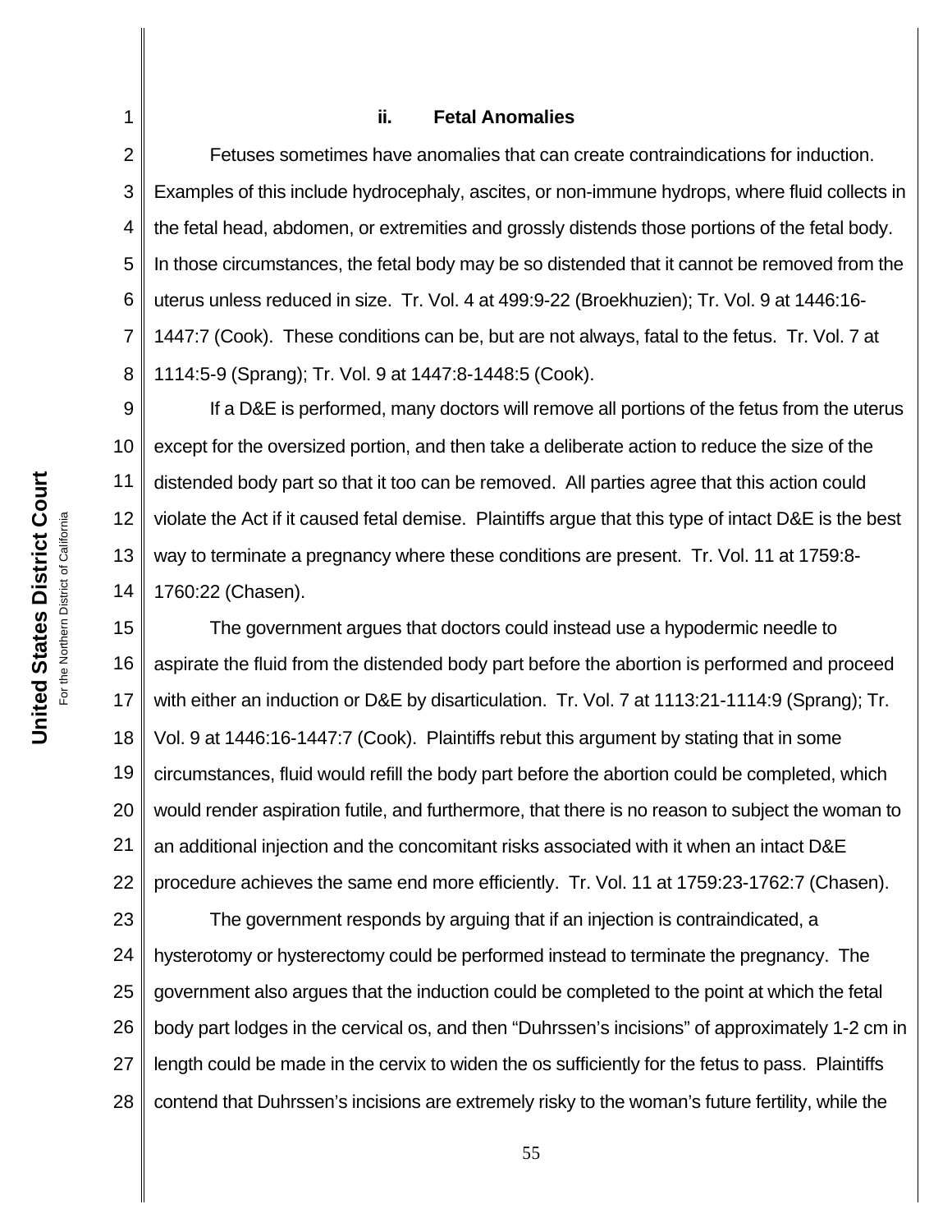#### ii. Fetal Anomalies

Fetuses sometimes have anomalies that can create contraindications for induction. Examples of this include hydrocephaly, ascites, or non-immune hydrops, where fluid collects in the fetal head, abdomen, or extremities and grossly distends those portions of the fetal body. In those circumstances, the fetal body may be so distended that it cannot be removed from the uterus unless reduced in size. Tr. Vol. 4 at 499:9-22 (Broekhuzien); Tr. Vol. 9 at 1446:16-1447:7 (Cook). These conditions can be, but are not always, fatal to the fetus. Tr. Vol. 7 at 1114:5-9 (Sprang); Tr. Vol. 9 at 1447:8-1448:5 (Cook).

If a D&E is performed, many doctors will remove all portions of the fetus from the uterus except for the oversized portion, and then take a deliberate action to reduce the size of the distended body part so that it too can be removed. All parties agree that this action could violate the Act if it caused fetal demise. Plaintiffs argue that this type of intact D&E is the best way to terminate a pregnancy where these conditions are present. Tr. Vol. 11 at 1759:8-1760:22 (Chasen).

The government argues that doctors could instead use a hypodermic needle to aspirate the fluid from the distended body part before the abortion is performed and proceed with either an induction or D&E by disarticulation. Tr. Vol. 7 at 1113:21-1114:9 (Sprang); Tr. Vol. 9 at 1446:16-1447:7 (Cook). Plaintiffs rebut this argument by stating that in some circumstances, fluid would refill the body part before the abortion could be completed, which would render aspiration futile, and furthermore, that there is no reason to subject the woman to an additional injection and the concomitant risks associated with it when an intact D&E procedure achieves the same end more efficiently. Tr. Vol. 11 at 1759:23-1762:7 (Chasen).

The government responds by arguing that if an injection is contraindicated, a hysterotomy or hysterectomy could be performed instead to terminate the pregnancy. The government also argues that the induction could be completed to the point at which the fetal body part lodges in the cervical os, and then "Duhrssen's incisions" of approximately 1-2 cm in length could be made in the cervix to widen the os sufficiently for the fetus to pass. Plaintiffs contend that Duhrssen's incisions are extremely risky to the woman's future fertility, while the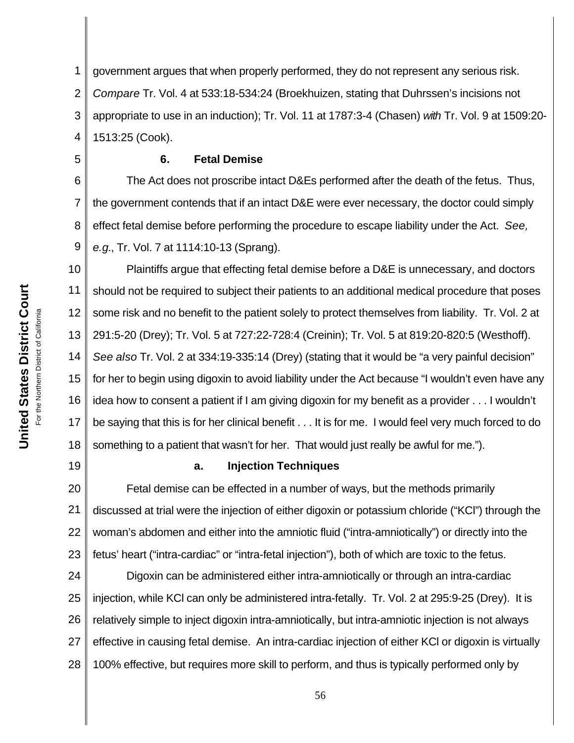government argues that when properly performed, they do not represent any serious risk. *Compare* Tr. Vol. 4 at 533:18-534:24 (Broekhuizen, stating that Duhrssen's incisions not appropriate to use in an induction); Tr. Vol. 11 at 1787:3-4 (Chasen) *with* Tr. Vol. 9 at 1509:20-1513:25 (Cook).

### 6. Fetal Demise

The Act does not proscribe intact D&Es performed after the death of the fetus. Thus, the government contends that if an intact D&E were ever necessary, the doctor could simply effect fetal demise before performing the procedure to escape liability under the Act. *See, e.g.*, Tr. Vol. 7 at 1114:10-13 (Sprang).

Plaintiffs argue that effecting fetal demise before a D&E is unnecessary, and doctors should not be required to subject their patients to an additional medical procedure that poses some risk and no benefit to the patient solely to protect themselves from liability. Tr. Vol. 2 at 291:5-20 (Drey); Tr. Vol. 5 at 727:22-728:4 (Creinin); Tr. Vol. 5 at 819:20-820:5 (Westhoff). *See also* Tr. Vol. 2 at 334:19-335:14 (Drey) (stating that it would be "a very painful decision" for her to begin using digoxin to avoid liability under the Act because "I wouldn't even have any idea how to consent a patient if I am giving digoxin for my benefit as a provider . . . I wouldn't be saying that this is for her clinical benefit . . . It is for me. I would feel very much forced to do something to a patient that wasn't for her. That would just really be awful for me.").

#### a. Injection Techniques

Fetal demise can be effected in a number of ways, but the methods primarily discussed at trial were the injection of either digoxin or potassium chloride ("KCl") through the woman's abdomen and either into the amniotic fluid ("intra-amniotically") or directly into the fetus' heart ("intra-cardiac" or "intra-fetal injection"), both of which are toxic to the fetus.

Digoxin can be administered either intra-amniotically or through an intra-cardiac injection, while KCl can only be administered intra-fetally. Tr. Vol. 2 at 295:9-25 (Drey). It is relatively simple to inject digoxin intra-amniotically, but intra-amniotic injection is not always effective in causing fetal demise. An intra-cardiac injection of either KCl or digoxin is virtually 100% effective, but requires more skill to perform, and thus is typically performed only by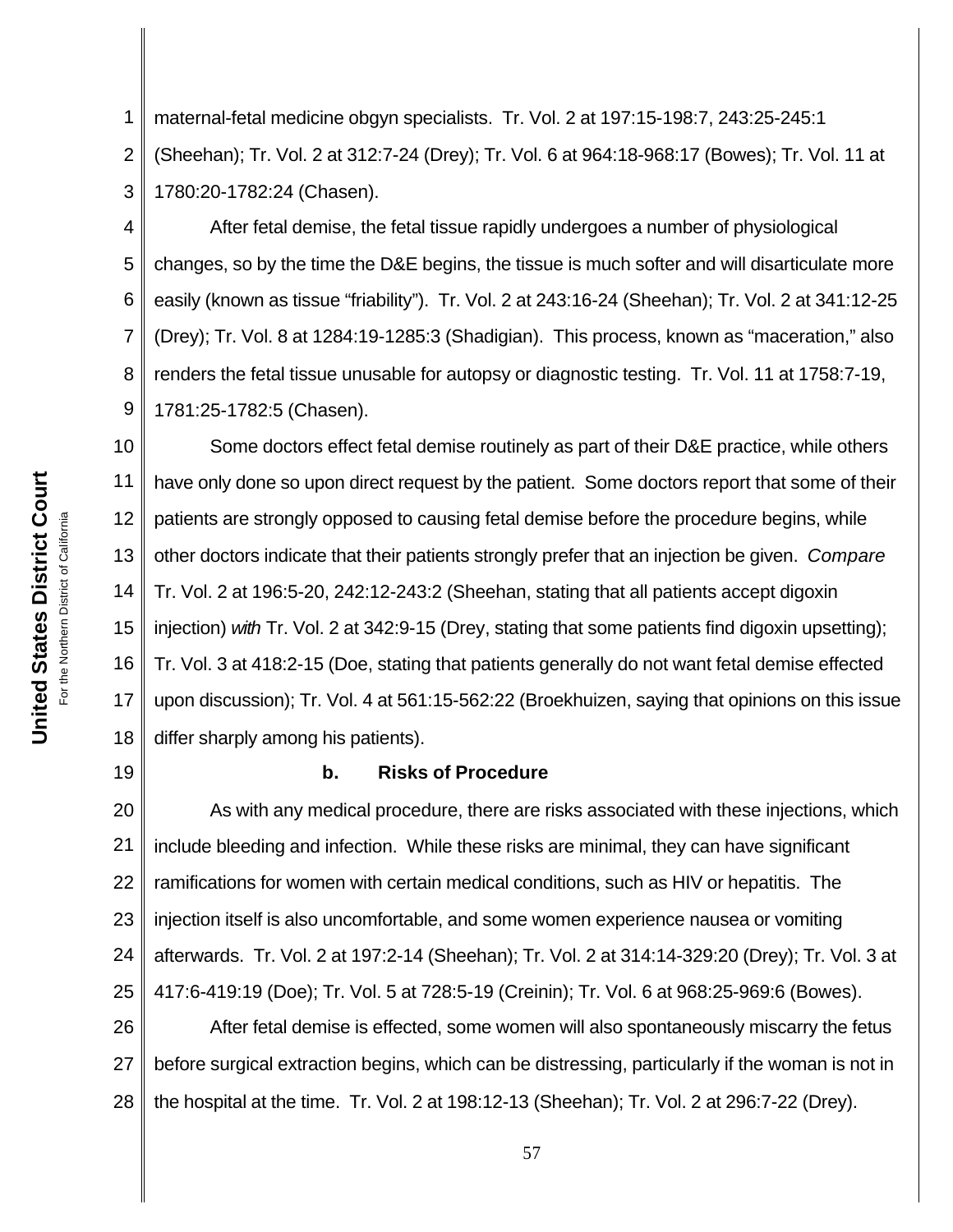maternal-fetal medicine obgyn specialists. Tr. Vol. 2 at 197:15-198:7, 243:25-245:1 (Sheehan); Tr. Vol. 2 at 312:7-24 (Drey); Tr. Vol. 6 at 964:18-968:17 (Bowes); Tr. Vol. 11 at 1780:20-1782:24 (Chasen).

After fetal demise, the fetal tissue rapidly undergoes a number of physiological changes, so by the time the D&E begins, the tissue is much softer and will disarticulate more easily (known as tissue "friability"). Tr. Vol. 2 at 243:16-24 (Sheehan); Tr. Vol. 2 at 341:12-25 (Drey); Tr. Vol. 8 at 1284:19-1285:3 (Shadigian). This process, known as "maceration," also renders the fetal tissue unusable for autopsy or diagnostic testing. Tr. Vol. 11 at 1758:7-19, 1781:25-1782:5 (Chasen).

Some doctors effect fetal demise routinely as part of their D&E practice, while others have only done so upon direct request by the patient. Some doctors report that some of their patients are strongly opposed to causing fetal demise before the procedure begins, while other doctors indicate that their patients strongly prefer that an injection be given. *Compare* Tr. Vol. 2 at 196:5-20, 242:12-243:2 (Sheehan, stating that all patients accept digoxin injection) *with* Tr. Vol. 2 at 342:9-15 (Drey, stating that some patients find digoxin upsetting); Tr. Vol. 3 at 418:2-15 (Doe, stating that patients generally do not want fetal demise effected upon discussion); Tr. Vol. 4 at 561:15-562:22 (Broekhuizen, saying that opinions on this issue differ sharply among his patients).

#### b. Risks of Procedure

As with any medical procedure, there are risks associated with these injections, which include bleeding and infection. While these risks are minimal, they can have significant ramifications for women with certain medical conditions, such as HIV or hepatitis. The injection itself is also uncomfortable, and some women experience nausea or vomiting afterwards. Tr. Vol. 2 at 197:2-14 (Sheehan); Tr. Vol. 2 at 314:14-329:20 (Drey); Tr. Vol. 3 at 417:6-419:19 (Doe); Tr. Vol. 5 at 728:5-19 (Creinin); Tr. Vol. 6 at 968:25-969:6 (Bowes).

After fetal demise is effected, some women will also spontaneously miscarry the fetus before surgical extraction begins, which can be distressing, particularly if the woman is not in the hospital at the time. Tr. Vol. 2 at 198:12-13 (Sheehan); Tr. Vol. 2 at 296:7-22 (Drey).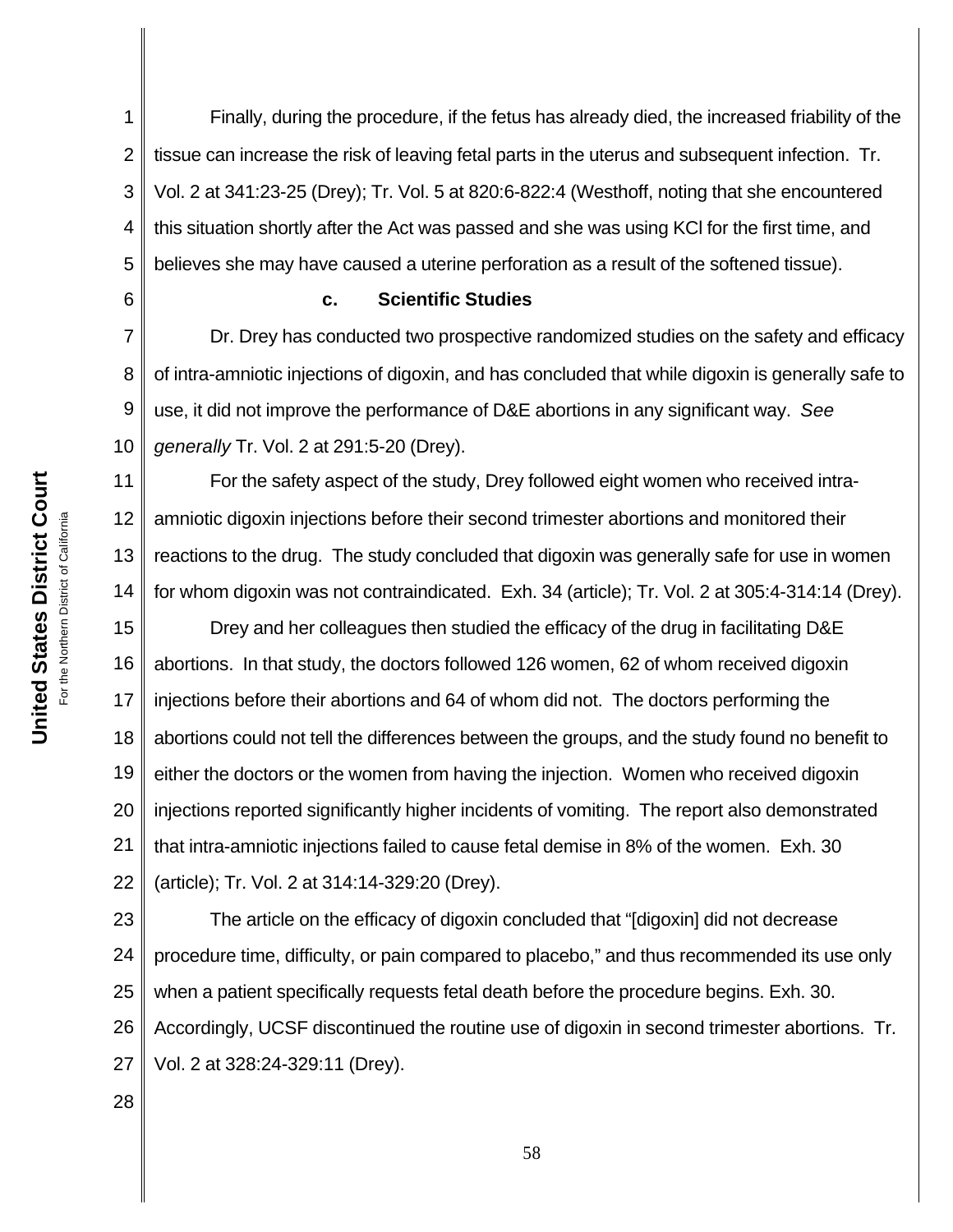Finally, during the procedure, if the fetus has already died, the increased friability of the tissue can increase the risk of leaving fetal parts in the uterus and subsequent infection. Tr. Vol. 2 at 341:23-25 (Drey); Tr. Vol. 5 at 820:6-822:4 (Westhoff, noting that she encountered this situation shortly after the Act was passed and she was using KCl for the first time, and believes she may have caused a uterine perforation as a result of the softened tissue).

### c. Scientific Studies

Dr. Drey has conducted two prospective randomized studies on the safety and efficacy of intra-amniotic injections of digoxin, and has concluded that while digoxin is generally safe to use, it did not improve the performance of D&E abortions in any significant way. *See generally* Tr. Vol. 2 at 291:5-20 (Drey).

For the safety aspect of the study, Drey followed eight women who received intra-amniotic digoxin injections before their second trimester abortions and monitored their reactions to the drug. The study concluded that digoxin was generally safe for use in women for whom digoxin was not contraindicated. Exh. 34 (article); Tr. Vol. 2 at 305:4-314:14 (Drey).

Drey and her colleagues then studied the efficacy of the drug in facilitating D&E abortions. In that study, the doctors followed 126 women, 62 of whom received digoxin injections before their abortions and 64 of whom did not. The doctors performing the abortions could not tell the differences between the groups, and the study found no benefit to either the doctors or the women from having the injection. Women who received digoxin injections reported significantly higher incidents of vomiting. The report also demonstrated that intra-amniotic injections failed to cause fetal demise in 8% of the women. Exh. 30 (article); Tr. Vol. 2 at 314:14-329:20 (Drey).

The article on the efficacy of digoxin concluded that "[digoxin] did not decrease procedure time, difficulty, or pain compared to placebo," and thus recommended its use only when a patient specifically requests fetal death before the procedure begins. Exh. 30. Accordingly, UCSF discontinued the routine use of digoxin in second trimester abortions. Tr. Vol. 2 at 328:24-329:11 (Drey).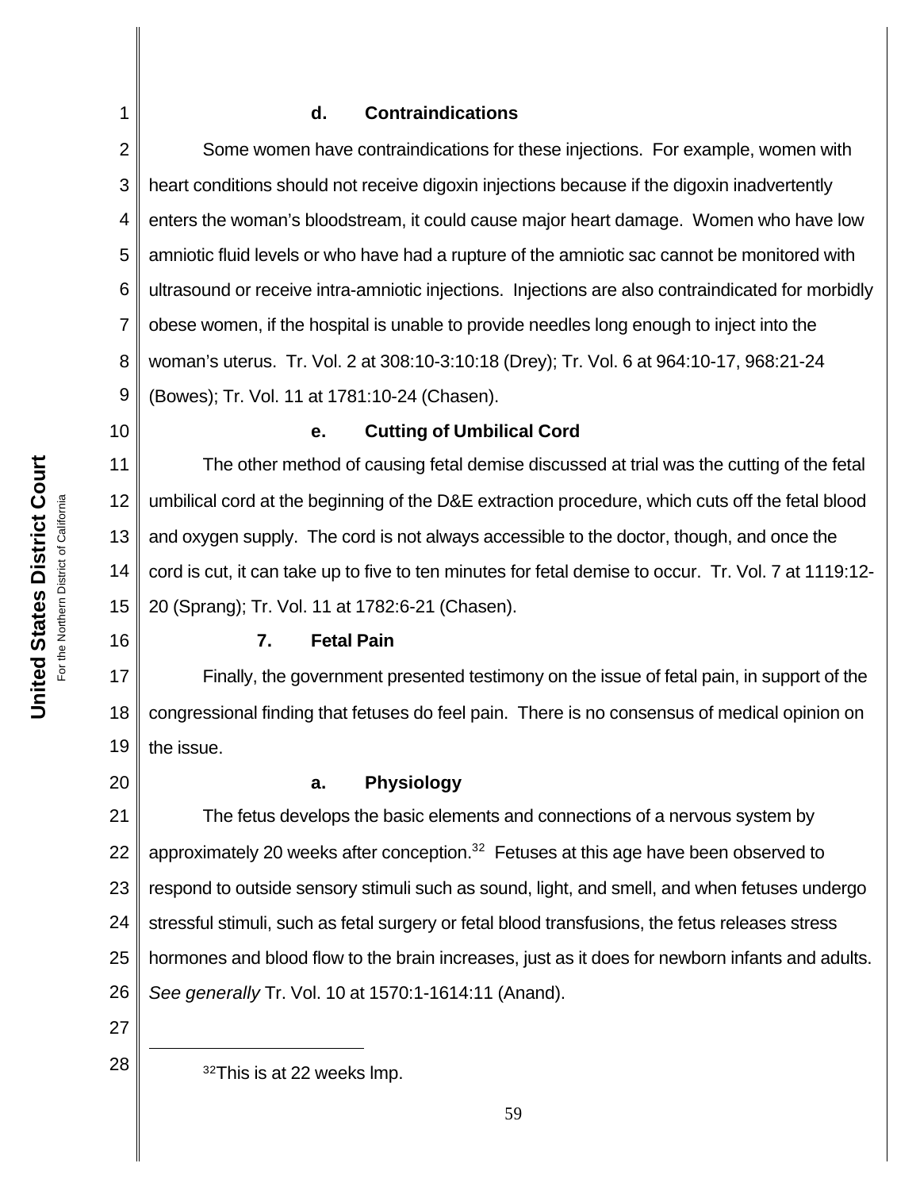#### d. Contraindications

Some women have contraindications for these injections. For example, women with heart conditions should not receive digoxin injections because if the digoxin inadvertently enters the woman's bloodstream, it could cause major heart damage. Women who have low amniotic fluid levels or who have had a rupture of the amniotic sac cannot be monitored with ultrasound or receive intra-amniotic injections. Injections are also contraindicated for morbidly obese women, if the hospital is unable to provide needles long enough to inject into the woman's uterus. Tr. Vol. 2 at 308:10-3:10:18 (Drey); Tr. Vol. 6 at 964:10-17, 968:21-24 (Bowes); Tr. Vol. 11 at 1781:10-24 (Chasen).

#### e. Cutting of Umbilical Cord

The other method of causing fetal demise discussed at trial was the cutting of the fetal umbilical cord at the beginning of the D&E extraction procedure, which cuts off the fetal blood and oxygen supply. The cord is not always accessible to the doctor, though, and once the cord is cut, it can take up to five to ten minutes for fetal demise to occur. Tr. Vol. 7 at 1119:12-20 (Sprang); Tr. Vol. 11 at 1782:6-21 (Chasen).

### 7. Fetal Pain

Finally, the government presented testimony on the issue of fetal pain, in support of the congressional finding that fetuses do feel pain. There is no consensus of medical opinion on the issue.

#### a. Physiology

The fetus develops the basic elements and connections of a nervous system by approximately 20 weeks after conception.[32] Fetuses at this age have been observed to respond to outside sensory stimuli such as sound, light, and smell, and when fetuses undergo stressful stimuli, such as fetal surgery or fetal blood transfusions, the fetus releases stress hormones and blood flow to the brain increases, just as it does for newborn infants and adults. *See generally* Tr. Vol. 10 at 1570:1-1614:11 (Anand).

---

[32] This is at 22 weeks lmp.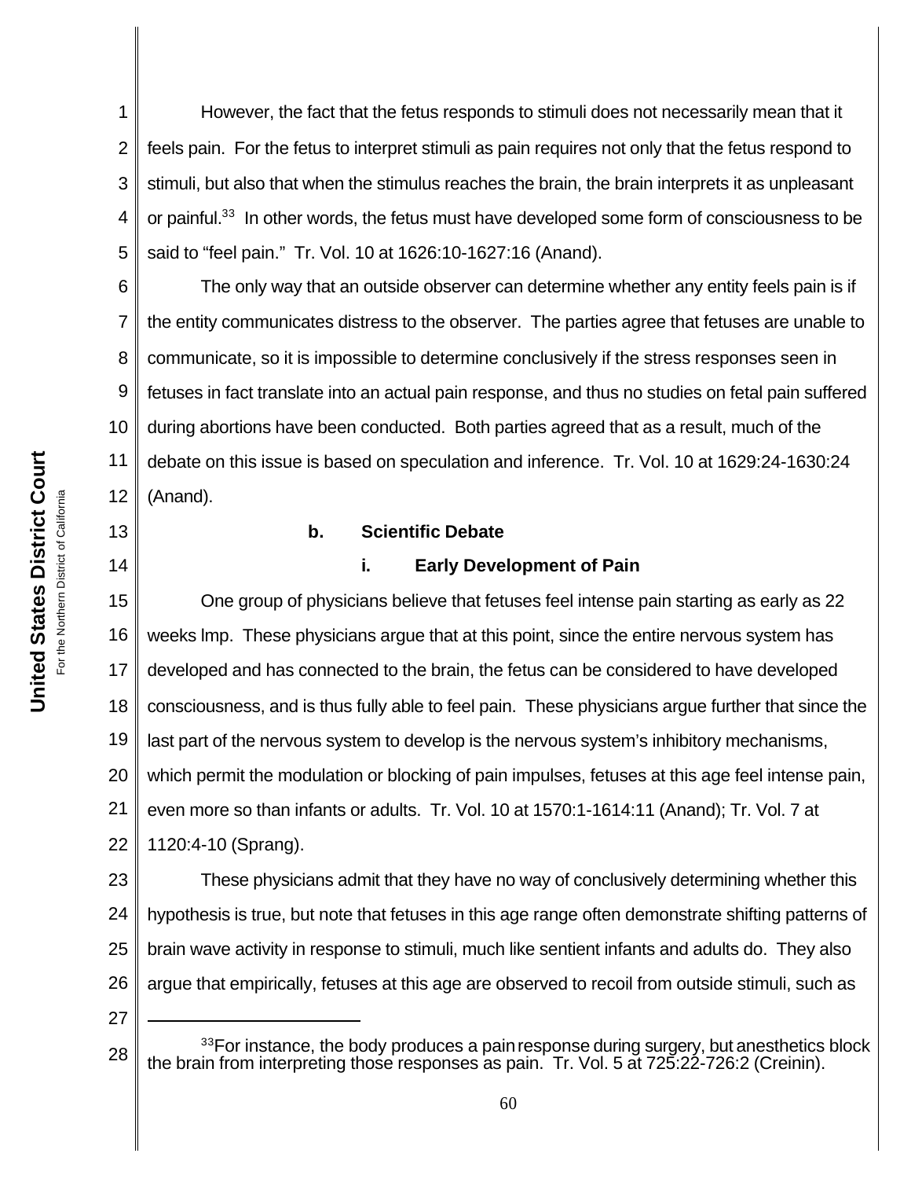However, the fact that the fetus responds to stimuli does not necessarily mean that it feels pain. For the fetus to interpret stimuli as pain requires not only that the fetus respond to stimuli, but also that when the stimulus reaches the brain, the brain interprets it as unpleasant or painful.[33] In other words, the fetus must have developed some form of consciousness to be said to "feel pain." Tr. Vol. 10 at 1626:10-1627:16 (Anand).

The only way that an outside observer can determine whether any entity feels pain is if the entity communicates distress to the observer. The parties agree that fetuses are unable to communicate, so it is impossible to determine conclusively if the stress responses seen in fetuses in fact translate into an actual pain response, and thus no studies on fetal pain suffered during abortions have been conducted. Both parties agreed that as a result, much of the debate on this issue is based on speculation and inference. Tr. Vol. 10 at 1629:24-1630:24 (Anand).

**b. Scientific Debate**

**i. Early Development of Pain**

One group of physicians believe that fetuses feel intense pain starting as early as 22 weeks lmp. These physicians argue that at this point, since the entire nervous system has developed and has connected to the brain, the fetus can be considered to have developed consciousness, and is thus fully able to feel pain. These physicians argue further that since the last part of the nervous system to develop is the nervous system's inhibitory mechanisms, which permit the modulation or blocking of pain impulses, fetuses at this age feel intense pain, even more so than infants or adults. Tr. Vol. 10 at 1570:1-1614:11 (Anand); Tr. Vol. 7 at 1120:4-10 (Sprang).

These physicians admit that they have no way of conclusively determining whether this hypothesis is true, but note that fetuses in this age range often demonstrate shifting patterns of brain wave activity in response to stimuli, much like sentient infants and adults do. They also argue that empirically, fetuses at this age are observed to recoil from outside stimuli, such as

---

[33] For instance, the body produces a pain response during surgery, but anesthetics block the brain from interpreting those responses as pain. Tr. Vol. 5 at 725:22-726:2 (Creinin).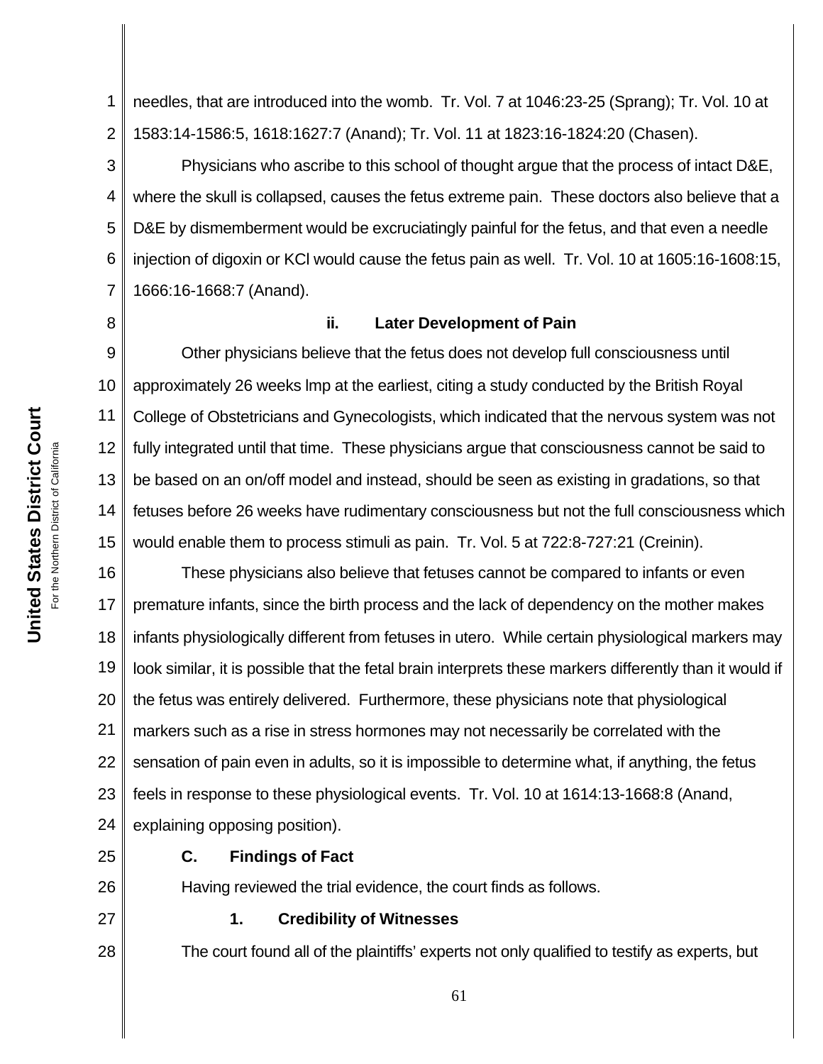needles, that are introduced into the womb. Tr. Vol. 7 at 1046:23-25 (Sprang); Tr. Vol. 10 at 1583:14-1586:5, 1618:1627:7 (Anand); Tr. Vol. 11 at 1823:16-1824:20 (Chasen).

Physicians who ascribe to this school of thought argue that the process of intact D&E, where the skull is collapsed, causes the fetus extreme pain. These doctors also believe that a D&E by dismemberment would be excruciatingly painful for the fetus, and that even a needle injection of digoxin or KCl would cause the fetus pain as well. Tr. Vol. 10 at 1605:16-1608:15, 1666:16-1668:7 (Anand).

**ii. Later Development of Pain**

Other physicians believe that the fetus does not develop full consciousness until approximately 26 weeks lmp at the earliest, citing a study conducted by the British Royal College of Obstetricians and Gynecologists, which indicated that the nervous system was not fully integrated until that time. These physicians argue that consciousness cannot be said to be based on an on/off model and instead, should be seen as existing in gradations, so that fetuses before 26 weeks have rudimentary consciousness but not the full consciousness which would enable them to process stimuli as pain. Tr. Vol. 5 at 722:8-727:21 (Creinin).

These physicians also believe that fetuses cannot be compared to infants or even premature infants, since the birth process and the lack of dependency on the mother makes infants physiologically different from fetuses in utero. While certain physiological markers may look similar, it is possible that the fetal brain interprets these markers differently than it would if the fetus was entirely delivered. Furthermore, these physicians note that physiological markers such as a rise in stress hormones may not necessarily be correlated with the sensation of pain even in adults, so it is impossible to determine what, if anything, the fetus feels in response to these physiological events. Tr. Vol. 10 at 1614:13-1668:8 (Anand, explaining opposing position).

**C. Findings of Fact**

Having reviewed the trial evidence, the court finds as follows.

**1. Credibility of Witnesses**

The court found all of the plaintiffs' experts not only qualified to testify as experts, but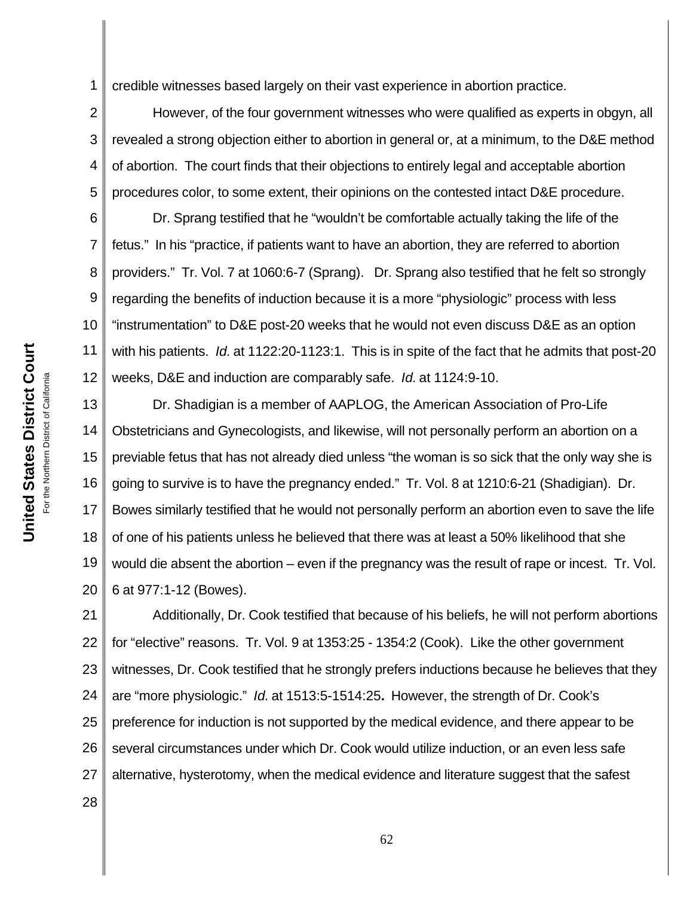credible witnesses based largely on their vast experience in abortion practice.

However, of the four government witnesses who were qualified as experts in obgyn, all revealed a strong objection either to abortion in general or, at a minimum, to the D&E method of abortion. The court finds that their objections to entirely legal and acceptable abortion procedures color, to some extent, their opinions on the contested intact D&E procedure.

Dr. Sprang testified that he "wouldn't be comfortable actually taking the life of the fetus." In his "practice, if patients want to have an abortion, they are referred to abortion providers." Tr. Vol. 7 at 1060:6-7 (Sprang). Dr. Sprang also testified that he felt so strongly regarding the benefits of induction because it is a more "physiologic" process with less "instrumentation" to D&E post-20 weeks that he would not even discuss D&E as an option with his patients. *Id.* at 1122:20-1123:1. This is in spite of the fact that he admits that post-20 weeks, D&E and induction are comparably safe. *Id.* at 1124:9-10.

Dr. Shadigian is a member of AAPLOG, the American Association of Pro-Life Obstetricians and Gynecologists, and likewise, will not personally perform an abortion on a previable fetus that has not already died unless "the woman is so sick that the only way she is going to survive is to have the pregnancy ended." Tr. Vol. 8 at 1210:6-21 (Shadigian). Dr. Bowes similarly testified that he would not personally perform an abortion even to save the life of one of his patients unless he believed that there was at least a 50% likelihood that she would die absent the abortion – even if the pregnancy was the result of rape or incest. Tr. Vol. 6 at 977:1-12 (Bowes).

Additionally, Dr. Cook testified that because of his beliefs, he will not perform abortions for "elective" reasons. Tr. Vol. 9 at 1353:25 - 1354:2 (Cook). Like the other government witnesses, Dr. Cook testified that he strongly prefers inductions because he believes that they are "more physiologic." *Id.* at 1513:5-1514:25**.** However, the strength of Dr. Cook's preference for induction is not supported by the medical evidence, and there appear to be several circumstances under which Dr. Cook would utilize induction, or an even less safe alternative, hysterotomy, when the medical evidence and literature suggest that the safest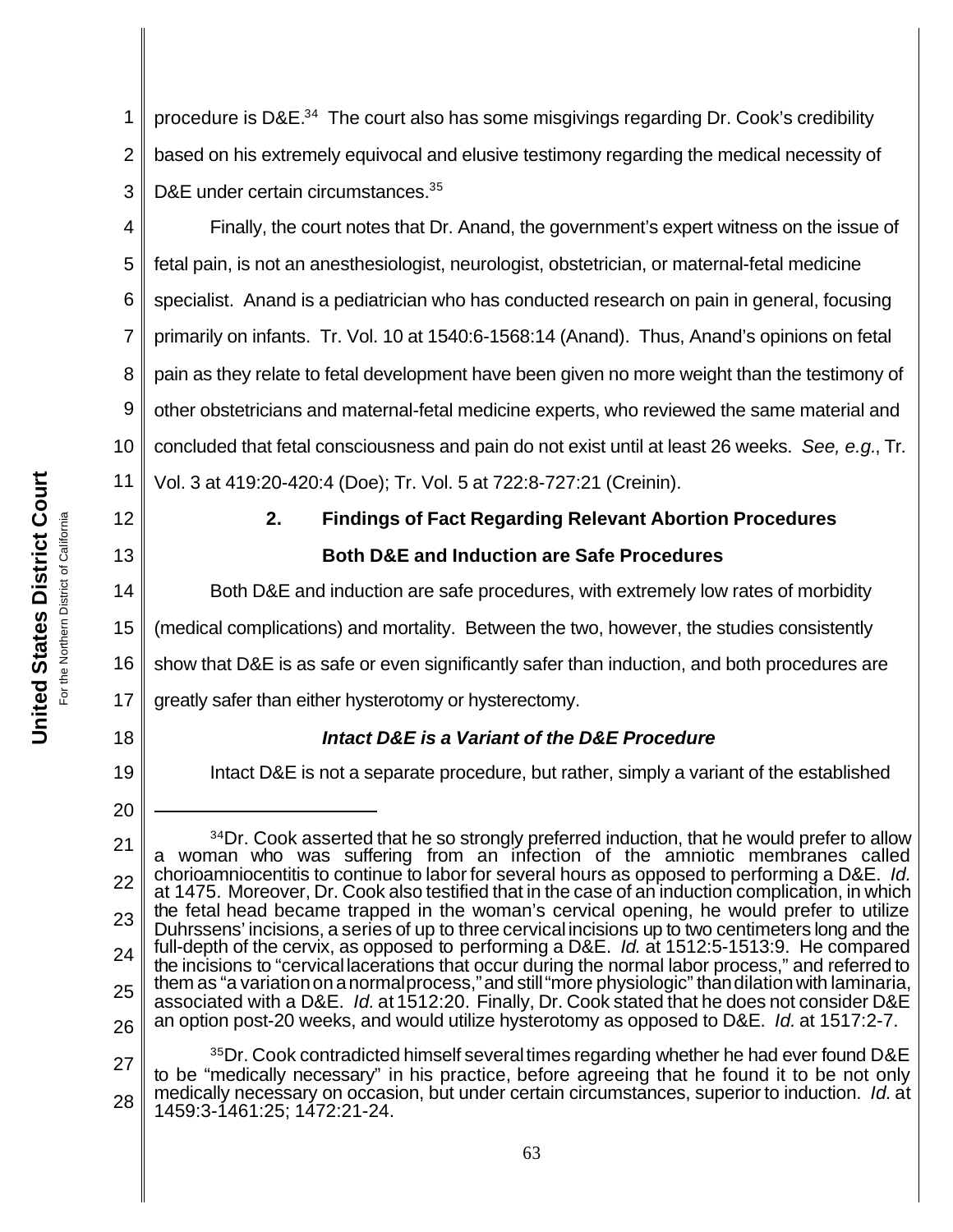procedure is D&E.[34] The court also has some misgivings regarding Dr. Cook's credibility based on his extremely equivocal and elusive testimony regarding the medical necessity of D&E under certain circumstances.[35]

Finally, the court notes that Dr. Anand, the government's expert witness on the issue of fetal pain, is not an anesthesiologist, neurologist, obstetrician, or maternal-fetal medicine specialist. Anand is a pediatrician who has conducted research on pain in general, focusing primarily on infants. Tr. Vol. 10 at 1540:6-1568:14 (Anand). Thus, Anand's opinions on fetal pain as they relate to fetal development have been given no more weight than the testimony of other obstetricians and maternal-fetal medicine experts, who reviewed the same material and concluded that fetal consciousness and pain do not exist until at least 26 weeks. *See, e.g.*, Tr. Vol. 3 at 419:20-420:4 (Doe); Tr. Vol. 5 at 722:8-727:21 (Creinin).

### 2. Findings of Fact Regarding Relevant Abortion Procedures

**Both D&E and Induction are Safe Procedures**

Both D&E and induction are safe procedures, with extremely low rates of morbidity (medical complications) and mortality. Between the two, however, the studies consistently show that D&E is as safe or even significantly safer than induction, and both procedures are greatly safer than either hysterotomy or hysterectomy.

***Intact D&E is a Variant of the D&E Procedure***

Intact D&E is not a separate procedure, but rather, simply a variant of the established

---

[34] Dr. Cook asserted that he so strongly preferred induction, that he would prefer to allow a woman who was suffering from an infection of the amniotic membranes called chorioamniocentitis to continue to labor for several hours as opposed to performing a D&E. *Id.* at 1475. Moreover, Dr. Cook also testified that in the case of an induction complication, in which the fetal head became trapped in the woman's cervical opening, he would prefer to utilize Duhrssens' incisions, a series of up to three cervical incisions up to two centimeters long and the full-depth of the cervix, as opposed to performing a D&E. *Id.* at 1512:5-1513:9. He compared the incisions to "cervical lacerations that occur during the normal labor process," and referred to them as "a variation on a normal process," and still "more physiologic" than dilation with laminaria, associated with a D&E. *Id.* at 1512:20. Finally, Dr. Cook stated that he does not consider D&E an option post-20 weeks, and would utilize hysterotomy as opposed to D&E. *Id.* at 1517:2-7.

[35] Dr. Cook contradicted himself several times regarding whether he had ever found D&E to be "medically necessary" in his practice, before agreeing that he found it to be not only medically necessary on occasion, but under certain circumstances, superior to induction. *Id.* at 1459:3-1461:25; 1472:21-24.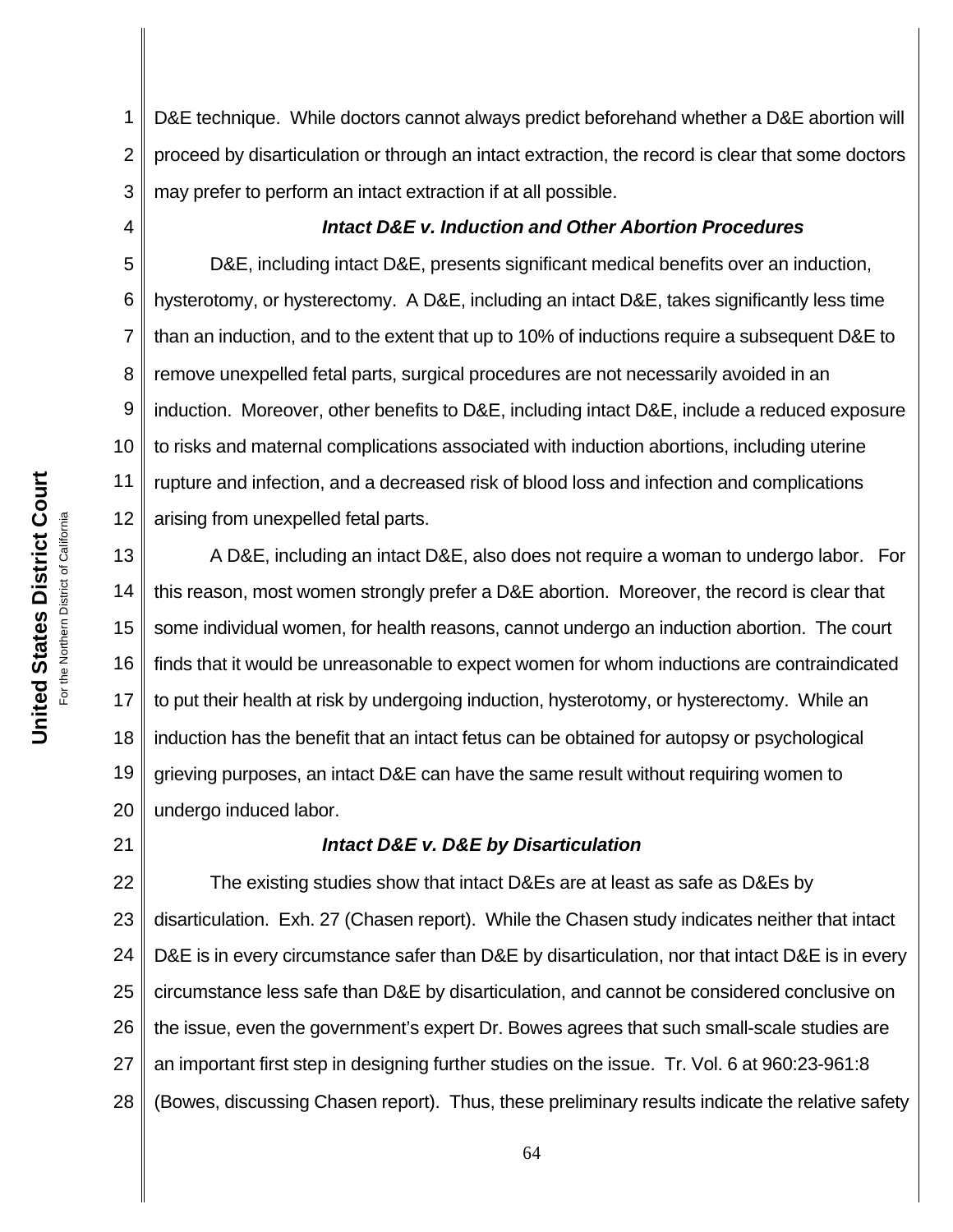D&E technique. While doctors cannot always predict beforehand whether a D&E abortion will proceed by disarticulation or through an intact extraction, the record is clear that some doctors may prefer to perform an intact extraction if at all possible.

### *Intact D&E v. Induction and Other Abortion Procedures*

D&E, including intact D&E, presents significant medical benefits over an induction, hysterotomy, or hysterectomy. A D&E, including an intact D&E, takes significantly less time than an induction, and to the extent that up to 10% of inductions require a subsequent D&E to remove unexpelled fetal parts, surgical procedures are not necessarily avoided in an induction. Moreover, other benefits to D&E, including intact D&E, include a reduced exposure to risks and maternal complications associated with induction abortions, including uterine rupture and infection, and a decreased risk of blood loss and infection and complications arising from unexpelled fetal parts.

A D&E, including an intact D&E, also does not require a woman to undergo labor. For this reason, most women strongly prefer a D&E abortion. Moreover, the record is clear that some individual women, for health reasons, cannot undergo an induction abortion. The court finds that it would be unreasonable to expect women for whom inductions are contraindicated to put their health at risk by undergoing induction, hysterotomy, or hysterectomy. While an induction has the benefit that an intact fetus can be obtained for autopsy or psychological grieving purposes, an intact D&E can have the same result without requiring women to undergo induced labor.

### *Intact D&E v. D&E by Disarticulation*

The existing studies show that intact D&Es are at least as safe as D&Es by disarticulation. Exh. 27 (Chasen report). While the Chasen study indicates neither that intact D&E is in every circumstance safer than D&E by disarticulation, nor that intact D&E is in every circumstance less safe than D&E by disarticulation, and cannot be considered conclusive on the issue, even the government's expert Dr. Bowes agrees that such small-scale studies are an important first step in designing further studies on the issue. Tr. Vol. 6 at 960:23-961:8 (Bowes, discussing Chasen report). Thus, these preliminary results indicate the relative safety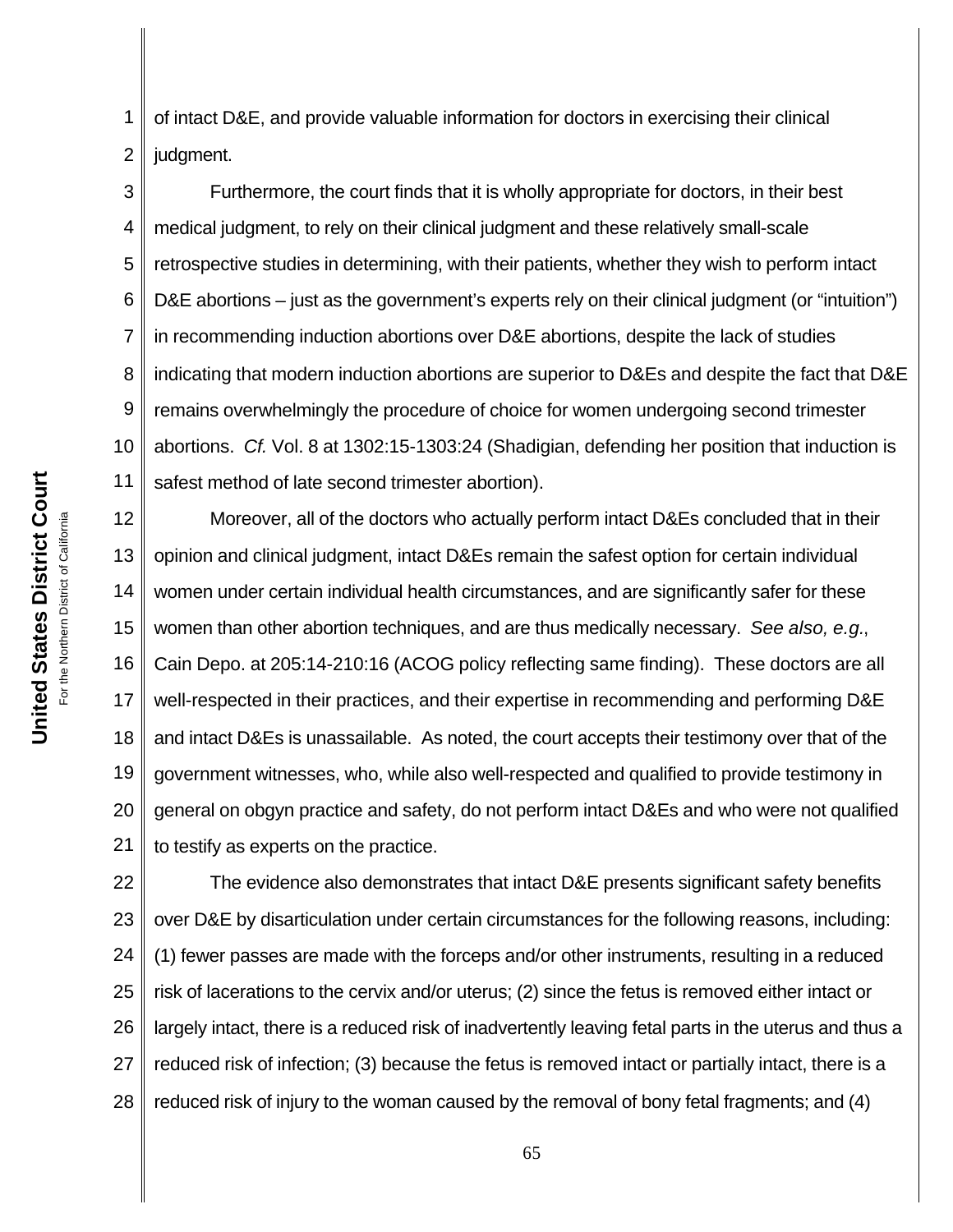of intact D&E, and provide valuable information for doctors in exercising their clinical judgment.

Furthermore, the court finds that it is wholly appropriate for doctors, in their best medical judgment, to rely on their clinical judgment and these relatively small-scale retrospective studies in determining, with their patients, whether they wish to perform intact D&E abortions – just as the government's experts rely on their clinical judgment (or "intuition") in recommending induction abortions over D&E abortions, despite the lack of studies indicating that modern induction abortions are superior to D&Es and despite the fact that D&E remains overwhelmingly the procedure of choice for women undergoing second trimester abortions. *Cf.* Vol. 8 at 1302:15-1303:24 (Shadigian, defending her position that induction is safest method of late second trimester abortion).

Moreover, all of the doctors who actually perform intact D&Es concluded that in their opinion and clinical judgment, intact D&Es remain the safest option for certain individual women under certain individual health circumstances, and are significantly safer for these women than other abortion techniques, and are thus medically necessary. *See also, e.g.*, Cain Depo. at 205:14-210:16 (ACOG policy reflecting same finding). These doctors are all well-respected in their practices, and their expertise in recommending and performing D&E and intact D&Es is unassailable. As noted, the court accepts their testimony over that of the government witnesses, who, while also well-respected and qualified to provide testimony in general on obgyn practice and safety, do not perform intact D&Es and who were not qualified to testify as experts on the practice.

The evidence also demonstrates that intact D&E presents significant safety benefits over D&E by disarticulation under certain circumstances for the following reasons, including: (1) fewer passes are made with the forceps and/or other instruments, resulting in a reduced risk of lacerations to the cervix and/or uterus; (2) since the fetus is removed either intact or largely intact, there is a reduced risk of inadvertently leaving fetal parts in the uterus and thus a reduced risk of infection; (3) because the fetus is removed intact or partially intact, there is a reduced risk of injury to the woman caused by the removal of bony fetal fragments; and (4)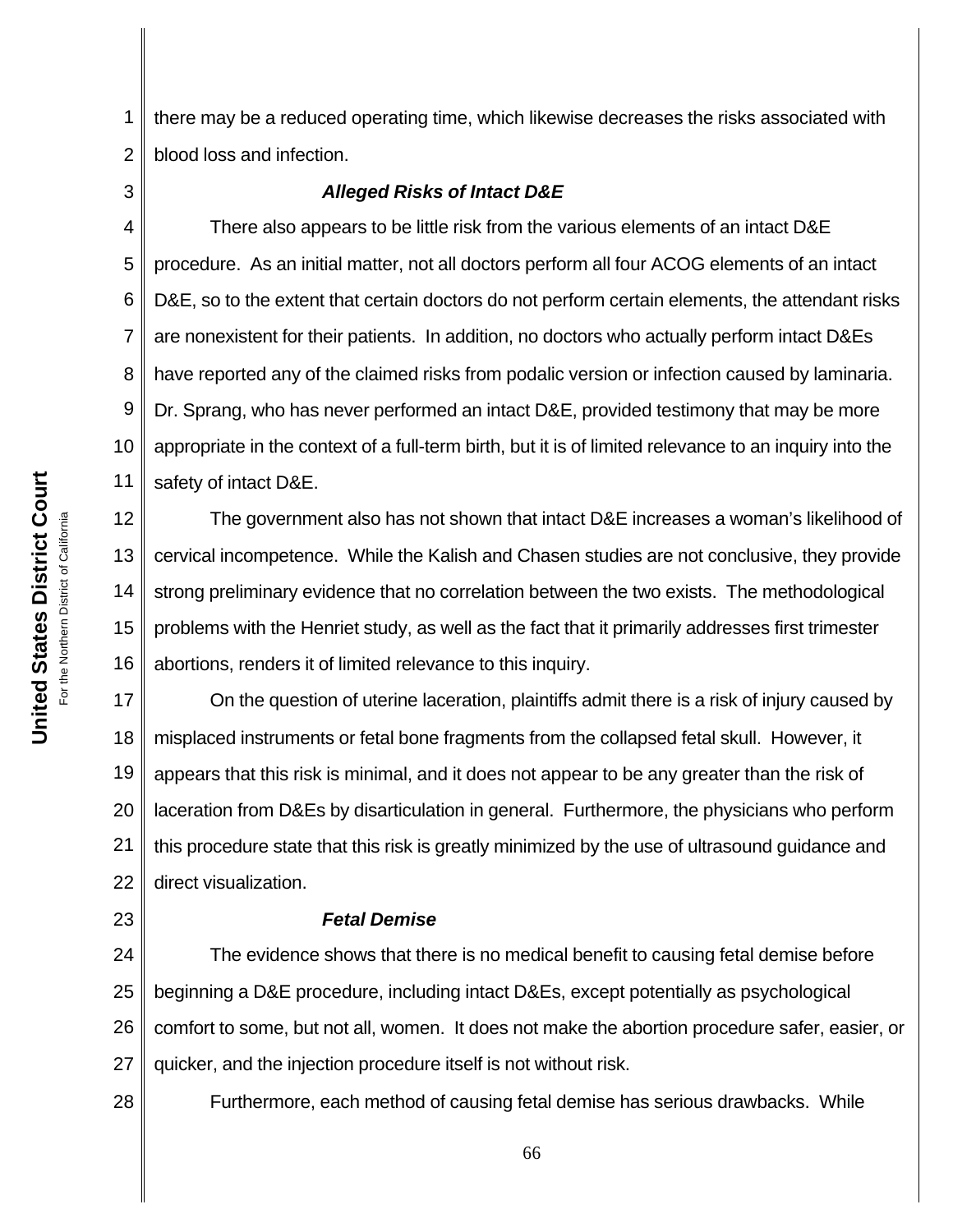there may be a reduced operating time, which likewise decreases the risks associated with blood loss and infection.

### *Alleged Risks of Intact D&E*

There also appears to be little risk from the various elements of an intact D&E procedure. As an initial matter, not all doctors perform all four ACOG elements of an intact D&E, so to the extent that certain doctors do not perform certain elements, the attendant risks are nonexistent for their patients. In addition, no doctors who actually perform intact D&Es have reported any of the claimed risks from podalic version or infection caused by laminaria. Dr. Sprang, who has never performed an intact D&E, provided testimony that may be more appropriate in the context of a full-term birth, but it is of limited relevance to an inquiry into the safety of intact D&E.

The government also has not shown that intact D&E increases a woman's likelihood of cervical incompetence. While the Kalish and Chasen studies are not conclusive, they provide strong preliminary evidence that no correlation between the two exists. The methodological problems with the Henriet study, as well as the fact that it primarily addresses first trimester abortions, renders it of limited relevance to this inquiry.

On the question of uterine laceration, plaintiffs admit there is a risk of injury caused by misplaced instruments or fetal bone fragments from the collapsed fetal skull. However, it appears that this risk is minimal, and it does not appear to be any greater than the risk of laceration from D&Es by disarticulation in general. Furthermore, the physicians who perform this procedure state that this risk is greatly minimized by the use of ultrasound guidance and direct visualization.

### *Fetal Demise*

The evidence shows that there is no medical benefit to causing fetal demise before beginning a D&E procedure, including intact D&Es, except potentially as psychological comfort to some, but not all, women. It does not make the abortion procedure safer, easier, or quicker, and the injection procedure itself is not without risk.

Furthermore, each method of causing fetal demise has serious drawbacks. While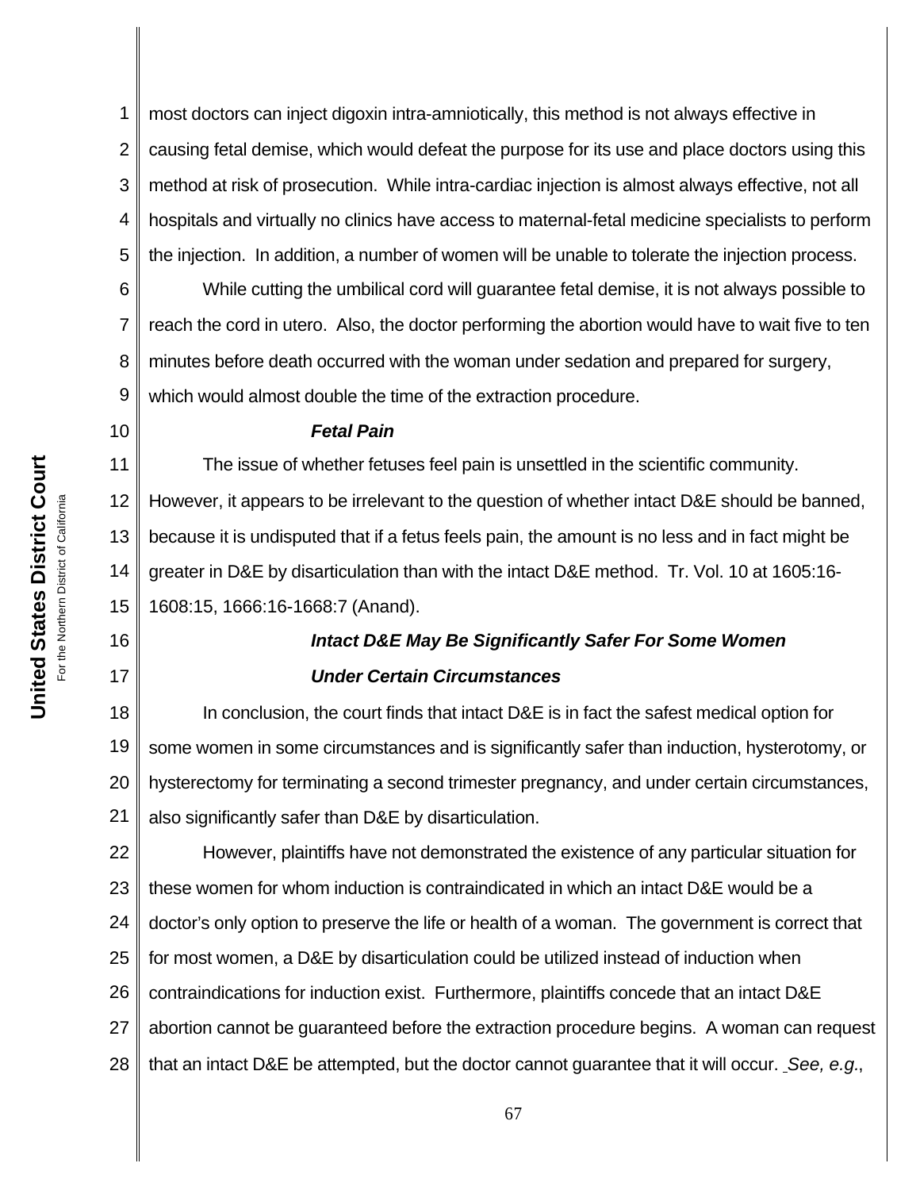most doctors can inject digoxin intra-amniotically, this method is not always effective in causing fetal demise, which would defeat the purpose for its use and place doctors using this method at risk of prosecution. While intra-cardiac injection is almost always effective, not all hospitals and virtually no clinics have access to maternal-fetal medicine specialists to perform the injection. In addition, a number of women will be unable to tolerate the injection process.

While cutting the umbilical cord will guarantee fetal demise, it is not always possible to reach the cord in utero. Also, the doctor performing the abortion would have to wait five to ten minutes before death occurred with the woman under sedation and prepared for surgery, which would almost double the time of the extraction procedure.

***Fetal Pain***

The issue of whether fetuses feel pain is unsettled in the scientific community. However, it appears to be irrelevant to the question of whether intact D&E should be banned, because it is undisputed that if a fetus feels pain, the amount is no less and in fact might be greater in D&E by disarticulation than with the intact D&E method. Tr. Vol. 10 at 1605:16-1608:15, 1666:16-1668:7 (Anand).

***Intact D&E May Be Significantly Safer For Some Women Under Certain Circumstances***

In conclusion, the court finds that intact D&E is in fact the safest medical option for some women in some circumstances and is significantly safer than induction, hysterotomy, or hysterectomy for terminating a second trimester pregnancy, and under certain circumstances, also significantly safer than D&E by disarticulation.

However, plaintiffs have not demonstrated the existence of any particular situation for these women for whom induction is contraindicated in which an intact D&E would be a doctor's only option to preserve the life or health of a woman. The government is correct that for most women, a D&E by disarticulation could be utilized instead of induction when contraindications for induction exist. Furthermore, plaintiffs concede that an intact D&E abortion cannot be guaranteed before the extraction procedure begins. A woman can request that an intact D&E be attempted, but the doctor cannot guarantee that it will occur. *See, e.g.*,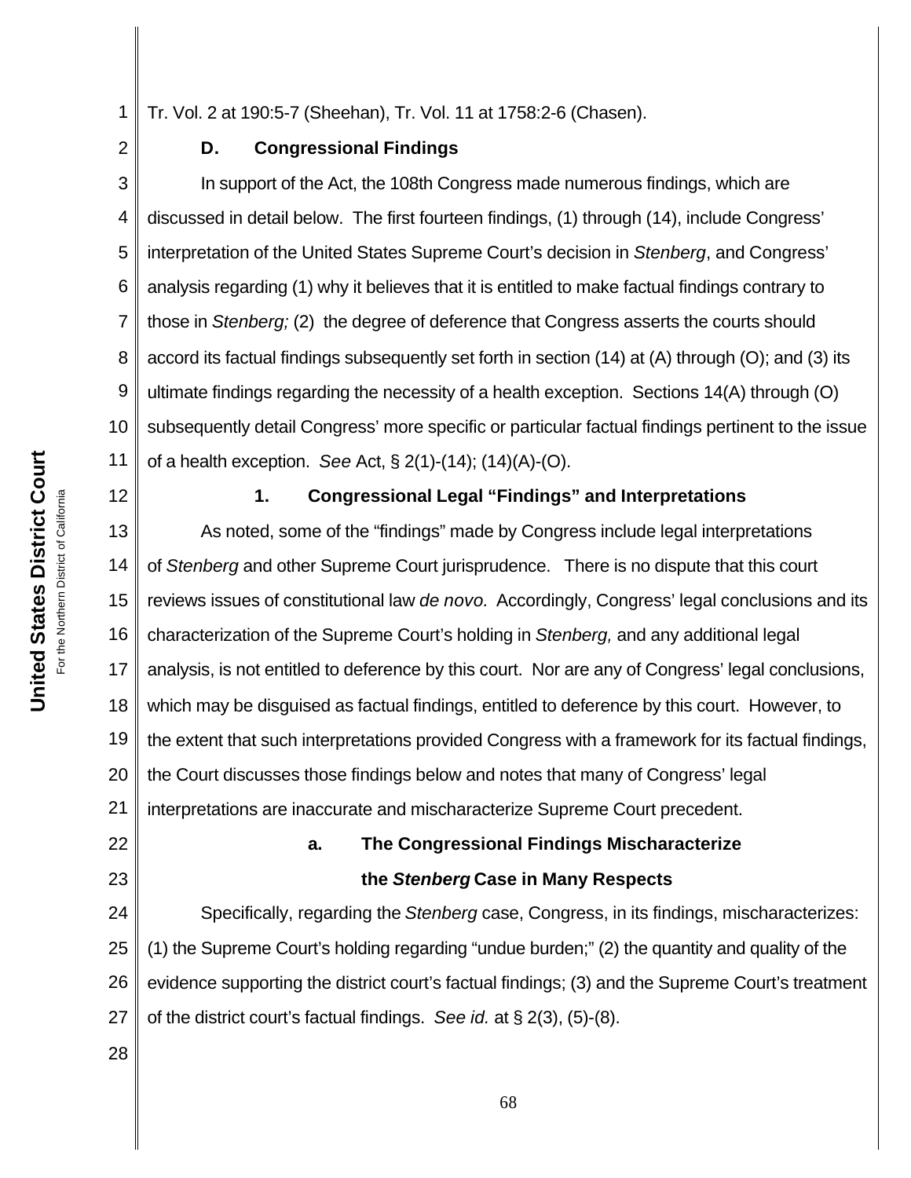Tr. Vol. 2 at 190:5-7 (Sheehan), Tr. Vol. 11 at 1758:2-6 (Chasen).

## D. Congressional Findings

In support of the Act, the 108th Congress made numerous findings, which are discussed in detail below. The first fourteen findings, (1) through (14), include Congress' interpretation of the United States Supreme Court's decision in *Stenberg*, and Congress' analysis regarding (1) why it believes that it is entitled to make factual findings contrary to those in *Stenberg;* (2) the degree of deference that Congress asserts the courts should accord its factual findings subsequently set forth in section (14) at (A) through (O); and (3) its ultimate findings regarding the necessity of a health exception. Sections 14(A) through (O) subsequently detail Congress' more specific or particular factual findings pertinent to the issue of a health exception. *See* Act, § 2(1)-(14); (14)(A)-(O).

### 1. Congressional Legal "Findings" and Interpretations

As noted, some of the "findings" made by Congress include legal interpretations of *Stenberg* and other Supreme Court jurisprudence. There is no dispute that this court reviews issues of constitutional law *de novo.* Accordingly, Congress' legal conclusions and its characterization of the Supreme Court's holding in *Stenberg,* and any additional legal analysis, is not entitled to deference by this court. Nor are any of Congress' legal conclusions, which may be disguised as factual findings, entitled to deference by this court. However, to the extent that such interpretations provided Congress with a framework for its factual findings, the Court discusses those findings below and notes that many of Congress' legal interpretations are inaccurate and mischaracterize Supreme Court precedent.

#### a. The Congressional Findings Mischaracterize the *Stenberg* Case in Many Respects

Specifically, regarding the *Stenberg* case, Congress, in its findings, mischaracterizes: (1) the Supreme Court's holding regarding "undue burden;" (2) the quantity and quality of the evidence supporting the district court's factual findings; (3) and the Supreme Court's treatment of the district court's factual findings. *See id.* at § 2(3), (5)-(8).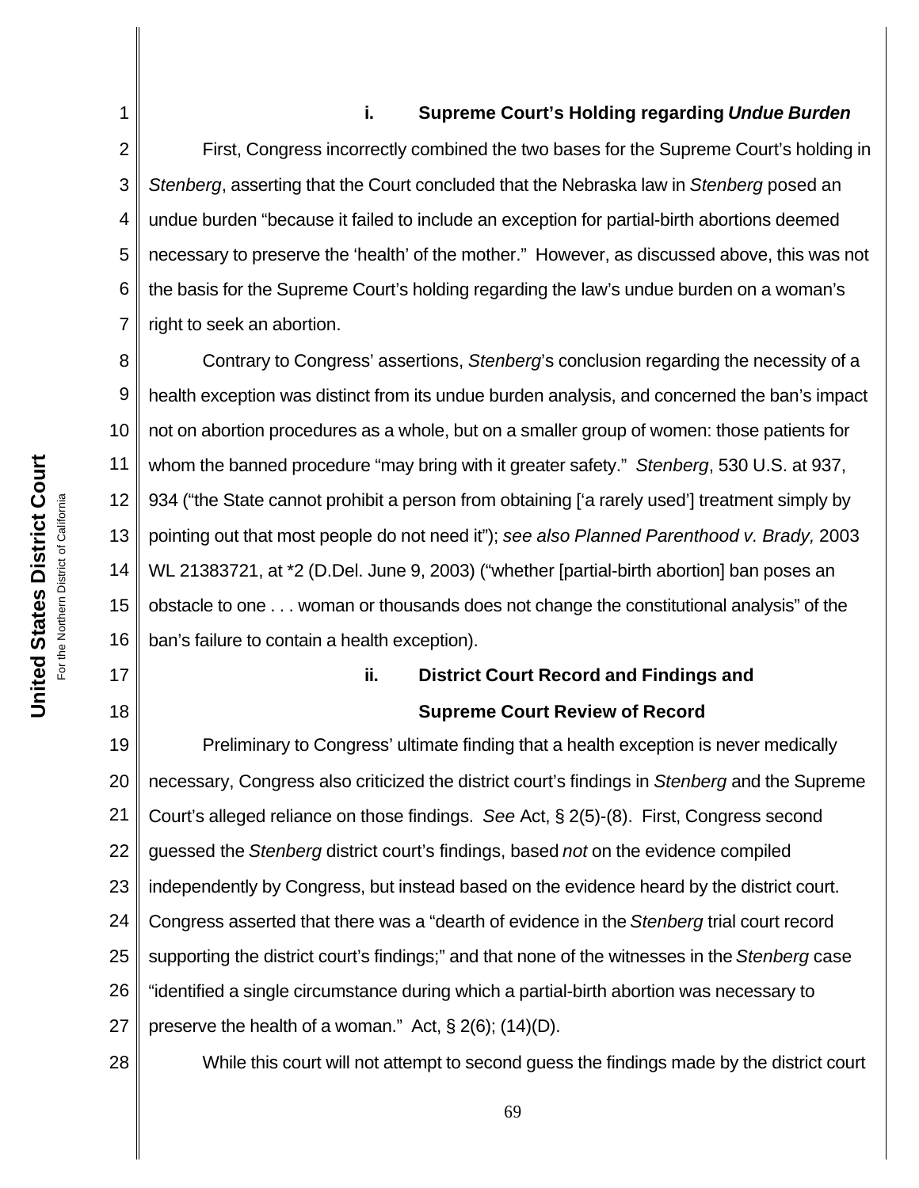#### i. Supreme Court's Holding regarding *Undue Burden*

First, Congress incorrectly combined the two bases for the Supreme Court's holding in *Stenberg*, asserting that the Court concluded that the Nebraska law in *Stenberg* posed an undue burden "because it failed to include an exception for partial-birth abortions deemed necessary to preserve the 'health' of the mother." However, as discussed above, this was not the basis for the Supreme Court's holding regarding the law's undue burden on a woman's right to seek an abortion.

Contrary to Congress' assertions, *Stenberg*'s conclusion regarding the necessity of a health exception was distinct from its undue burden analysis, and concerned the ban's impact not on abortion procedures as a whole, but on a smaller group of women: those patients for whom the banned procedure "may bring with it greater safety." *Stenberg*, 530 U.S. at 937, 934 ("the State cannot prohibit a person from obtaining ['a rarely used'] treatment simply by pointing out that most people do not need it"); *see also Planned Parenthood v. Brady,* 2003 WL 21383721, at *2 (D.Del. June 9, 2003) ("whether [partial-birth abortion] ban poses an obstacle to one . . . woman or thousands does not change the constitutional analysis" of the ban's failure to contain a health exception).

#### ii. District Court Record and Findings and Supreme Court Review of Record

Preliminary to Congress' ultimate finding that a health exception is never medically necessary, Congress also criticized the district court's findings in *Stenberg* and the Supreme Court's alleged reliance on those findings. *See* Act, § 2(5)-(8). First, Congress second guessed the *Stenberg* district court's findings, based *not* on the evidence compiled independently by Congress, but instead based on the evidence heard by the district court. Congress asserted that there was a "dearth of evidence in the *Stenberg* trial court record supporting the district court's findings;" and that none of the witnesses in the *Stenberg* case "identified a single circumstance during which a partial-birth abortion was necessary to preserve the health of a woman." Act, § 2(6); (14)(D).

While this court will not attempt to second guess the findings made by the district court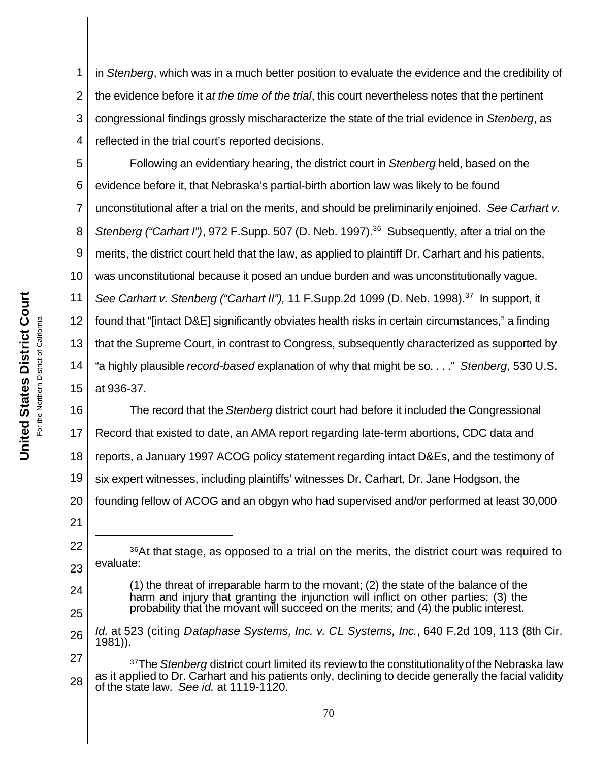in *Stenberg*, which was in a much better position to evaluate the evidence and the credibility of the evidence before it *at the time of the trial*, this court nevertheless notes that the pertinent congressional findings grossly mischaracterize the state of the trial evidence in *Stenberg*, as reflected in the trial court's reported decisions.

Following an evidentiary hearing, the district court in *Stenberg* held, based on the evidence before it, that Nebraska's partial-birth abortion law was likely to be found unconstitutional after a trial on the merits, and should be preliminarily enjoined. *See Carhart v. Stenberg ("Carhart I")*, 972 F.Supp. 507 (D. Neb. 1997).[36] Subsequently, after a trial on the merits, the district court held that the law, as applied to plaintiff Dr. Carhart and his patients, was unconstitutional because it posed an undue burden and was unconstitutionally vague. *See Carhart v. Stenberg ("Carhart II"),* 11 F.Supp.2d 1099 (D. Neb. 1998).[37] In support, it found that "[intact D&E] significantly obviates health risks in certain circumstances," a finding that the Supreme Court, in contrast to Congress, subsequently characterized as supported by "a highly plausible *record-based* explanation of why that might be so. . . ." *Stenberg*, 530 U.S. at 936-37.

The record that the *Stenberg* district court had before it included the Congressional Record that existed to date, an AMA report regarding late-term abortions, CDC data and reports, a January 1997 ACOG policy statement regarding intact D&Es, and the testimony of six expert witnesses, including plaintiffs' witnesses Dr. Carhart, Dr. Jane Hodgson, the founding fellow of ACOG and an obgyn who had supervised and/or performed at least 30,000

---

[36] At that stage, as opposed to a trial on the merits, the district court was required to evaluate:

> (1) the threat of irreparable harm to the movant; (2) the state of the balance of the harm and injury that granting the injunction will inflict on other parties; (3) the probability that the movant will succeed on the merits; and (4) the public interest.

*Id.* at 523 (citing *Dataphase Systems, Inc. v. CL Systems, Inc.*, 640 F.2d 109, 113 (8th Cir. 1981)).

[37] The *Stenberg* district court limited its review to the constitutionality of the Nebraska law as it applied to Dr. Carhart and his patients only, declining to decide generally the facial validity of the state law. *See id.* at 1119-1120.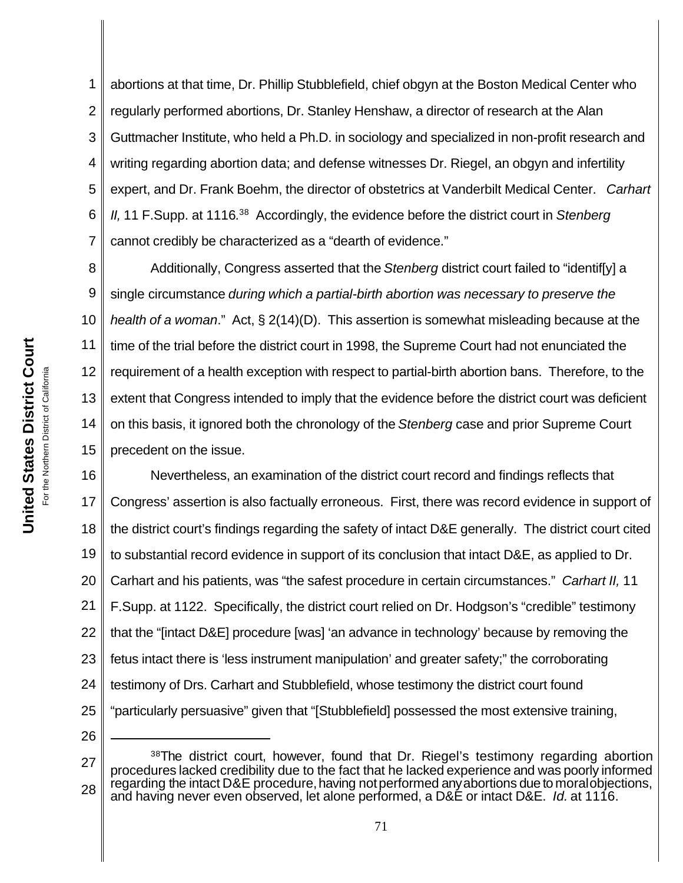abortions at that time, Dr. Phillip Stubblefield, chief obgyn at the Boston Medical Center who regularly performed abortions, Dr. Stanley Henshaw, a director of research at the Alan Guttmacher Institute, who held a Ph.D. in sociology and specialized in non-profit research and writing regarding abortion data; and defense witnesses Dr. Riegel, an obgyn and infertility expert, and Dr. Frank Boehm, the director of obstetrics at Vanderbilt Medical Center. *Carhart II,* 11 F.Supp. at 1116.[38] Accordingly, the evidence before the district court in *Stenberg* cannot credibly be characterized as a "dearth of evidence."

Additionally, Congress asserted that the *Stenberg* district court failed to "identif[y] a single circumstance *during which a partial-birth abortion was necessary to preserve the health of a woman*." Act, § 2(14)(D). This assertion is somewhat misleading because at the time of the trial before the district court in 1998, the Supreme Court had not enunciated the requirement of a health exception with respect to partial-birth abortion bans. Therefore, to the extent that Congress intended to imply that the evidence before the district court was deficient on this basis, it ignored both the chronology of the *Stenberg* case and prior Supreme Court precedent on the issue.

Nevertheless, an examination of the district court record and findings reflects that Congress' assertion is also factually erroneous. First, there was record evidence in support of the district court's findings regarding the safety of intact D&E generally. The district court cited to substantial record evidence in support of its conclusion that intact D&E, as applied to Dr. Carhart and his patients, was "the safest procedure in certain circumstances." *Carhart II,* 11 F.Supp. at 1122. Specifically, the district court relied on Dr. Hodgson's "credible" testimony that the "[intact D&E] procedure [was] 'an advance in technology' because by removing the fetus intact there is 'less instrument manipulation' and greater safety;" the corroborating testimony of Drs. Carhart and Stubblefield, whose testimony the district court found "particularly persuasive" given that "[Stubblefield] possessed the most extensive training,

---

[38] The district court, however, found that Dr. Riegel's testimony regarding abortion procedures lacked credibility due to the fact that he lacked experience and was poorly informed regarding the intact D&E procedure, having not performed any abortions due to moral objections, and having never even observed, let alone performed, a D&E or intact D&E. *Id.* at 1116.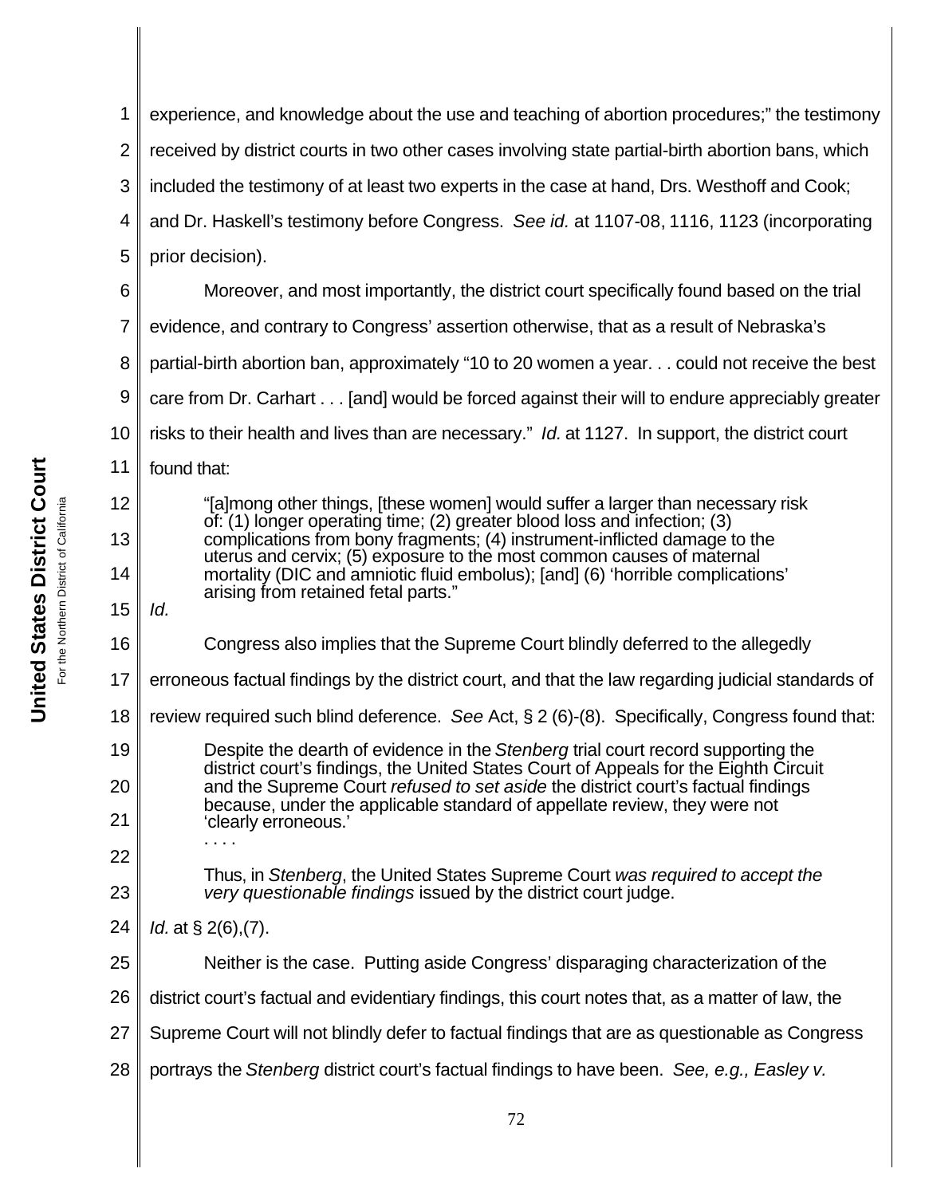experience, and knowledge about the use and teaching of abortion procedures;" the testimony received by district courts in two other cases involving state partial-birth abortion bans, which included the testimony of at least two experts in the case at hand, Drs. Westhoff and Cook; and Dr. Haskell's testimony before Congress. *See id.* at 1107-08, 1116, 1123 (incorporating prior decision).

Moreover, and most importantly, the district court specifically found based on the trial evidence, and contrary to Congress' assertion otherwise, that as a result of Nebraska's partial-birth abortion ban, approximately "10 to 20 women a year. . . could not receive the best care from Dr. Carhart . . . [and] would be forced against their will to endure appreciably greater risks to their health and lives than are necessary." *Id.* at 1127. In support, the district court found that:

> "[a]mong other things, [these women] would suffer a larger than necessary risk of: (1) longer operating time; (2) greater blood loss and infection; (3) complications from bony fragments; (4) instrument-inflicted damage to the uterus and cervix; (5) exposure to the most common causes of maternal mortality (DIC and amniotic fluid embolus); [and] (6) 'horrible complications' arising from retained fetal parts."

*Id.*

Congress also implies that the Supreme Court blindly deferred to the allegedly erroneous factual findings by the district court, and that the law regarding judicial standards of review required such blind deference. *See* Act, § 2 (6)-(8). Specifically, Congress found that:

> Despite the dearth of evidence in the *Stenberg* trial court record supporting the district court's findings, the United States Court of Appeals for the Eighth Circuit and the Supreme Court *refused to set aside* the district court's factual findings because, under the applicable standard of appellate review, they were not 'clearly erroneous.'
>
> . . . .
>
> Thus, in *Stenberg*, the United States Supreme Court *was required to accept the very questionable findings* issued by the district court judge.

*Id.* at § 2(6),(7).

Neither is the case. Putting aside Congress' disparaging characterization of the district court's factual and evidentiary findings, this court notes that, as a matter of law, the Supreme Court will not blindly defer to factual findings that are as questionable as Congress portrays the *Stenberg* district court's factual findings to have been. *See, e.g., Easley v.*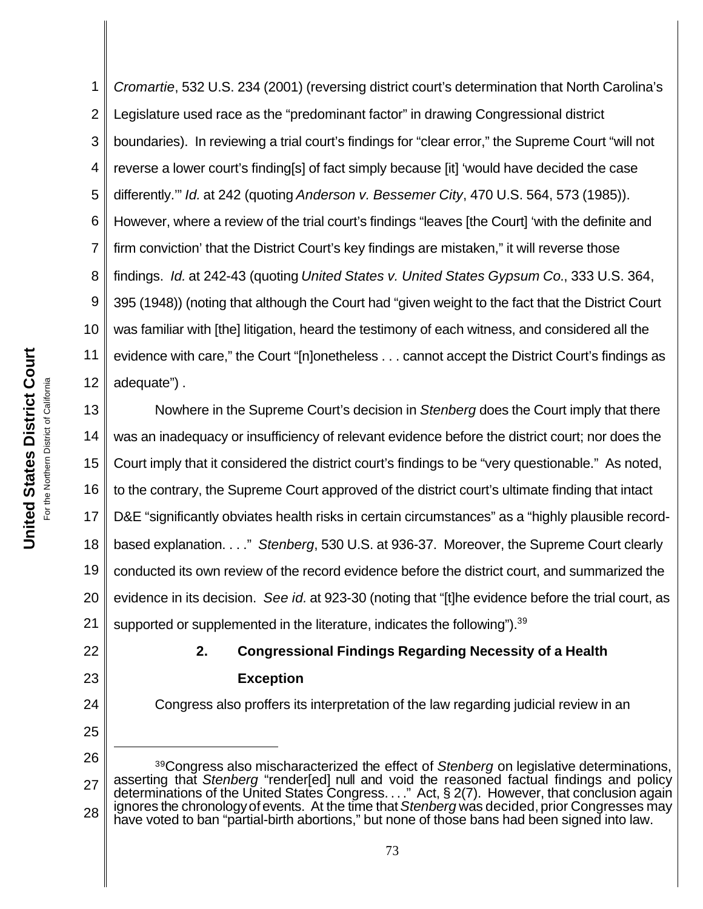*Cromartie*, 532 U.S. 234 (2001) (reversing district court's determination that North Carolina's Legislature used race as the "predominant factor" in drawing Congressional district boundaries). In reviewing a trial court's findings for "clear error," the Supreme Court "will not reverse a lower court's finding[s] of fact simply because [it] 'would have decided the case differently.'" *Id.* at 242 (quoting *Anderson v. Bessemer City*, 470 U.S. 564, 573 (1985)). However, where a review of the trial court's findings "leaves [the Court] 'with the definite and firm conviction' that the District Court's key findings are mistaken," it will reverse those findings. *Id.* at 242-43 (quoting *United States v. United States Gypsum Co.*, 333 U.S. 364, 395 (1948)) (noting that although the Court had "given weight to the fact that the District Court was familiar with [the] litigation, heard the testimony of each witness, and considered all the evidence with care," the Court "[n]onetheless . . . cannot accept the District Court's findings as adequate") .

Nowhere in the Supreme Court's decision in *Stenberg* does the Court imply that there was an inadequacy or insufficiency of relevant evidence before the district court; nor does the Court imply that it considered the district court's findings to be "very questionable." As noted, to the contrary, the Supreme Court approved of the district court's ultimate finding that intact D&E "significantly obviates health risks in certain circumstances" as a "highly plausible record-based explanation. . . ." *Stenberg*, 530 U.S. at 936-37. Moreover, the Supreme Court clearly conducted its own review of the record evidence before the district court, and summarized the evidence in its decision. *See id.* at 923-30 (noting that "[t]he evidence before the trial court, as supported or supplemented in the literature, indicates the following").[39]

**2. Congressional Findings Regarding Necessity of a Health Exception**

Congress also proffers its interpretation of the law regarding judicial review in an

---

[39] Congress also mischaracterized the effect of *Stenberg* on legislative determinations, asserting that *Stenberg* "render[ed] null and void the reasoned factual findings and policy determinations of the United States Congress. . . ." Act, § 2(7). However, that conclusion again ignores the chronology of events. At the time that *Stenberg* was decided, prior Congresses may have voted to ban "partial-birth abortions," but none of those bans had been signed into law.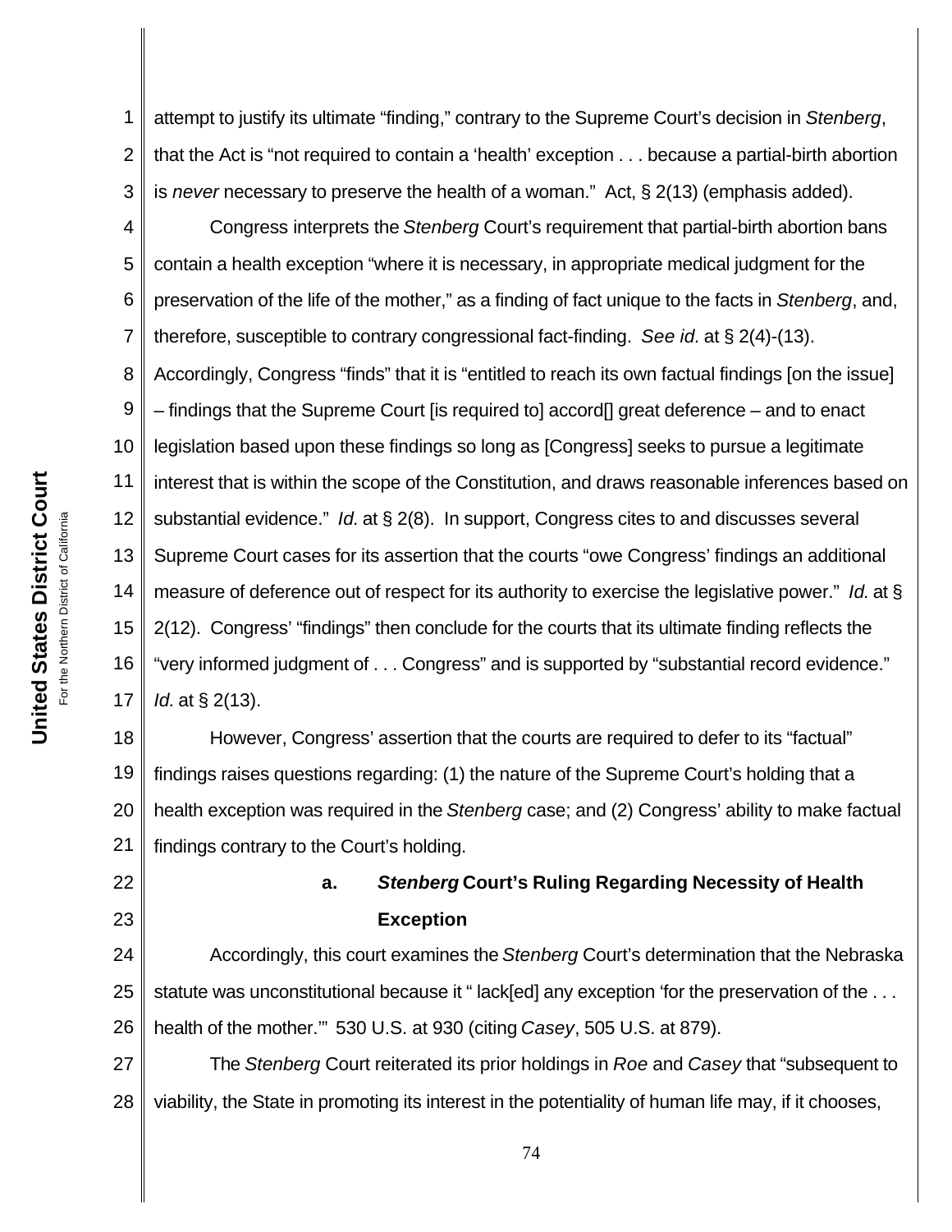attempt to justify its ultimate "finding," contrary to the Supreme Court's decision in *Stenberg*, that the Act is "not required to contain a 'health' exception . . . because a partial-birth abortion is *never* necessary to preserve the health of a woman." Act, § 2(13) (emphasis added).

Congress interprets the *Stenberg* Court's requirement that partial-birth abortion bans contain a health exception "where it is necessary, in appropriate medical judgment for the preservation of the life of the mother," as a finding of fact unique to the facts in *Stenberg*, and, therefore, susceptible to contrary congressional fact-finding. *See id.* at § 2(4)-(13). Accordingly, Congress "finds" that it is "entitled to reach its own factual findings [on the issue] – findings that the Supreme Court [is required to] accord[] great deference – and to enact legislation based upon these findings so long as [Congress] seeks to pursue a legitimate interest that is within the scope of the Constitution, and draws reasonable inferences based on substantial evidence." *Id.* at § 2(8). In support, Congress cites to and discusses several Supreme Court cases for its assertion that the courts "owe Congress' findings an additional measure of deference out of respect for its authority to exercise the legislative power." *Id.* at § 2(12). Congress' "findings" then conclude for the courts that its ultimate finding reflects the "very informed judgment of . . . Congress" and is supported by "substantial record evidence." *Id.* at § 2(13).

However, Congress' assertion that the courts are required to defer to its "factual" findings raises questions regarding: (1) the nature of the Supreme Court's holding that a health exception was required in the *Stenberg* case; and (2) Congress' ability to make factual findings contrary to the Court's holding.

**a. *Stenberg* Court's Ruling Regarding Necessity of Health Exception**

Accordingly, this court examines the *Stenberg* Court's determination that the Nebraska statute was unconstitutional because it " lack[ed] any exception 'for the preservation of the . . . health of the mother.'" 530 U.S. at 930 (citing *Casey*, 505 U.S. at 879).

The *Stenberg* Court reiterated its prior holdings in *Roe* and *Casey* that "subsequent to viability, the State in promoting its interest in the potentiality of human life may, if it chooses,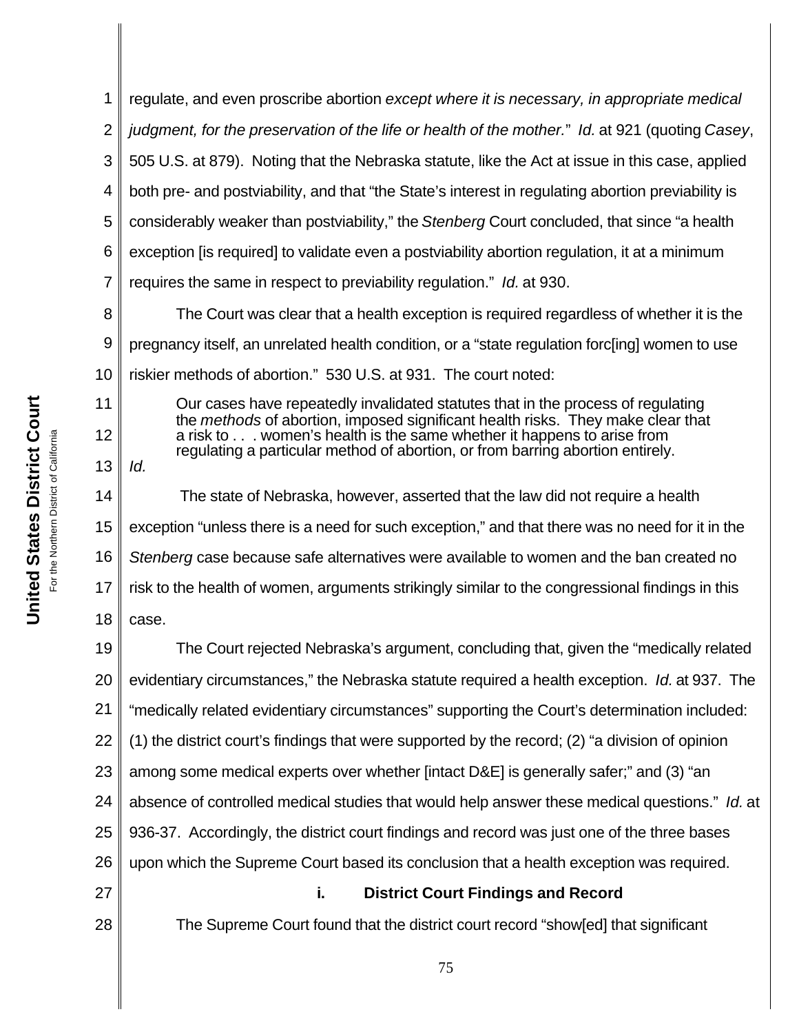regulate, and even proscribe abortion *except where it is necessary, in appropriate medical judgment, for the preservation of the life or health of the mother.*" *Id.* at 921 (quoting *Casey*, 505 U.S. at 879). Noting that the Nebraska statute, like the Act at issue in this case, applied both pre- and postviability, and that "the State's interest in regulating abortion previability is considerably weaker than postviability," the *Stenberg* Court concluded, that since "a health exception [is required] to validate even a postviability abortion regulation, it at a minimum requires the same in respect to previability regulation." *Id.* at 930.

The Court was clear that a health exception is required regardless of whether it is the pregnancy itself, an unrelated health condition, or a "state regulation forc[ing] women to use riskier methods of abortion." 530 U.S. at 931. The court noted:

> Our cases have repeatedly invalidated statutes that in the process of regulating the *methods* of abortion, imposed significant health risks. They make clear that a risk to . . . women's health is the same whether it happens to arise from regulating a particular method of abortion, or from barring abortion entirely.

*Id.*

The state of Nebraska, however, asserted that the law did not require a health exception "unless there is a need for such exception," and that there was no need for it in the *Stenberg* case because safe alternatives were available to women and the ban created no risk to the health of women, arguments strikingly similar to the congressional findings in this case.

The Court rejected Nebraska's argument, concluding that, given the "medically related evidentiary circumstances," the Nebraska statute required a health exception. *Id.* at 937. The "medically related evidentiary circumstances" supporting the Court's determination included: (1) the district court's findings that were supported by the record; (2) "a division of opinion among some medical experts over whether [intact D&E] is generally safer;" and (3) "an absence of controlled medical studies that would help answer these medical questions." *Id.* at 936-37. Accordingly, the district court findings and record was just one of the three bases upon which the Supreme Court based its conclusion that a health exception was required.

**i. District Court Findings and Record**

The Supreme Court found that the district court record "show[ed] that significant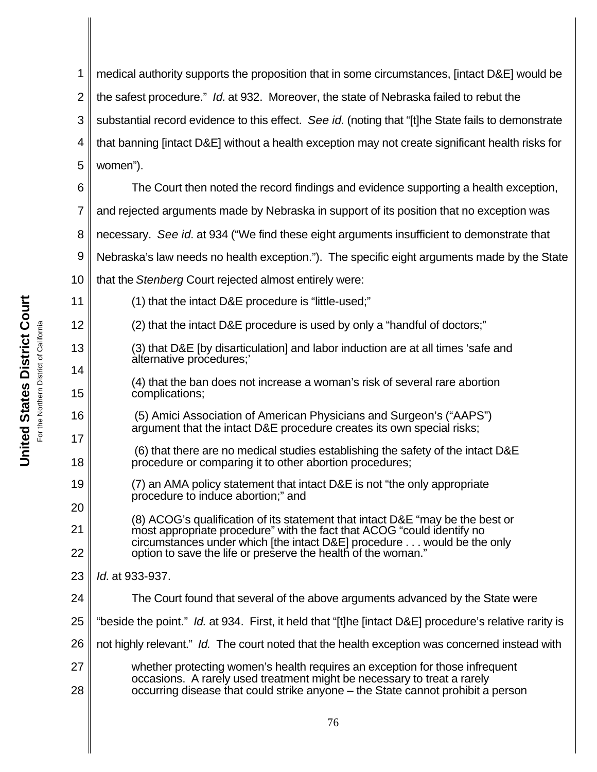medical authority supports the proposition that in some circumstances, [intact D&E] would be the safest procedure." *Id.* at 932. Moreover, the state of Nebraska failed to rebut the substantial record evidence to this effect. *See id.* (noting that "[t]he State fails to demonstrate that banning [intact D&E] without a health exception may not create significant health risks for women").

The Court then noted the record findings and evidence supporting a health exception, and rejected arguments made by Nebraska in support of its position that no exception was necessary. *See id.* at 934 ("We find these eight arguments insufficient to demonstrate that Nebraska's law needs no health exception."). The specific eight arguments made by the State that the *Stenberg* Court rejected almost entirely were:

> (1) that the intact D&E procedure is "little-used;"
>
> (2) that the intact D&E procedure is used by only a "handful of doctors;"
>
> (3) that D&E [by disarticulation] and labor induction are at all times 'safe and alternative procedures;'
>
> (4) that the ban does not increase a woman's risk of several rare abortion complications;
>
> (5) Amici Association of American Physicians and Surgeon's ("AAPS") argument that the intact D&E procedure creates its own special risks;
>
> (6) that there are no medical studies establishing the safety of the intact D&E procedure or comparing it to other abortion procedures;
>
> (7) an AMA policy statement that intact D&E is not "the only appropriate procedure to induce abortion;" and
>
> (8) ACOG's qualification of its statement that intact D&E "may be the best or most appropriate procedure" with the fact that ACOG "could identify no circumstances under which [the intact D&E] procedure . . . would be the only option to save the life or preserve the health of the woman."

*Id.* at 933-937.

The Court found that several of the above arguments advanced by the State were "beside the point." *Id.* at 934. First, it held that "[t]he [intact D&E] procedure's relative rarity is not highly relevant." *Id.* The court noted that the health exception was concerned instead with

> whether protecting women's health requires an exception for those infrequent occasions. A rarely used treatment might be necessary to treat a rarely occurring disease that could strike anyone – the State cannot prohibit a person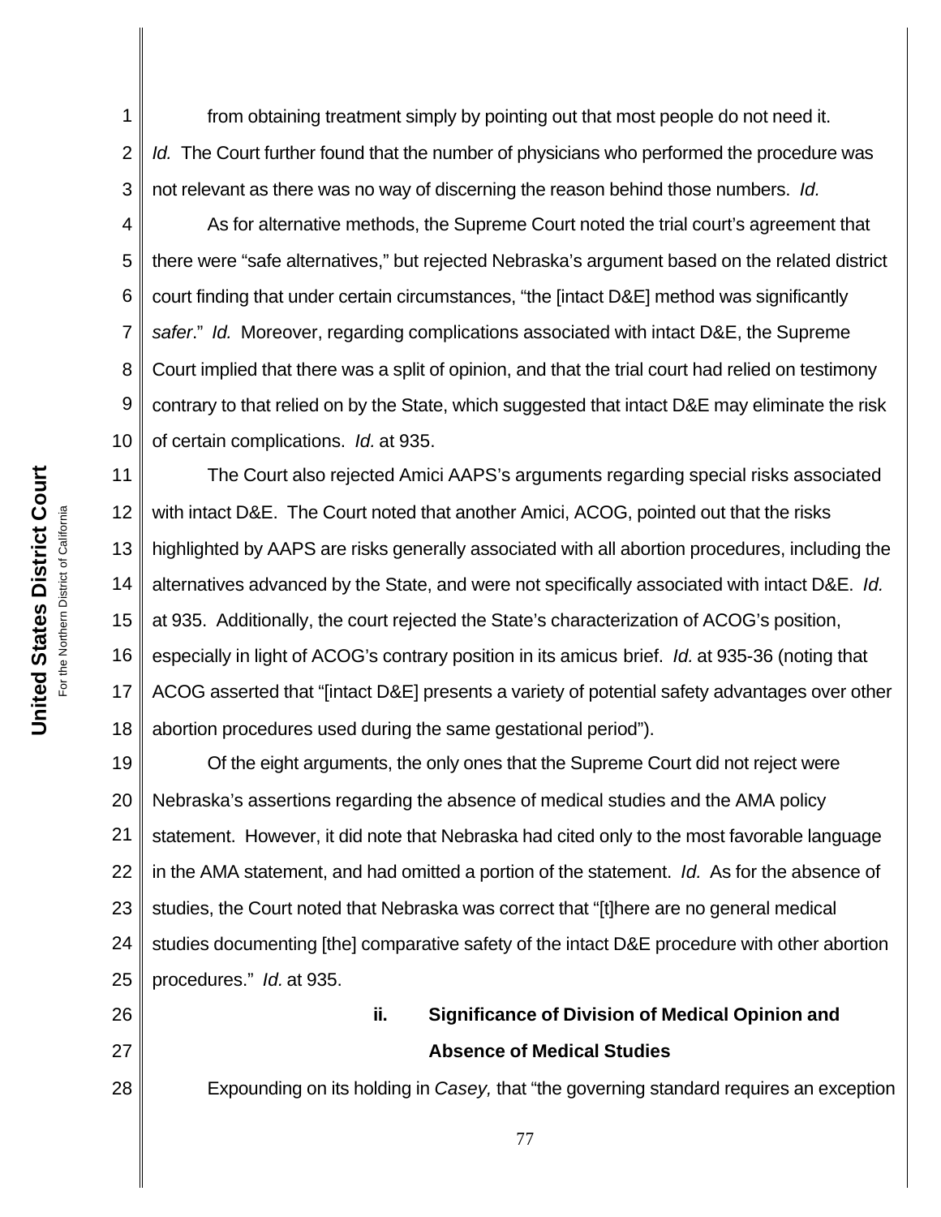from obtaining treatment simply by pointing out that most people do not need it. *Id.* The Court further found that the number of physicians who performed the procedure was not relevant as there was no way of discerning the reason behind those numbers. *Id.*

As for alternative methods, the Supreme Court noted the trial court's agreement that there were "safe alternatives," but rejected Nebraska's argument based on the related district court finding that under certain circumstances, "the [intact D&E] method was significantly *safer*." *Id.* Moreover, regarding complications associated with intact D&E, the Supreme Court implied that there was a split of opinion, and that the trial court had relied on testimony contrary to that relied on by the State, which suggested that intact D&E may eliminate the risk of certain complications. *Id.* at 935.

The Court also rejected Amici AAPS's arguments regarding special risks associated with intact D&E. The Court noted that another Amici, ACOG, pointed out that the risks highlighted by AAPS are risks generally associated with all abortion procedures, including the alternatives advanced by the State, and were not specifically associated with intact D&E. *Id.* at 935. Additionally, the court rejected the State's characterization of ACOG's position, especially in light of ACOG's contrary position in its amicus brief. *Id.* at 935-36 (noting that ACOG asserted that "[intact D&E] presents a variety of potential safety advantages over other abortion procedures used during the same gestational period").

Of the eight arguments, the only ones that the Supreme Court did not reject were Nebraska's assertions regarding the absence of medical studies and the AMA policy statement. However, it did note that Nebraska had cited only to the most favorable language in the AMA statement, and had omitted a portion of the statement. *Id.* As for the absence of studies, the Court noted that Nebraska was correct that "[t]here are no general medical studies documenting [the] comparative safety of the intact D&E procedure with other abortion procedures." *Id.* at 935.

#### ii. Significance of Division of Medical Opinion and Absence of Medical Studies

Expounding on its holding in *Casey,* that "the governing standard requires an exception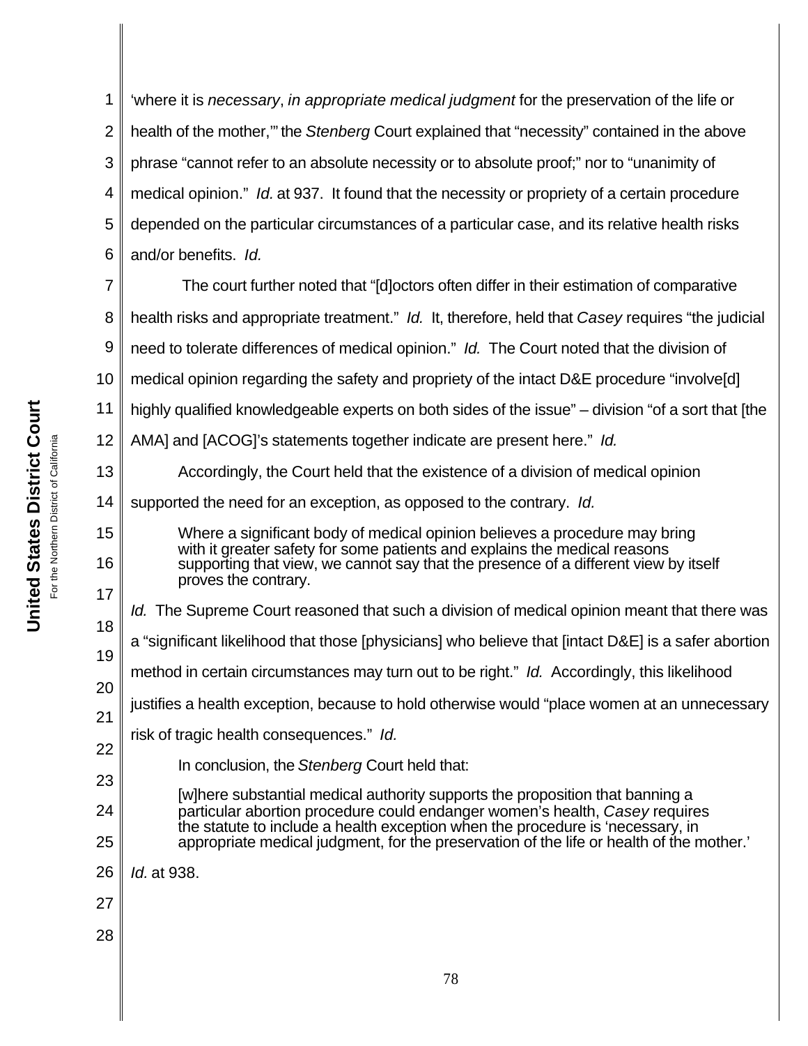'where it is *necessary*, *in appropriate medical judgment* for the preservation of the life or health of the mother,'" the *Stenberg* Court explained that "necessity" contained in the above phrase "cannot refer to an absolute necessity or to absolute proof;" nor to "unanimity of medical opinion." *Id.* at 937. It found that the necessity or propriety of a certain procedure depended on the particular circumstances of a particular case, and its relative health risks and/or benefits. *Id.*

The court further noted that "[d]octors often differ in their estimation of comparative health risks and appropriate treatment." *Id.* It, therefore, held that *Casey* requires "the judicial need to tolerate differences of medical opinion." *Id.* The Court noted that the division of medical opinion regarding the safety and propriety of the intact D&E procedure "involve[d] highly qualified knowledgeable experts on both sides of the issue" – division "of a sort that [the AMA] and [ACOG]'s statements together indicate are present here." *Id.*

Accordingly, the Court held that the existence of a division of medical opinion supported the need for an exception, as opposed to the contrary. *Id.*

> Where a significant body of medical opinion believes a procedure may bring with it greater safety for some patients and explains the medical reasons supporting that view, we cannot say that the presence of a different view by itself proves the contrary.

*Id.* The Supreme Court reasoned that such a division of medical opinion meant that there was a "significant likelihood that those [physicians] who believe that [intact D&E] is a safer abortion method in certain circumstances may turn out to be right." *Id.* Accordingly, this likelihood justifies a health exception, because to hold otherwise would "place women at an unnecessary risk of tragic health consequences." *Id.*

In conclusion, the *Stenberg* Court held that:

> [w]here substantial medical authority supports the proposition that banning a particular abortion procedure could endanger women's health, *Casey* requires the statute to include a health exception when the procedure is 'necessary, in appropriate medical judgment, for the preservation of the life or health of the mother.'

*Id.* at 938.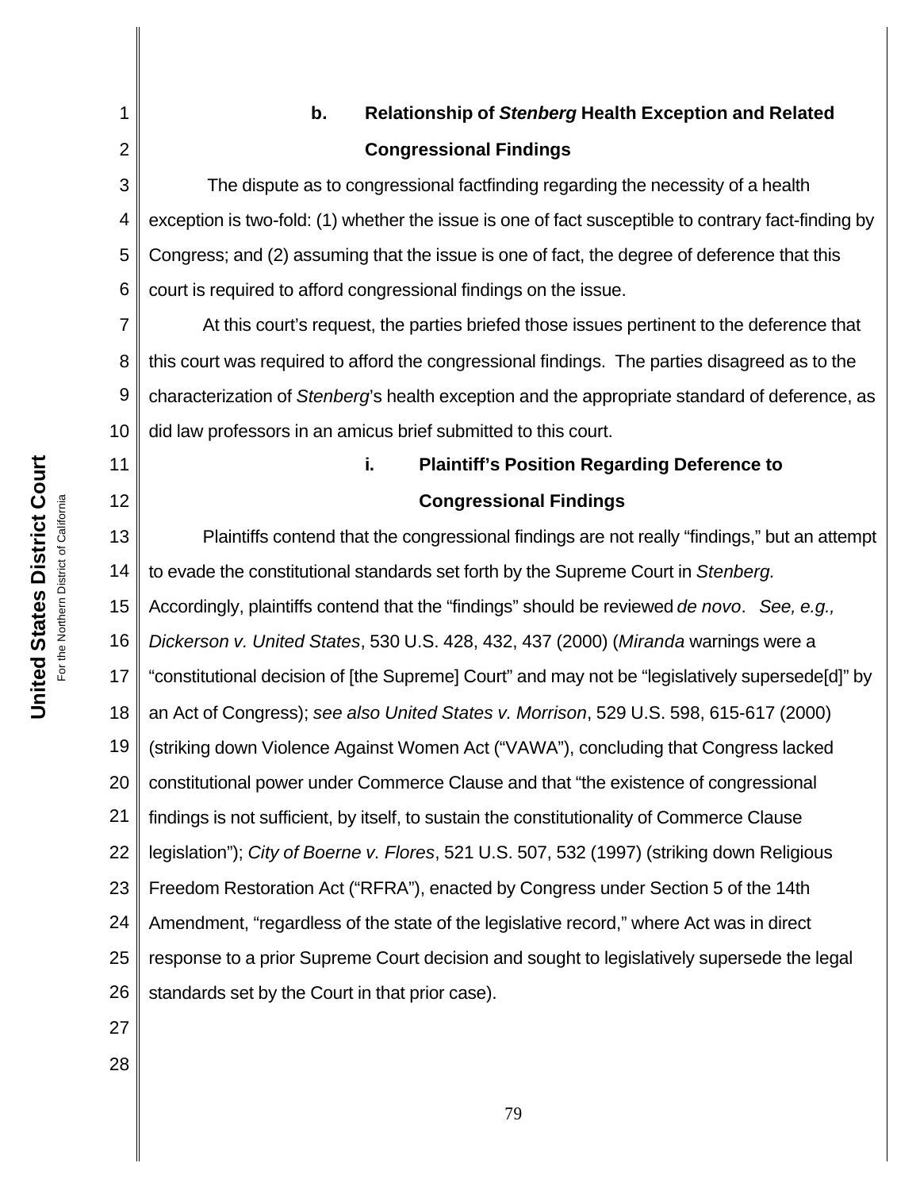#### b. Relationship of *Stenberg* Health Exception and Related Congressional Findings

The dispute as to congressional factfinding regarding the necessity of a health exception is two-fold: (1) whether the issue is one of fact susceptible to contrary fact-finding by Congress; and (2) assuming that the issue is one of fact, the degree of deference that this court is required to afford congressional findings on the issue.

At this court's request, the parties briefed those issues pertinent to the deference that this court was required to afford the congressional findings. The parties disagreed as to the characterization of *Stenberg*'s health exception and the appropriate standard of deference, as did law professors in an amicus brief submitted to this court.

##### i. Plaintiff's Position Regarding Deference to Congressional Findings

Plaintiffs contend that the congressional findings are not really "findings," but an attempt to evade the constitutional standards set forth by the Supreme Court in *Stenberg.* Accordingly, plaintiffs contend that the "findings" should be reviewed *de novo*. *See, e.g., Dickerson v. United States*, 530 U.S. 428, 432, 437 (2000) (*Miranda* warnings were a "constitutional decision of [the Supreme] Court" and may not be "legislatively supersede[d]" by an Act of Congress); *see also United States v. Morrison*, 529 U.S. 598, 615-617 (2000) (striking down Violence Against Women Act ("VAWA"), concluding that Congress lacked constitutional power under Commerce Clause and that "the existence of congressional findings is not sufficient, by itself, to sustain the constitutionality of Commerce Clause legislation"); *City of Boerne v. Flores*, 521 U.S. 507, 532 (1997) (striking down Religious Freedom Restoration Act ("RFRA"), enacted by Congress under Section 5 of the 14th Amendment, "regardless of the state of the legislative record," where Act was in direct response to a prior Supreme Court decision and sought to legislatively supersede the legal standards set by the Court in that prior case).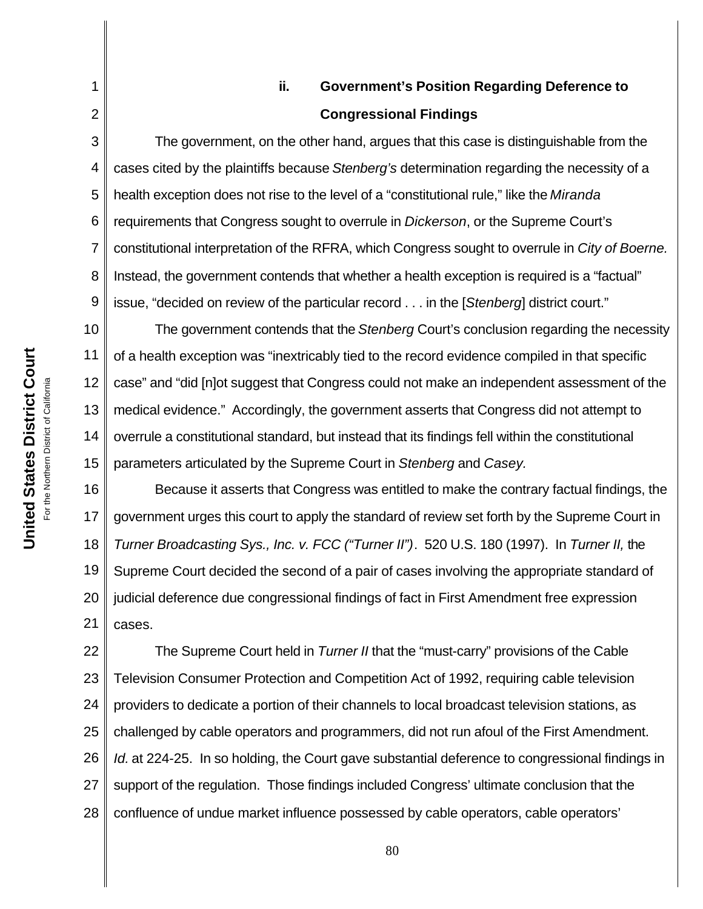### ii. Government's Position Regarding Deference to Congressional Findings

The government, on the other hand, argues that this case is distinguishable from the cases cited by the plaintiffs because *Stenberg's* determination regarding the necessity of a health exception does not rise to the level of a "constitutional rule," like the *Miranda* requirements that Congress sought to overrule in *Dickerson*, or the Supreme Court's constitutional interpretation of the RFRA, which Congress sought to overrule in *City of Boerne.* Instead, the government contends that whether a health exception is required is a "factual" issue, "decided on review of the particular record . . . in the [*Stenberg*] district court."

The government contends that the *Stenberg* Court's conclusion regarding the necessity of a health exception was "inextricably tied to the record evidence compiled in that specific case" and "did [n]ot suggest that Congress could not make an independent assessment of the medical evidence." Accordingly, the government asserts that Congress did not attempt to overrule a constitutional standard, but instead that its findings fell within the constitutional parameters articulated by the Supreme Court in *Stenberg* and *Casey.*

Because it asserts that Congress was entitled to make the contrary factual findings, the government urges this court to apply the standard of review set forth by the Supreme Court in *Turner Broadcasting Sys., Inc. v. FCC ("Turner II")*. 520 U.S. 180 (1997). In *Turner II,* the Supreme Court decided the second of a pair of cases involving the appropriate standard of judicial deference due congressional findings of fact in First Amendment free expression cases.

The Supreme Court held in *Turner II* that the "must-carry" provisions of the Cable Television Consumer Protection and Competition Act of 1992, requiring cable television providers to dedicate a portion of their channels to local broadcast television stations, as challenged by cable operators and programmers, did not run afoul of the First Amendment. *Id.* at 224-25. In so holding, the Court gave substantial deference to congressional findings in support of the regulation. Those findings included Congress' ultimate conclusion that the confluence of undue market influence possessed by cable operators, cable operators'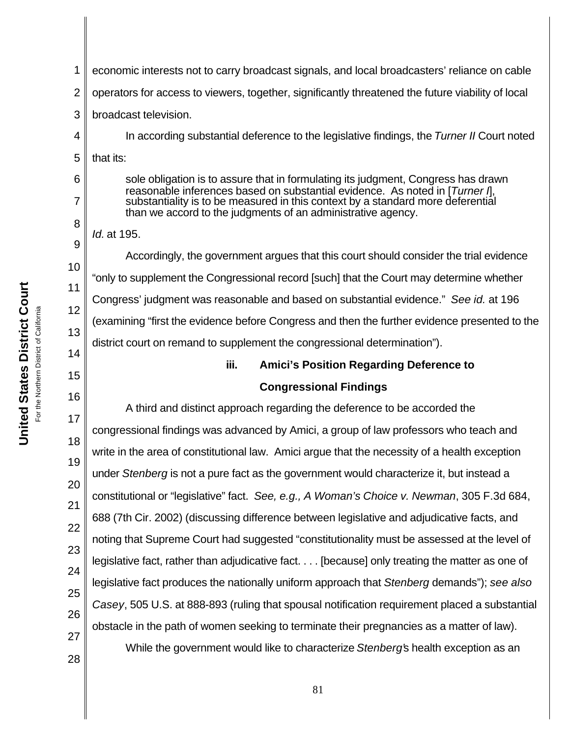economic interests not to carry broadcast signals, and local broadcasters' reliance on cable operators for access to viewers, together, significantly threatened the future viability of local broadcast television.

In according substantial deference to the legislative findings, the *Turner II* Court noted that its:

> sole obligation is to assure that in formulating its judgment, Congress has drawn reasonable inferences based on substantial evidence. As noted in [*Turner I*], substantiality is to be measured in this context by a standard more deferential than we accord to the judgments of an administrative agency.

*Id.* at 195.

Accordingly, the government argues that this court should consider the trial evidence "only to supplement the Congressional record [such] that the Court may determine whether Congress' judgment was reasonable and based on substantial evidence." *See id.* at 196 (examining "first the evidence before Congress and then the further evidence presented to the district court on remand to supplement the congressional determination").

**iii. Amici's Position Regarding Deference to Congressional Findings**

A third and distinct approach regarding the deference to be accorded the congressional findings was advanced by Amici, a group of law professors who teach and write in the area of constitutional law. Amici argue that the necessity of a health exception under *Stenberg* is not a pure fact as the government would characterize it, but instead a constitutional or "legislative" fact. *See, e.g., A Woman's Choice v. Newman*, 305 F.3d 684, 688 (7th Cir. 2002) (discussing difference between legislative and adjudicative facts, and noting that Supreme Court had suggested "constitutionality must be assessed at the level of legislative fact, rather than adjudicative fact. . . . [because] only treating the matter as one of legislative fact produces the nationally uniform approach that *Stenberg* demands"); *see also Casey*, 505 U.S. at 888-893 (ruling that spousal notification requirement placed a substantial obstacle in the path of women seeking to terminate their pregnancies as a matter of law).

While the government would like to characterize *Stenberg*'s health exception as an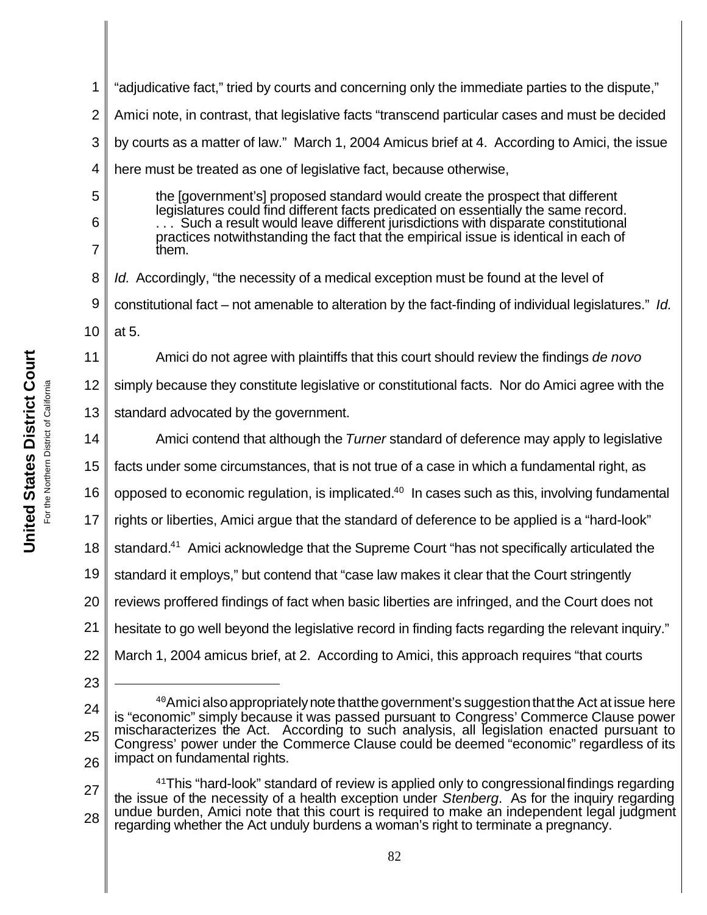"adjudicative fact," tried by courts and concerning only the immediate parties to the dispute," Amici note, in contrast, that legislative facts "transcend particular cases and must be decided by courts as a matter of law." March 1, 2004 Amicus brief at 4. According to Amici, the issue here must be treated as one of legislative fact, because otherwise,

> the [government's] proposed standard would create the prospect that different legislatures could find different facts predicated on essentially the same record. . . . Such a result would leave different jurisdictions with disparate constitutional practices notwithstanding the fact that the empirical issue is identical in each of them.

*Id.* Accordingly, "the necessity of a medical exception must be found at the level of constitutional fact – not amenable to alteration by the fact-finding of individual legislatures." *Id.* at 5.

Amici do not agree with plaintiffs that this court should review the findings *de novo* simply because they constitute legislative or constitutional facts. Nor do Amici agree with the standard advocated by the government.

Amici contend that although the *Turner* standard of deference may apply to legislative facts under some circumstances, that is not true of a case in which a fundamental right, as opposed to economic regulation, is implicated.[40] In cases such as this, involving fundamental rights or liberties, Amici argue that the standard of deference to be applied is a "hard-look" standard.[41] Amici acknowledge that the Supreme Court "has not specifically articulated the standard it employs," but contend that "case law makes it clear that the Court stringently reviews proffered findings of fact when basic liberties are infringed, and the Court does not hesitate to go well beyond the legislative record in finding facts regarding the relevant inquiry." March 1, 2004 amicus brief, at 2. According to Amici, this approach requires "that courts

---

[40] Amici also appropriately note that the government's suggestion that the Act at issue here is "economic" simply because it was passed pursuant to Congress' Commerce Clause power mischaracterizes the Act. According to such analysis, all legislation enacted pursuant to Congress' power under the Commerce Clause could be deemed "economic" regardless of its impact on fundamental rights.

[41] This "hard-look" standard of review is applied only to congressional findings regarding the issue of the necessity of a health exception under *Stenberg*. As for the inquiry regarding undue burden, Amici note that this court is required to make an independent legal judgment regarding whether the Act unduly burdens a woman's right to terminate a pregnancy.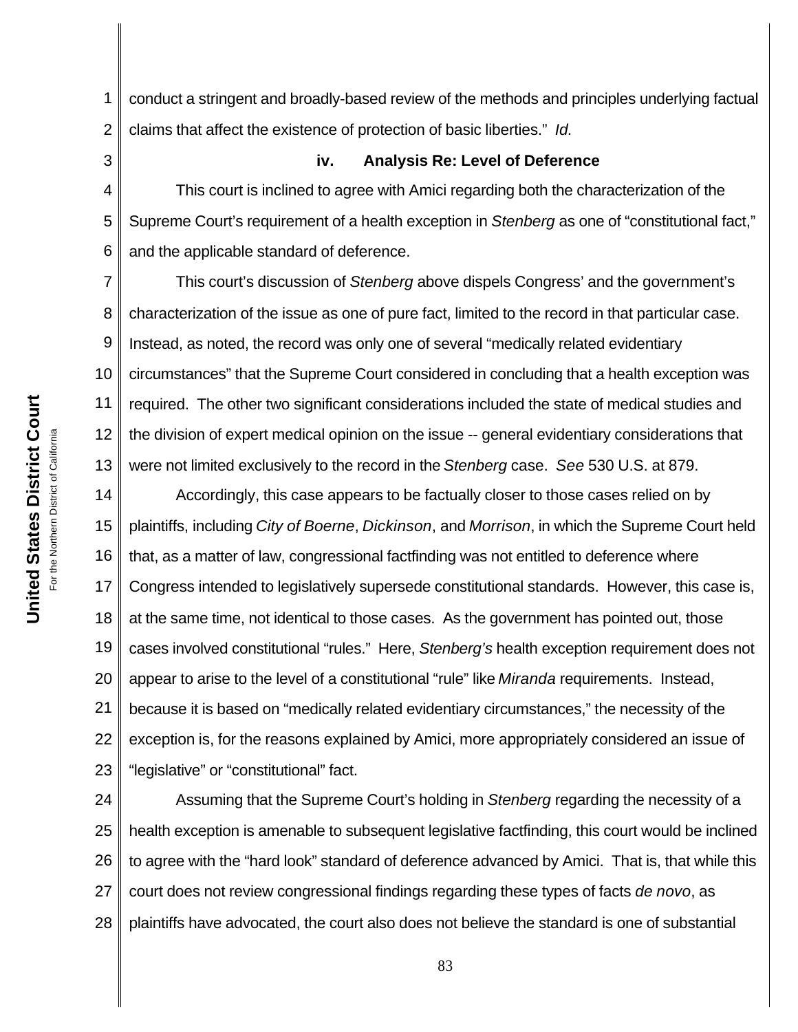conduct a stringent and broadly-based review of the methods and principles underlying factual claims that affect the existence of protection of basic liberties." *Id.*

### iv. Analysis Re: Level of Deference

This court is inclined to agree with Amici regarding both the characterization of the Supreme Court's requirement of a health exception in *Stenberg* as one of "constitutional fact," and the applicable standard of deference.

This court's discussion of *Stenberg* above dispels Congress' and the government's characterization of the issue as one of pure fact, limited to the record in that particular case. Instead, as noted, the record was only one of several "medically related evidentiary circumstances" that the Supreme Court considered in concluding that a health exception was required. The other two significant considerations included the state of medical studies and the division of expert medical opinion on the issue -- general evidentiary considerations that were not limited exclusively to the record in the *Stenberg* case. *See* 530 U.S. at 879.

Accordingly, this case appears to be factually closer to those cases relied on by plaintiffs, including *City of Boerne*, *Dickinson*, and *Morrison*, in which the Supreme Court held that, as a matter of law, congressional factfinding was not entitled to deference where Congress intended to legislatively supersede constitutional standards. However, this case is, at the same time, not identical to those cases. As the government has pointed out, those cases involved constitutional "rules." Here, *Stenberg's* health exception requirement does not appear to arise to the level of a constitutional "rule" like *Miranda* requirements. Instead, because it is based on "medically related evidentiary circumstances," the necessity of the exception is, for the reasons explained by Amici, more appropriately considered an issue of "legislative" or "constitutional" fact.

Assuming that the Supreme Court's holding in *Stenberg* regarding the necessity of a health exception is amenable to subsequent legislative factfinding, this court would be inclined to agree with the "hard look" standard of deference advanced by Amici. That is, that while this court does not review congressional findings regarding these types of facts *de novo*, as plaintiffs have advocated, the court also does not believe the standard is one of substantial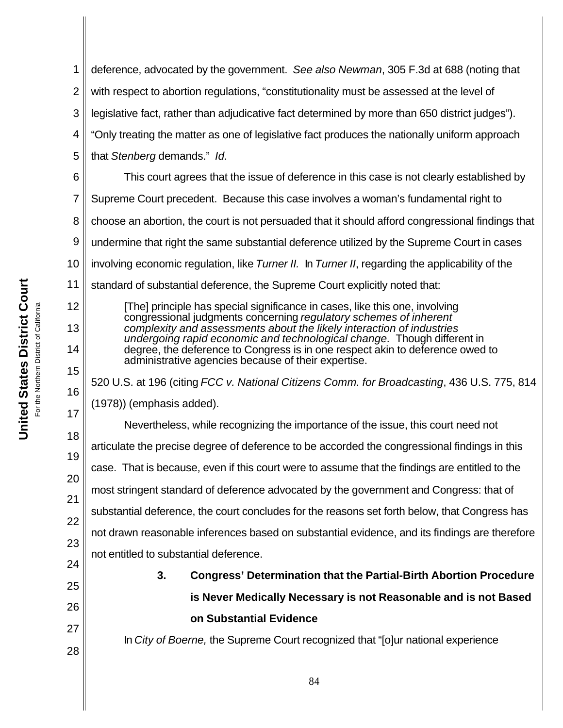deference, advocated by the government. *See also Newman*, 305 F.3d at 688 (noting that with respect to abortion regulations, "constitutionality must be assessed at the level of legislative fact, rather than adjudicative fact determined by more than 650 district judges"). "Only treating the matter as one of legislative fact produces the nationally uniform approach that *Stenberg* demands." *Id.*

This court agrees that the issue of deference in this case is not clearly established by Supreme Court precedent. Because this case involves a woman's fundamental right to choose an abortion, the court is not persuaded that it should afford congressional findings that undermine that right the same substantial deference utilized by the Supreme Court in cases involving economic regulation, like *Turner II.* In *Turner II*, regarding the applicability of the standard of substantial deference, the Supreme Court explicitly noted that:

> [The] principle has special significance in cases, like this one, involving congressional judgments concerning *regulatory schemes of inherent complexity and assessments about the likely interaction of industries undergoing rapid economic and technological change.* Though different in degree, the deference to Congress is in one respect akin to deference owed to administrative agencies because of their expertise.

520 U.S. at 196 (citing *FCC v. National Citizens Comm. for Broadcasting*, 436 U.S. 775, 814 (1978)) (emphasis added).

Nevertheless, while recognizing the importance of the issue, this court need not articulate the precise degree of deference to be accorded the congressional findings in this case. That is because, even if this court were to assume that the findings are entitled to the most stringent standard of deference advocated by the government and Congress: that of substantial deference, the court concludes for the reasons set forth below, that Congress has not drawn reasonable inferences based on substantial evidence, and its findings are therefore not entitled to substantial deference.

### 3. Congress' Determination that the Partial-Birth Abortion Procedure is Never Medically Necessary is not Reasonable and is not Based on Substantial Evidence

In *City of Boerne,* the Supreme Court recognized that "[o]ur national experience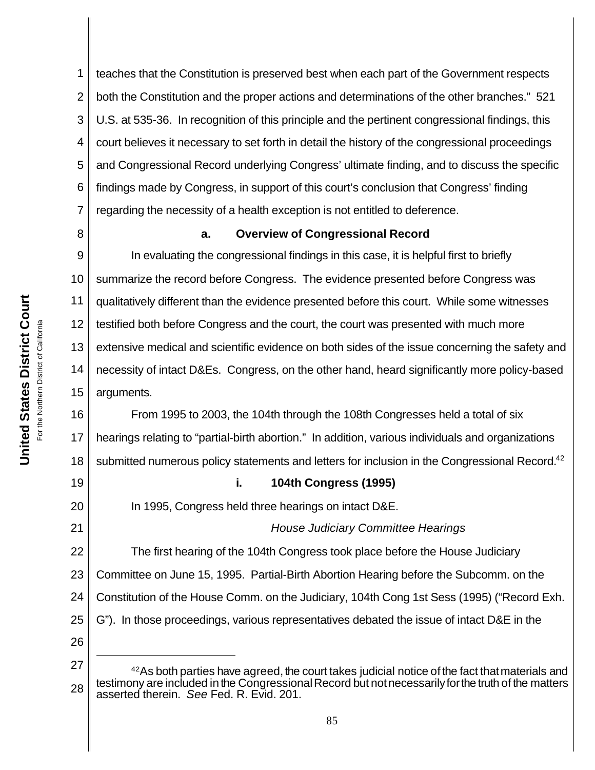teaches that the Constitution is preserved best when each part of the Government respects both the Constitution and the proper actions and determinations of the other branches." 521 U.S. at 535-36. In recognition of this principle and the pertinent congressional findings, this court believes it necessary to set forth in detail the history of the congressional proceedings and Congressional Record underlying Congress' ultimate finding, and to discuss the specific findings made by Congress, in support of this court's conclusion that Congress' finding regarding the necessity of a health exception is not entitled to deference.

### a. Overview of Congressional Record

In evaluating the congressional findings in this case, it is helpful first to briefly summarize the record before Congress. The evidence presented before Congress was qualitatively different than the evidence presented before this court. While some witnesses testified both before Congress and the court, the court was presented with much more extensive medical and scientific evidence on both sides of the issue concerning the safety and necessity of intact D&Es. Congress, on the other hand, heard significantly more policy-based arguments.

From 1995 to 2003, the 104th through the 108th Congresses held a total of six hearings relating to "partial-birth abortion." In addition, various individuals and organizations submitted numerous policy statements and letters for inclusion in the Congressional Record.[42]

#### i. 104th Congress (1995)

In 1995, Congress held three hearings on intact D&E.

*House Judiciary Committee Hearings*

The first hearing of the 104th Congress took place before the House Judiciary Committee on June 15, 1995. Partial-Birth Abortion Hearing before the Subcomm. on the Constitution of the House Comm. on the Judiciary, 104th Cong 1st Sess (1995) ("Record Exh. G"). In those proceedings, various representatives debated the issue of intact D&E in the

---

[42] As both parties have agreed, the court takes judicial notice of the fact that materials and testimony are included in the Congressional Record but not necessarily for the truth of the matters asserted therein. *See* Fed. R. Evid. 201.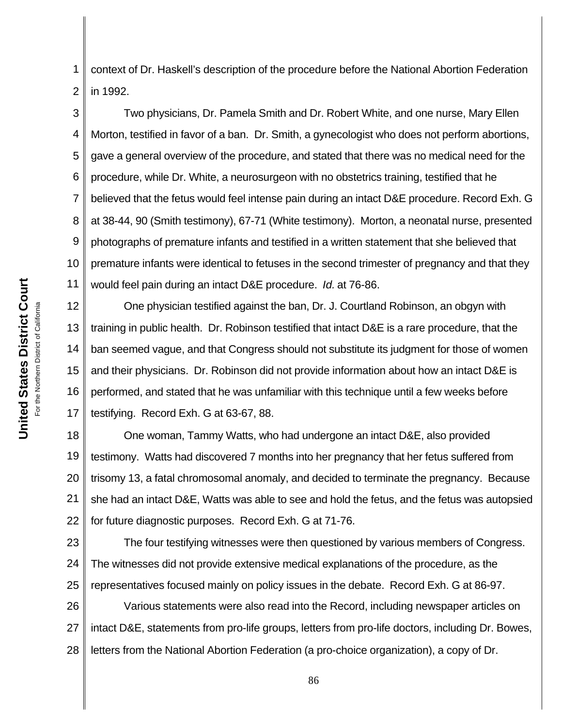context of Dr. Haskell's description of the procedure before the National Abortion Federation in 1992.

Two physicians, Dr. Pamela Smith and Dr. Robert White, and one nurse, Mary Ellen Morton, testified in favor of a ban. Dr. Smith, a gynecologist who does not perform abortions, gave a general overview of the procedure, and stated that there was no medical need for the procedure, while Dr. White, a neurosurgeon with no obstetrics training, testified that he believed that the fetus would feel intense pain during an intact D&E procedure. Record Exh. G at 38-44, 90 (Smith testimony), 67-71 (White testimony). Morton, a neonatal nurse, presented photographs of premature infants and testified in a written statement that she believed that premature infants were identical to fetuses in the second trimester of pregnancy and that they would feel pain during an intact D&E procedure. *Id.* at 76-86.

One physician testified against the ban, Dr. J. Courtland Robinson, an obgyn with training in public health. Dr. Robinson testified that intact D&E is a rare procedure, that the ban seemed vague, and that Congress should not substitute its judgment for those of women and their physicians. Dr. Robinson did not provide information about how an intact D&E is performed, and stated that he was unfamiliar with this technique until a few weeks before testifying. Record Exh. G at 63-67, 88.

One woman, Tammy Watts, who had undergone an intact D&E, also provided testimony. Watts had discovered 7 months into her pregnancy that her fetus suffered from trisomy 13, a fatal chromosomal anomaly, and decided to terminate the pregnancy. Because she had an intact D&E, Watts was able to see and hold the fetus, and the fetus was autopsied for future diagnostic purposes. Record Exh. G at 71-76.

The four testifying witnesses were then questioned by various members of Congress. The witnesses did not provide extensive medical explanations of the procedure, as the representatives focused mainly on policy issues in the debate. Record Exh. G at 86-97.

Various statements were also read into the Record, including newspaper articles on intact D&E, statements from pro-life groups, letters from pro-life doctors, including Dr. Bowes, letters from the National Abortion Federation (a pro-choice organization), a copy of Dr.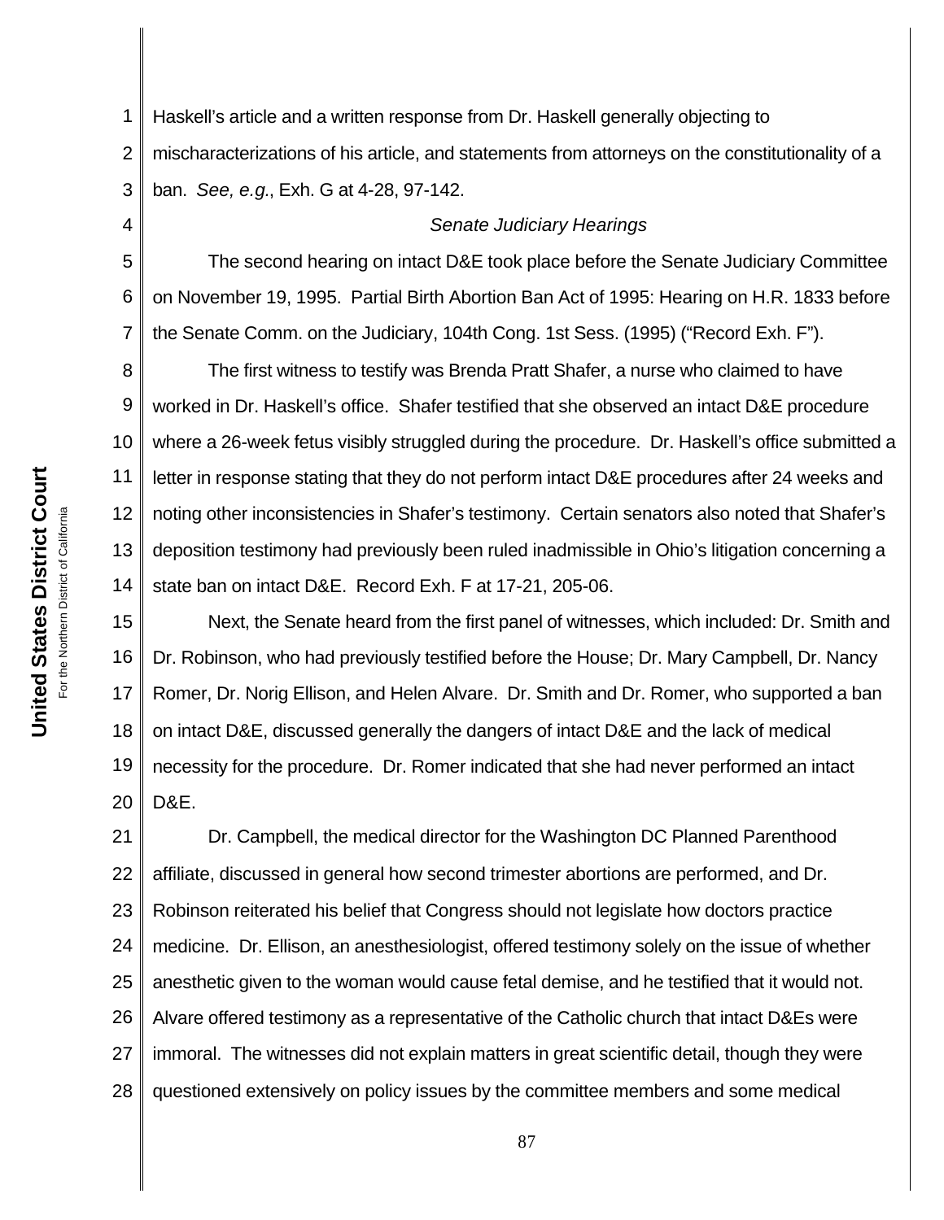Haskell's article and a written response from Dr. Haskell generally objecting to mischaracterizations of his article, and statements from attorneys on the constitutionality of a ban. *See, e.g.*, Exh. G at 4-28, 97-142.

*Senate Judiciary Hearings*

The second hearing on intact D&E took place before the Senate Judiciary Committee on November 19, 1995. Partial Birth Abortion Ban Act of 1995: Hearing on H.R. 1833 before the Senate Comm. on the Judiciary, 104th Cong. 1st Sess. (1995) ("Record Exh. F").

The first witness to testify was Brenda Pratt Shafer, a nurse who claimed to have worked in Dr. Haskell's office. Shafer testified that she observed an intact D&E procedure where a 26-week fetus visibly struggled during the procedure. Dr. Haskell's office submitted a letter in response stating that they do not perform intact D&E procedures after 24 weeks and noting other inconsistencies in Shafer's testimony. Certain senators also noted that Shafer's deposition testimony had previously been ruled inadmissible in Ohio's litigation concerning a state ban on intact D&E. Record Exh. F at 17-21, 205-06.

Next, the Senate heard from the first panel of witnesses, which included: Dr. Smith and Dr. Robinson, who had previously testified before the House; Dr. Mary Campbell, Dr. Nancy Romer, Dr. Norig Ellison, and Helen Alvare. Dr. Smith and Dr. Romer, who supported a ban on intact D&E, discussed generally the dangers of intact D&E and the lack of medical necessity for the procedure. Dr. Romer indicated that she had never performed an intact D&E.

Dr. Campbell, the medical director for the Washington DC Planned Parenthood affiliate, discussed in general how second trimester abortions are performed, and Dr. Robinson reiterated his belief that Congress should not legislate how doctors practice medicine. Dr. Ellison, an anesthesiologist, offered testimony solely on the issue of whether anesthetic given to the woman would cause fetal demise, and he testified that it would not. Alvare offered testimony as a representative of the Catholic church that intact D&Es were immoral. The witnesses did not explain matters in great scientific detail, though they were questioned extensively on policy issues by the committee members and some medical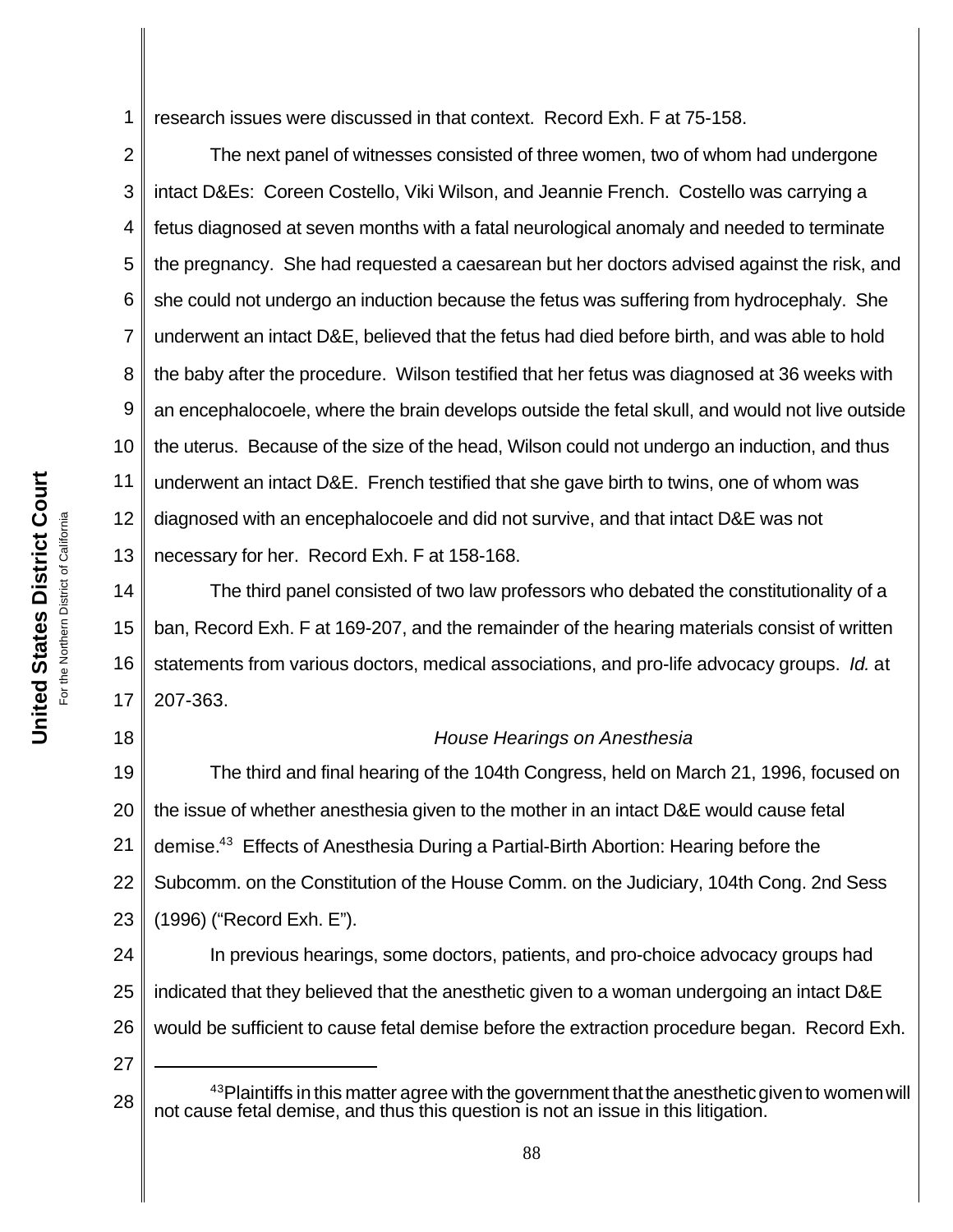research issues were discussed in that context. Record Exh. F at 75-158.

The next panel of witnesses consisted of three women, two of whom had undergone intact D&Es: Coreen Costello, Viki Wilson, and Jeannie French. Costello was carrying a fetus diagnosed at seven months with a fatal neurological anomaly and needed to terminate the pregnancy. She had requested a caesarean but her doctors advised against the risk, and she could not undergo an induction because the fetus was suffering from hydrocephaly. She underwent an intact D&E, believed that the fetus had died before birth, and was able to hold the baby after the procedure. Wilson testified that her fetus was diagnosed at 36 weeks with an encephalocoele, where the brain develops outside the fetal skull, and would not live outside the uterus. Because of the size of the head, Wilson could not undergo an induction, and thus underwent an intact D&E. French testified that she gave birth to twins, one of whom was diagnosed with an encephalocoele and did not survive, and that intact D&E was not necessary for her. Record Exh. F at 158-168.

The third panel consisted of two law professors who debated the constitutionality of a ban, Record Exh. F at 169-207, and the remainder of the hearing materials consist of written statements from various doctors, medical associations, and pro-life advocacy groups. *Id.* at 207-363.

*House Hearings on Anesthesia*

The third and final hearing of the 104th Congress, held on March 21, 1996, focused on the issue of whether anesthesia given to the mother in an intact D&E would cause fetal demise.[43] Effects of Anesthesia During a Partial-Birth Abortion: Hearing before the Subcomm. on the Constitution of the House Comm. on the Judiciary, 104th Cong. 2nd Sess (1996) ("Record Exh. E").

In previous hearings, some doctors, patients, and pro-choice advocacy groups had indicated that they believed that the anesthetic given to a woman undergoing an intact D&E would be sufficient to cause fetal demise before the extraction procedure began. Record Exh.

---

[43] Plaintiffs in this matter agree with the government that the anesthetic given to women will not cause fetal demise, and thus this question is not an issue in this litigation.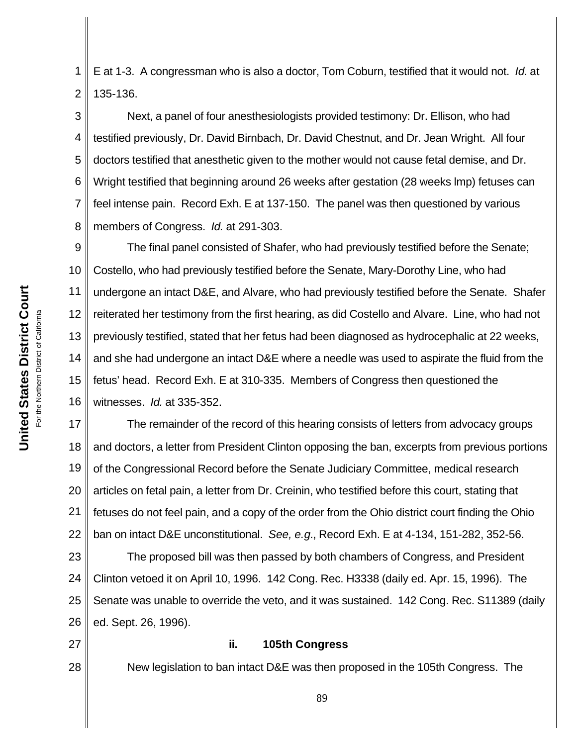E at 1-3. A congressman who is also a doctor, Tom Coburn, testified that it would not. *Id.* at 135-136.

Next, a panel of four anesthesiologists provided testimony: Dr. Ellison, who had testified previously, Dr. David Birnbach, Dr. David Chestnut, and Dr. Jean Wright. All four doctors testified that anesthetic given to the mother would not cause fetal demise, and Dr. Wright testified that beginning around 26 weeks after gestation (28 weeks lmp) fetuses can feel intense pain. Record Exh. E at 137-150. The panel was then questioned by various members of Congress. *Id.* at 291-303.

The final panel consisted of Shafer, who had previously testified before the Senate; Costello, who had previously testified before the Senate, Mary-Dorothy Line, who had undergone an intact D&E, and Alvare, who had previously testified before the Senate. Shafer reiterated her testimony from the first hearing, as did Costello and Alvare. Line, who had not previously testified, stated that her fetus had been diagnosed as hydrocephalic at 22 weeks, and she had undergone an intact D&E where a needle was used to aspirate the fluid from the fetus' head. Record Exh. E at 310-335. Members of Congress then questioned the witnesses. *Id.* at 335-352.

The remainder of the record of this hearing consists of letters from advocacy groups and doctors, a letter from President Clinton opposing the ban, excerpts from previous portions of the Congressional Record before the Senate Judiciary Committee, medical research articles on fetal pain, a letter from Dr. Creinin, who testified before this court, stating that fetuses do not feel pain, and a copy of the order from the Ohio district court finding the Ohio ban on intact D&E unconstitutional. *See, e.g.*, Record Exh. E at 4-134, 151-282, 352-56.

The proposed bill was then passed by both chambers of Congress, and President Clinton vetoed it on April 10, 1996. 142 Cong. Rec. H3338 (daily ed. Apr. 15, 1996). The Senate was unable to override the veto, and it was sustained. 142 Cong. Rec. S11389 (daily ed. Sept. 26, 1996).

**ii. 105th Congress**

New legislation to ban intact D&E was then proposed in the 105th Congress. The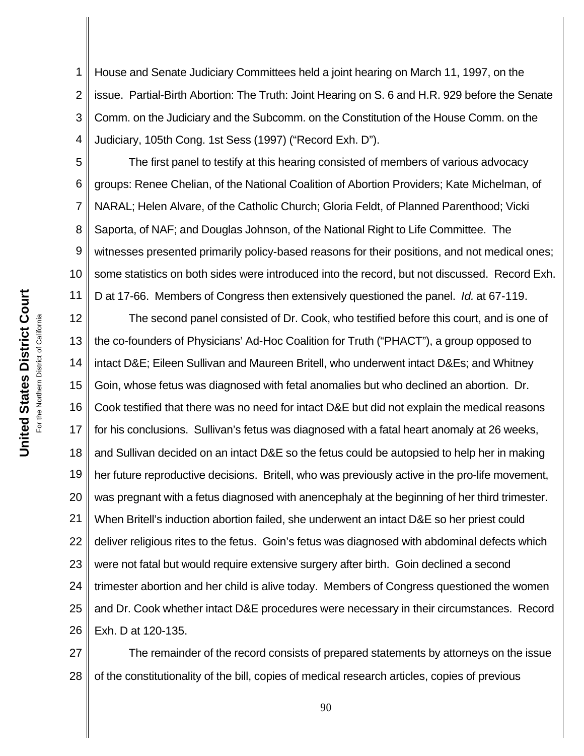House and Senate Judiciary Committees held a joint hearing on March 11, 1997, on the issue. Partial-Birth Abortion: The Truth: Joint Hearing on S. 6 and H.R. 929 before the Senate Comm. on the Judiciary and the Subcomm. on the Constitution of the House Comm. on the Judiciary, 105th Cong. 1st Sess (1997) ("Record Exh. D").

The first panel to testify at this hearing consisted of members of various advocacy groups: Renee Chelian, of the National Coalition of Abortion Providers; Kate Michelman, of NARAL; Helen Alvare, of the Catholic Church; Gloria Feldt, of Planned Parenthood; Vicki Saporta, of NAF; and Douglas Johnson, of the National Right to Life Committee. The witnesses presented primarily policy-based reasons for their positions, and not medical ones; some statistics on both sides were introduced into the record, but not discussed. Record Exh. D at 17-66. Members of Congress then extensively questioned the panel. *Id.* at 67-119.

The second panel consisted of Dr. Cook, who testified before this court, and is one of the co-founders of Physicians' Ad-Hoc Coalition for Truth ("PHACT"), a group opposed to intact D&E; Eileen Sullivan and Maureen Britell, who underwent intact D&Es; and Whitney Goin, whose fetus was diagnosed with fetal anomalies but who declined an abortion. Dr. Cook testified that there was no need for intact D&E but did not explain the medical reasons for his conclusions. Sullivan's fetus was diagnosed with a fatal heart anomaly at 26 weeks, and Sullivan decided on an intact D&E so the fetus could be autopsied to help her in making her future reproductive decisions. Britell, who was previously active in the pro-life movement, was pregnant with a fetus diagnosed with anencephaly at the beginning of her third trimester. When Britell's induction abortion failed, she underwent an intact D&E so her priest could deliver religious rites to the fetus. Goin's fetus was diagnosed with abdominal defects which were not fatal but would require extensive surgery after birth. Goin declined a second trimester abortion and her child is alive today. Members of Congress questioned the women and Dr. Cook whether intact D&E procedures were necessary in their circumstances. Record Exh. D at 120-135.

The remainder of the record consists of prepared statements by attorneys on the issue of the constitutionality of the bill, copies of medical research articles, copies of previous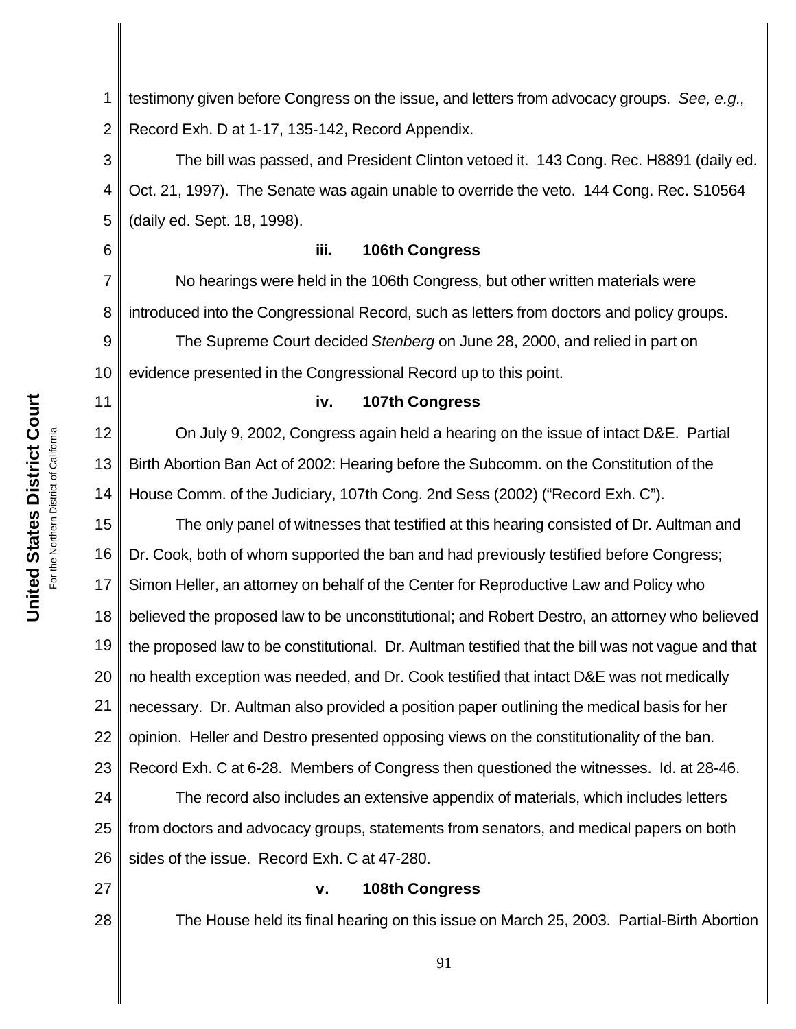testimony given before Congress on the issue, and letters from advocacy groups. *See, e.g.*, Record Exh. D at 1-17, 135-142, Record Appendix.

The bill was passed, and President Clinton vetoed it. 143 Cong. Rec. H8891 (daily ed. Oct. 21, 1997). The Senate was again unable to override the veto. 144 Cong. Rec. S10564 (daily ed. Sept. 18, 1998).

**iii. 106th Congress**

No hearings were held in the 106th Congress, but other written materials were introduced into the Congressional Record, such as letters from doctors and policy groups.

The Supreme Court decided *Stenberg* on June 28, 2000, and relied in part on evidence presented in the Congressional Record up to this point.

**iv. 107th Congress**

On July 9, 2002, Congress again held a hearing on the issue of intact D&E. Partial Birth Abortion Ban Act of 2002: Hearing before the Subcomm. on the Constitution of the House Comm. of the Judiciary, 107th Cong. 2nd Sess (2002) ("Record Exh. C").

The only panel of witnesses that testified at this hearing consisted of Dr. Aultman and Dr. Cook, both of whom supported the ban and had previously testified before Congress; Simon Heller, an attorney on behalf of the Center for Reproductive Law and Policy who believed the proposed law to be unconstitutional; and Robert Destro, an attorney who believed the proposed law to be constitutional. Dr. Aultman testified that the bill was not vague and that no health exception was needed, and Dr. Cook testified that intact D&E was not medically necessary. Dr. Aultman also provided a position paper outlining the medical basis for her opinion. Heller and Destro presented opposing views on the constitutionality of the ban. Record Exh. C at 6-28. Members of Congress then questioned the witnesses. Id. at 28-46.

The record also includes an extensive appendix of materials, which includes letters from doctors and advocacy groups, statements from senators, and medical papers on both sides of the issue. Record Exh. C at 47-280.

**v. 108th Congress**

The House held its final hearing on this issue on March 25, 2003. Partial-Birth Abortion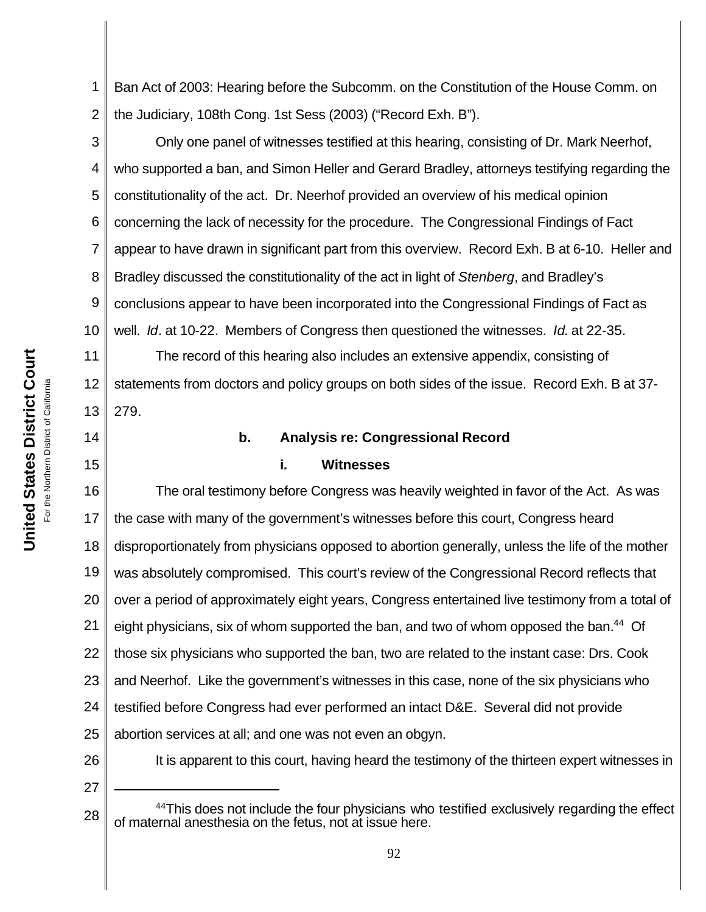Ban Act of 2003: Hearing before the Subcomm. on the Constitution of the House Comm. on the Judiciary, 108th Cong. 1st Sess (2003) ("Record Exh. B").

Only one panel of witnesses testified at this hearing, consisting of Dr. Mark Neerhof, who supported a ban, and Simon Heller and Gerard Bradley, attorneys testifying regarding the constitutionality of the act. Dr. Neerhof provided an overview of his medical opinion concerning the lack of necessity for the procedure. The Congressional Findings of Fact appear to have drawn in significant part from this overview. Record Exh. B at 6-10. Heller and Bradley discussed the constitutionality of the act in light of *Stenberg*, and Bradley's conclusions appear to have been incorporated into the Congressional Findings of Fact as well. *Id*. at 10-22. Members of Congress then questioned the witnesses. *Id.* at 22-35.

The record of this hearing also includes an extensive appendix, consisting of statements from doctors and policy groups on both sides of the issue. Record Exh. B at 37-279.

**b. Analysis re: Congressional Record**

**i. Witnesses**

The oral testimony before Congress was heavily weighted in favor of the Act. As was the case with many of the government's witnesses before this court, Congress heard disproportionately from physicians opposed to abortion generally, unless the life of the mother was absolutely compromised. This court's review of the Congressional Record reflects that over a period of approximately eight years, Congress entertained live testimony from a total of eight physicians, six of whom supported the ban, and two of whom opposed the ban.[44] Of those six physicians who supported the ban, two are related to the instant case: Drs. Cook and Neerhof. Like the government's witnesses in this case, none of the six physicians who testified before Congress had ever performed an intact D&E. Several did not provide abortion services at all; and one was not even an obgyn.

It is apparent to this court, having heard the testimony of the thirteen expert witnesses in

---

[44]This does not include the four physicians who testified exclusively regarding the effect of maternal anesthesia on the fetus, not at issue here.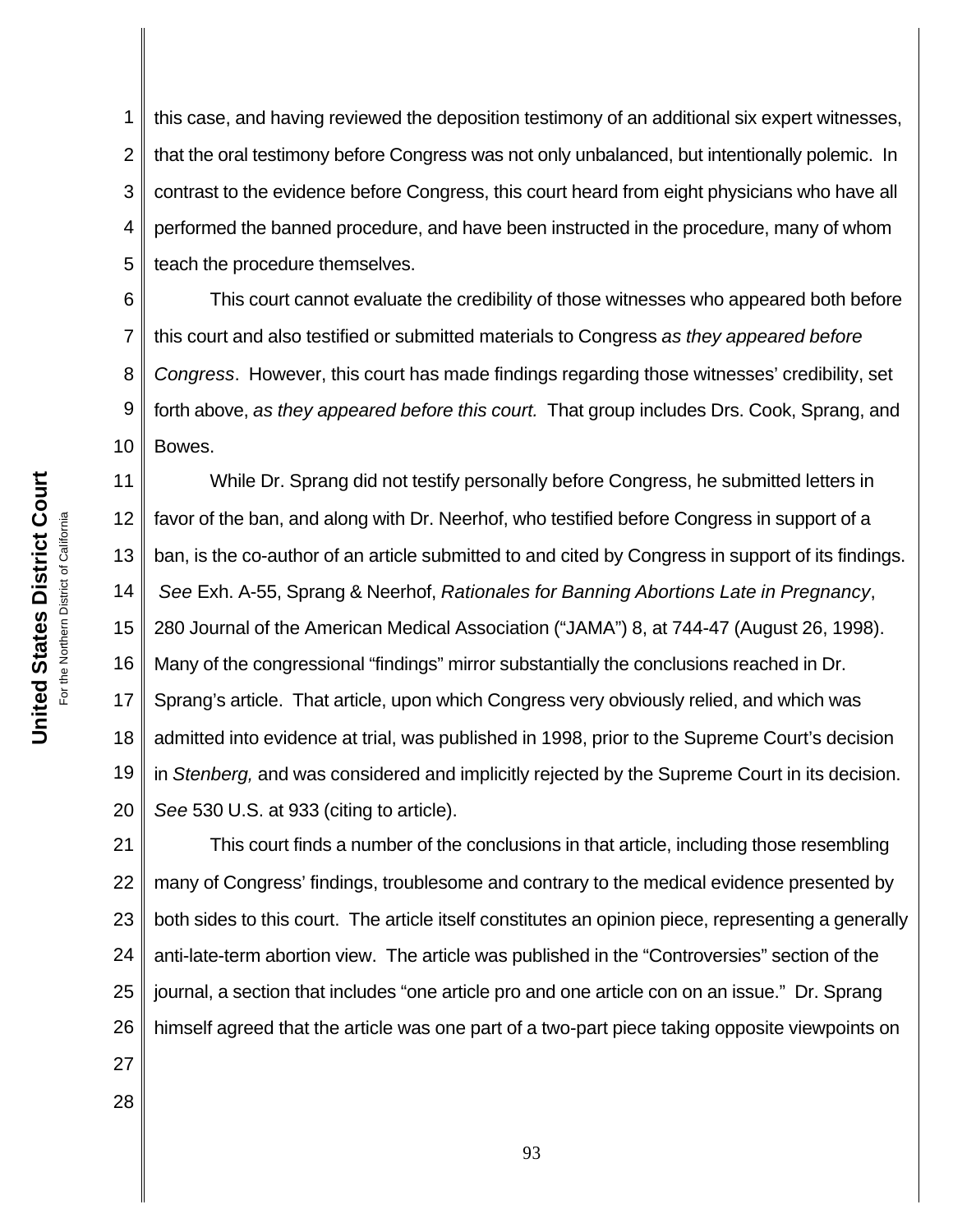this case, and having reviewed the deposition testimony of an additional six expert witnesses, that the oral testimony before Congress was not only unbalanced, but intentionally polemic. In contrast to the evidence before Congress, this court heard from eight physicians who have all performed the banned procedure, and have been instructed in the procedure, many of whom teach the procedure themselves.

This court cannot evaluate the credibility of those witnesses who appeared both before this court and also testified or submitted materials to Congress *as they appeared before Congress*. However, this court has made findings regarding those witnesses' credibility, set forth above, *as they appeared before this court.* That group includes Drs. Cook, Sprang, and Bowes.

While Dr. Sprang did not testify personally before Congress, he submitted letters in favor of the ban, and along with Dr. Neerhof, who testified before Congress in support of a ban, is the co-author of an article submitted to and cited by Congress in support of its findings. *See* Exh. A-55, Sprang & Neerhof, *Rationales for Banning Abortions Late in Pregnancy*, 280 Journal of the American Medical Association ("JAMA") 8, at 744-47 (August 26, 1998). Many of the congressional "findings" mirror substantially the conclusions reached in Dr. Sprang's article. That article, upon which Congress very obviously relied, and which was admitted into evidence at trial, was published in 1998, prior to the Supreme Court's decision in *Stenberg,* and was considered and implicitly rejected by the Supreme Court in its decision. *See* 530 U.S. at 933 (citing to article).

This court finds a number of the conclusions in that article, including those resembling many of Congress' findings, troublesome and contrary to the medical evidence presented by both sides to this court. The article itself constitutes an opinion piece, representing a generally anti-late-term abortion view. The article was published in the "Controversies" section of the journal, a section that includes "one article pro and one article con on an issue." Dr. Sprang himself agreed that the article was one part of a two-part piece taking opposite viewpoints on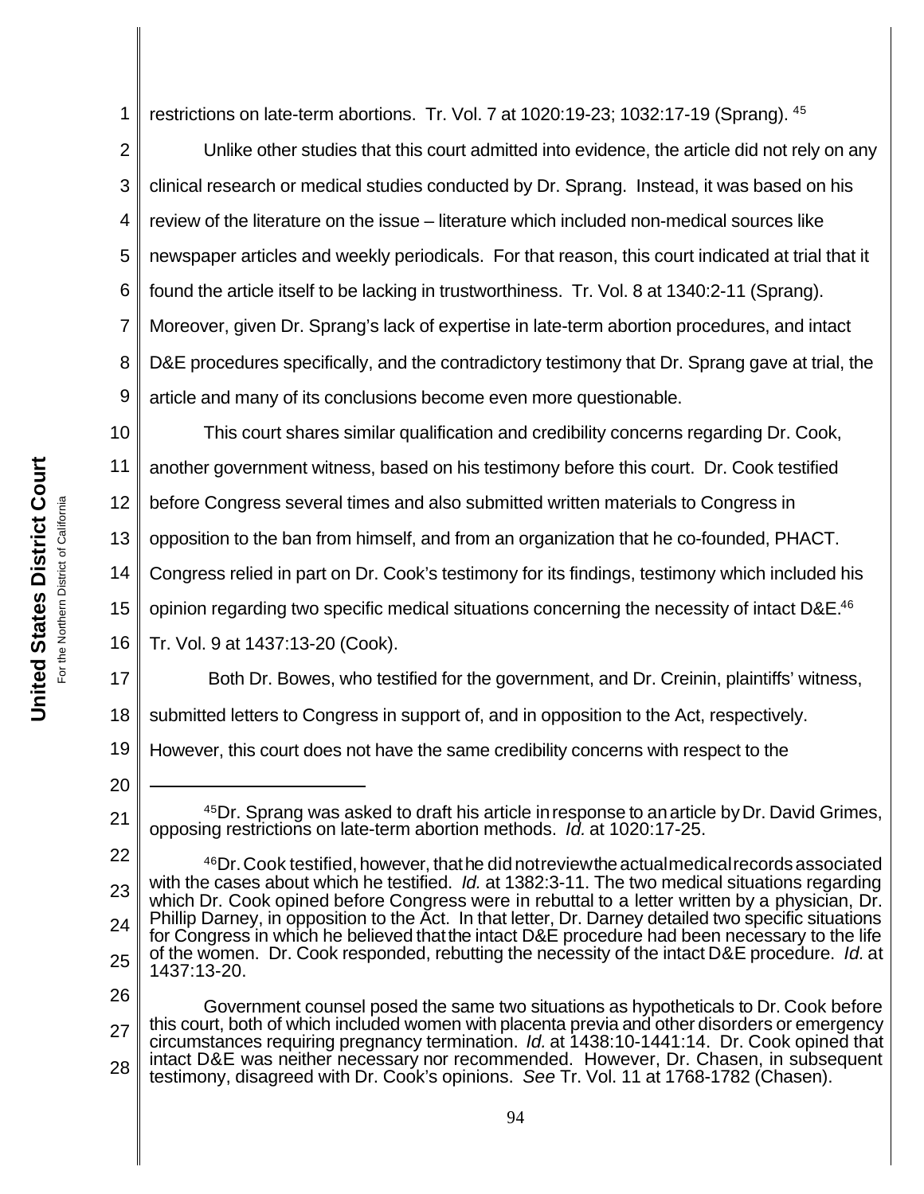restrictions on late-term abortions. Tr. Vol. 7 at 1020:19-23; 1032:17-19 (Sprang). [45]

Unlike other studies that this court admitted into evidence, the article did not rely on any clinical research or medical studies conducted by Dr. Sprang. Instead, it was based on his review of the literature on the issue – literature which included non-medical sources like newspaper articles and weekly periodicals. For that reason, this court indicated at trial that it found the article itself to be lacking in trustworthiness. Tr. Vol. 8 at 1340:2-11 (Sprang). Moreover, given Dr. Sprang's lack of expertise in late-term abortion procedures, and intact D&E procedures specifically, and the contradictory testimony that Dr. Sprang gave at trial, the article and many of its conclusions become even more questionable.

This court shares similar qualification and credibility concerns regarding Dr. Cook, another government witness, based on his testimony before this court. Dr. Cook testified before Congress several times and also submitted written materials to Congress in opposition to the ban from himself, and from an organization that he co-founded, PHACT. Congress relied in part on Dr. Cook's testimony for its findings, testimony which included his opinion regarding two specific medical situations concerning the necessity of intact D&E.[46] Tr. Vol. 9 at 1437:13-20 (Cook).

Both Dr. Bowes, who testified for the government, and Dr. Creinin, plaintiffs' witness, submitted letters to Congress in support of, and in opposition to the Act, respectively. However, this court does not have the same credibility concerns with respect to the

---

[45] Dr. Sprang was asked to draft his article in response to an article by Dr. David Grimes, opposing restrictions on late-term abortion methods. *Id.* at 1020:17-25.

[46] Dr. Cook testified, however, that he did not review the actual medical records associated with the cases about which he testified. *Id.* at 1382:3-11. The two medical situations regarding which Dr. Cook opined before Congress were in rebuttal to a letter written by a physician, Dr. Phillip Darney, in opposition to the Act. In that letter, Dr. Darney detailed two specific situations for Congress in which he believed that the intact D&E procedure had been necessary to the life of the women. Dr. Cook responded, rebutting the necessity of the intact D&E procedure. *Id.* at 1437:13-20.

Government counsel posed the same two situations as hypotheticals to Dr. Cook before this court, both of which included women with placenta previa and other disorders or emergency circumstances requiring pregnancy termination. *Id.* at 1438:10-1441:14. Dr. Cook opined that intact D&E was neither necessary nor recommended. However, Dr. Chasen, in subsequent testimony, disagreed with Dr. Cook's opinions. *See* Tr. Vol. 11 at 1768-1782 (Chasen).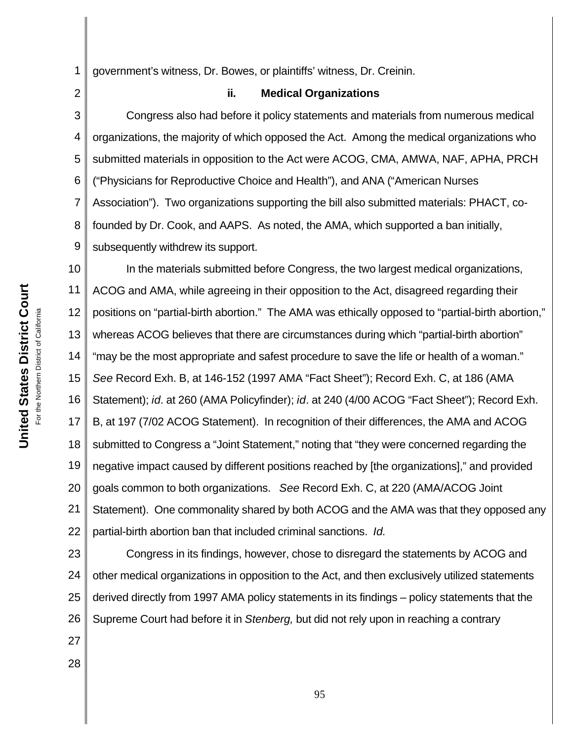government's witness, Dr. Bowes, or plaintiffs' witness, Dr. Creinin.

**ii. Medical Organizations**

Congress also had before it policy statements and materials from numerous medical organizations, the majority of which opposed the Act. Among the medical organizations who submitted materials in opposition to the Act were ACOG, CMA, AMWA, NAF, APHA, PRCH ("Physicians for Reproductive Choice and Health"), and ANA ("American Nurses Association"). Two organizations supporting the bill also submitted materials: PHACT, co-founded by Dr. Cook, and AAPS. As noted, the AMA, which supported a ban initially, subsequently withdrew its support.

In the materials submitted before Congress, the two largest medical organizations, ACOG and AMA, while agreeing in their opposition to the Act, disagreed regarding their positions on "partial-birth abortion." The AMA was ethically opposed to "partial-birth abortion," whereas ACOG believes that there are circumstances during which "partial-birth abortion" "may be the most appropriate and safest procedure to save the life or health of a woman." *See* Record Exh. B, at 146-152 (1997 AMA "Fact Sheet"); Record Exh. C, at 186 (AMA Statement); *id*. at 260 (AMA Policyfinder); *id*. at 240 (4/00 ACOG "Fact Sheet"); Record Exh. B, at 197 (7/02 ACOG Statement). In recognition of their differences, the AMA and ACOG submitted to Congress a "Joint Statement," noting that "they were concerned regarding the negative impact caused by different positions reached by [the organizations]," and provided goals common to both organizations. *See* Record Exh. C, at 220 (AMA/ACOG Joint Statement). One commonality shared by both ACOG and the AMA was that they opposed any partial-birth abortion ban that included criminal sanctions. *Id.*

Congress in its findings, however, chose to disregard the statements by ACOG and other medical organizations in opposition to the Act, and then exclusively utilized statements derived directly from 1997 AMA policy statements in its findings – policy statements that the Supreme Court had before it in *Stenberg,* but did not rely upon in reaching a contrary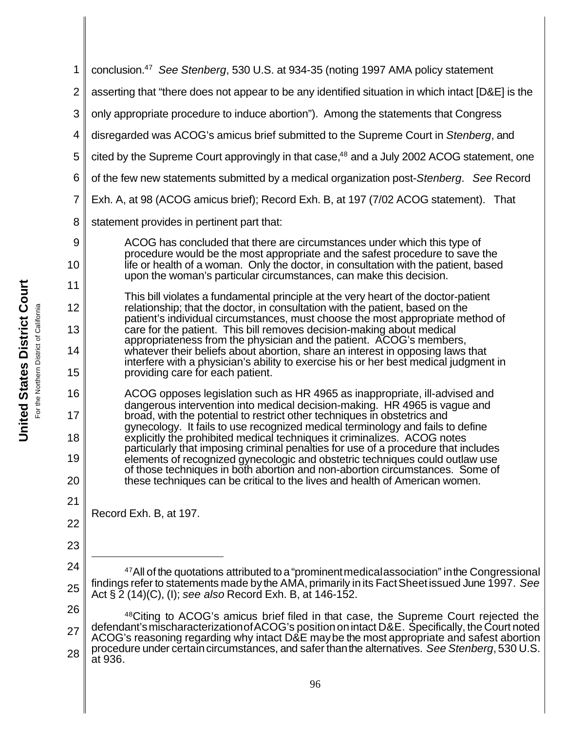conclusion.[47] *See Stenberg*, 530 U.S. at 934-35 (noting 1997 AMA policy statement asserting that "there does not appear to be any identified situation in which intact [D&E] is the only appropriate procedure to induce abortion"). Among the statements that Congress disregarded was ACOG's amicus brief submitted to the Supreme Court in *Stenberg*, and cited by the Supreme Court approvingly in that case,[48] and a July 2002 ACOG statement, one of the few new statements submitted by a medical organization post-*Stenberg*. *See* Record Exh. A, at 98 (ACOG amicus brief); Record Exh. B, at 197 (7/02 ACOG statement). That statement provides in pertinent part that:

> ACOG has concluded that there are circumstances under which this type of procedure would be the most appropriate and the safest procedure to save the life or health of a woman. Only the doctor, in consultation with the patient, based upon the woman's particular circumstances, can make this decision.
>
> This bill violates a fundamental principle at the very heart of the doctor-patient relationship; that the doctor, in consultation with the patient, based on the patient's individual circumstances, must choose the most appropriate method of care for the patient. This bill removes decision-making about medical appropriateness from the physician and the patient. ACOG's members, whatever their beliefs about abortion, share an interest in opposing laws that interfere with a physician's ability to exercise his or her best medical judgment in providing care for each patient.
>
> ACOG opposes legislation such as HR 4965 as inappropriate, ill-advised and dangerous intervention into medical decision-making. HR 4965 is vague and broad, with the potential to restrict other techniques in obstetrics and gynecology. It fails to use recognized medical terminology and fails to define explicitly the prohibited medical techniques it criminalizes. ACOG notes particularly that imposing criminal penalties for use of a procedure that includes elements of recognized gynecologic and obstetric techniques could outlaw use of those techniques in both abortion and non-abortion circumstances. Some of these techniques can be critical to the lives and health of American women.

Record Exh. B, at 197.

---

[47] All of the quotations attributed to a "prominent medical association" in the Congressional findings refer to statements made by the AMA, primarily in its Fact Sheet issued June 1997. *See* Act § 2 (14)(C), (I); *see also* Record Exh. B, at 146-152.

[48] Citing to ACOG's amicus brief filed in that case, the Supreme Court rejected the defendant's mischaracterization of ACOG's position on intact D&E. Specifically, the Court noted ACOG's reasoning regarding why intact D&E may be the most appropriate and safest abortion procedure under certain circumstances, and safer than the alternatives. *See Stenberg*, 530 U.S. at 936.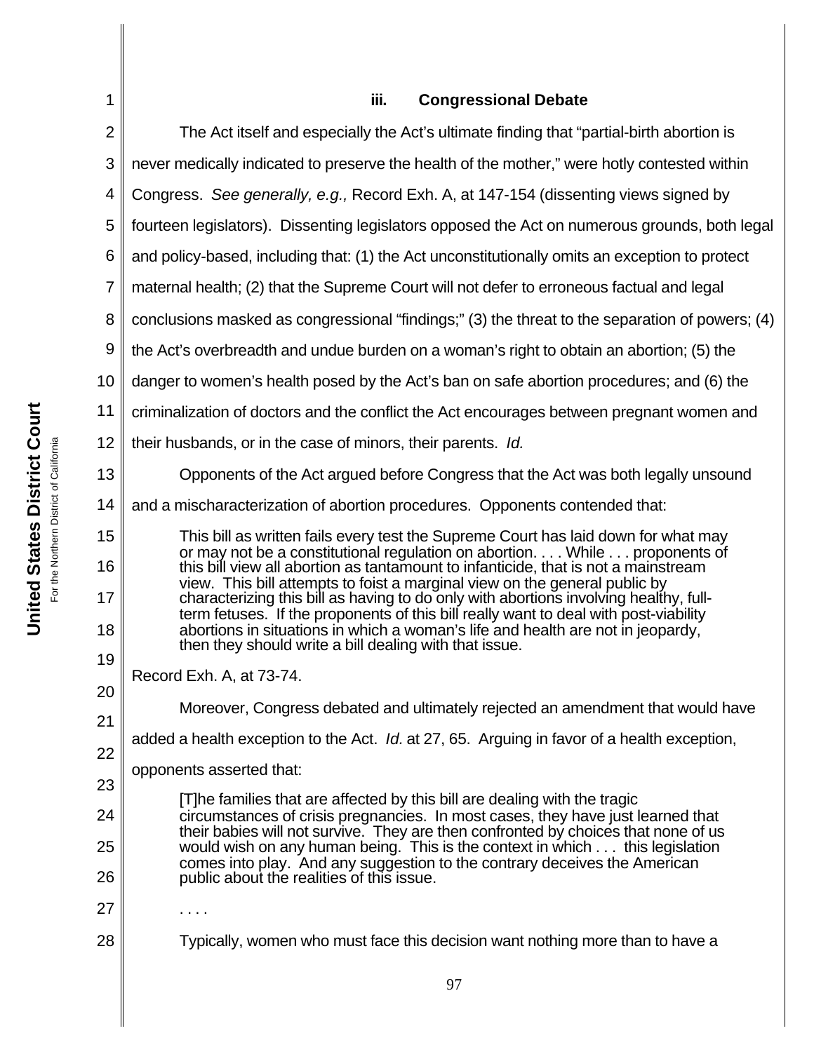### iii. Congressional Debate

The Act itself and especially the Act's ultimate finding that "partial-birth abortion is never medically indicated to preserve the health of the mother," were hotly contested within Congress. *See generally, e.g.,* Record Exh. A, at 147-154 (dissenting views signed by fourteen legislators). Dissenting legislators opposed the Act on numerous grounds, both legal and policy-based, including that: (1) the Act unconstitutionally omits an exception to protect maternal health; (2) that the Supreme Court will not defer to erroneous factual and legal conclusions masked as congressional "findings;" (3) the threat to the separation of powers; (4) the Act's overbreadth and undue burden on a woman's right to obtain an abortion; (5) the danger to women's health posed by the Act's ban on safe abortion procedures; and (6) the criminalization of doctors and the conflict the Act encourages between pregnant women and their husbands, or in the case of minors, their parents. *Id.*

Opponents of the Act argued before Congress that the Act was both legally unsound and a mischaracterization of abortion procedures. Opponents contended that:

> This bill as written fails every test the Supreme Court has laid down for what may or may not be a constitutional regulation on abortion. . . . While . . . proponents of this bill view all abortion as tantamount to infanticide, that is not a mainstream view. This bill attempts to foist a marginal view on the general public by characterizing this bill as having to do only with abortions involving healthy, full-term fetuses. If the proponents of this bill really want to deal with post-viability abortions in situations in which a woman's life and health are not in jeopardy, then they should write a bill dealing with that issue.

Record Exh. A, at 73-74.

Moreover, Congress debated and ultimately rejected an amendment that would have added a health exception to the Act. *Id.* at 27, 65. Arguing in favor of a health exception, opponents asserted that:

> [T]he families that are affected by this bill are dealing with the tragic circumstances of crisis pregnancies. In most cases, they have just learned that their babies will not survive. They are then confronted by choices that none of us would wish on any human being. This is the context in which . . . this legislation comes into play. And any suggestion to the contrary deceives the American public about the realities of this issue.
>
> . . . .
>
> Typically, women who must face this decision want nothing more than to have a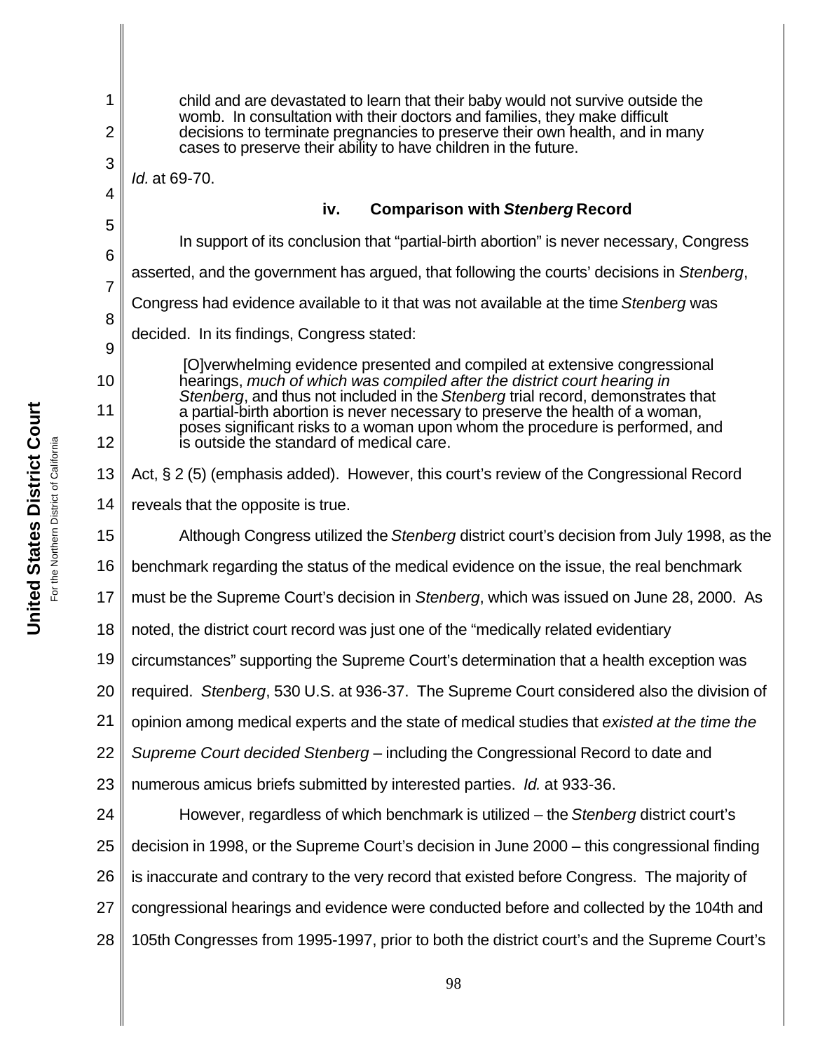> child and are devastated to learn that their baby would not survive outside the womb. In consultation with their doctors and families, they make difficult decisions to terminate pregnancies to preserve their own health, and in many cases to preserve their ability to have children in the future.

*Id.* at 69-70.

#### iv. Comparison with *Stenberg* Record

In support of its conclusion that "partial-birth abortion" is never necessary, Congress asserted, and the government has argued, that following the courts' decisions in *Stenberg*, Congress had evidence available to it that was not available at the time *Stenberg* was decided. In its findings, Congress stated:

> [O]verwhelming evidence presented and compiled at extensive congressional hearings, *much of which was compiled after the district court hearing in Stenberg*, and thus not included in the *Stenberg* trial record, demonstrates that a partial-birth abortion is never necessary to preserve the health of a woman, poses significant risks to a woman upon whom the procedure is performed, and is outside the standard of medical care.

Act, § 2 (5) (emphasis added). However, this court's review of the Congressional Record reveals that the opposite is true.

Although Congress utilized the *Stenberg* district court's decision from July 1998, as the benchmark regarding the status of the medical evidence on the issue, the real benchmark must be the Supreme Court's decision in *Stenberg*, which was issued on June 28, 2000. As noted, the district court record was just one of the "medically related evidentiary circumstances" supporting the Supreme Court's determination that a health exception was required. *Stenberg*, 530 U.S. at 936-37. The Supreme Court considered also the division of opinion among medical experts and the state of medical studies that *existed at the time the Supreme Court decided Stenberg* – including the Congressional Record to date and numerous amicus briefs submitted by interested parties. *Id.* at 933-36.

However, regardless of which benchmark is utilized – the *Stenberg* district court's decision in 1998, or the Supreme Court's decision in June 2000 – this congressional finding is inaccurate and contrary to the very record that existed before Congress. The majority of congressional hearings and evidence were conducted before and collected by the 104th and 105th Congresses from 1995-1997, prior to both the district court's and the Supreme Court's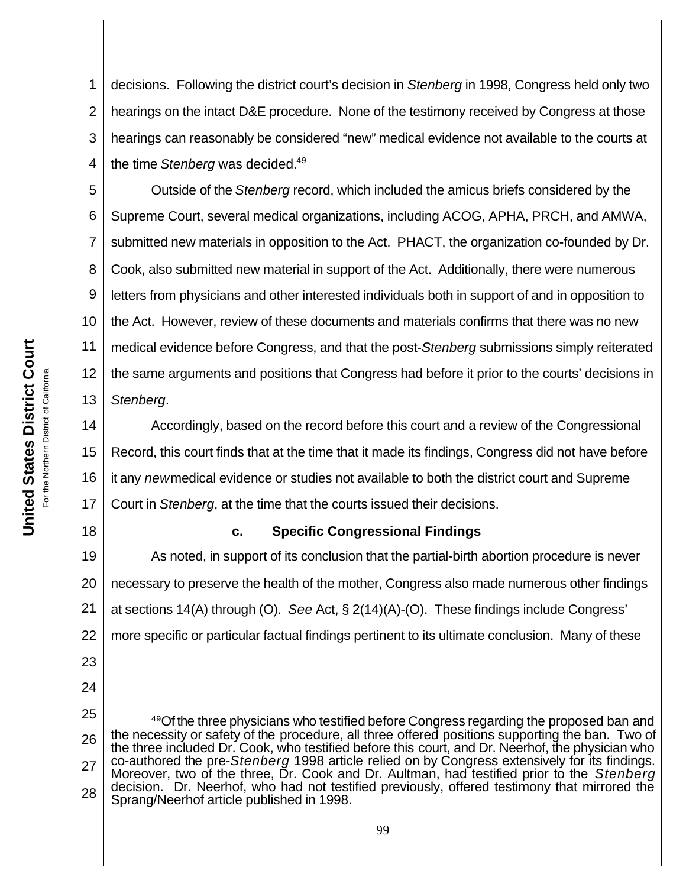decisions. Following the district court's decision in *Stenberg* in 1998, Congress held only two hearings on the intact D&E procedure. None of the testimony received by Congress at those hearings can reasonably be considered "new" medical evidence not available to the courts at the time *Stenberg* was decided.[49]

Outside of the *Stenberg* record, which included the amicus briefs considered by the Supreme Court, several medical organizations, including ACOG, APHA, PRCH, and AMWA, submitted new materials in opposition to the Act. PHACT, the organization co-founded by Dr. Cook, also submitted new material in support of the Act. Additionally, there were numerous letters from physicians and other interested individuals both in support of and in opposition to the Act. However, review of these documents and materials confirms that there was no new medical evidence before Congress, and that the post-*Stenberg* submissions simply reiterated the same arguments and positions that Congress had before it prior to the courts' decisions in *Stenberg*.

Accordingly, based on the record before this court and a review of the Congressional Record, this court finds that at the time that it made its findings, Congress did not have before it any *new* medical evidence or studies not available to both the district court and Supreme Court in *Stenberg*, at the time that the courts issued their decisions.

**c. Specific Congressional Findings**

As noted, in support of its conclusion that the partial-birth abortion procedure is never necessary to preserve the health of the mother, Congress also made numerous other findings at sections 14(A) through (O). *See* Act, § 2(14)(A)-(O). These findings include Congress' more specific or particular factual findings pertinent to its ultimate conclusion. Many of these

---

[49] Of the three physicians who testified before Congress regarding the proposed ban and the necessity or safety of the procedure, all three offered positions supporting the ban. Two of the three included Dr. Cook, who testified before this court, and Dr. Neerhof, the physician who co-authored the pre-*Stenberg* 1998 article relied on by Congress extensively for its findings. Moreover, two of the three, Dr. Cook and Dr. Aultman, had testified prior to the *Stenberg* decision. Dr. Neerhof, who had not testified previously, offered testimony that mirrored the Sprang/Neerhof article published in 1998.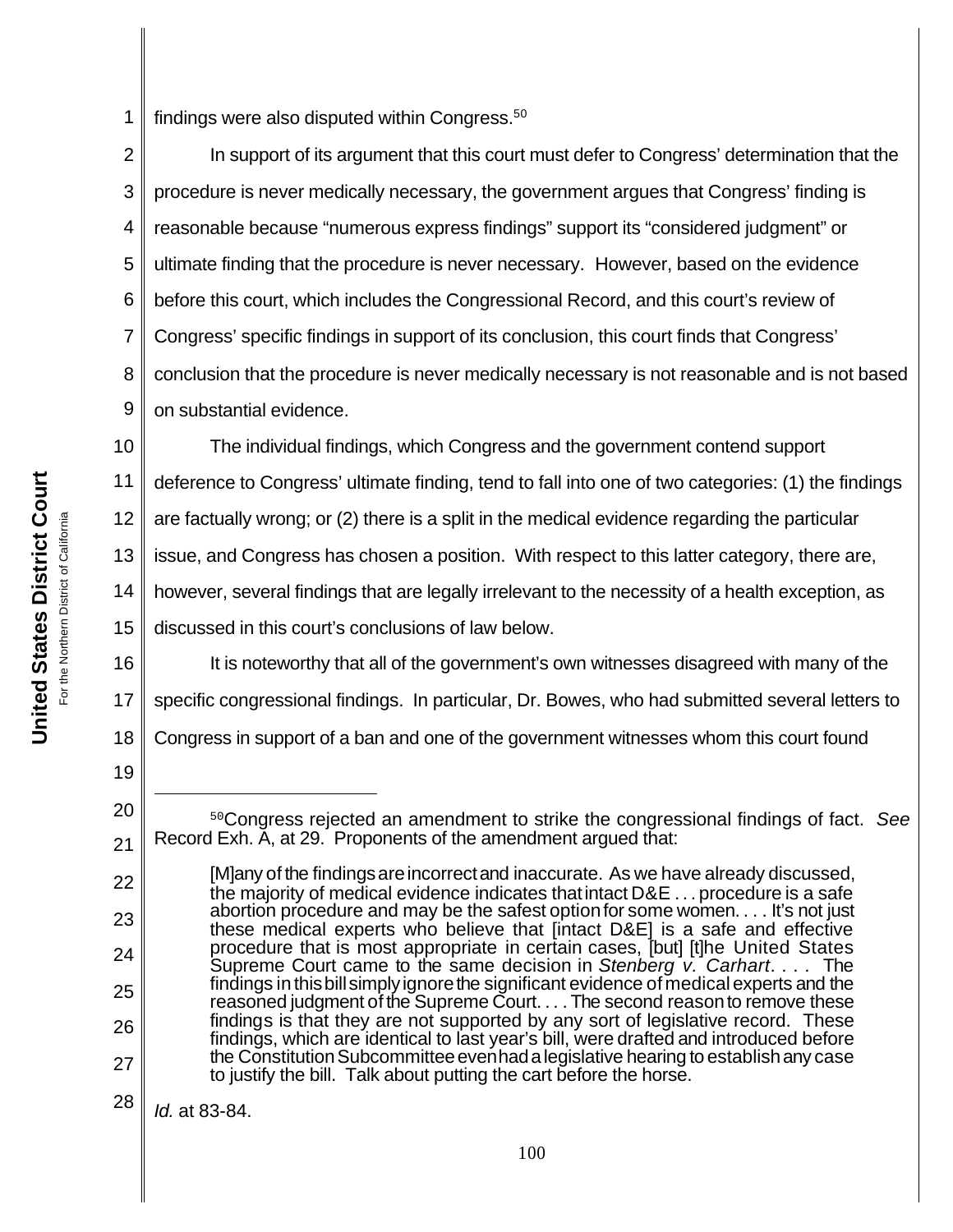findings were also disputed within Congress.[50]

In support of its argument that this court must defer to Congress' determination that the procedure is never medically necessary, the government argues that Congress' finding is reasonable because "numerous express findings" support its "considered judgment" or ultimate finding that the procedure is never necessary. However, based on the evidence before this court, which includes the Congressional Record, and this court's review of Congress' specific findings in support of its conclusion, this court finds that Congress' conclusion that the procedure is never medically necessary is not reasonable and is not based on substantial evidence.

The individual findings, which Congress and the government contend support deference to Congress' ultimate finding, tend to fall into one of two categories: (1) the findings are factually wrong; or (2) there is a split in the medical evidence regarding the particular issue, and Congress has chosen a position. With respect to this latter category, there are, however, several findings that are legally irrelevant to the necessity of a health exception, as discussed in this court's conclusions of law below.

It is noteworthy that all of the government's own witnesses disagreed with many of the specific congressional findings. In particular, Dr. Bowes, who had submitted several letters to Congress in support of a ban and one of the government witnesses whom this court found

---

[50] Congress rejected an amendment to strike the congressional findings of fact. *See* Record Exh. A, at 29. Proponents of the amendment argued that:

> [M]any of the findings are incorrect and inaccurate. As we have already discussed, the majority of medical evidence indicates that intact D&E . . . procedure is a safe abortion procedure and may be the safest option for some women. . . . It's not just these medical experts who believe that [intact D&E] is a safe and effective procedure that is most appropriate in certain cases, [but] [t]he United States Supreme Court came to the same decision in *Stenberg v. Carhart*. . . . The findings in this bill simply ignore the significant evidence of medical experts and the reasoned judgment of the Supreme Court. . . . The second reason to remove these findings is that they are not supported by any sort of legislative record. These findings, which are identical to last year's bill, were drafted and introduced before the Constitution Subcommittee even had a legislative hearing to establish any case to justify the bill. Talk about putting the cart before the horse.

*Id.* at 83-84.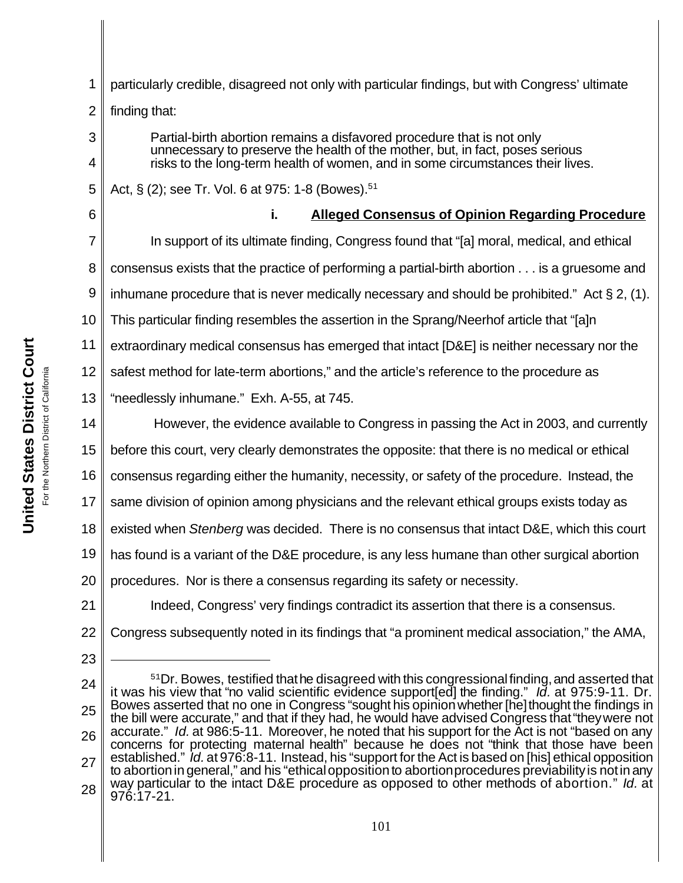particularly credible, disagreed not only with particular findings, but with Congress' ultimate finding that:

> Partial-birth abortion remains a disfavored procedure that is not only unnecessary to preserve the health of the mother, but, in fact, poses serious risks to the long-term health of women, and in some circumstances their lives.

Act, § (2); see Tr. Vol. 6 at 975: 1-8 (Bowes).[51]

#### i. Alleged Consensus of Opinion Regarding Procedure

In support of its ultimate finding, Congress found that "[a] moral, medical, and ethical consensus exists that the practice of performing a partial-birth abortion . . . is a gruesome and inhumane procedure that is never medically necessary and should be prohibited." Act § 2, (1). This particular finding resembles the assertion in the Sprang/Neerhof article that "[a]n extraordinary medical consensus has emerged that intact [D&E] is neither necessary nor the safest method for late-term abortions," and the article's reference to the procedure as "needlessly inhumane." Exh. A-55, at 745.

However, the evidence available to Congress in passing the Act in 2003, and currently before this court, very clearly demonstrates the opposite: that there is no medical or ethical consensus regarding either the humanity, necessity, or safety of the procedure. Instead, the same division of opinion among physicians and the relevant ethical groups exists today as existed when *Stenberg* was decided. There is no consensus that intact D&E, which this court has found is a variant of the D&E procedure, is any less humane than other surgical abortion procedures. Nor is there a consensus regarding its safety or necessity.

Indeed, Congress' very findings contradict its assertion that there is a consensus. Congress subsequently noted in its findings that "a prominent medical association," the AMA,

---

[51] Dr. Bowes, testified that he disagreed with this congressional finding, and asserted that it was his view that "no valid scientific evidence support[ed] the finding." *Id.* at 975:9-11. Dr. Bowes asserted that no one in Congress "sought his opinion whether [he] thought the findings in the bill were accurate," and that if they had, he would have advised Congress that "they were not accurate." *Id.* at 986:5-11. Moreover, he noted that his support for the Act is not "based on any concerns for protecting maternal health" because he does not "think that those have been established." *Id.* at 976:8-11. Instead, his "support for the Act is based on [his] ethical opposition to abortion in general," and his "ethical opposition to abortion procedures previability is not in any way particular to the intact D&E procedure as opposed to other methods of abortion." *Id.* at 976:17-21.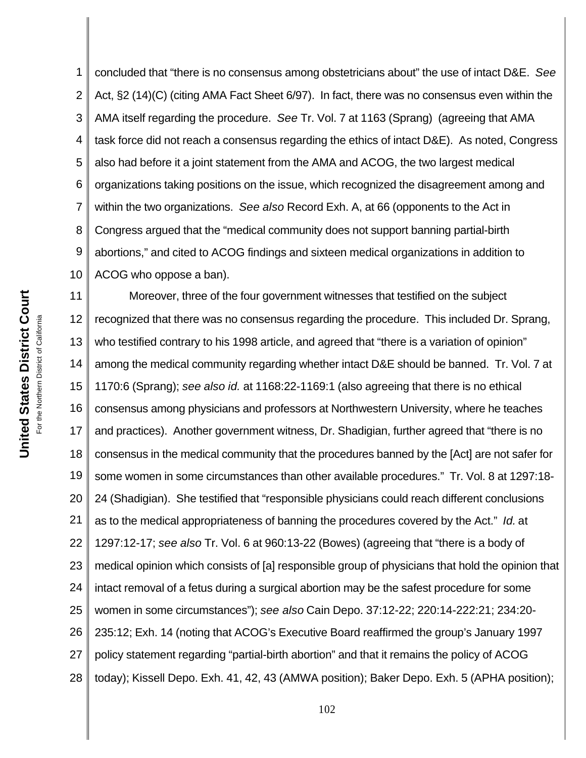concluded that "there is no consensus among obstetricians about" the use of intact D&E. *See* Act, §2 (14)(C) (citing AMA Fact Sheet 6/97). In fact, there was no consensus even within the AMA itself regarding the procedure. *See* Tr. Vol. 7 at 1163 (Sprang) (agreeing that AMA task force did not reach a consensus regarding the ethics of intact D&E). As noted, Congress also had before it a joint statement from the AMA and ACOG, the two largest medical organizations taking positions on the issue, which recognized the disagreement among and within the two organizations. *See also* Record Exh. A, at 66 (opponents to the Act in Congress argued that the "medical community does not support banning partial-birth abortions," and cited to ACOG findings and sixteen medical organizations in addition to ACOG who oppose a ban).

Moreover, three of the four government witnesses that testified on the subject recognized that there was no consensus regarding the procedure. This included Dr. Sprang, who testified contrary to his 1998 article, and agreed that "there is a variation of opinion" among the medical community regarding whether intact D&E should be banned. Tr. Vol. 7 at 1170:6 (Sprang); *see also id.* at 1168:22-1169:1 (also agreeing that there is no ethical consensus among physicians and professors at Northwestern University, where he teaches and practices). Another government witness, Dr. Shadigian, further agreed that "there is no consensus in the medical community that the procedures banned by the [Act] are not safer for some women in some circumstances than other available procedures." Tr. Vol. 8 at 1297:18-24 (Shadigian). She testified that "responsible physicians could reach different conclusions as to the medical appropriateness of banning the procedures covered by the Act." *Id.* at 1297:12-17; *see also* Tr. Vol. 6 at 960:13-22 (Bowes) (agreeing that "there is a body of medical opinion which consists of [a] responsible group of physicians that hold the opinion that intact removal of a fetus during a surgical abortion may be the safest procedure for some women in some circumstances"); *see also* Cain Depo. 37:12-22; 220:14-222:21; 234:20-235:12; Exh. 14 (noting that ACOG's Executive Board reaffirmed the group's January 1997 policy statement regarding "partial-birth abortion" and that it remains the policy of ACOG today); Kissell Depo. Exh. 41, 42, 43 (AMWA position); Baker Depo. Exh. 5 (APHA position);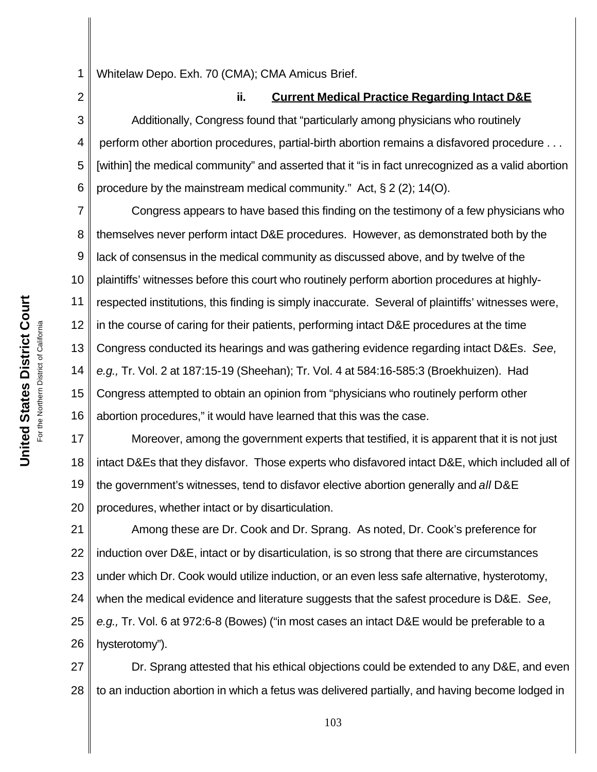Whitelaw Depo. Exh. 70 (CMA); CMA Amicus Brief.

### ii. **Current Medical Practice Regarding Intact D&E**

Additionally, Congress found that "particularly among physicians who routinely perform other abortion procedures, partial-birth abortion remains a disfavored procedure . . . [within] the medical community" and asserted that it "is in fact unrecognized as a valid abortion procedure by the mainstream medical community." Act, § 2 (2); 14(O).

Congress appears to have based this finding on the testimony of a few physicians who themselves never perform intact D&E procedures. However, as demonstrated both by the lack of consensus in the medical community as discussed above, and by twelve of the plaintiffs' witnesses before this court who routinely perform abortion procedures at highly-respected institutions, this finding is simply inaccurate. Several of plaintiffs' witnesses were, in the course of caring for their patients, performing intact D&E procedures at the time Congress conducted its hearings and was gathering evidence regarding intact D&Es. *See, e.g.,* Tr. Vol. 2 at 187:15-19 (Sheehan); Tr. Vol. 4 at 584:16-585:3 (Broekhuizen). Had Congress attempted to obtain an opinion from "physicians who routinely perform other abortion procedures," it would have learned that this was the case.

Moreover, among the government experts that testified, it is apparent that it is not just intact D&Es that they disfavor. Those experts who disfavored intact D&E, which included all of the government's witnesses, tend to disfavor elective abortion generally and *all* D&E procedures, whether intact or by disarticulation.

Among these are Dr. Cook and Dr. Sprang. As noted, Dr. Cook's preference for induction over D&E, intact or by disarticulation, is so strong that there are circumstances under which Dr. Cook would utilize induction, or an even less safe alternative, hysterotomy, when the medical evidence and literature suggests that the safest procedure is D&E. *See, e.g.,* Tr. Vol. 6 at 972:6-8 (Bowes) ("in most cases an intact D&E would be preferable to a hysterotomy").

Dr. Sprang attested that his ethical objections could be extended to any D&E, and even to an induction abortion in which a fetus was delivered partially, and having become lodged in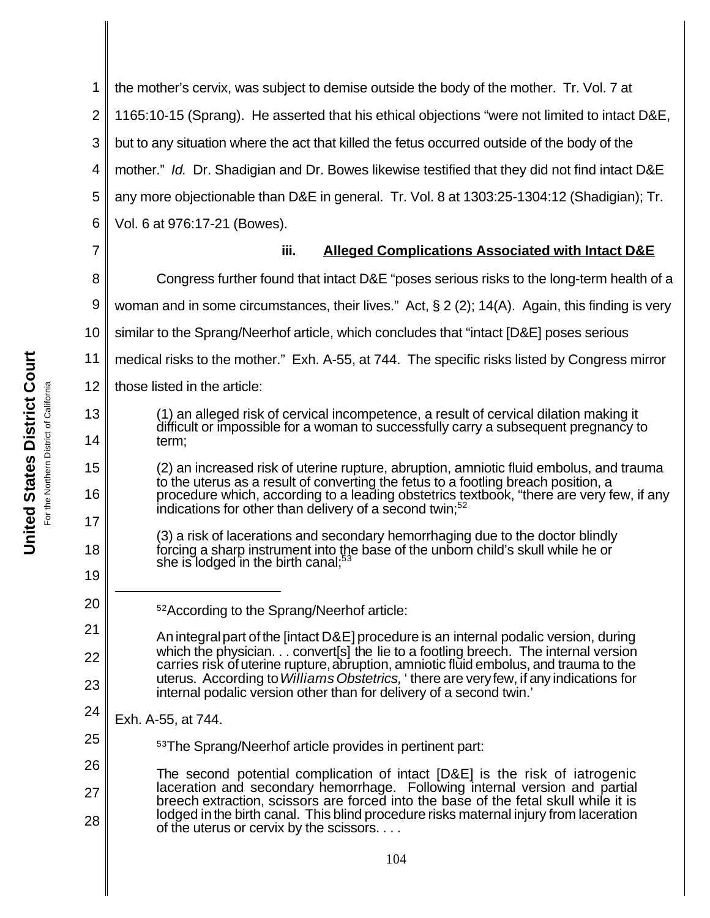the mother's cervix, was subject to demise outside the body of the mother. Tr. Vol. 7 at 1165:10-15 (Sprang). He asserted that his ethical objections "were not limited to intact D&E, but to any situation where the act that killed the fetus occurred outside of the body of the mother." *Id.* Dr. Shadigian and Dr. Bowes likewise testified that they did not find intact D&E any more objectionable than D&E in general. Tr. Vol. 8 at 1303:25-1304:12 (Shadigian); Tr. Vol. 6 at 976:17-21 (Bowes).

### iii. Alleged Complications Associated with Intact D&E

Congress further found that intact D&E "poses serious risks to the long-term health of a woman and in some circumstances, their lives." Act, § 2 (2); 14(A). Again, this finding is very similar to the Sprang/Neerhof article, which concludes that "intact [D&E] poses serious medical risks to the mother." Exh. A-55, at 744. The specific risks listed by Congress mirror those listed in the article:

> (1) an alleged risk of cervical incompetence, a result of cervical dilation making it difficult or impossible for a woman to successfully carry a subsequent pregnancy to term;
>
> (2) an increased risk of uterine rupture, abruption, amniotic fluid embolus, and trauma to the uterus as a result of converting the fetus to a footling breach position, a procedure which, according to a leading obstetrics textbook, "there are very few, if any indications for other than delivery of a second twin;[52]
>
> (3) a risk of lacerations and secondary hemorrhaging due to the doctor blindly forcing a sharp instrument into the base of the unborn child's skull while he or she is lodged in the birth canal;[53]

---

[52]According to the Sprang/Neerhof article:

> An integral part of the [intact D&E] procedure is an internal podalic version, during which the physician. . . convert[s] the lie to a footling breech. The internal version carries risk of uterine rupture, abruption, amniotic fluid embolus, and trauma to the uterus. According to *Williams Obstetrics,* ' there are very few, if any indications for internal podalic version other than for delivery of a second twin.'

Exh. A-55, at 744.

[53]The Sprang/Neerhof article provides in pertinent part:

> The second potential complication of intact [D&E] is the risk of iatrogenic laceration and secondary hemorrhage. Following internal version and partial breech extraction, scissors are forced into the base of the fetal skull while it is lodged in the birth canal. This blind procedure risks maternal injury from laceration of the uterus or cervix by the scissors. . . .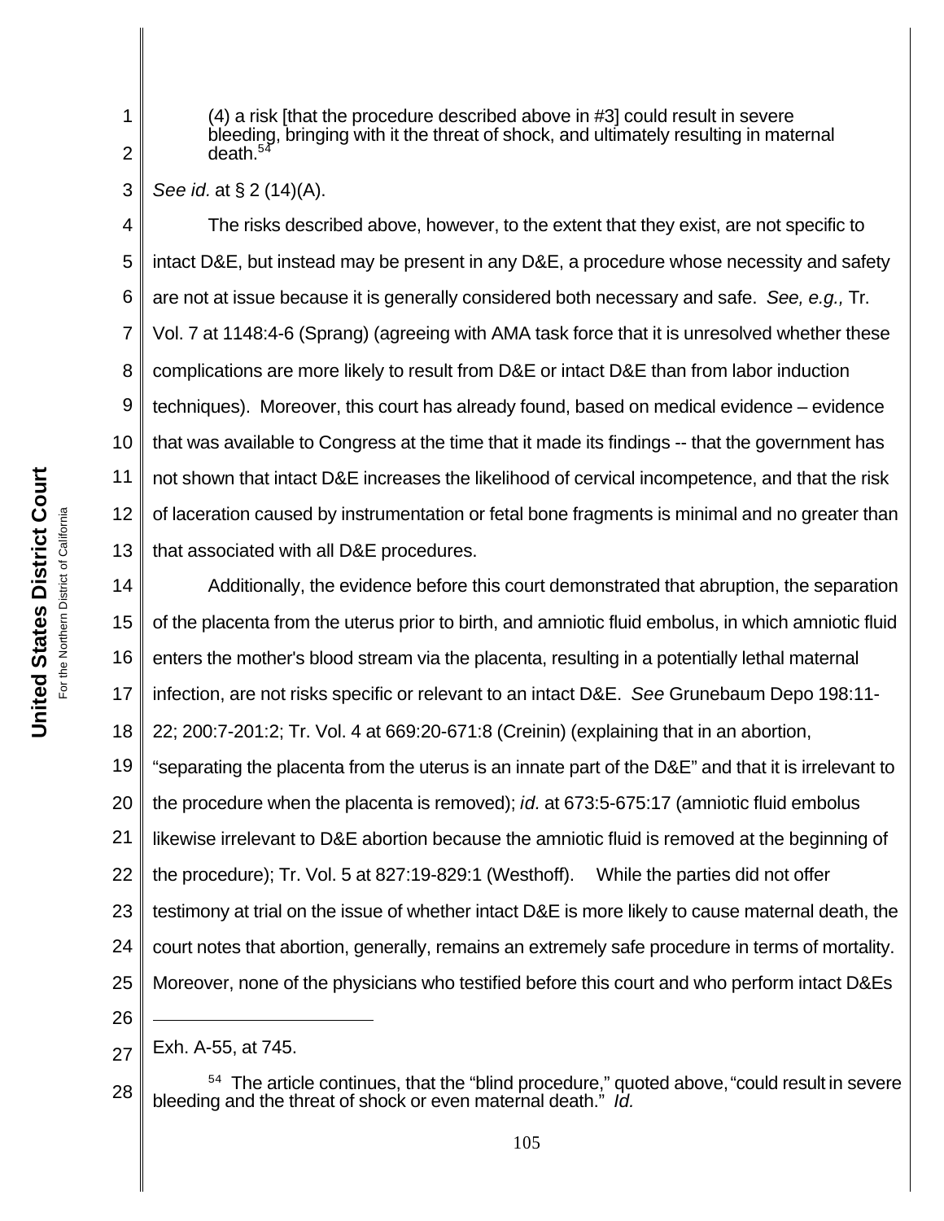> (4) a risk [that the procedure described above in #3] could result in severe bleeding, bringing with it the threat of shock, and ultimately resulting in maternal death.[54]

*See id.* at § 2 (14)(A).

The risks described above, however, to the extent that they exist, are not specific to intact D&E, but instead may be present in any D&E, a procedure whose necessity and safety are not at issue because it is generally considered both necessary and safe. *See, e.g.,* Tr. Vol. 7 at 1148:4-6 (Sprang) (agreeing with AMA task force that it is unresolved whether these complications are more likely to result from D&E or intact D&E than from labor induction techniques). Moreover, this court has already found, based on medical evidence – evidence that was available to Congress at the time that it made its findings -- that the government has not shown that intact D&E increases the likelihood of cervical incompetence, and that the risk of laceration caused by instrumentation or fetal bone fragments is minimal and no greater than that associated with all D&E procedures.

Additionally, the evidence before this court demonstrated that abruption, the separation of the placenta from the uterus prior to birth, and amniotic fluid embolus, in which amniotic fluid enters the mother's blood stream via the placenta, resulting in a potentially lethal maternal infection, are not risks specific or relevant to an intact D&E. *See* Grunebaum Depo 198:11-22; 200:7-201:2; Tr. Vol. 4 at 669:20-671:8 (Creinin) (explaining that in an abortion, "separating the placenta from the uterus is an innate part of the D&E" and that it is irrelevant to the procedure when the placenta is removed); *id.* at 673:5-675:17 (amniotic fluid embolus likewise irrelevant to D&E abortion because the amniotic fluid is removed at the beginning of the procedure); Tr. Vol. 5 at 827:19-829:1 (Westhoff). While the parties did not offer testimony at trial on the issue of whether intact D&E is more likely to cause maternal death, the court notes that abortion, generally, remains an extremely safe procedure in terms of mortality. Moreover, none of the physicians who testified before this court and who perform intact D&Es

---

Exh. A-55, at 745.

[54] The article continues, that the "blind procedure," quoted above, "could result in severe bleeding and the threat of shock or even maternal death." *Id.*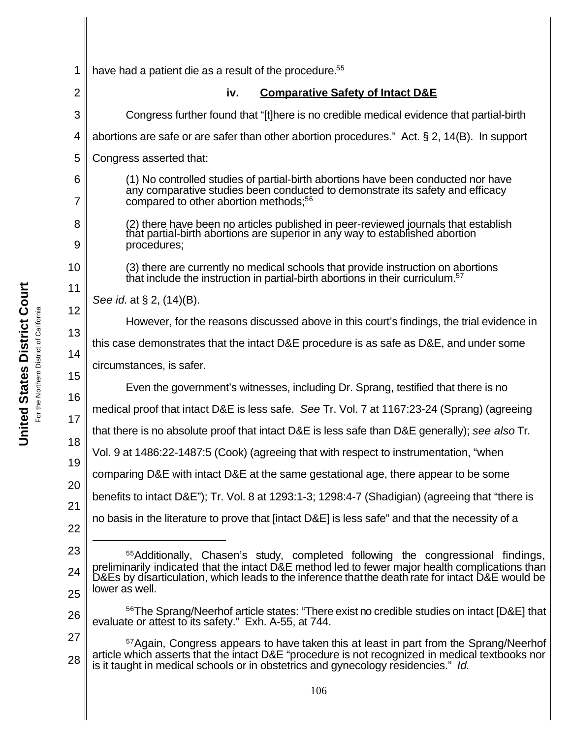have had a patient die as a result of the procedure.[55]

### iv. Comparative Safety of Intact D&E

Congress further found that "[t]here is no credible medical evidence that partial-birth abortions are safe or are safer than other abortion procedures." Act. § 2, 14(B). In support Congress asserted that:

> (1) No controlled studies of partial-birth abortions have been conducted nor have any comparative studies been conducted to demonstrate its safety and efficacy compared to other abortion methods;[56]
>
> (2) there have been no articles published in peer-reviewed journals that establish that partial-birth abortions are superior in any way to established abortion procedures;
>
> (3) there are currently no medical schools that provide instruction on abortions that include the instruction in partial-birth abortions in their curriculum.[57]

*See id.* at § 2, (14)(B).

However, for the reasons discussed above in this court's findings, the trial evidence in this case demonstrates that the intact D&E procedure is as safe as D&E, and under some circumstances, is safer.

Even the government's witnesses, including Dr. Sprang, testified that there is no medical proof that intact D&E is less safe. *See* Tr. Vol. 7 at 1167:23-24 (Sprang) (agreeing that there is no absolute proof that intact D&E is less safe than D&E generally); *see also* Tr. Vol. 9 at 1486:22-1487:5 (Cook) (agreeing that with respect to instrumentation, "when comparing D&E with intact D&E at the same gestational age, there appear to be some benefits to intact D&E"); Tr. Vol. 8 at 1293:1-3; 1298:4-7 (Shadigian) (agreeing that "there is no basis in the literature to prove that [intact D&E] is less safe" and that the necessity of a

---

[55] Additionally, Chasen's study, completed following the congressional findings, preliminarily indicated that the intact D&E method led to fewer major health complications than D&Es by disarticulation, which leads to the inference that the death rate for intact D&E would be lower as well.

[56] The Sprang/Neerhof article states: "There exist no credible studies on intact [D&E] that evaluate or attest to its safety." Exh. A-55, at 744.

[57] Again, Congress appears to have taken this at least in part from the Sprang/Neerhof article which asserts that the intact D&E "procedure is not recognized in medical textbooks nor is it taught in medical schools or in obstetrics and gynecology residencies." *Id.*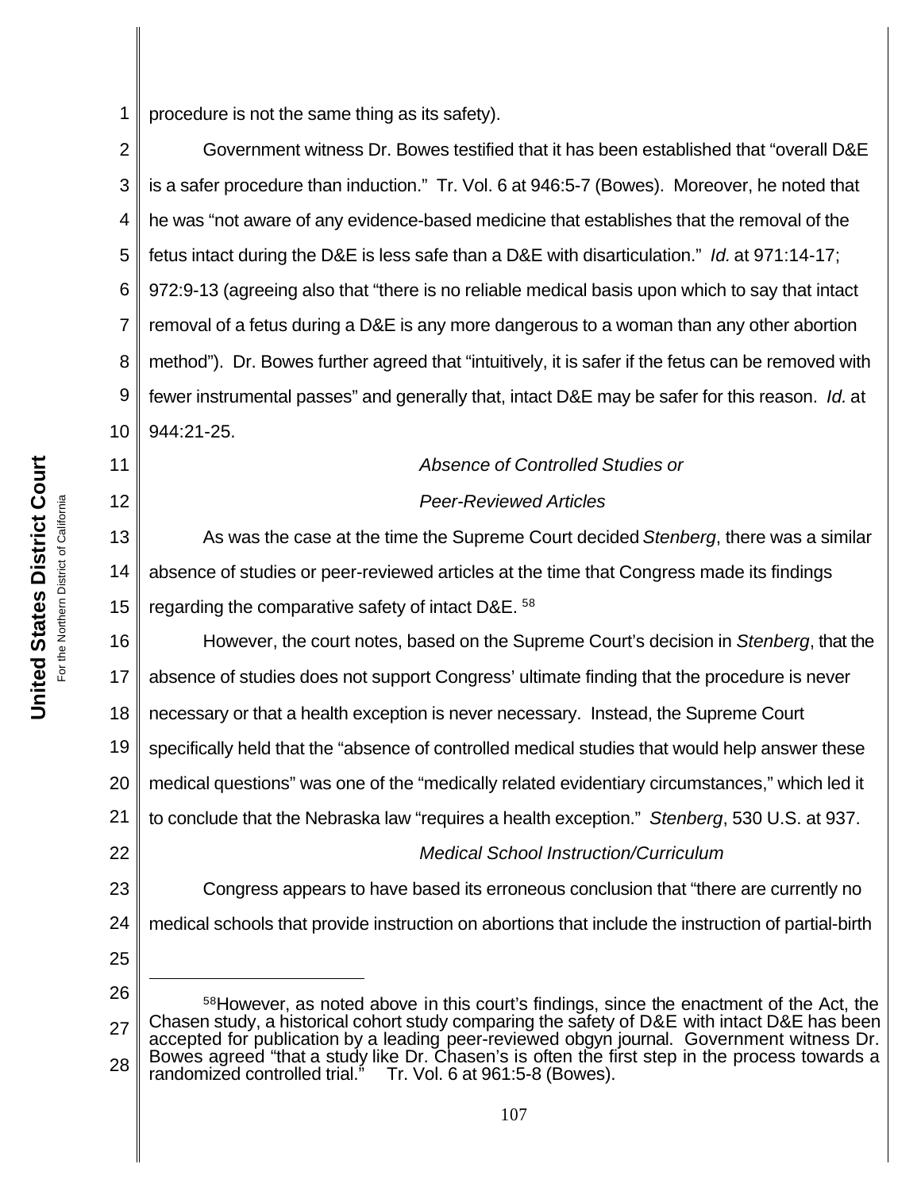procedure is not the same thing as its safety).

Government witness Dr. Bowes testified that it has been established that "overall D&E is a safer procedure than induction." Tr. Vol. 6 at 946:5-7 (Bowes). Moreover, he noted that he was "not aware of any evidence-based medicine that establishes that the removal of the fetus intact during the D&E is less safe than a D&E with disarticulation." *Id.* at 971:14-17; 972:9-13 (agreeing also that "there is no reliable medical basis upon which to say that intact removal of a fetus during a D&E is any more dangerous to a woman than any other abortion method"). Dr. Bowes further agreed that "intuitively, it is safer if the fetus can be removed with fewer instrumental passes" and generally that, intact D&E may be safer for this reason. *Id.* at 944:21-25.

*Absence of Controlled Studies or*

*Peer-Reviewed Articles*

As was the case at the time the Supreme Court decided *Stenberg*, there was a similar absence of studies or peer-reviewed articles at the time that Congress made its findings regarding the comparative safety of intact D&E. [58]

However, the court notes, based on the Supreme Court's decision in *Stenberg*, that the absence of studies does not support Congress' ultimate finding that the procedure is never necessary or that a health exception is never necessary. Instead, the Supreme Court specifically held that the "absence of controlled medical studies that would help answer these medical questions" was one of the "medically related evidentiary circumstances," which led it to conclude that the Nebraska law "requires a health exception." *Stenberg*, 530 U.S. at 937.

*Medical School Instruction/Curriculum*

Congress appears to have based its erroneous conclusion that "there are currently no medical schools that provide instruction on abortions that include the instruction of partial-birth

---

[58] However, as noted above in this court's findings, since the enactment of the Act, the Chasen study, a historical cohort study comparing the safety of D&E with intact D&E has been accepted for publication by a leading peer-reviewed obgyn journal. Government witness Dr. Bowes agreed "that a study like Dr. Chasen's is often the first step in the process towards a randomized controlled trial." Tr. Vol. 6 at 961:5-8 (Bowes).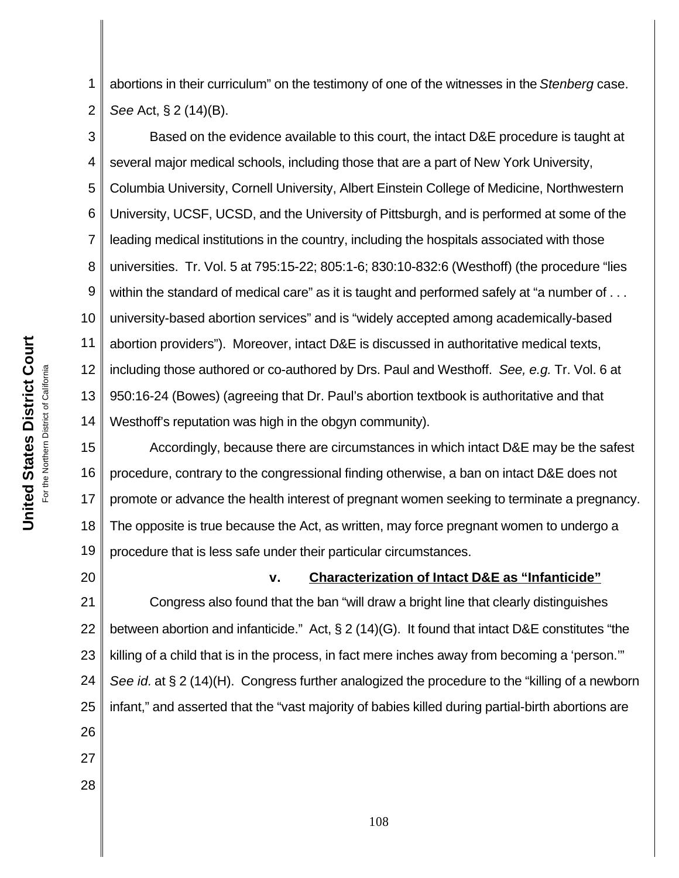abortions in their curriculum" on the testimony of one of the witnesses in the *Stenberg* case. *See* Act, § 2 (14)(B).

Based on the evidence available to this court, the intact D&E procedure is taught at several major medical schools, including those that are a part of New York University, Columbia University, Cornell University, Albert Einstein College of Medicine, Northwestern University, UCSF, UCSD, and the University of Pittsburgh, and is performed at some of the leading medical institutions in the country, including the hospitals associated with those universities. Tr. Vol. 5 at 795:15-22; 805:1-6; 830:10-832:6 (Westhoff) (the procedure "lies within the standard of medical care" as it is taught and performed safely at "a number of . . . university-based abortion services" and is "widely accepted among academically-based abortion providers"). Moreover, intact D&E is discussed in authoritative medical texts, including those authored or co-authored by Drs. Paul and Westhoff. *See, e.g.* Tr. Vol. 6 at 950:16-24 (Bowes) (agreeing that Dr. Paul's abortion textbook is authoritative and that Westhoff's reputation was high in the obgyn community).

Accordingly, because there are circumstances in which intact D&E may be the safest procedure, contrary to the congressional finding otherwise, a ban on intact D&E does not promote or advance the health interest of pregnant women seeking to terminate a pregnancy. The opposite is true because the Act, as written, may force pregnant women to undergo a procedure that is less safe under their particular circumstances.

**v. Characterization of Intact D&E as "Infanticide"**

Congress also found that the ban "will draw a bright line that clearly distinguishes between abortion and infanticide." Act, § 2 (14)(G). It found that intact D&E constitutes "the killing of a child that is in the process, in fact mere inches away from becoming a 'person.'" *See id.* at § 2 (14)(H). Congress further analogized the procedure to the "killing of a newborn infant," and asserted that the "vast majority of babies killed during partial-birth abortions are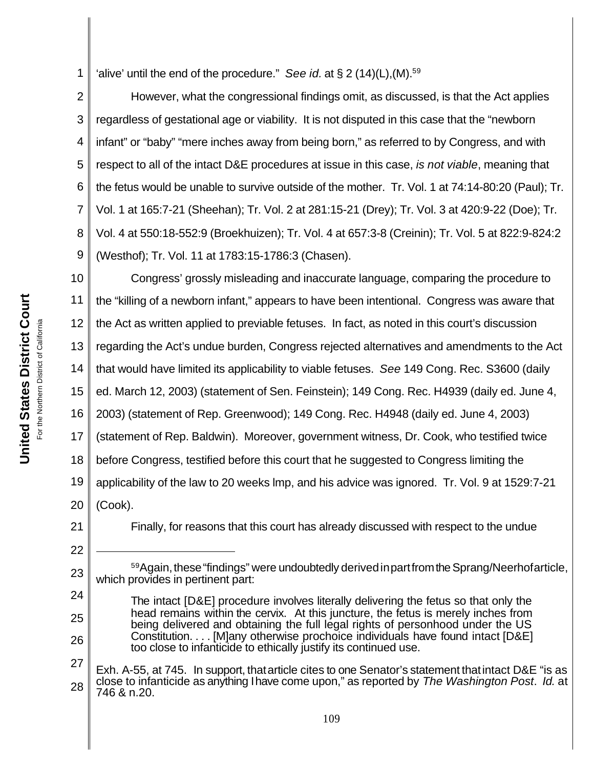'alive' until the end of the procedure." *See id.* at § 2 (14)(L),(M).[59]

However, what the congressional findings omit, as discussed, is that the Act applies regardless of gestational age or viability. It is not disputed in this case that the "newborn infant" or "baby" "mere inches away from being born," as referred to by Congress, and with respect to all of the intact D&E procedures at issue in this case, *is not viable*, meaning that the fetus would be unable to survive outside of the mother. Tr. Vol. 1 at 74:14-80:20 (Paul); Tr. Vol. 1 at 165:7-21 (Sheehan); Tr. Vol. 2 at 281:15-21 (Drey); Tr. Vol. 3 at 420:9-22 (Doe); Tr. Vol. 4 at 550:18-552:9 (Broekhuizen); Tr. Vol. 4 at 657:3-8 (Creinin); Tr. Vol. 5 at 822:9-824:2 (Westhof); Tr. Vol. 11 at 1783:15-1786:3 (Chasen).

Congress' grossly misleading and inaccurate language, comparing the procedure to the "killing of a newborn infant," appears to have been intentional. Congress was aware that the Act as written applied to previable fetuses. In fact, as noted in this court's discussion regarding the Act's undue burden, Congress rejected alternatives and amendments to the Act that would have limited its applicability to viable fetuses. *See* 149 Cong. Rec. S3600 (daily ed. March 12, 2003) (statement of Sen. Feinstein); 149 Cong. Rec. H4939 (daily ed. June 4, 2003) (statement of Rep. Greenwood); 149 Cong. Rec. H4948 (daily ed. June 4, 2003) (statement of Rep. Baldwin). Moreover, government witness, Dr. Cook, who testified twice before Congress, testified before this court that he suggested to Congress limiting the applicability of the law to 20 weeks lmp, and his advice was ignored. Tr. Vol. 9 at 1529:7-21 (Cook).

Finally, for reasons that this court has already discussed with respect to the undue

---

[59] Again, these "findings" were undoubtedly derived in part from the Sprang/Neerhof article, which provides in pertinent part:

> The intact [D&E] procedure involves literally delivering the fetus so that only the head remains within the cervix. At this juncture, the fetus is merely inches from being delivered and obtaining the full legal rights of personhood under the US Constitution. . . . [M]any otherwise prochoice individuals have found intact [D&E] too close to infanticide to ethically justify its continued use.

Exh. A-55, at 745. In support, that article cites to one Senator's statement that intact D&E "is as close to infanticide as anything I have come upon," as reported by *The Washington Post*. *Id.* at 746 & n.20.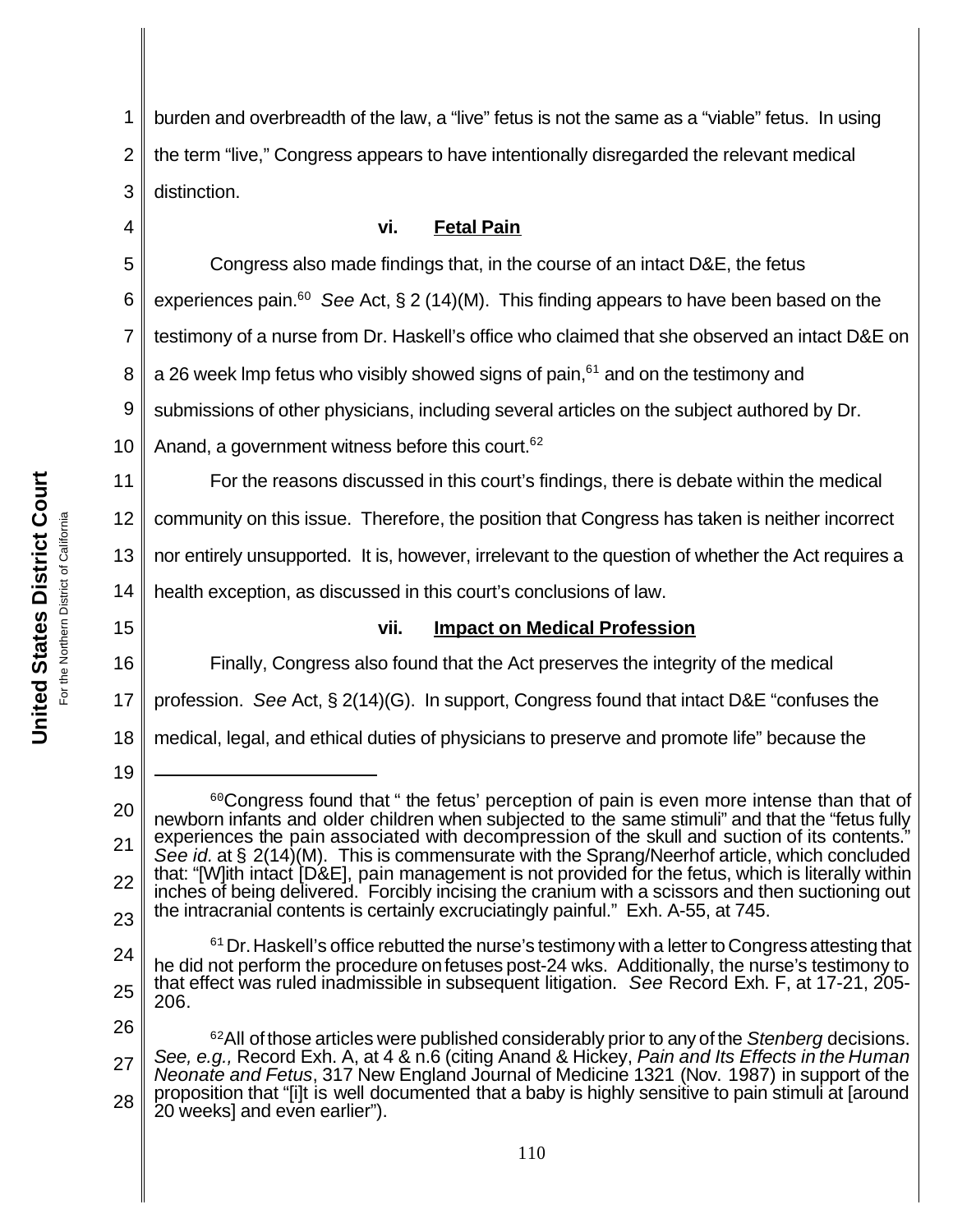burden and overbreadth of the law, a "live" fetus is not the same as a "viable" fetus. In using the term "live," Congress appears to have intentionally disregarded the relevant medical distinction.

#### vi. Fetal Pain

Congress also made findings that, in the course of an intact D&E, the fetus experiences pain.[60] *See* Act, § 2 (14)(M). This finding appears to have been based on the testimony of a nurse from Dr. Haskell's office who claimed that she observed an intact D&E on a 26 week lmp fetus who visibly showed signs of pain,[61] and on the testimony and submissions of other physicians, including several articles on the subject authored by Dr. Anand, a government witness before this court.[62]

For the reasons discussed in this court's findings, there is debate within the medical community on this issue. Therefore, the position that Congress has taken is neither incorrect nor entirely unsupported. It is, however, irrelevant to the question of whether the Act requires a health exception, as discussed in this court's conclusions of law.

#### vii. Impact on Medical Profession

Finally, Congress also found that the Act preserves the integrity of the medical profession. *See* Act, § 2(14)(G). In support, Congress found that intact D&E "confuses the medical, legal, and ethical duties of physicians to preserve and promote life" because the

---

[60] Congress found that " the fetus' perception of pain is even more intense than that of newborn infants and older children when subjected to the same stimuli" and that the "fetus fully experiences the pain associated with decompression of the skull and suction of its contents." *See id.* at § 2(14)(M). This is commensurate with the Sprang/Neerhof article, which concluded that: "[W]ith intact [D&E], pain management is not provided for the fetus, which is literally within inches of being delivered. Forcibly incising the cranium with a scissors and then suctioning out the intracranial contents is certainly excruciatingly painful." Exh. A-55, at 745.

[61] Dr. Haskell's office rebutted the nurse's testimony with a letter to Congress attesting that he did not perform the procedure on fetuses post-24 wks. Additionally, the nurse's testimony to that effect was ruled inadmissible in subsequent litigation. *See* Record Exh. F, at 17-21, 205-206.

[62] All of those articles were published considerably prior to any of the *Stenberg* decisions. *See, e.g.,* Record Exh. A, at 4 & n.6 (citing Anand & Hickey, *Pain and Its Effects in the Human Neonate and Fetus*, 317 New England Journal of Medicine 1321 (Nov. 1987) in support of the proposition that "[i]t is well documented that a baby is highly sensitive to pain stimuli at [around 20 weeks] and even earlier").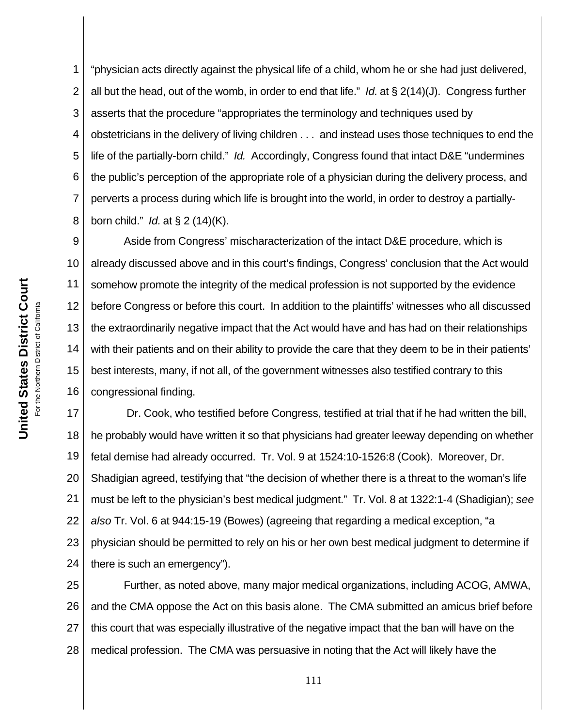"physician acts directly against the physical life of a child, whom he or she had just delivered, all but the head, out of the womb, in order to end that life." *Id.* at § 2(14)(J). Congress further asserts that the procedure "appropriates the terminology and techniques used by obstetricians in the delivery of living children . . . and instead uses those techniques to end the life of the partially-born child." *Id.* Accordingly, Congress found that intact D&E "undermines the public's perception of the appropriate role of a physician during the delivery process, and perverts a process during which life is brought into the world, in order to destroy a partially-born child." *Id.* at § 2 (14)(K).

Aside from Congress' mischaracterization of the intact D&E procedure, which is already discussed above and in this court's findings, Congress' conclusion that the Act would somehow promote the integrity of the medical profession is not supported by the evidence before Congress or before this court. In addition to the plaintiffs' witnesses who all discussed the extraordinarily negative impact that the Act would have and has had on their relationships with their patients and on their ability to provide the care that they deem to be in their patients' best interests, many, if not all, of the government witnesses also testified contrary to this congressional finding.

Dr. Cook, who testified before Congress, testified at trial that if he had written the bill, he probably would have written it so that physicians had greater leeway depending on whether fetal demise had already occurred. Tr. Vol. 9 at 1524:10-1526:8 (Cook). Moreover, Dr. Shadigian agreed, testifying that "the decision of whether there is a threat to the woman's life must be left to the physician's best medical judgment." Tr. Vol. 8 at 1322:1-4 (Shadigian); *see also* Tr. Vol. 6 at 944:15-19 (Bowes) (agreeing that regarding a medical exception, "a physician should be permitted to rely on his or her own best medical judgment to determine if there is such an emergency").

Further, as noted above, many major medical organizations, including ACOG, AMWA, and the CMA oppose the Act on this basis alone. The CMA submitted an amicus brief before this court that was especially illustrative of the negative impact that the ban will have on the medical profession. The CMA was persuasive in noting that the Act will likely have the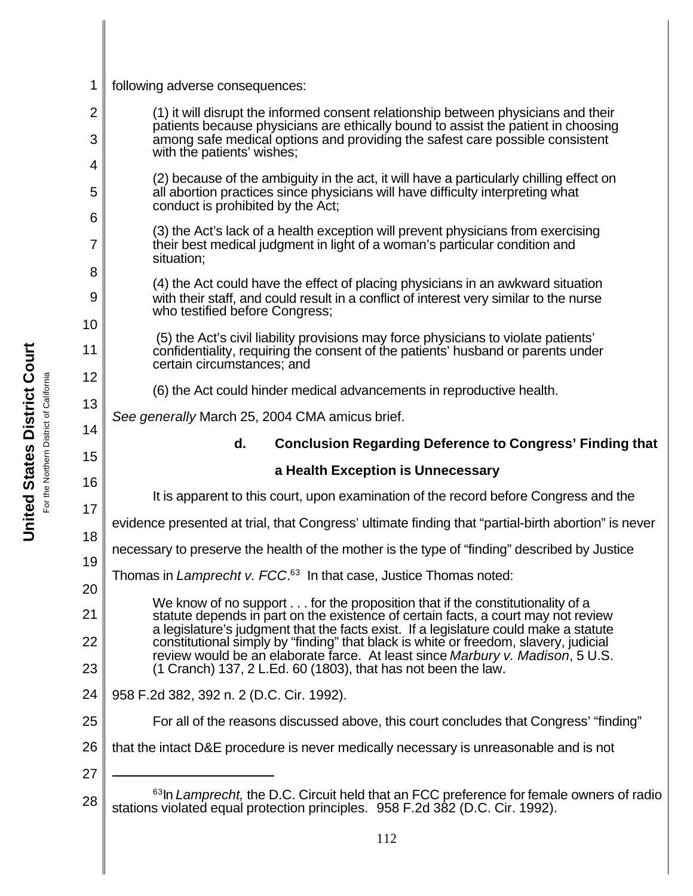following adverse consequences:

> (1) it will disrupt the informed consent relationship between physicians and their patients because physicians are ethically bound to assist the patient in choosing among safe medical options and providing the safest care possible consistent with the patients' wishes;
>
> (2) because of the ambiguity in the act, it will have a particularly chilling effect on all abortion practices since physicians will have difficulty interpreting what conduct is prohibited by the Act;
>
> (3) the Act's lack of a health exception will prevent physicians from exercising their best medical judgment in light of a woman's particular condition and situation;
>
> (4) the Act could have the effect of placing physicians in an awkward situation with their staff, and could result in a conflict of interest very similar to the nurse who testified before Congress;
>
> (5) the Act's civil liability provisions may force physicians to violate patients' confidentiality, requiring the consent of the patients' husband or parents under certain circumstances; and
>
> (6) the Act could hinder medical advancements in reproductive health.

*See generally* March 25, 2004 CMA amicus brief.

#### d. Conclusion Regarding Deference to Congress' Finding that a Health Exception is Unnecessary

It is apparent to this court, upon examination of the record before Congress and the evidence presented at trial, that Congress' ultimate finding that "partial-birth abortion" is never necessary to preserve the health of the mother is the type of "finding" described by Justice Thomas in *Lamprecht v. FCC*.[63] In that case, Justice Thomas noted:

> We know of no support . . . for the proposition that if the constitutionality of a statute depends in part on the existence of certain facts, a court may not review a legislature's judgment that the facts exist. If a legislature could make a statute constitutional simply by "finding" that black is white or freedom, slavery, judicial review would be an elaborate farce. At least since *Marbury v. Madison*, 5 U.S. (1 Cranch) 137, 2 L.Ed. 60 (1803), that has not been the law.

958 F.2d 382, 392 n. 2 (D.C. Cir. 1992).

For all of the reasons discussed above, this court concludes that Congress' "finding" that the intact D&E procedure is never medically necessary is unreasonable and is not

---

[63] In *Lamprecht,* the D.C. Circuit held that an FCC preference for female owners of radio stations violated equal protection principles. 958 F.2d 382 (D.C. Cir. 1992).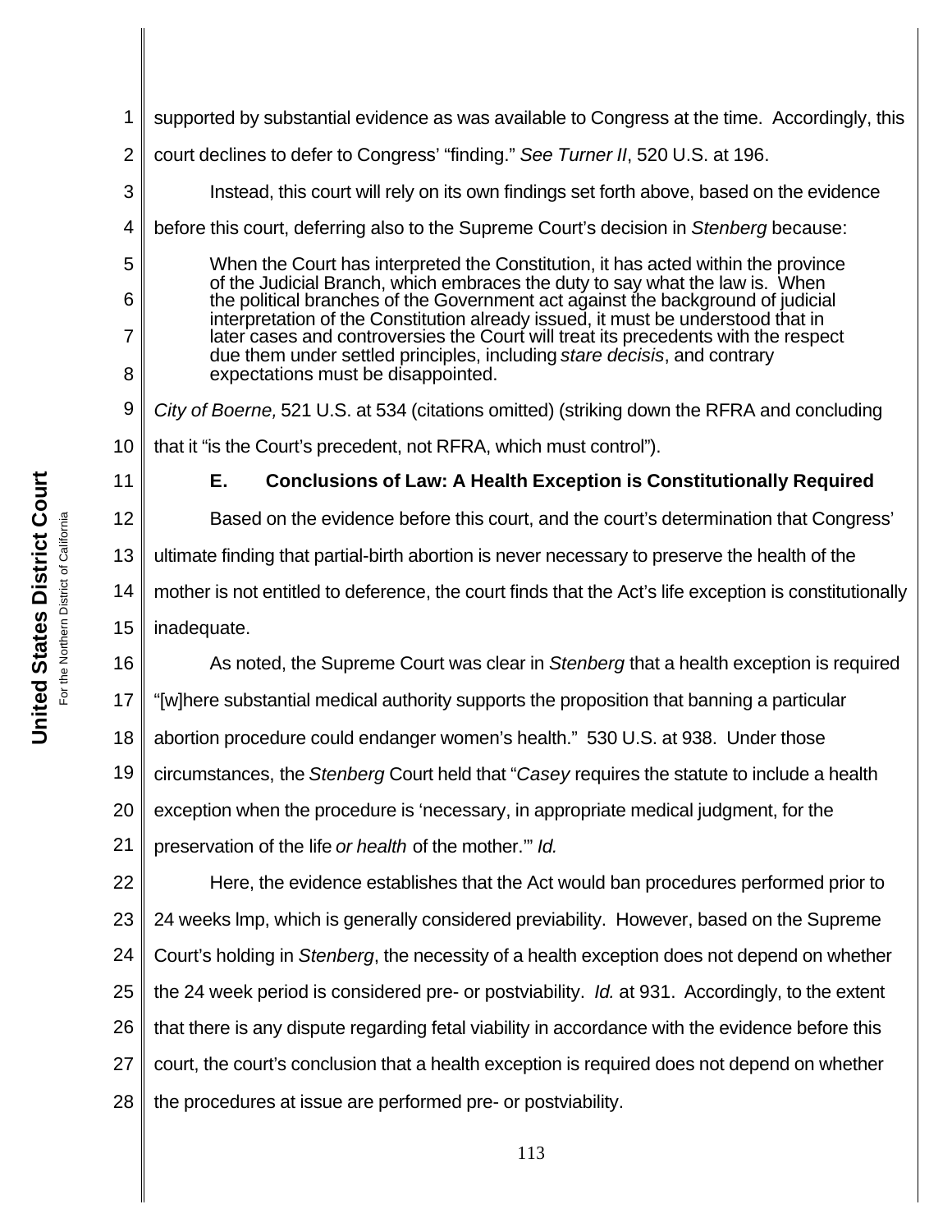supported by substantial evidence as was available to Congress at the time. Accordingly, this court declines to defer to Congress' "finding." *See Turner II*, 520 U.S. at 196.

Instead, this court will rely on its own findings set forth above, based on the evidence before this court, deferring also to the Supreme Court's decision in *Stenberg* because:

> When the Court has interpreted the Constitution, it has acted within the province of the Judicial Branch, which embraces the duty to say what the law is. When the political branches of the Government act against the background of judicial interpretation of the Constitution already issued, it must be understood that in later cases and controversies the Court will treat its precedents with the respect due them under settled principles, including *stare decisis*, and contrary expectations must be disappointed.

*City of Boerne,* 521 U.S. at 534 (citations omitted) (striking down the RFRA and concluding that it "is the Court's precedent, not RFRA, which must control").

### E. Conclusions of Law: A Health Exception is Constitutionally Required

Based on the evidence before this court, and the court's determination that Congress' ultimate finding that partial-birth abortion is never necessary to preserve the health of the mother is not entitled to deference, the court finds that the Act's life exception is constitutionally inadequate.

As noted, the Supreme Court was clear in *Stenberg* that a health exception is required "[w]here substantial medical authority supports the proposition that banning a particular abortion procedure could endanger women's health." 530 U.S. at 938. Under those circumstances, the *Stenberg* Court held that "*Casey* requires the statute to include a health exception when the procedure is 'necessary, in appropriate medical judgment, for the preservation of the life *or health* of the mother.'" *Id.*

Here, the evidence establishes that the Act would ban procedures performed prior to 24 weeks lmp, which is generally considered previability. However, based on the Supreme Court's holding in *Stenberg*, the necessity of a health exception does not depend on whether the 24 week period is considered pre- or postviability. *Id.* at 931. Accordingly, to the extent that there is any dispute regarding fetal viability in accordance with the evidence before this court, the court's conclusion that a health exception is required does not depend on whether the procedures at issue are performed pre- or postviability.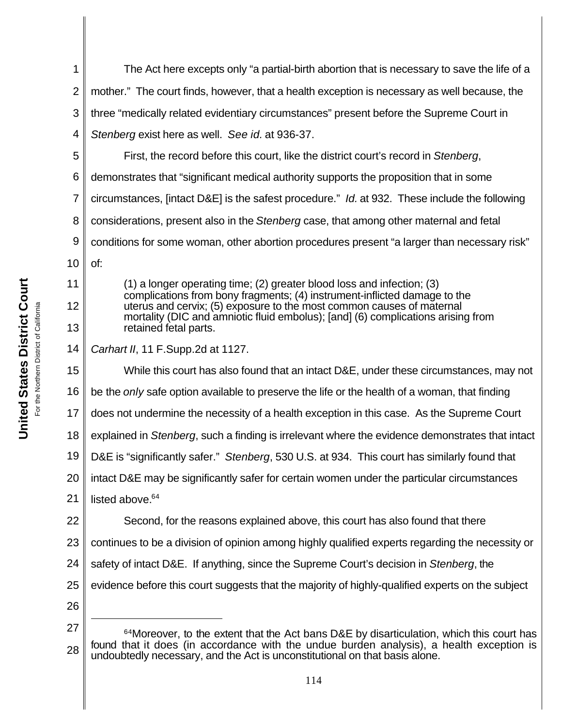The Act here excepts only "a partial-birth abortion that is necessary to save the life of a mother." The court finds, however, that a health exception is necessary as well because, the three "medically related evidentiary circumstances" present before the Supreme Court in *Stenberg* exist here as well. *See id.* at 936-37.

First, the record before this court, like the district court's record in *Stenberg*, demonstrates that "significant medical authority supports the proposition that in some circumstances, [intact D&E] is the safest procedure." *Id.* at 932. These include the following considerations, present also in the *Stenberg* case, that among other maternal and fetal conditions for some woman, other abortion procedures present "a larger than necessary risk" of:

> (1) a longer operating time; (2) greater blood loss and infection; (3) complications from bony fragments; (4) instrument-inflicted damage to the uterus and cervix; (5) exposure to the most common causes of maternal mortality (DIC and amniotic fluid embolus); [and] (6) complications arising from retained fetal parts.

*Carhart II*, 11 F.Supp.2d at 1127.

While this court has also found that an intact D&E, under these circumstances, may not be the *only* safe option available to preserve the life or the health of a woman, that finding does not undermine the necessity of a health exception in this case. As the Supreme Court explained in *Stenberg*, such a finding is irrelevant where the evidence demonstrates that intact D&E is "significantly safer." *Stenberg*, 530 U.S. at 934. This court has similarly found that intact D&E may be significantly safer for certain women under the particular circumstances listed above.[64]

Second, for the reasons explained above, this court has also found that there continues to be a division of opinion among highly qualified experts regarding the necessity or safety of intact D&E. If anything, since the Supreme Court's decision in *Stenberg*, the evidence before this court suggests that the majority of highly-qualified experts on the subject

---

[64] Moreover, to the extent that the Act bans D&E by disarticulation, which this court has found that it does (in accordance with the undue burden analysis), a health exception is undoubtedly necessary, and the Act is unconstitutional on that basis alone.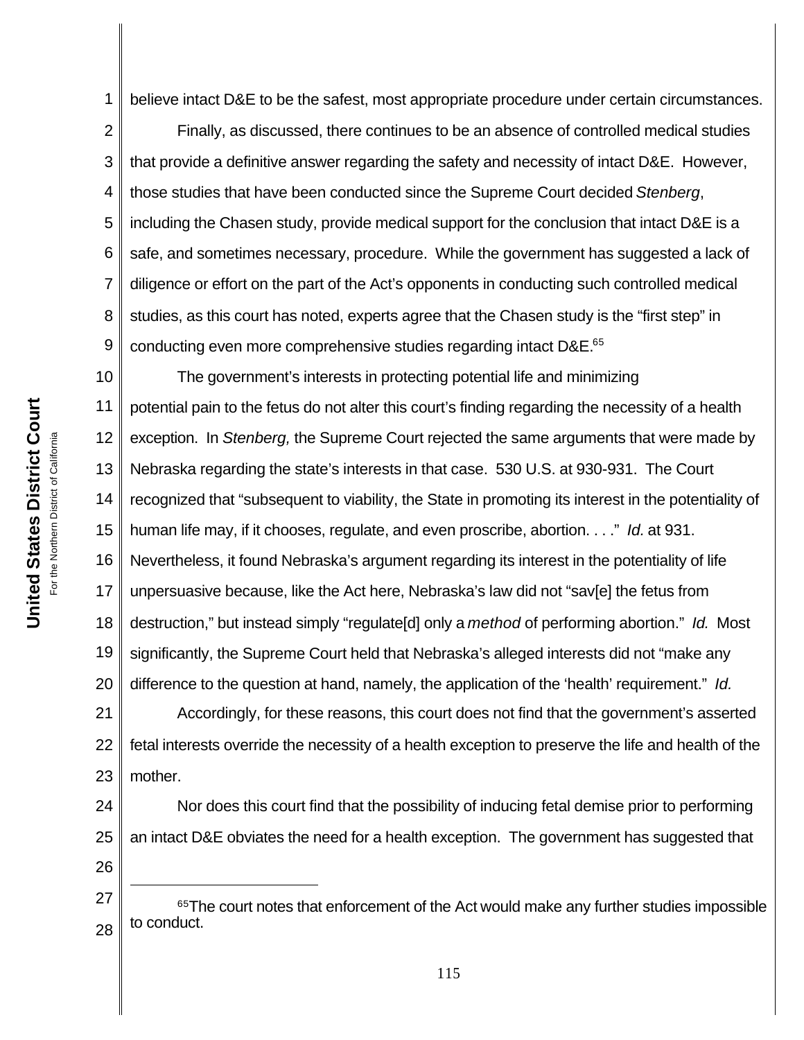believe intact D&E to be the safest, most appropriate procedure under certain circumstances.

Finally, as discussed, there continues to be an absence of controlled medical studies that provide a definitive answer regarding the safety and necessity of intact D&E. However, those studies that have been conducted since the Supreme Court decided *Stenberg*, including the Chasen study, provide medical support for the conclusion that intact D&E is a safe, and sometimes necessary, procedure. While the government has suggested a lack of diligence or effort on the part of the Act's opponents in conducting such controlled medical studies, as this court has noted, experts agree that the Chasen study is the "first step" in conducting even more comprehensive studies regarding intact D&E.[65]

The government's interests in protecting potential life and minimizing potential pain to the fetus do not alter this court's finding regarding the necessity of a health exception. In *Stenberg,* the Supreme Court rejected the same arguments that were made by Nebraska regarding the state's interests in that case. 530 U.S. at 930-931. The Court recognized that "subsequent to viability, the State in promoting its interest in the potentiality of human life may, if it chooses, regulate, and even proscribe, abortion. . . ." *Id.* at 931. Nevertheless, it found Nebraska's argument regarding its interest in the potentiality of life unpersuasive because, like the Act here, Nebraska's law did not "sav[e] the fetus from destruction," but instead simply "regulate[d] only a *method* of performing abortion." *Id.* Most significantly, the Supreme Court held that Nebraska's alleged interests did not "make any difference to the question at hand, namely, the application of the 'health' requirement." *Id.*

Accordingly, for these reasons, this court does not find that the government's asserted fetal interests override the necessity of a health exception to preserve the life and health of the mother.

Nor does this court find that the possibility of inducing fetal demise prior to performing an intact D&E obviates the need for a health exception. The government has suggested that

---

[65] The court notes that enforcement of the Act would make any further studies impossible to conduct.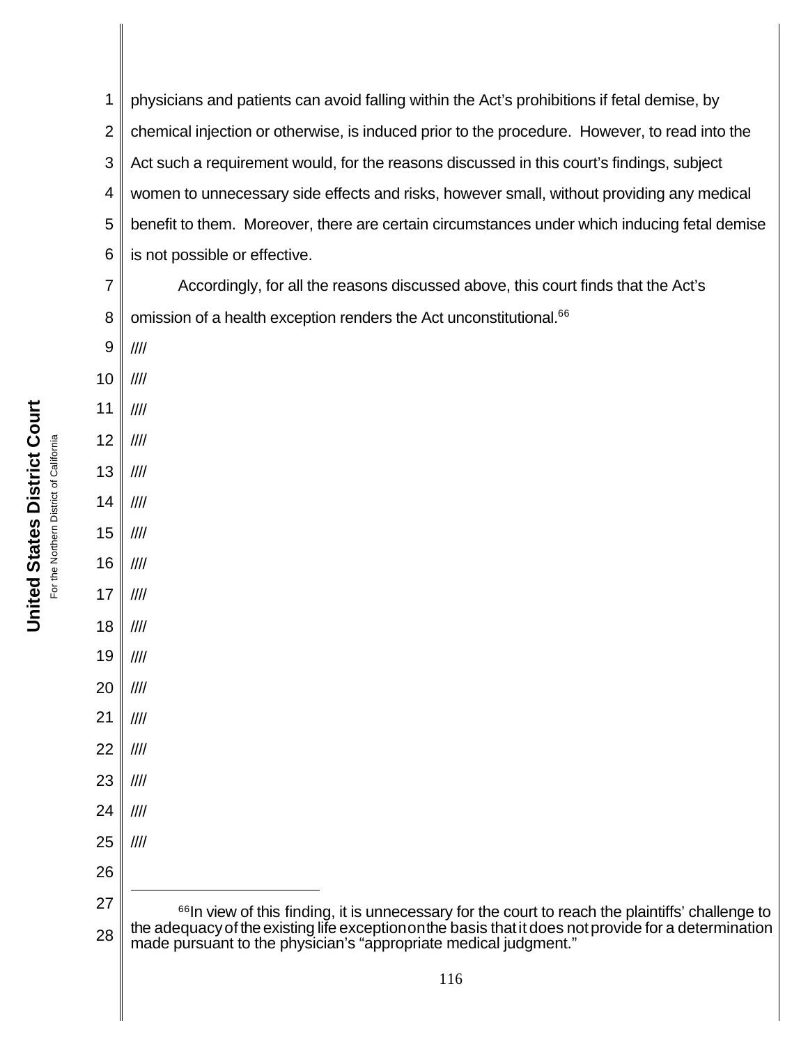physicians and patients can avoid falling within the Act's prohibitions if fetal demise, by chemical injection or otherwise, is induced prior to the procedure. However, to read into the Act such a requirement would, for the reasons discussed in this court's findings, subject women to unnecessary side effects and risks, however small, without providing any medical benefit to them. Moreover, there are certain circumstances under which inducing fetal demise is not possible or effective.

Accordingly, for all the reasons discussed above, this court finds that the Act's omission of a health exception renders the Act unconstitutional.[66]

////

////

////

////

////

////

////

////

////

////

////

////

////

////

////

////

////

---

[66] In view of this finding, it is unnecessary for the court to reach the plaintiffs' challenge to the adequacy of the existing life exception on the basis that it does not provide for a determination made pursuant to the physician's "appropriate medical judgment."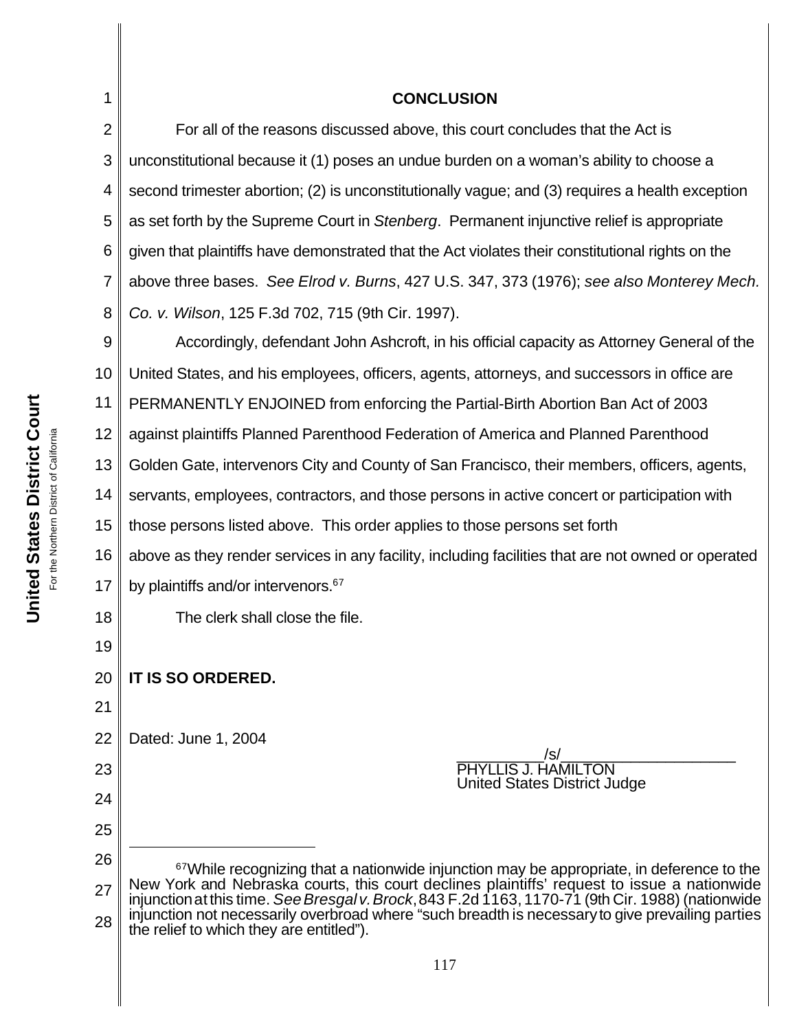## CONCLUSION

For all of the reasons discussed above, this court concludes that the Act is unconstitutional because it (1) poses an undue burden on a woman's ability to choose a second trimester abortion; (2) is unconstitutionally vague; and (3) requires a health exception as set forth by the Supreme Court in *Stenberg*. Permanent injunctive relief is appropriate given that plaintiffs have demonstrated that the Act violates their constitutional rights on the above three bases. *See Elrod v. Burns*, 427 U.S. 347, 373 (1976); *see also Monterey Mech. Co. v. Wilson*, 125 F.3d 702, 715 (9th Cir. 1997).

Accordingly, defendant John Ashcroft, in his official capacity as Attorney General of the United States, and his employees, officers, agents, attorneys, and successors in office are PERMANENTLY ENJOINED from enforcing the Partial-Birth Abortion Ban Act of 2003 against plaintiffs Planned Parenthood Federation of America and Planned Parenthood Golden Gate, intervenors City and County of San Francisco, their members, officers, agents, servants, employees, contractors, and those persons in active concert or participation with those persons listed above. This order applies to those persons set forth above as they render services in any facility, including facilities that are not owned or operated by plaintiffs and/or intervenors.[67]

The clerk shall close the file.

**IT IS SO ORDERED.**

Dated: June 1, 2004

/s/
PHYLLIS J. HAMILTON
United States District Judge

---

[67] While recognizing that a nationwide injunction may be appropriate, in deference to the New York and Nebraska courts, this court declines plaintiffs' request to issue a nationwide injunction at this time. *See Bresgal v. Brock*, 843 F.2d 1163, 1170-71 (9th Cir. 1988) (nationwide injunction not necessarily overbroad where "such breadth is necessary to give prevailing parties the relief to which they are entitled").